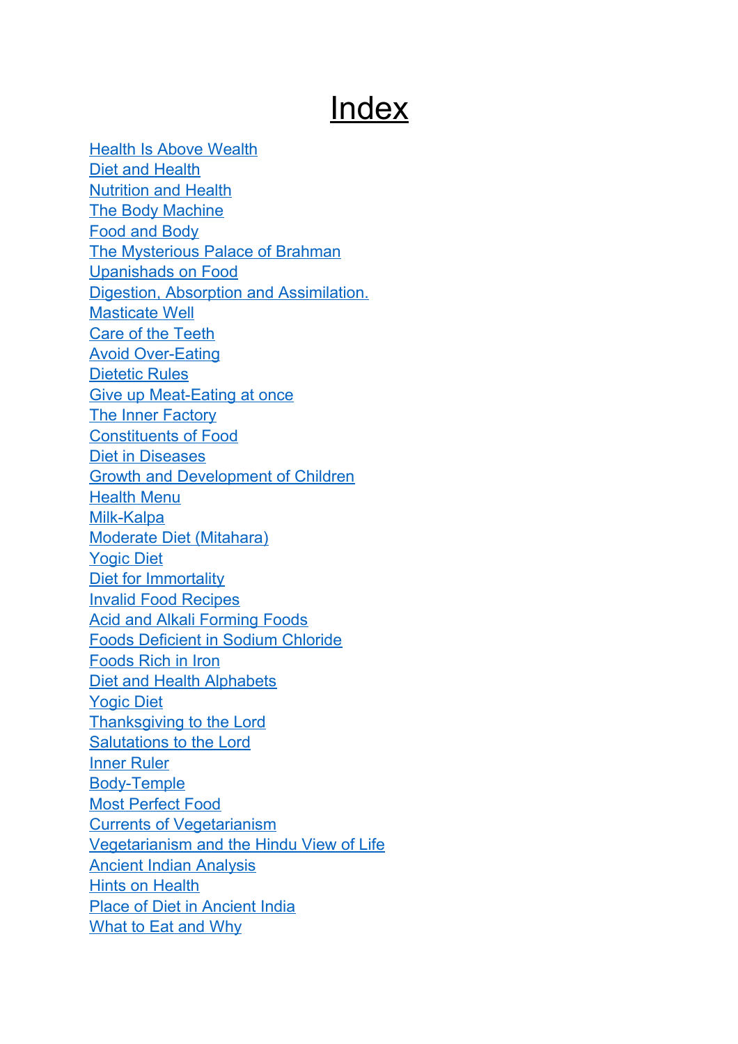# Index

Health Is Above Wealth
Diet and Health
Nutrition and Health
The Body Machine
Food and Body
The Mysterious Palace of Brahman
Upanishads on Food
Digestion, Absorption and Assimilation.
Masticate Well
Care of the Teeth
Avoid Over-Eating
Dietetic Rules
Give up Meat-Eating at once
The Inner Factory
Constituents of Food
Diet in Diseases
Growth and Development of Children
Health Menu
Milk-Kalpa
Moderate Diet (Mitahara)
Yogic Diet
Diet for Immortality
Invalid Food Recipes
Acid and Alkali Forming Foods
Foods Deficient in Sodium Chloride
Foods Rich in Iron
Diet and Health Alphabets
Yogic Diet
Thanksgiving to the Lord
Salutations to the Lord
Inner Ruler
Body-Temple
Most Perfect Food
Currents of Vegetarianism
Vegetarianism and the Hindu View of Life
Ancient Indian Analysis
Hints on Health
Place of Diet in Ancient India
What to Eat and Why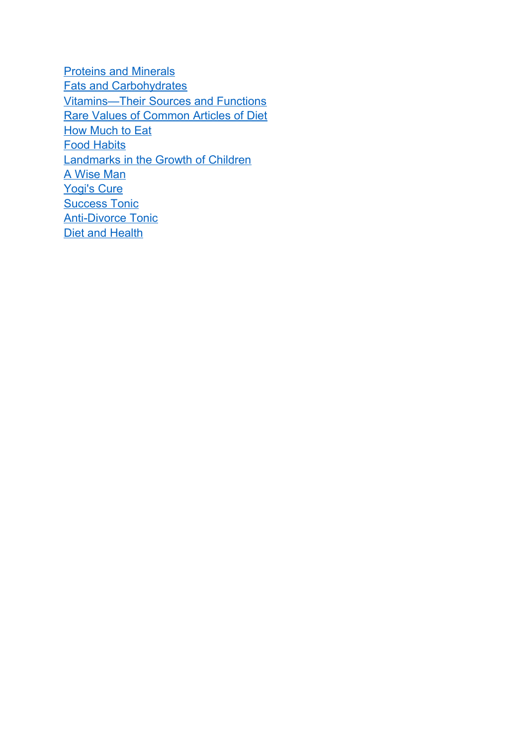Proteins and Minerals
Fats and Carbohydrates
Vitamins—Their Sources and Functions
Rare Values of Common Articles of Diet
How Much to Eat
Food Habits
Landmarks in the Growth of Children
A Wise Man
Yogi's Cure
Success Tonic
Anti-Divorce Tonic
Diet and Health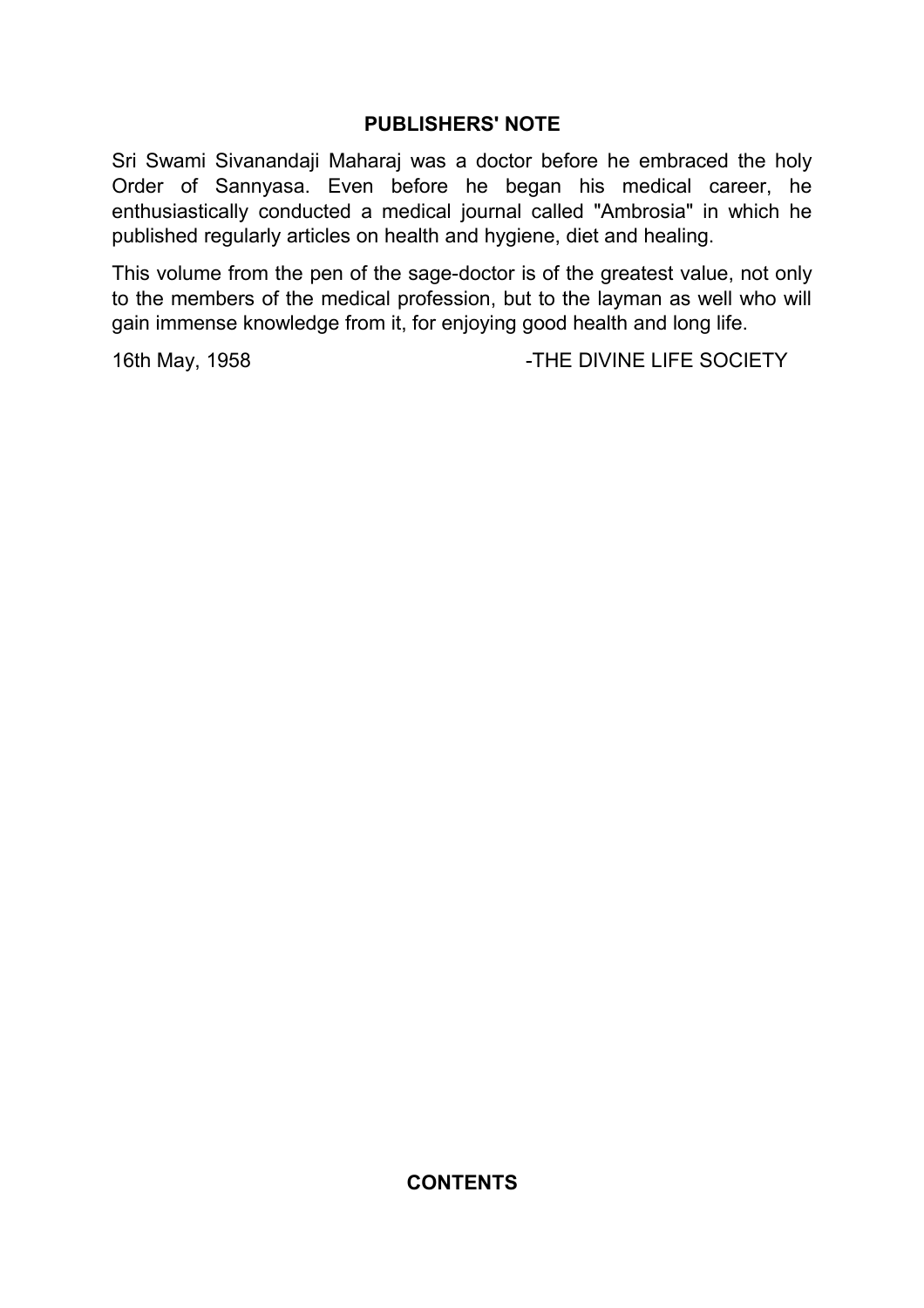## PUBLISHERS' NOTE

Sri Swami Sivanandaji Maharaj was a doctor before he embraced the holy Order of Sannyasa. Even before he began his medical career, he enthusiastically conducted a medical journal called "Ambrosia" in which he published regularly articles on health and hygiene, diet and healing.

This volume from the pen of the sage-doctor is of the greatest value, not only to the members of the medical profession, but to the layman as well who will gain immense knowledge from it, for enjoying good health and long life.

16th May, 1958 -THE DIVINE LIFE SOCIETY

## CONTENTS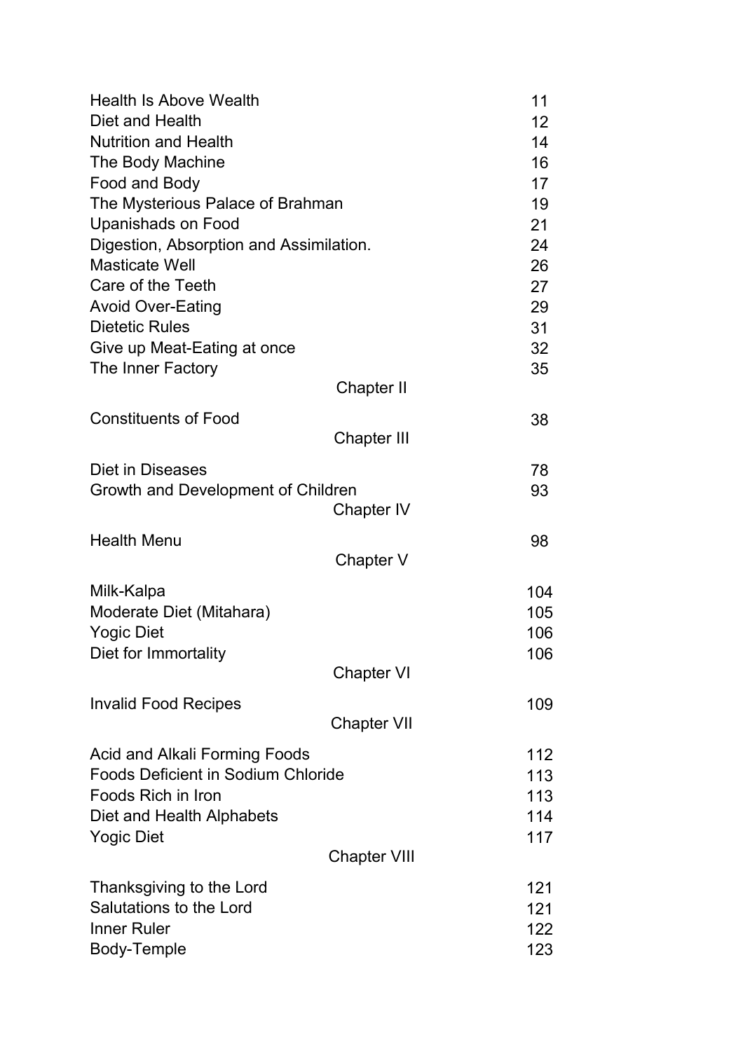| | |
|---|---|
| Health Is Above Wealth | 11 |
| Diet and Health | 12 |
| Nutrition and Health | 14 |
| The Body Machine | 16 |
| Food and Body | 17 |
| The Mysterious Palace of Brahman | 19 |
| Upanishads on Food | 21 |
| Digestion, Absorption and Assimilation. | 24 |
| Masticate Well | 26 |
| Care of the Teeth | 27 |
| Avoid Over-Eating | 29 |
| Dietetic Rules | 31 |
| Give up Meat-Eating at once | 32 |
| The Inner Factory | 35 |

Chapter II

| | |
|---|---|
| Constituents of Food | 38 |

Chapter III

| | |
|---|---|
| Diet in Diseases | 78 |
| Growth and Development of Children | 93 |

Chapter IV

| | |
|---|---|
| Health Menu | 98 |

Chapter V

| | |
|---|---|
| Milk-Kalpa | 104 |
| Moderate Diet (Mitahara) | 105 |
| Yogic Diet | 106 |
| Diet for Immortality | 106 |

Chapter VI

| | |
|---|---|
| Invalid Food Recipes | 109 |

Chapter VII

| | |
|---|---|
| Acid and Alkali Forming Foods | 112 |
| Foods Deficient in Sodium Chloride | 113 |
| Foods Rich in Iron | 113 |
| Diet and Health Alphabets | 114 |
| Yogic Diet | 117 |

Chapter VIII

| | |
|---|---|
| Thanksgiving to the Lord | 121 |
| Salutations to the Lord | 121 |
| Inner Ruler | 122 |
| Body-Temple | 123 |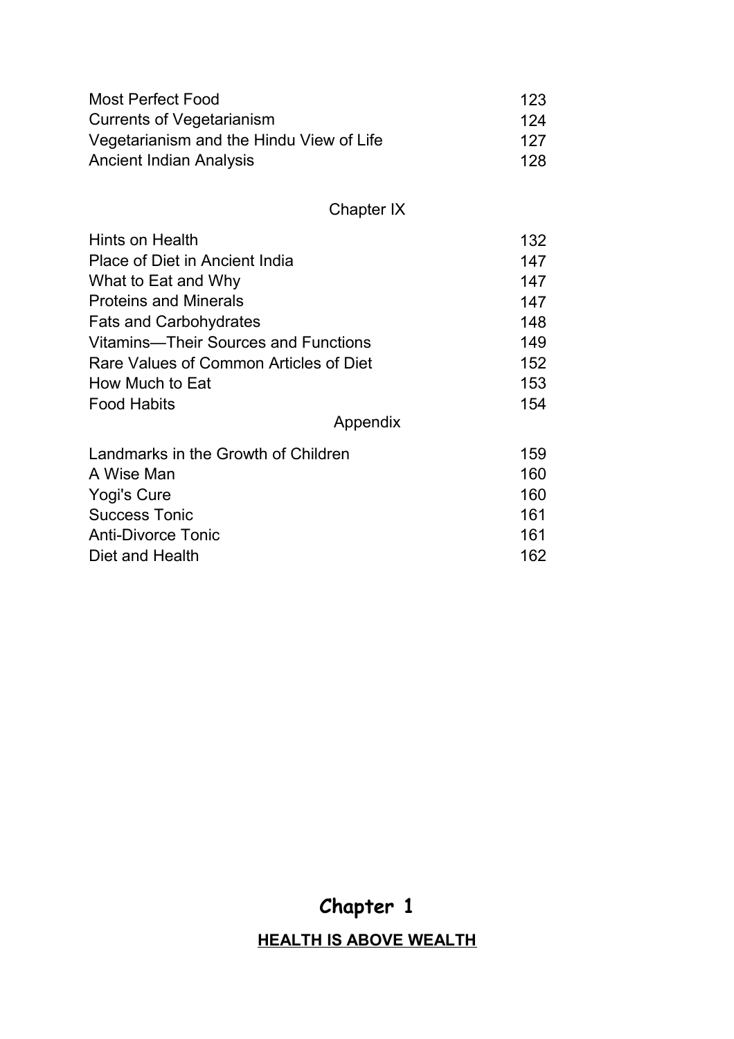| | |
|---|---|
| Most Perfect Food | 123 |
| Currents of Vegetarianism | 124 |
| Vegetarianism and the Hindu View of Life | 127 |
| Ancient Indian Analysis | 128 |

Chapter IX

| | |
|---|---|
| Hints on Health | 132 |
| Place of Diet in Ancient India | 147 |
| What to Eat and Why | 147 |
| Proteins and Minerals | 147 |
| Fats and Carbohydrates | 148 |
| Vitamins—Their Sources and Functions | 149 |
| Rare Values of Common Articles of Diet | 152 |
| How Much to Eat | 153 |
| Food Habits | 154 |

Appendix

| | |
|---|---|
| Landmarks in the Growth of Children | 159 |
| A Wise Man | 160 |
| Yogi's Cure | 160 |
| Success Tonic | 161 |
| Anti-Divorce Tonic | 161 |
| Diet and Health | 162 |

# Chapter 1

## HEALTH IS ABOVE WEALTH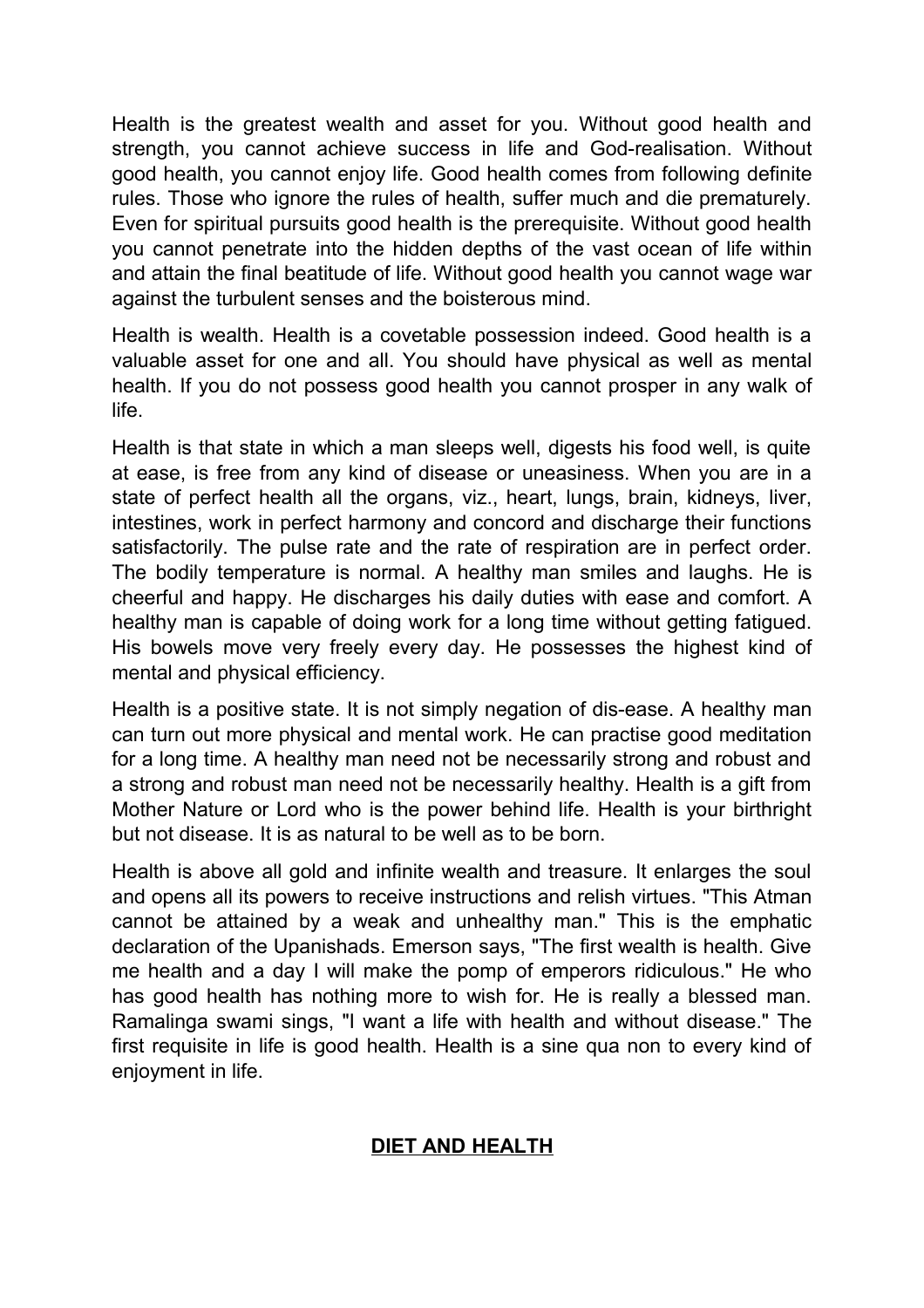Health is the greatest wealth and asset for you. Without good health and strength, you cannot achieve success in life and God-realisation. Without good health, you cannot enjoy life. Good health comes from following definite rules. Those who ignore the rules of health, suffer much and die prematurely. Even for spiritual pursuits good health is the prerequisite. Without good health you cannot penetrate into the hidden depths of the vast ocean of life within and attain the final beatitude of life. Without good health you cannot wage war against the turbulent senses and the boisterous mind.

Health is wealth. Health is a covetable possession indeed. Good health is a valuable asset for one and all. You should have physical as well as mental health. If you do not possess good health you cannot prosper in any walk of life.

Health is that state in which a man sleeps well, digests his food well, is quite at ease, is free from any kind of disease or uneasiness. When you are in a state of perfect health all the organs, viz., heart, lungs, brain, kidneys, liver, intestines, work in perfect harmony and concord and discharge their functions satisfactorily. The pulse rate and the rate of respiration are in perfect order. The bodily temperature is normal. A healthy man smiles and laughs. He is cheerful and happy. He discharges his daily duties with ease and comfort. A healthy man is capable of doing work for a long time without getting fatigued. His bowels move very freely every day. He possesses the highest kind of mental and physical efficiency.

Health is a positive state. It is not simply negation of dis-ease. A healthy man can turn out more physical and mental work. He can practise good meditation for a long time. A healthy man need not be necessarily strong and robust and a strong and robust man need not be necessarily healthy. Health is a gift from Mother Nature or Lord who is the power behind life. Health is your birthright but not disease. It is as natural to be well as to be born.

Health is above all gold and infinite wealth and treasure. It enlarges the soul and opens all its powers to receive instructions and relish virtues. "This Atman cannot be attained by a weak and unhealthy man." This is the emphatic declaration of the Upanishads. Emerson says, "The first wealth is health. Give me health and a day I will make the pomp of emperors ridiculous." He who has good health has nothing more to wish for. He is really a blessed man. Ramalinga swami sings, "I want a life with health and without disease." The first requisite in life is good health. Health is a sine qua non to every kind of enjoyment in life.

## DIET AND HEALTH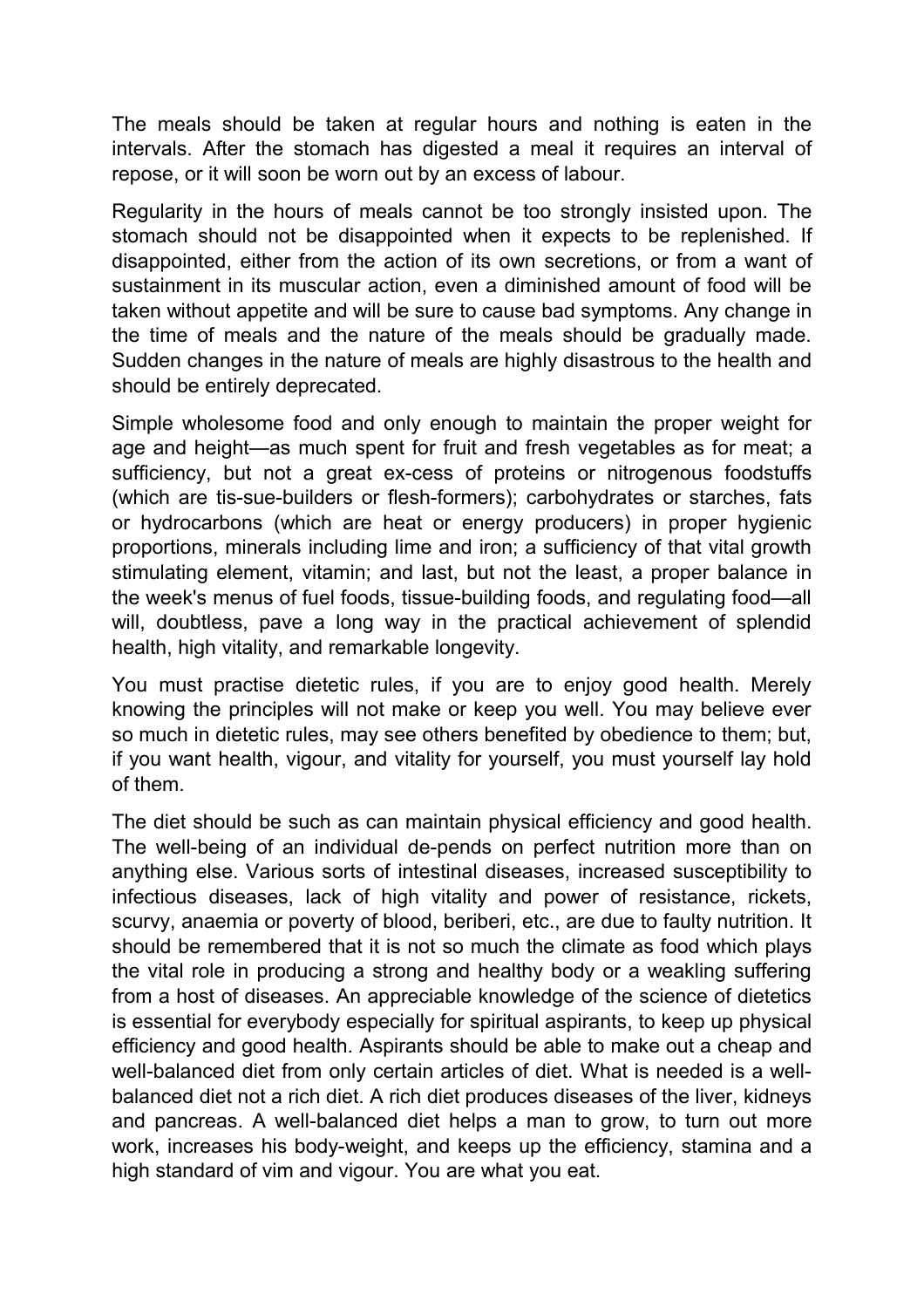The meals should be taken at regular hours and nothing is eaten in the intervals. After the stomach has digested a meal it requires an interval of repose, or it will soon be worn out by an excess of labour.

Regularity in the hours of meals cannot be too strongly insisted upon. The stomach should not be disappointed when it expects to be replenished. If disappointed, either from the action of its own secretions, or from a want of sustainment in its muscular action, even a diminished amount of food will be taken without appetite and will be sure to cause bad symptoms. Any change in the time of meals and the nature of the meals should be gradually made. Sudden changes in the nature of meals are highly disastrous to the health and should be entirely deprecated.

Simple wholesome food and only enough to maintain the proper weight for age and height—as much spent for fruit and fresh vegetables as for meat; a sufficiency, but not a great ex-cess of proteins or nitrogenous foodstuffs (which are tis-sue-builders or flesh-formers); carbohydrates or starches, fats or hydrocarbons (which are heat or energy producers) in proper hygienic proportions, minerals including lime and iron; a sufficiency of that vital growth stimulating element, vitamin; and last, but not the least, a proper balance in the week's menus of fuel foods, tissue-building foods, and regulating food—all will, doubtless, pave a long way in the practical achievement of splendid health, high vitality, and remarkable longevity.

You must practise dietetic rules, if you are to enjoy good health. Merely knowing the principles will not make or keep you well. You may believe ever so much in dietetic rules, may see others benefited by obedience to them; but, if you want health, vigour, and vitality for yourself, you must yourself lay hold of them.

The diet should be such as can maintain physical efficiency and good health. The well-being of an individual de-pends on perfect nutrition more than on anything else. Various sorts of intestinal diseases, increased susceptibility to infectious diseases, lack of high vitality and power of resistance, rickets, scurvy, anaemia or poverty of blood, beriberi, etc., are due to faulty nutrition. It should be remembered that it is not so much the climate as food which plays the vital role in producing a strong and healthy body or a weakling suffering from a host of diseases. An appreciable knowledge of the science of dietetics is essential for everybody especially for spiritual aspirants, to keep up physical efficiency and good health. Aspirants should be able to make out a cheap and well-balanced diet from only certain articles of diet. What is needed is a well-balanced diet not a rich diet. A rich diet produces diseases of the liver, kidneys and pancreas. A well-balanced diet helps a man to grow, to turn out more work, increases his body-weight, and keeps up the efficiency, stamina and a high standard of vim and vigour. You are what you eat.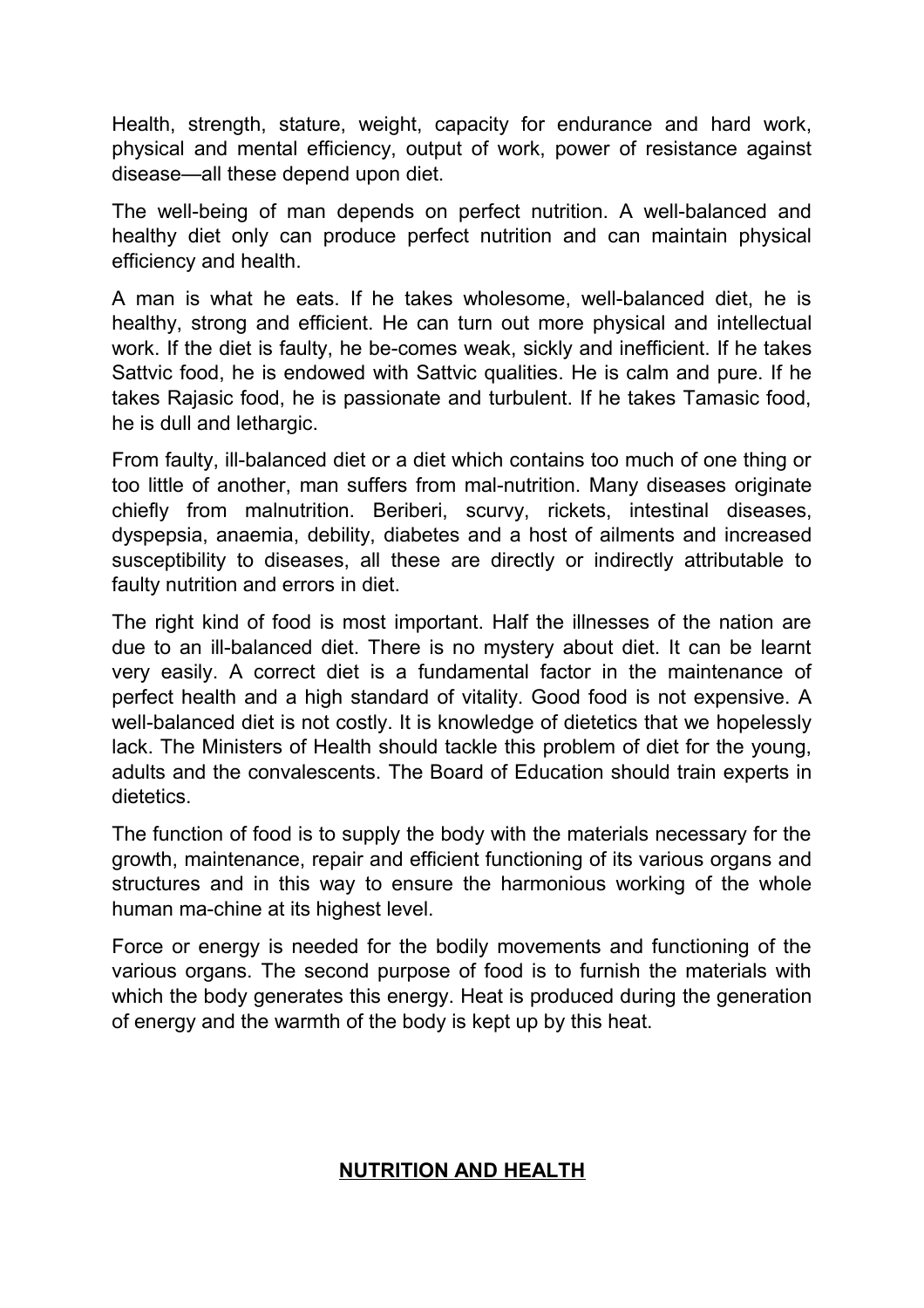Health, strength, stature, weight, capacity for endurance and hard work, physical and mental efficiency, output of work, power of resistance against disease—all these depend upon diet.

The well-being of man depends on perfect nutrition. A well-balanced and healthy diet only can produce perfect nutrition and can maintain physical efficiency and health.

A man is what he eats. If he takes wholesome, well-balanced diet, he is healthy, strong and efficient. He can turn out more physical and intellectual work. If the diet is faulty, he be-comes weak, sickly and inefficient. If he takes Sattvic food, he is endowed with Sattvic qualities. He is calm and pure. If he takes Rajasic food, he is passionate and turbulent. If he takes Tamasic food, he is dull and lethargic.

From faulty, ill-balanced diet or a diet which contains too much of one thing or too little of another, man suffers from mal-nutrition. Many diseases originate chiefly from malnutrition. Beriberi, scurvy, rickets, intestinal diseases, dyspepsia, anaemia, debility, diabetes and a host of ailments and increased susceptibility to diseases, all these are directly or indirectly attributable to faulty nutrition and errors in diet.

The right kind of food is most important. Half the illnesses of the nation are due to an ill-balanced diet. There is no mystery about diet. It can be learnt very easily. A correct diet is a fundamental factor in the maintenance of perfect health and a high standard of vitality. Good food is not expensive. A well-balanced diet is not costly. It is knowledge of dietetics that we hopelessly lack. The Ministers of Health should tackle this problem of diet for the young, adults and the convalescents. The Board of Education should train experts in dietetics.

The function of food is to supply the body with the materials necessary for the growth, maintenance, repair and efficient functioning of its various organs and structures and in this way to ensure the harmonious working of the whole human ma-chine at its highest level.

Force or energy is needed for the bodily movements and functioning of the various organs. The second purpose of food is to furnish the materials with which the body generates this energy. Heat is produced during the generation of energy and the warmth of the body is kept up by this heat.

## NUTRITION AND HEALTH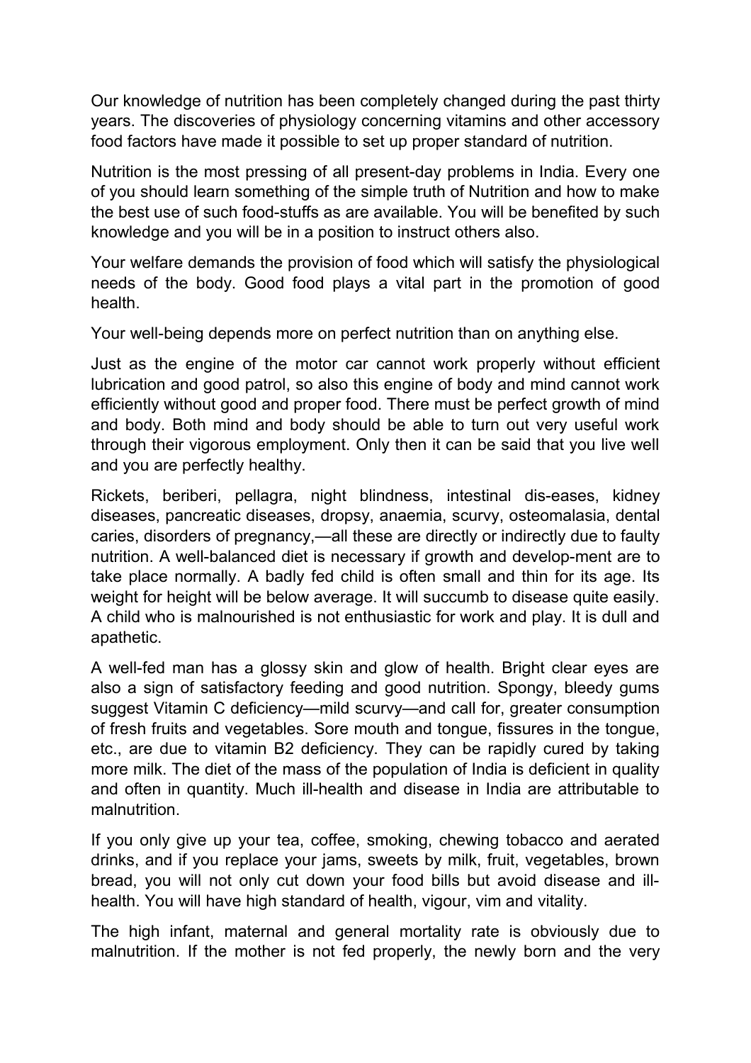Our knowledge of nutrition has been completely changed during the past thirty years. The discoveries of physiology concerning vitamins and other accessory food factors have made it possible to set up proper standard of nutrition.

Nutrition is the most pressing of all present-day problems in India. Every one of you should learn something of the simple truth of Nutrition and how to make the best use of such food-stuffs as are available. You will be benefited by such knowledge and you will be in a position to instruct others also.

Your welfare demands the provision of food which will satisfy the physiological needs of the body. Good food plays a vital part in the promotion of good health.

Your well-being depends more on perfect nutrition than on anything else.

Just as the engine of the motor car cannot work properly without efficient lubrication and good patrol, so also this engine of body and mind cannot work efficiently without good and proper food. There must be perfect growth of mind and body. Both mind and body should be able to turn out very useful work through their vigorous employment. Only then it can be said that you live well and you are perfectly healthy.

Rickets, beriberi, pellagra, night blindness, intestinal dis-eases, kidney diseases, pancreatic diseases, dropsy, anaemia, scurvy, osteomalasia, dental caries, disorders of pregnancy,—all these are directly or indirectly due to faulty nutrition. A well-balanced diet is necessary if growth and develop-ment are to take place normally. A badly fed child is often small and thin for its age. Its weight for height will be below average. It will succumb to disease quite easily. A child who is malnourished is not enthusiastic for work and play. It is dull and apathetic.

A well-fed man has a glossy skin and glow of health. Bright clear eyes are also a sign of satisfactory feeding and good nutrition. Spongy, bleedy gums suggest Vitamin C deficiency—mild scurvy—and call for, greater consumption of fresh fruits and vegetables. Sore mouth and tongue, fissures in the tongue, etc., are due to vitamin B2 deficiency. They can be rapidly cured by taking more milk. The diet of the mass of the population of India is deficient in quality and often in quantity. Much ill-health and disease in India are attributable to malnutrition.

If you only give up your tea, coffee, smoking, chewing tobacco and aerated drinks, and if you replace your jams, sweets by milk, fruit, vegetables, brown bread, you will not only cut down your food bills but avoid disease and ill-health. You will have high standard of health, vigour, vim and vitality.

The high infant, maternal and general mortality rate is obviously due to malnutrition. If the mother is not fed properly, the newly born and the very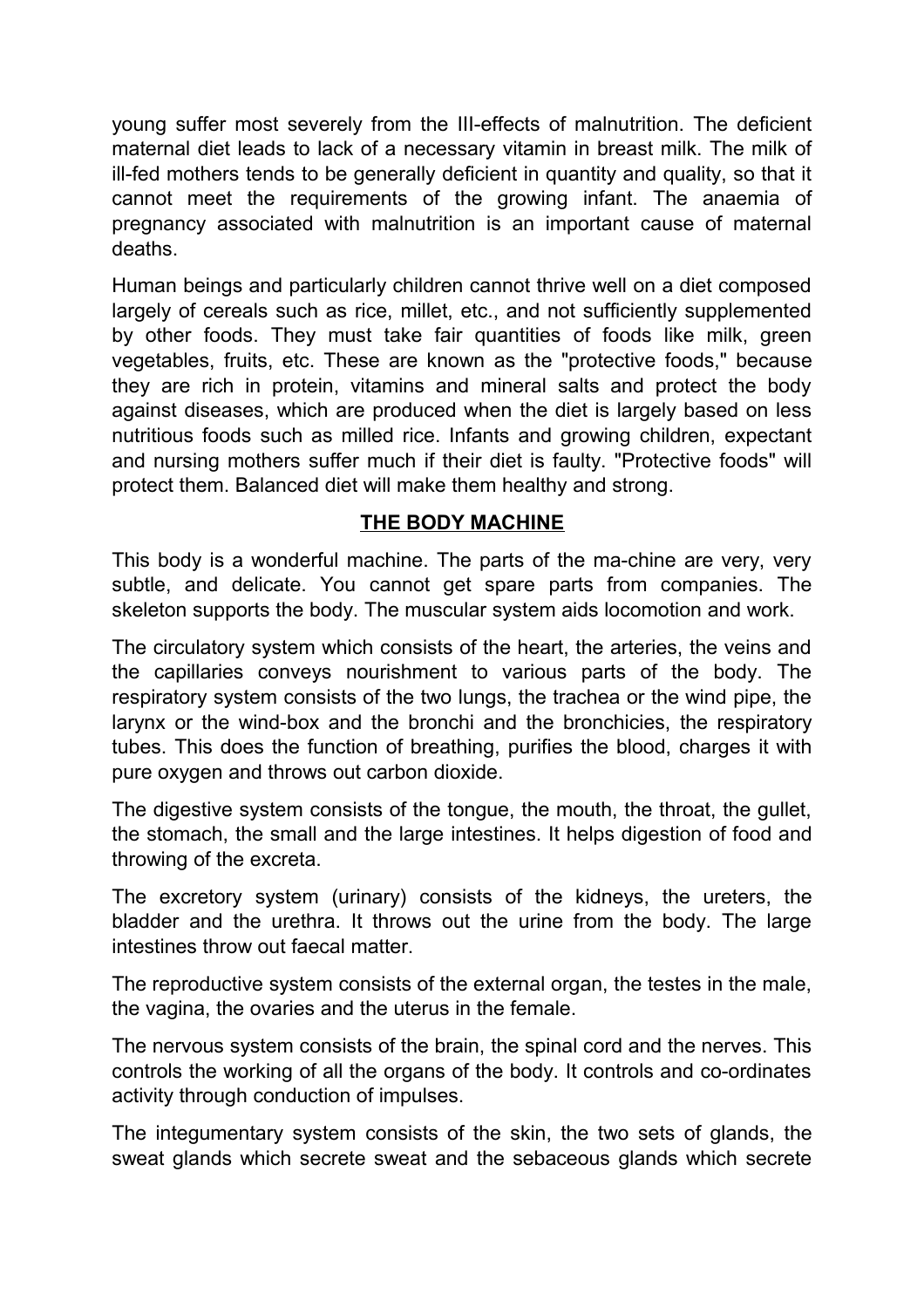young suffer most severely from the Ill-effects of malnutrition. The deficient maternal diet leads to lack of a necessary vitamin in breast milk. The milk of ill-fed mothers tends to be generally deficient in quantity and quality, so that it cannot meet the requirements of the growing infant. The anaemia of pregnancy associated with malnutrition is an important cause of maternal deaths.

Human beings and particularly children cannot thrive well on a diet composed largely of cereals such as rice, millet, etc., and not sufficiently supplemented by other foods. They must take fair quantities of foods like milk, green vegetables, fruits, etc. These are known as the "protective foods," because they are rich in protein, vitamins and mineral salts and protect the body against diseases, which are produced when the diet is largely based on less nutritious foods such as milled rice. Infants and growing children, expectant and nursing mothers suffer much if their diet is faulty. "Protective foods" will protect them. Balanced diet will make them healthy and strong.

## THE BODY MACHINE

This body is a wonderful machine. The parts of the ma-chine are very, very subtle, and delicate. You cannot get spare parts from companies. The skeleton supports the body. The muscular system aids locomotion and work.

The circulatory system which consists of the heart, the arteries, the veins and the capillaries conveys nourishment to various parts of the body. The respiratory system consists of the two lungs, the trachea or the wind pipe, the larynx or the wind-box and the bronchi and the bronchicies, the respiratory tubes. This does the function of breathing, purifies the blood, charges it with pure oxygen and throws out carbon dioxide.

The digestive system consists of the tongue, the mouth, the throat, the gullet, the stomach, the small and the large intestines. It helps digestion of food and throwing of the excreta.

The excretory system (urinary) consists of the kidneys, the ureters, the bladder and the urethra. It throws out the urine from the body. The large intestines throw out faecal matter.

The reproductive system consists of the external organ, the testes in the male, the vagina, the ovaries and the uterus in the female.

The nervous system consists of the brain, the spinal cord and the nerves. This controls the working of all the organs of the body. It controls and co-ordinates activity through conduction of impulses.

The integumentary system consists of the skin, the two sets of glands, the sweat glands which secrete sweat and the sebaceous glands which secrete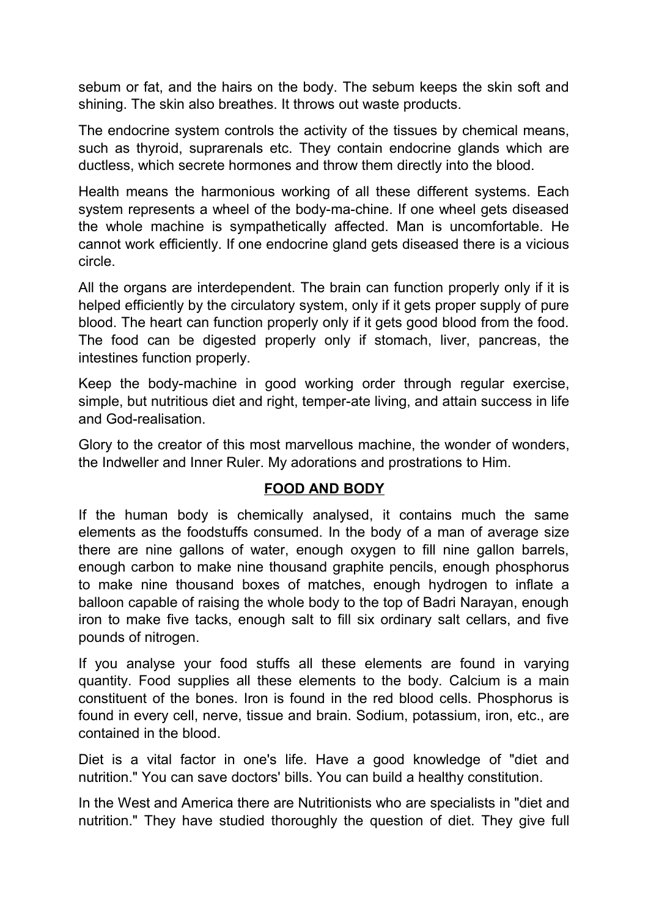sebum or fat, and the hairs on the body. The sebum keeps the skin soft and shining. The skin also breathes. It throws out waste products.

The endocrine system controls the activity of the tissues by chemical means, such as thyroid, suprarenals etc. They contain endocrine glands which are ductless, which secrete hormones and throw them directly into the blood.

Health means the harmonious working of all these different systems. Each system represents a wheel of the body-ma-chine. If one wheel gets diseased the whole machine is sympathetically affected. Man is uncomfortable. He cannot work efficiently. If one endocrine gland gets diseased there is a vicious circle.

All the organs are interdependent. The brain can function properly only if it is helped efficiently by the circulatory system, only if it gets proper supply of pure blood. The heart can function properly only if it gets good blood from the food. The food can be digested properly only if stomach, liver, pancreas, the intestines function properly.

Keep the body-machine in good working order through regular exercise, simple, but nutritious diet and right, temper-ate living, and attain success in life and God-realisation.

Glory to the creator of this most marvellous machine, the wonder of wonders, the Indweller and Inner Ruler. My adorations and prostrations to Him.

## FOOD AND BODY

If the human body is chemically analysed, it contains much the same elements as the foodstuffs consumed. In the body of a man of average size there are nine gallons of water, enough oxygen to fill nine gallon barrels, enough carbon to make nine thousand graphite pencils, enough phosphorus to make nine thousand boxes of matches, enough hydrogen to inflate a balloon capable of raising the whole body to the top of Badri Narayan, enough iron to make five tacks, enough salt to fill six ordinary salt cellars, and five pounds of nitrogen.

If you analyse your food stuffs all these elements are found in varying quantity. Food supplies all these elements to the body. Calcium is a main constituent of the bones. Iron is found in the red blood cells. Phosphorus is found in every cell, nerve, tissue and brain. Sodium, potassium, iron, etc., are contained in the blood.

Diet is a vital factor in one's life. Have a good knowledge of "diet and nutrition." You can save doctors' bills. You can build a healthy constitution.

In the West and America there are Nutritionists who are specialists in "diet and nutrition." They have studied thoroughly the question of diet. They give full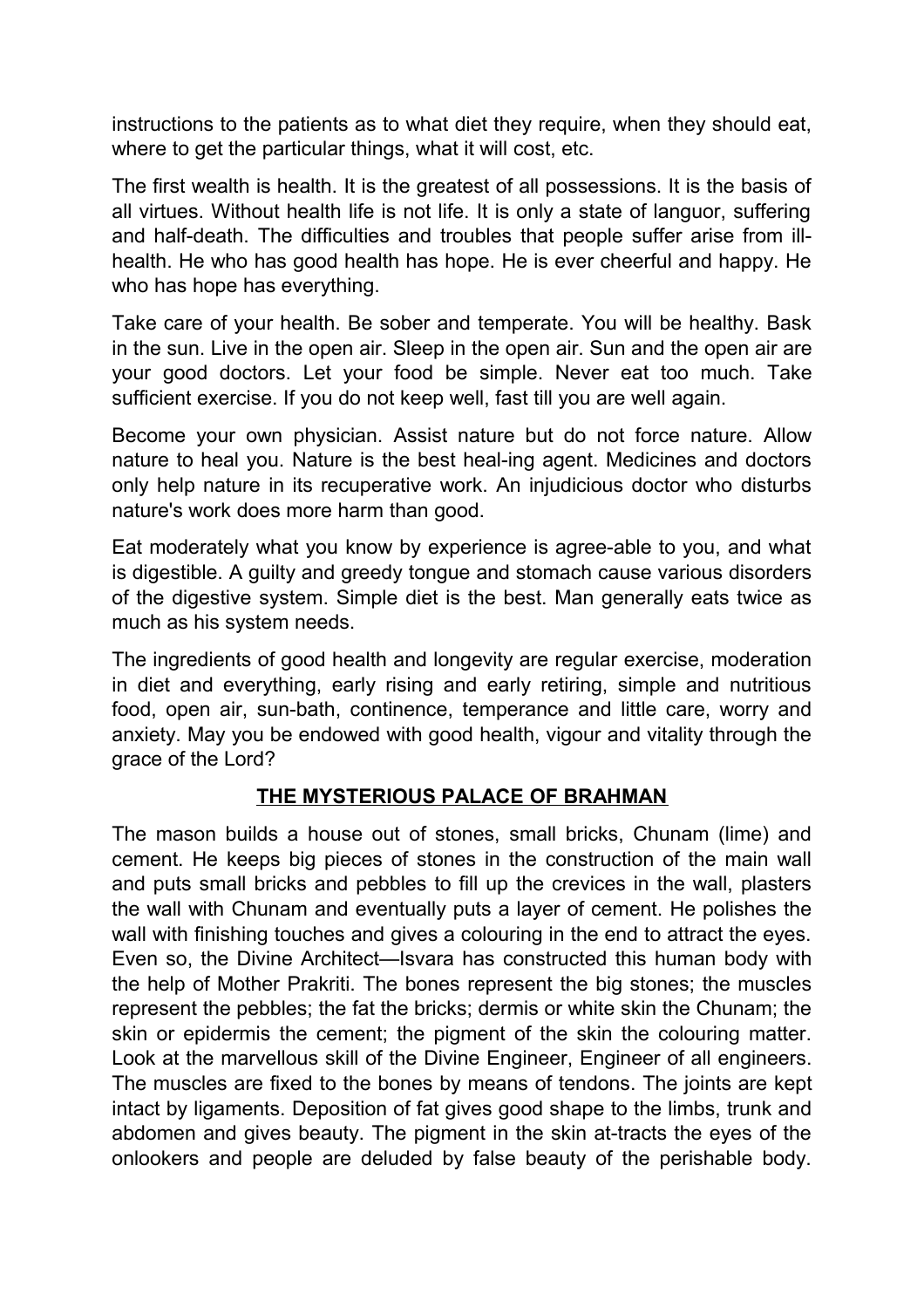instructions to the patients as to what diet they require, when they should eat, where to get the particular things, what it will cost, etc.

The first wealth is health. It is the greatest of all possessions. It is the basis of all virtues. Without health life is not life. It is only a state of languor, suffering and half-death. The difficulties and troubles that people suffer arise from ill-health. He who has good health has hope. He is ever cheerful and happy. He who has hope has everything.

Take care of your health. Be sober and temperate. You will be healthy. Bask in the sun. Live in the open air. Sleep in the open air. Sun and the open air are your good doctors. Let your food be simple. Never eat too much. Take sufficient exercise. If you do not keep well, fast till you are well again.

Become your own physician. Assist nature but do not force nature. Allow nature to heal you. Nature is the best heal-ing agent. Medicines and doctors only help nature in its recuperative work. An injudicious doctor who disturbs nature's work does more harm than good.

Eat moderately what you know by experience is agree-able to you, and what is digestible. A guilty and greedy tongue and stomach cause various disorders of the digestive system. Simple diet is the best. Man generally eats twice as much as his system needs.

The ingredients of good health and longevity are regular exercise, moderation in diet and everything, early rising and early retiring, simple and nutritious food, open air, sun-bath, continence, temperance and little care, worry and anxiety. May you be endowed with good health, vigour and vitality through the grace of the Lord?

## THE MYSTERIOUS PALACE OF BRAHMAN

The mason builds a house out of stones, small bricks, Chunam (lime) and cement. He keeps big pieces of stones in the construction of the main wall and puts small bricks and pebbles to fill up the crevices in the wall, plasters the wall with Chunam and eventually puts a layer of cement. He polishes the wall with finishing touches and gives a colouring in the end to attract the eyes. Even so, the Divine Architect—Isvara has constructed this human body with the help of Mother Prakriti. The bones represent the big stones; the muscles represent the pebbles; the fat the bricks; dermis or white skin the Chunam; the skin or epidermis the cement; the pigment of the skin the colouring matter. Look at the marvellous skill of the Divine Engineer, Engineer of all engineers. The muscles are fixed to the bones by means of tendons. The joints are kept intact by ligaments. Deposition of fat gives good shape to the limbs, trunk and abdomen and gives beauty. The pigment in the skin at-tracts the eyes of the onlookers and people are deluded by false beauty of the perishable body.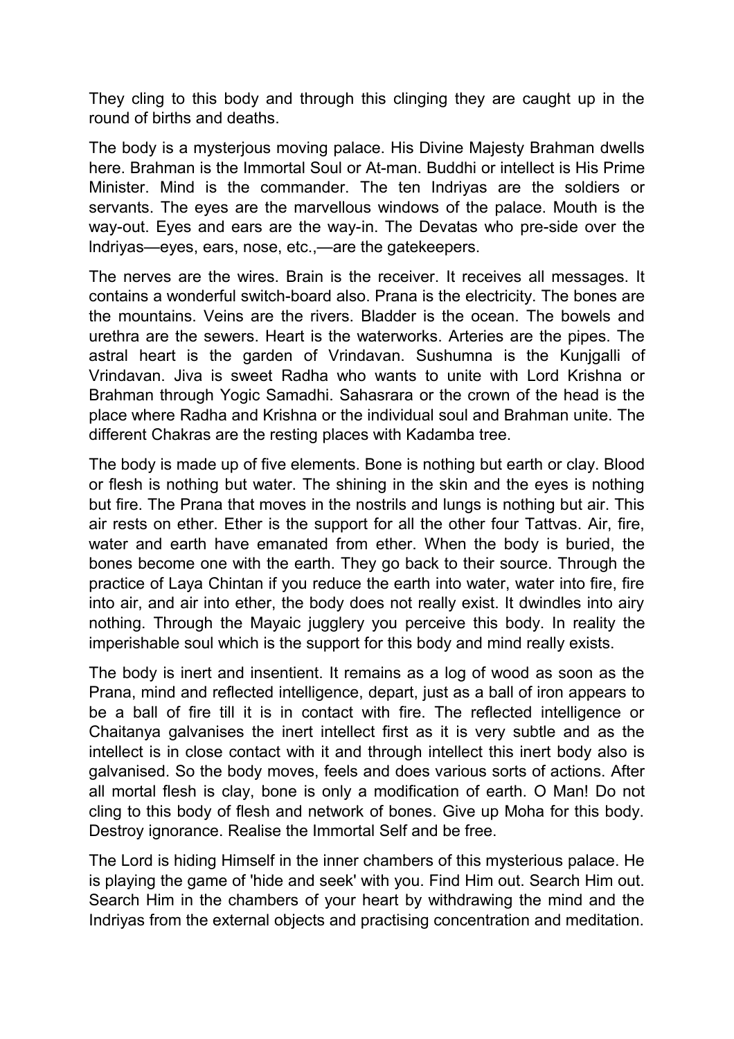They cling to this body and through this clinging they are caught up in the round of births and deaths.

The body is a mysterjous moving palace. His Divine Majesty Brahman dwells here. Brahman is the Immortal Soul or At-man. Buddhi or intellect is His Prime Minister. Mind is the commander. The ten Indriyas are the soldiers or servants. The eyes are the marvellous windows of the palace. Mouth is the way-out. Eyes and ears are the way-in. The Devatas who pre-side over the Indriyas—eyes, ears, nose, etc.,—are the gatekeepers.

The nerves are the wires. Brain is the receiver. It receives all messages. It contains a wonderful switch-board also. Prana is the electricity. The bones are the mountains. Veins are the rivers. Bladder is the ocean. The bowels and urethra are the sewers. Heart is the waterworks. Arteries are the pipes. The astral heart is the garden of Vrindavan. Sushumna is the Kunjgalli of Vrindavan. Jiva is sweet Radha who wants to unite with Lord Krishna or Brahman through Yogic Samadhi. Sahasrara or the crown of the head is the place where Radha and Krishna or the individual soul and Brahman unite. The different Chakras are the resting places with Kadamba tree.

The body is made up of five elements. Bone is nothing but earth or clay. Blood or flesh is nothing but water. The shining in the skin and the eyes is nothing but fire. The Prana that moves in the nostrils and lungs is nothing but air. This air rests on ether. Ether is the support for all the other four Tattvas. Air, fire, water and earth have emanated from ether. When the body is buried, the bones become one with the earth. They go back to their source. Through the practice of Laya Chintan if you reduce the earth into water, water into fire, fire into air, and air into ether, the body does not really exist. It dwindles into airy nothing. Through the Mayaic jugglery you perceive this body. In reality the imperishable soul which is the support for this body and mind really exists.

The body is inert and insentient. It remains as a log of wood as soon as the Prana, mind and reflected intelligence, depart, just as a ball of iron appears to be a ball of fire till it is in contact with fire. The reflected intelligence or Chaitanya galvanises the inert intellect first as it is very subtle and as the intellect is in close contact with it and through intellect this inert body also is galvanised. So the body moves, feels and does various sorts of actions. After all mortal flesh is clay, bone is only a modification of earth. O Man! Do not cling to this body of flesh and network of bones. Give up Moha for this body. Destroy ignorance. Realise the Immortal Self and be free.

The Lord is hiding Himself in the inner chambers of this mysterious palace. He is playing the game of 'hide and seek' with you. Find Him out. Search Him out. Search Him in the chambers of your heart by withdrawing the mind and the Indriyas from the external objects and practising concentration and meditation.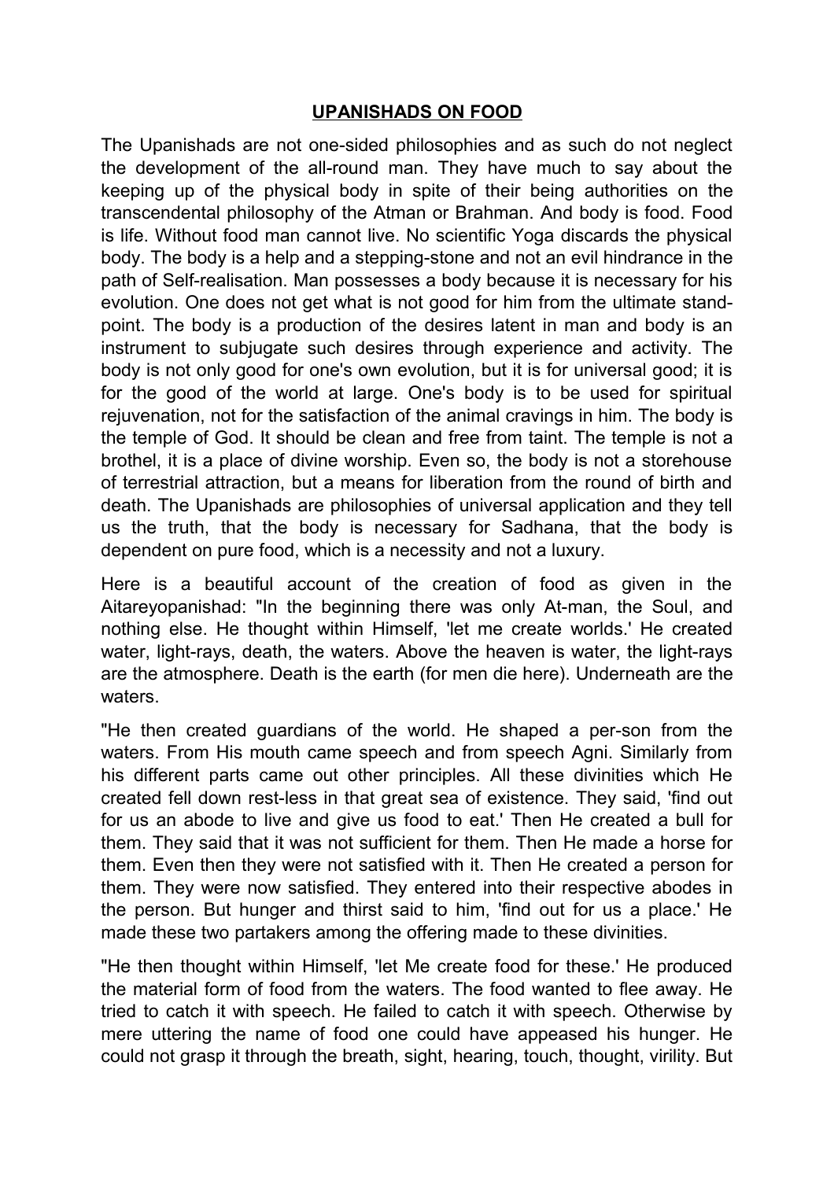## UPANISHADS ON FOOD

The Upanishads are not one-sided philosophies and as such do not neglect the development of the all-round man. They have much to say about the keeping up of the physical body in spite of their being authorities on the transcendental philosophy of the Atman or Brahman. And body is food. Food is life. Without food man cannot live. No scientific Yoga discards the physical body. The body is a help and a stepping-stone and not an evil hindrance in the path of Self-realisation. Man possesses a body because it is necessary for his evolution. One does not get what is not good for him from the ultimate stand-point. The body is a production of the desires latent in man and body is an instrument to subjugate such desires through experience and activity. The body is not only good for one's own evolution, but it is for universal good; it is for the good of the world at large. One's body is to be used for spiritual rejuvenation, not for the satisfaction of the animal cravings in him. The body is the temple of God. It should be clean and free from taint. The temple is not a brothel, it is a place of divine worship. Even so, the body is not a storehouse of terrestrial attraction, but a means for liberation from the round of birth and death. The Upanishads are philosophies of universal application and they tell us the truth, that the body is necessary for Sadhana, that the body is dependent on pure food, which is a necessity and not a luxury.

Here is a beautiful account of the creation of food as given in the Aitareyopanishad: "In the beginning there was only At-man, the Soul, and nothing else. He thought within Himself, 'let me create worlds.' He created water, light-rays, death, the waters. Above the heaven is water, the light-rays are the atmosphere. Death is the earth (for men die here). Underneath are the waters.

"He then created guardians of the world. He shaped a per-son from the waters. From His mouth came speech and from speech Agni. Similarly from his different parts came out other principles. All these divinities which He created fell down rest-less in that great sea of existence. They said, 'find out for us an abode to live and give us food to eat.' Then He created a bull for them. They said that it was not sufficient for them. Then He made a horse for them. Even then they were not satisfied with it. Then He created a person for them. They were now satisfied. They entered into their respective abodes in the person. But hunger and thirst said to him, 'find out for us a place.' He made these two partakers among the offering made to these divinities.

"He then thought within Himself, 'let Me create food for these.' He produced the material form of food from the waters. The food wanted to flee away. He tried to catch it with speech. He failed to catch it with speech. Otherwise by mere uttering the name of food one could have appeased his hunger. He could not grasp it through the breath, sight, hearing, touch, thought, virility. But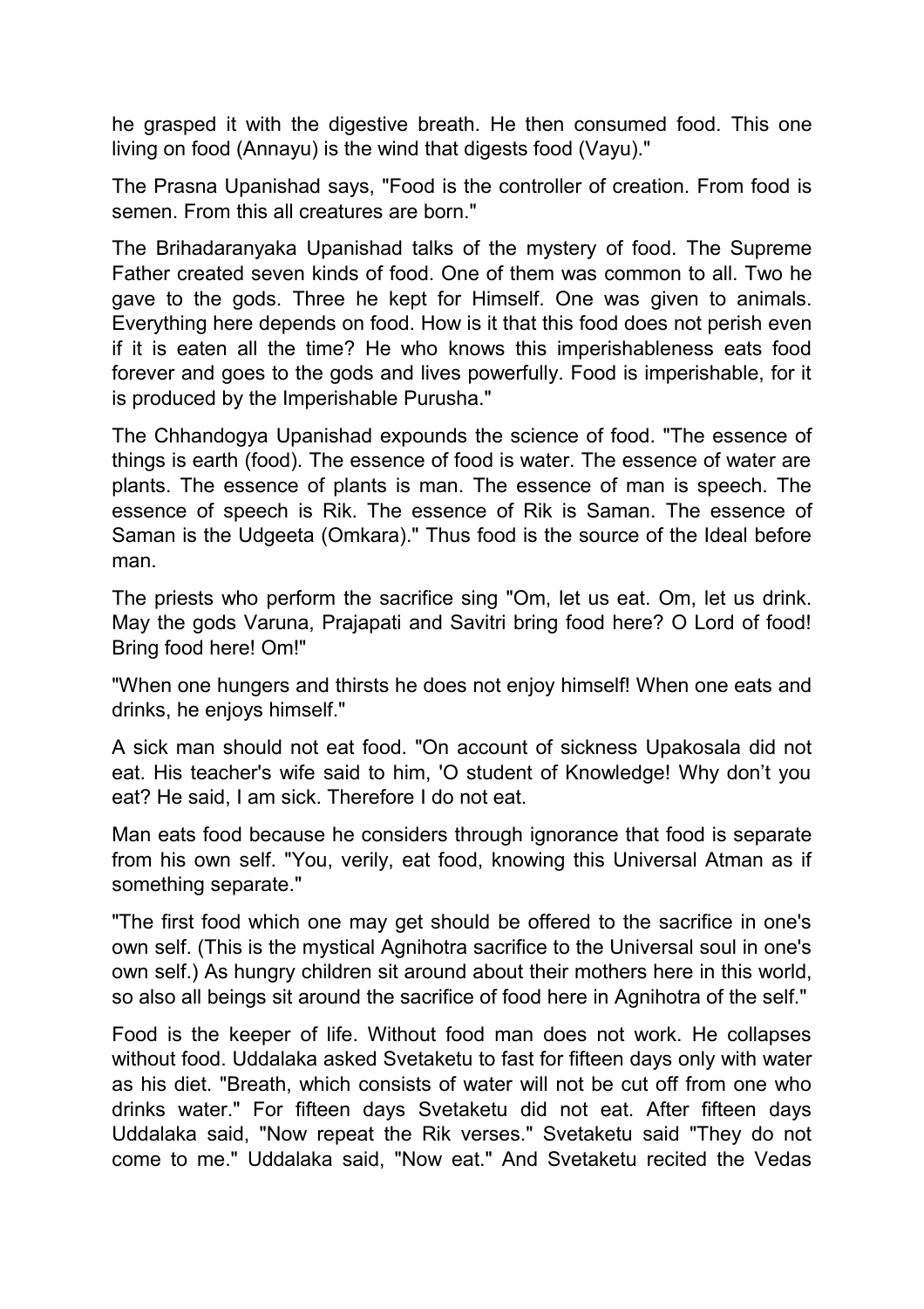he grasped it with the digestive breath. He then consumed food. This one living on food (Annayu) is the wind that digests food (Vayu)."

The Prasna Upanishad says, "Food is the controller of creation. From food is semen. From this all creatures are born."

The Brihadaranyaka Upanishad talks of the mystery of food. The Supreme Father created seven kinds of food. One of them was common to all. Two he gave to the gods. Three he kept for Himself. One was given to animals. Everything here depends on food. How is it that this food does not perish even if it is eaten all the time? He who knows this imperishableness eats food forever and goes to the gods and lives powerfully. Food is imperishable, for it is produced by the Imperishable Purusha."

The Chhandogya Upanishad expounds the science of food. "The essence of things is earth (food). The essence of food is water. The essence of water are plants. The essence of plants is man. The essence of man is speech. The essence of speech is Rik. The essence of Rik is Saman. The essence of Saman is the Udgeeta (Omkara)." Thus food is the source of the Ideal before man.

The priests who perform the sacrifice sing "Om, let us eat. Om, let us drink. May the gods Varuna, Prajapati and Savitri bring food here? O Lord of food! Bring food here! Om!"

"When one hungers and thirsts he does not enjoy himself! When one eats and drinks, he enjoys himself."

A sick man should not eat food. "On account of sickness Upakosala did not eat. His teacher's wife said to him, 'O student of Knowledge! Why don't you eat? He said, I am sick. Therefore I do not eat.

Man eats food because he considers through ignorance that food is separate from his own self. "You, verily, eat food, knowing this Universal Atman as if something separate."

"The first food which one may get should be offered to the sacrifice in one's own self. (This is the mystical Agnihotra sacrifice to the Universal soul in one's own self.) As hungry children sit around about their mothers here in this world, so also all beings sit around the sacrifice of food here in Agnihotra of the self."

Food is the keeper of life. Without food man does not work. He collapses without food. Uddalaka asked Svetaketu to fast for fifteen days only with water as his diet. "Breath, which consists of water will not be cut off from one who drinks water." For fifteen days Svetaketu did not eat. After fifteen days Uddalaka said, "Now repeat the Rik verses." Svetaketu said "They do not come to me." Uddalaka said, "Now eat." And Svetaketu recited the Vedas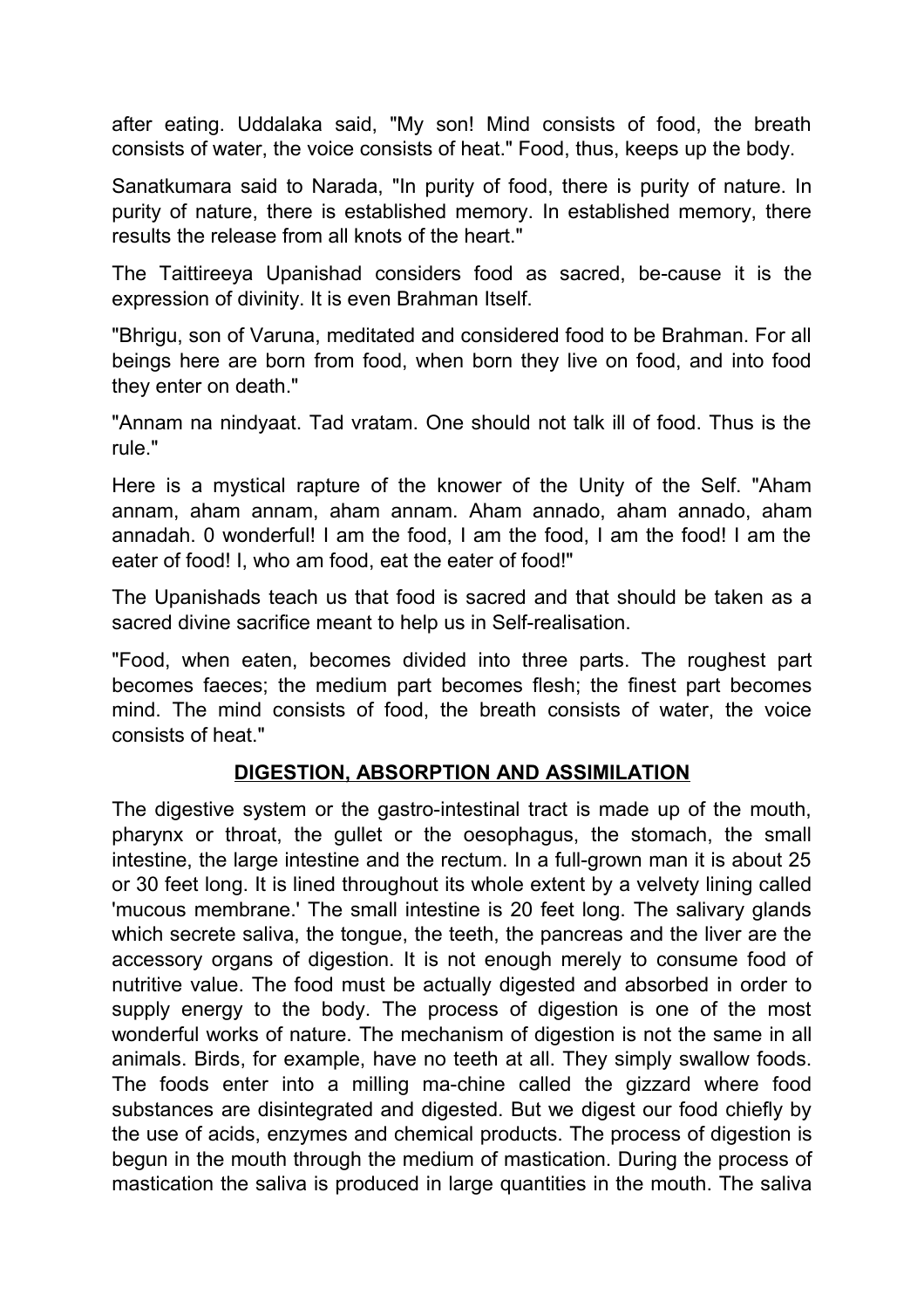after eating. Uddalaka said, "My son! Mind consists of food, the breath consists of water, the voice consists of heat." Food, thus, keeps up the body.

Sanatkumara said to Narada, "In purity of food, there is purity of nature. In purity of nature, there is established memory. In established memory, there results the release from all knots of the heart."

The Taittireeya Upanishad considers food as sacred, be-cause it is the expression of divinity. It is even Brahman Itself.

"Bhrigu, son of Varuna, meditated and considered food to be Brahman. For all beings here are born from food, when born they live on food, and into food they enter on death."

"Annam na nindyaat. Tad vratam. One should not talk ill of food. Thus is the rule."

Here is a mystical rapture of the knower of the Unity of the Self. "Aham annam, aham annam, aham annam. Aham annado, aham annado, aham annadah. 0 wonderful! I am the food, I am the food, I am the food! I am the eater of food! I, who am food, eat the eater of food!"

The Upanishads teach us that food is sacred and that should be taken as a sacred divine sacrifice meant to help us in Self-realisation.

"Food, when eaten, becomes divided into three parts. The roughest part becomes faeces; the medium part becomes flesh; the finest part becomes mind. The mind consists of food, the breath consists of water, the voice consists of heat."

## DIGESTION, ABSORPTION AND ASSIMILATION

The digestive system or the gastro-intestinal tract is made up of the mouth, pharynx or throat, the gullet or the oesophagus, the stomach, the small intestine, the large intestine and the rectum. In a full-grown man it is about 25 or 30 feet long. It is lined throughout its whole extent by a velvety lining called 'mucous membrane.' The small intestine is 20 feet long. The salivary glands which secrete saliva, the tongue, the teeth, the pancreas and the liver are the accessory organs of digestion. It is not enough merely to consume food of nutritive value. The food must be actually digested and absorbed in order to supply energy to the body. The process of digestion is one of the most wonderful works of nature. The mechanism of digestion is not the same in all animals. Birds, for example, have no teeth at all. They simply swallow foods. The foods enter into a milling ma-chine called the gizzard where food substances are disintegrated and digested. But we digest our food chiefly by the use of acids, enzymes and chemical products. The process of digestion is begun in the mouth through the medium of mastication. During the process of mastication the saliva is produced in large quantities in the mouth. The saliva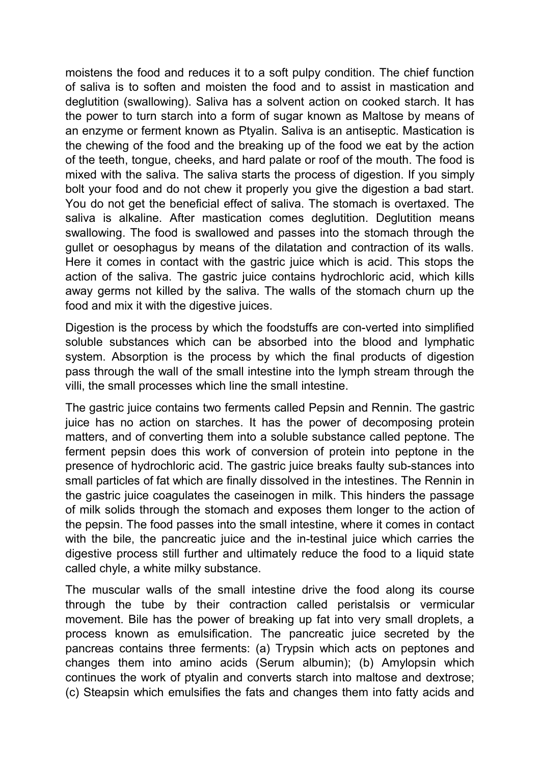moistens the food and reduces it to a soft pulpy condition. The chief function of saliva is to soften and moisten the food and to assist in mastication and deglutition (swallowing). Saliva has a solvent action on cooked starch. It has the power to turn starch into a form of sugar known as Maltose by means of an enzyme or ferment known as Ptyalin. Saliva is an antiseptic. Mastication is the chewing of the food and the breaking up of the food we eat by the action of the teeth, tongue, cheeks, and hard palate or roof of the mouth. The food is mixed with the saliva. The saliva starts the process of digestion. If you simply bolt your food and do not chew it properly you give the digestion a bad start. You do not get the beneficial effect of saliva. The stomach is overtaxed. The saliva is alkaline. After mastication comes deglutition. Deglutition means swallowing. The food is swallowed and passes into the stomach through the gullet or oesophagus by means of the dilatation and contraction of its walls. Here it comes in contact with the gastric juice which is acid. This stops the action of the saliva. The gastric juice contains hydrochloric acid, which kills away germs not killed by the saliva. The walls of the stomach churn up the food and mix it with the digestive juices.

Digestion is the process by which the foodstuffs are con-verted into simplified soluble substances which can be absorbed into the blood and lymphatic system. Absorption is the process by which the final products of digestion pass through the wall of the small intestine into the lymph stream through the villi, the small processes which line the small intestine.

The gastric juice contains two ferments called Pepsin and Rennin. The gastric juice has no action on starches. It has the power of decomposing protein matters, and of converting them into a soluble substance called peptone. The ferment pepsin does this work of conversion of protein into peptone in the presence of hydrochloric acid. The gastric juice breaks faulty sub-stances into small particles of fat which are finally dissolved in the intestines. The Rennin in the gastric juice coagulates the caseinogen in milk. This hinders the passage of milk solids through the stomach and exposes them longer to the action of the pepsin. The food passes into the small intestine, where it comes in contact with the bile, the pancreatic juice and the in-testinal juice which carries the digestive process still further and ultimately reduce the food to a liquid state called chyle, a white milky substance.

The muscular walls of the small intestine drive the food along its course through the tube by their contraction called peristalsis or vermicular movement. Bile has the power of breaking up fat into very small droplets, a process known as emulsification. The pancreatic juice secreted by the pancreas contains three ferments: (a) Trypsin which acts on peptones and changes them into amino acids (Serum albumin); (b) Amylopsin which continues the work of ptyalin and converts starch into maltose and dextrose; (c) Steapsin which emulsifies the fats and changes them into fatty acids and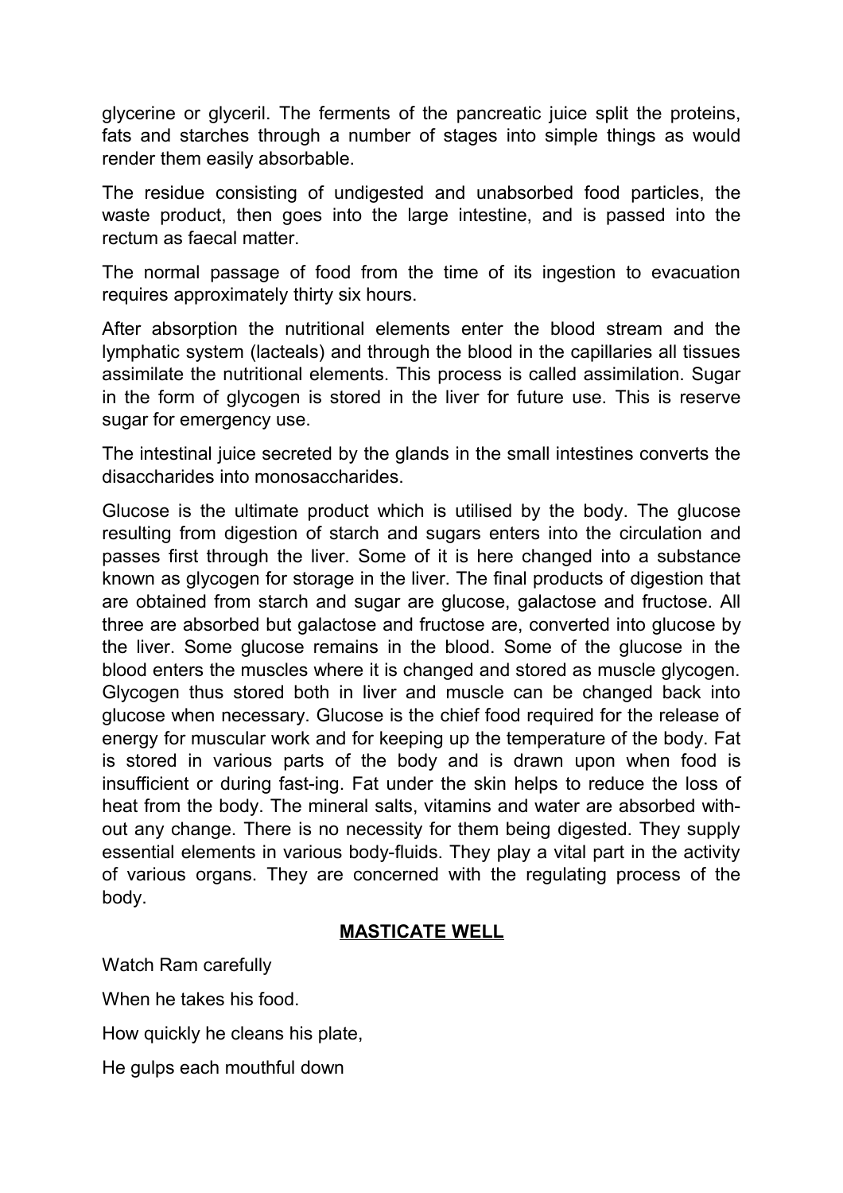glycerine or glyceril. The ferments of the pancreatic juice split the proteins, fats and starches through a number of stages into simple things as would render them easily absorbable.

The residue consisting of undigested and unabsorbed food particles, the waste product, then goes into the large intestine, and is passed into the rectum as faecal matter.

The normal passage of food from the time of its ingestion to evacuation requires approximately thirty six hours.

After absorption the nutritional elements enter the blood stream and the lymphatic system (lacteals) and through the blood in the capillaries all tissues assimilate the nutritional elements. This process is called assimilation. Sugar in the form of glycogen is stored in the liver for future use. This is reserve sugar for emergency use.

The intestinal juice secreted by the glands in the small intestines converts the disaccharides into monosaccharides.

Glucose is the ultimate product which is utilised by the body. The glucose resulting from digestion of starch and sugars enters into the circulation and passes first through the liver. Some of it is here changed into a substance known as glycogen for storage in the liver. The final products of digestion that are obtained from starch and sugar are glucose, galactose and fructose. All three are absorbed but galactose and fructose are, converted into glucose by the liver. Some glucose remains in the blood. Some of the glucose in the blood enters the muscles where it is changed and stored as muscle glycogen. Glycogen thus stored both in liver and muscle can be changed back into glucose when necessary. Glucose is the chief food required for the release of energy for muscular work and for keeping up the temperature of the body. Fat is stored in various parts of the body and is drawn upon when food is insufficient or during fast-ing. Fat under the skin helps to reduce the loss of heat from the body. The mineral salts, vitamins and water are absorbed with-out any change. There is no necessity for them being digested. They supply essential elements in various body-fluids. They play a vital part in the activity of various organs. They are concerned with the regulating process of the body.

## MASTICATE WELL

Watch Ram carefully

When he takes his food.

How quickly he cleans his plate,

He gulps each mouthful down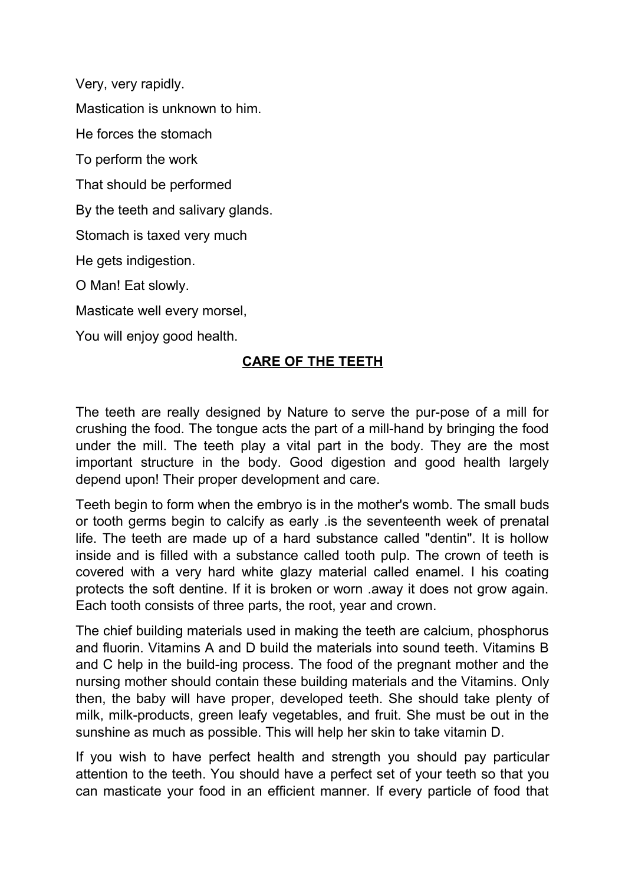Very, very rapidly.

Mastication is unknown to him.

He forces the stomach

To perform the work

That should be performed

By the teeth and salivary glands.

Stomach is taxed very much

He gets indigestion.

O Man! Eat slowly.

Masticate well every morsel,

You will enjoy good health.

## CARE OF THE TEETH

The teeth are really designed by Nature to serve the pur-pose of a mill for crushing the food. The tongue acts the part of a mill-hand by bringing the food under the mill. The teeth play a vital part in the body. They are the most important structure in the body. Good digestion and good health largely depend upon! Their proper development and care.

Teeth begin to form when the embryo is in the mother's womb. The small buds or tooth germs begin to calcify as early .is the seventeenth week of prenatal life. The teeth are made up of a hard substance called "dentin". It is hollow inside and is filled with a substance called tooth pulp. The crown of teeth is covered with a very hard white glazy material called enamel. I his coating protects the soft dentine. If it is broken or worn .away it does not grow again. Each tooth consists of three parts, the root, year and crown.

The chief building materials used in making the teeth are calcium, phosphorus and fluorin. Vitamins A and D build the materials into sound teeth. Vitamins B and C help in the build-ing process. The food of the pregnant mother and the nursing mother should contain these building materials and the Vitamins. Only then, the baby will have proper, developed teeth. She should take plenty of milk, milk-products, green leafy vegetables, and fruit. She must be out in the sunshine as much as possible. This will help her skin to take vitamin D.

If you wish to have perfect health and strength you should pay particular attention to the teeth. You should have a perfect set of your teeth so that you can masticate your food in an efficient manner. If every particle of food that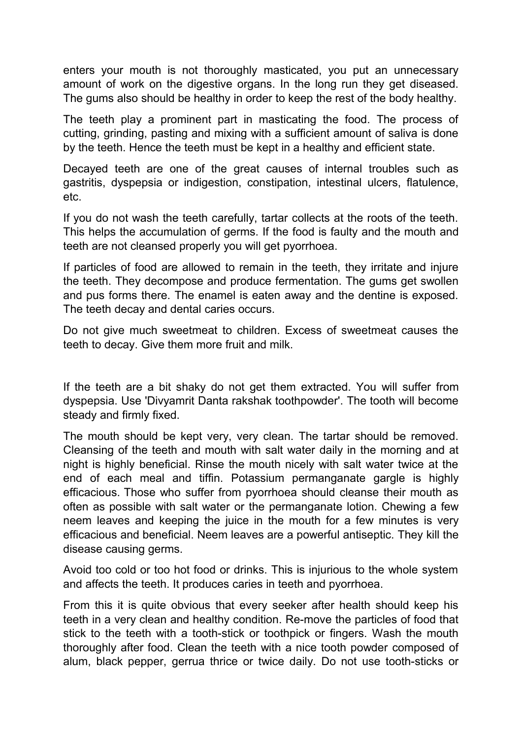enters your mouth is not thoroughly masticated, you put an unnecessary amount of work on the digestive organs. In the long run they get diseased. The gums also should be healthy in order to keep the rest of the body healthy.

The teeth play a prominent part in masticating the food. The process of cutting, grinding, pasting and mixing with a sufficient amount of saliva is done by the teeth. Hence the teeth must be kept in a healthy and efficient state.

Decayed teeth are one of the great causes of internal troubles such as gastritis, dyspepsia or indigestion, constipation, intestinal ulcers, flatulence, etc.

If you do not wash the teeth carefully, tartar collects at the roots of the teeth. This helps the accumulation of germs. If the food is faulty and the mouth and teeth are not cleansed properly you will get pyorrhoea.

If particles of food are allowed to remain in the teeth, they irritate and injure the teeth. They decompose and produce fermentation. The gums get swollen and pus forms there. The enamel is eaten away and the dentine is exposed. The teeth decay and dental caries occurs.

Do not give much sweetmeat to children. Excess of sweetmeat causes the teeth to decay. Give them more fruit and milk.

If the teeth are a bit shaky do not get them extracted. You will suffer from dyspepsia. Use 'Divyamrit Danta rakshak toothpowder'. The tooth will become steady and firmly fixed.

The mouth should be kept very, very clean. The tartar should be removed. Cleansing of the teeth and mouth with salt water daily in the morning and at night is highly beneficial. Rinse the mouth nicely with salt water twice at the end of each meal and tiffin. Potassium permanganate gargle is highly efficacious. Those who suffer from pyorrhoea should cleanse their mouth as often as possible with salt water or the permanganate lotion. Chewing a few neem leaves and keeping the juice in the mouth for a few minutes is very efficacious and beneficial. Neem leaves are a powerful antiseptic. They kill the disease causing germs.

Avoid too cold or too hot food or drinks. This is injurious to the whole system and affects the teeth. It produces caries in teeth and pyorrhoea.

From this it is quite obvious that every seeker after health should keep his teeth in a very clean and healthy condition. Re-move the particles of food that stick to the teeth with a tooth-stick or toothpick or fingers. Wash the mouth thoroughly after food. Clean the teeth with a nice tooth powder composed of alum, black pepper, gerrua thrice or twice daily. Do not use tooth-sticks or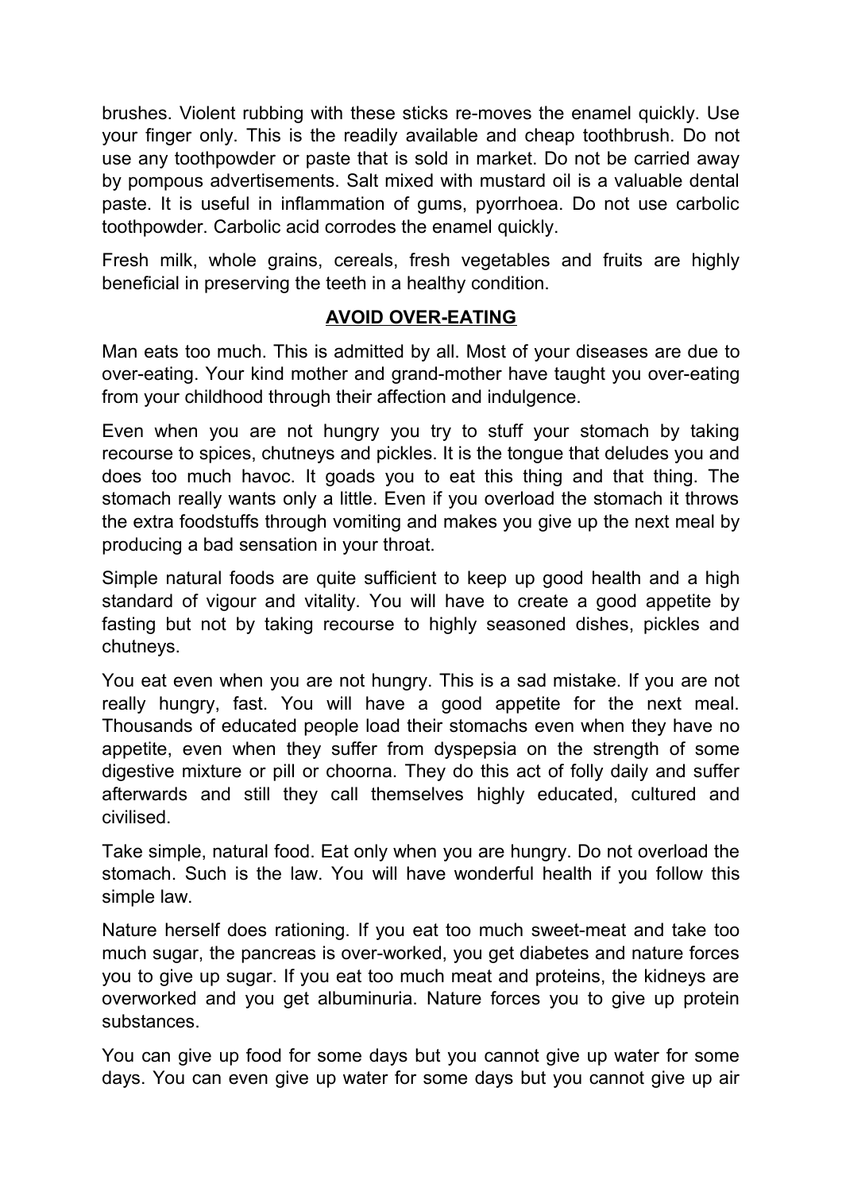brushes. Violent rubbing with these sticks re-moves the enamel quickly. Use your finger only. This is the readily available and cheap toothbrush. Do not use any toothpowder or paste that is sold in market. Do not be carried away by pompous advertisements. Salt mixed with mustard oil is a valuable dental paste. It is useful in inflammation of gums, pyorrhoea. Do not use carbolic toothpowder. Carbolic acid corrodes the enamel quickly.

Fresh milk, whole grains, cereals, fresh vegetables and fruits are highly beneficial in preserving the teeth in a healthy condition.

## AVOID OVER-EATING

Man eats too much. This is admitted by all. Most of your diseases are due to over-eating. Your kind mother and grand-mother have taught you over-eating from your childhood through their affection and indulgence.

Even when you are not hungry you try to stuff your stomach by taking recourse to spices, chutneys and pickles. It is the tongue that deludes you and does too much havoc. It goads you to eat this thing and that thing. The stomach really wants only a little. Even if you overload the stomach it throws the extra foodstuffs through vomiting and makes you give up the next meal by producing a bad sensation in your throat.

Simple natural foods are quite sufficient to keep up good health and a high standard of vigour and vitality. You will have to create a good appetite by fasting but not by taking recourse to highly seasoned dishes, pickles and chutneys.

You eat even when you are not hungry. This is a sad mistake. If you are not really hungry, fast. You will have a good appetite for the next meal. Thousands of educated people load their stomachs even when they have no appetite, even when they suffer from dyspepsia on the strength of some digestive mixture or pill or choorna. They do this act of folly daily and suffer afterwards and still they call themselves highly educated, cultured and civilised.

Take simple, natural food. Eat only when you are hungry. Do not overload the stomach. Such is the law. You will have wonderful health if you follow this simple law.

Nature herself does rationing. If you eat too much sweet-meat and take too much sugar, the pancreas is over-worked, you get diabetes and nature forces you to give up sugar. If you eat too much meat and proteins, the kidneys are overworked and you get albuminuria. Nature forces you to give up protein substances.

You can give up food for some days but you cannot give up water for some days. You can even give up water for some days but you cannot give up air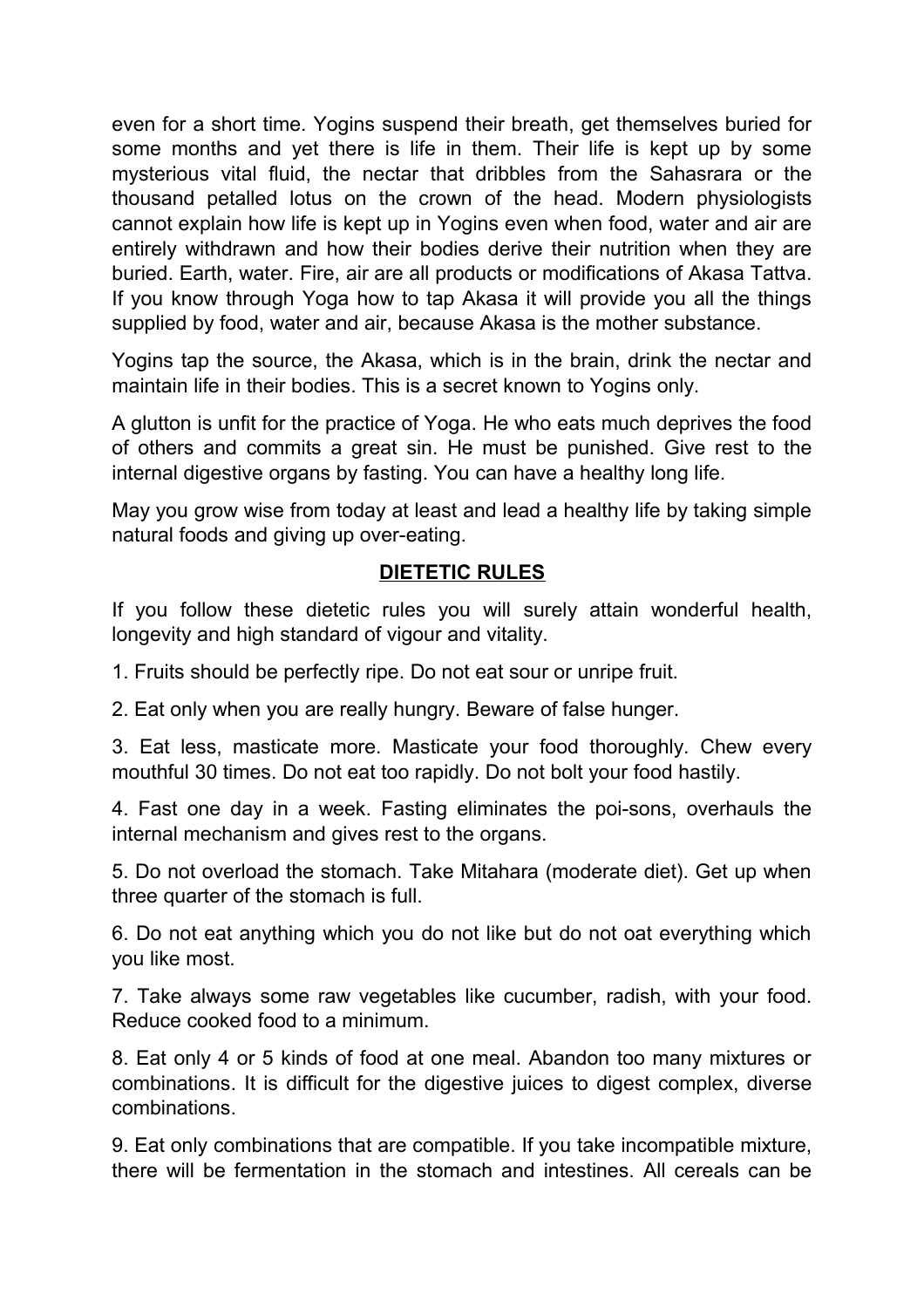even for a short time. Yogins suspend their breath, get themselves buried for some months and yet there is life in them. Their life is kept up by some mysterious vital fluid, the nectar that dribbles from the Sahasrara or the thousand petalled lotus on the crown of the head. Modern physiologists cannot explain how life is kept up in Yogins even when food, water and air are entirely withdrawn and how their bodies derive their nutrition when they are buried. Earth, water. Fire, air are all products or modifications of Akasa Tattva. If you know through Yoga how to tap Akasa it will provide you all the things supplied by food, water and air, because Akasa is the mother substance.

Yogins tap the source, the Akasa, which is in the brain, drink the nectar and maintain life in their bodies. This is a secret known to Yogins only.

A glutton is unfit for the practice of Yoga. He who eats much deprives the food of others and commits a great sin. He must be punished. Give rest to the internal digestive organs by fasting. You can have a healthy long life.

May you grow wise from today at least and lead a healthy life by taking simple natural foods and giving up over-eating.

## DIETETIC RULES

If you follow these dietetic rules you will surely attain wonderful health, longevity and high standard of vigour and vitality.

1. Fruits should be perfectly ripe. Do not eat sour or unripe fruit.

2. Eat only when you are really hungry. Beware of false hunger.

3. Eat less, masticate more. Masticate your food thoroughly. Chew every mouthful 30 times. Do not eat too rapidly. Do not bolt your food hastily.

4. Fast one day in a week. Fasting eliminates the poi-sons, overhauls the internal mechanism and gives rest to the organs.

5. Do not overload the stomach. Take Mitahara (moderate diet). Get up when three quarter of the stomach is full.

6. Do not eat anything which you do not like but do not oat everything which you like most.

7. Take always some raw vegetables like cucumber, radish, with your food. Reduce cooked food to a minimum.

8. Eat only 4 or 5 kinds of food at one meal. Abandon too many mixtures or combinations. It is difficult for the digestive juices to digest complex, diverse combinations.

9. Eat only combinations that are compatible. If you take incompatible mixture, there will be fermentation in the stomach and intestines. All cereals can be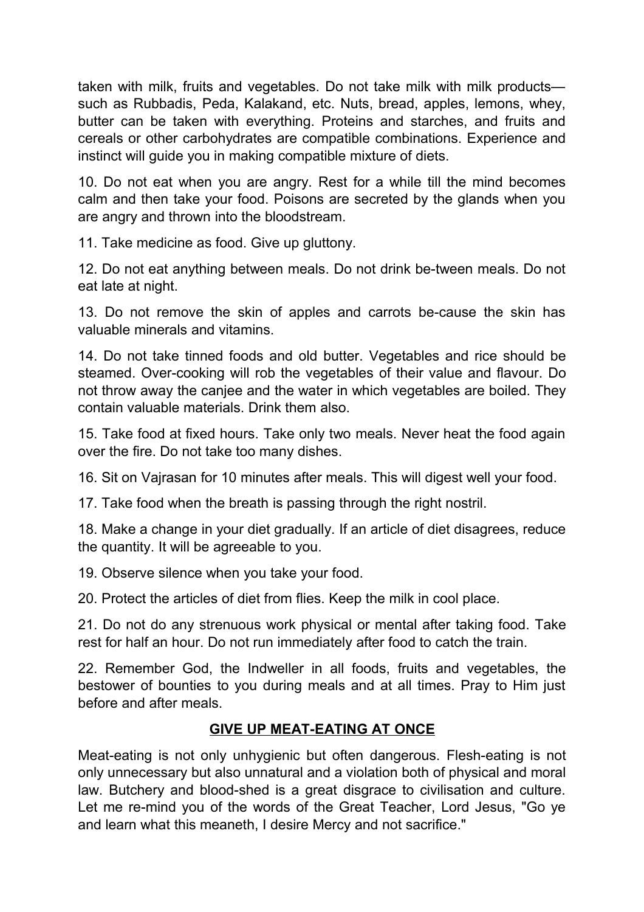taken with milk, fruits and vegetables. Do not take milk with milk products—such as Rubbadis, Peda, Kalakand, etc. Nuts, bread, apples, lemons, whey, butter can be taken with everything. Proteins and starches, and fruits and cereals or other carbohydrates are compatible combinations. Experience and instinct will guide you in making compatible mixture of diets.

10. Do not eat when you are angry. Rest for a while till the mind becomes calm and then take your food. Poisons are secreted by the glands when you are angry and thrown into the bloodstream.

11. Take medicine as food. Give up gluttony.

12. Do not eat anything between meals. Do not drink be-tween meals. Do not eat late at night.

13. Do not remove the skin of apples and carrots be-cause the skin has valuable minerals and vitamins.

14. Do not take tinned foods and old butter. Vegetables and rice should be steamed. Over-cooking will rob the vegetables of their value and flavour. Do not throw away the canjee and the water in which vegetables are boiled. They contain valuable materials. Drink them also.

15. Take food at fixed hours. Take only two meals. Never heat the food again over the fire. Do not take too many dishes.

16. Sit on Vajrasan for 10 minutes after meals. This will digest well your food.

17. Take food when the breath is passing through the right nostril.

18. Make a change in your diet gradually. If an article of diet disagrees, reduce the quantity. It will be agreeable to you.

19. Observe silence when you take your food.

20. Protect the articles of diet from flies. Keep the milk in cool place.

21. Do not do any strenuous work physical or mental after taking food. Take rest for half an hour. Do not run immediately after food to catch the train.

22. Remember God, the Indweller in all foods, fruits and vegetables, the bestower of bounties to you during meals and at all times. Pray to Him just before and after meals.

## GIVE UP MEAT-EATING AT ONCE

Meat-eating is not only unhygienic but often dangerous. Flesh-eating is not only unnecessary but also unnatural and a violation both of physical and moral law. Butchery and blood-shed is a great disgrace to civilisation and culture. Let me re-mind you of the words of the Great Teacher, Lord Jesus, "Go ye and learn what this meaneth, I desire Mercy and not sacrifice."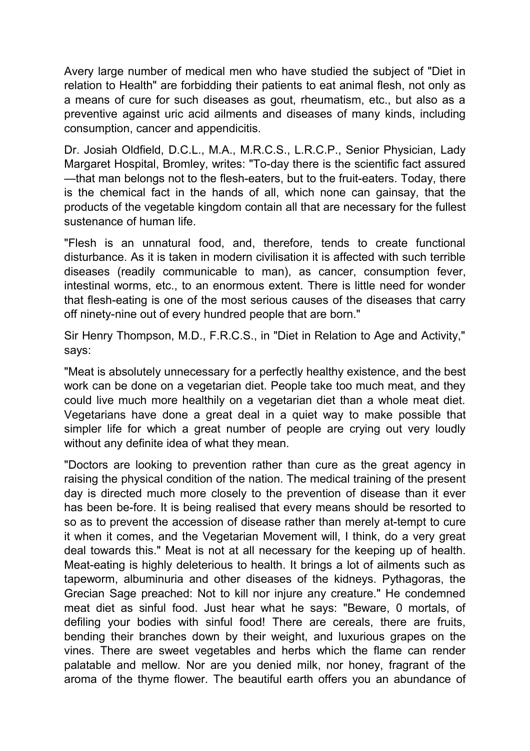Avery large number of medical men who have studied the subject of "Diet in relation to Health" are forbidding their patients to eat animal flesh, not only as a means of cure for such diseases as gout, rheumatism, etc., but also as a preventive against uric acid ailments and diseases of many kinds, including consumption, cancer and appendicitis.

Dr. Josiah Oldfield, D.C.L., M.A., M.R.C.S., L.R.C.P., Senior Physician, Lady Margaret Hospital, Bromley, writes: "To-day there is the scientific fact assured —that man belongs not to the flesh-eaters, but to the fruit-eaters. Today, there is the chemical fact in the hands of all, which none can gainsay, that the products of the vegetable kingdom contain all that are necessary for the fullest sustenance of human life.

"Flesh is an unnatural food, and, therefore, tends to create functional disturbance. As it is taken in modern civilisation it is affected with such terrible diseases (readily communicable to man), as cancer, consumption fever, intestinal worms, etc., to an enormous extent. There is little need for wonder that flesh-eating is one of the most serious causes of the diseases that carry off ninety-nine out of every hundred people that are born."

Sir Henry Thompson, M.D., F.R.C.S., in "Diet in Relation to Age and Activity," says:

"Meat is absolutely unnecessary for a perfectly healthy existence, and the best work can be done on a vegetarian diet. People take too much meat, and they could live much more healthily on a vegetarian diet than a whole meat diet. Vegetarians have done a great deal in a quiet way to make possible that simpler life for which a great number of people are crying out very loudly without any definite idea of what they mean.

"Doctors are looking to prevention rather than cure as the great agency in raising the physical condition of the nation. The medical training of the present day is directed much more closely to the prevention of disease than it ever has been be-fore. It is being realised that every means should be resorted to so as to prevent the accession of disease rather than merely at-tempt to cure it when it comes, and the Vegetarian Movement will, I think, do a very great deal towards this." Meat is not at all necessary for the keeping up of health. Meat-eating is highly deleterious to health. It brings a lot of ailments such as tapeworm, albuminuria and other diseases of the kidneys. Pythagoras, the Grecian Sage preached: Not to kill nor injure any creature." He condemned meat diet as sinful food. Just hear what he says: "Beware, 0 mortals, of defiling your bodies with sinful food! There are cereals, there are fruits, bending their branches down by their weight, and luxurious grapes on the vines. There are sweet vegetables and herbs which the flame can render palatable and mellow. Nor are you denied milk, nor honey, fragrant of the aroma of the thyme flower. The beautiful earth offers you an abundance of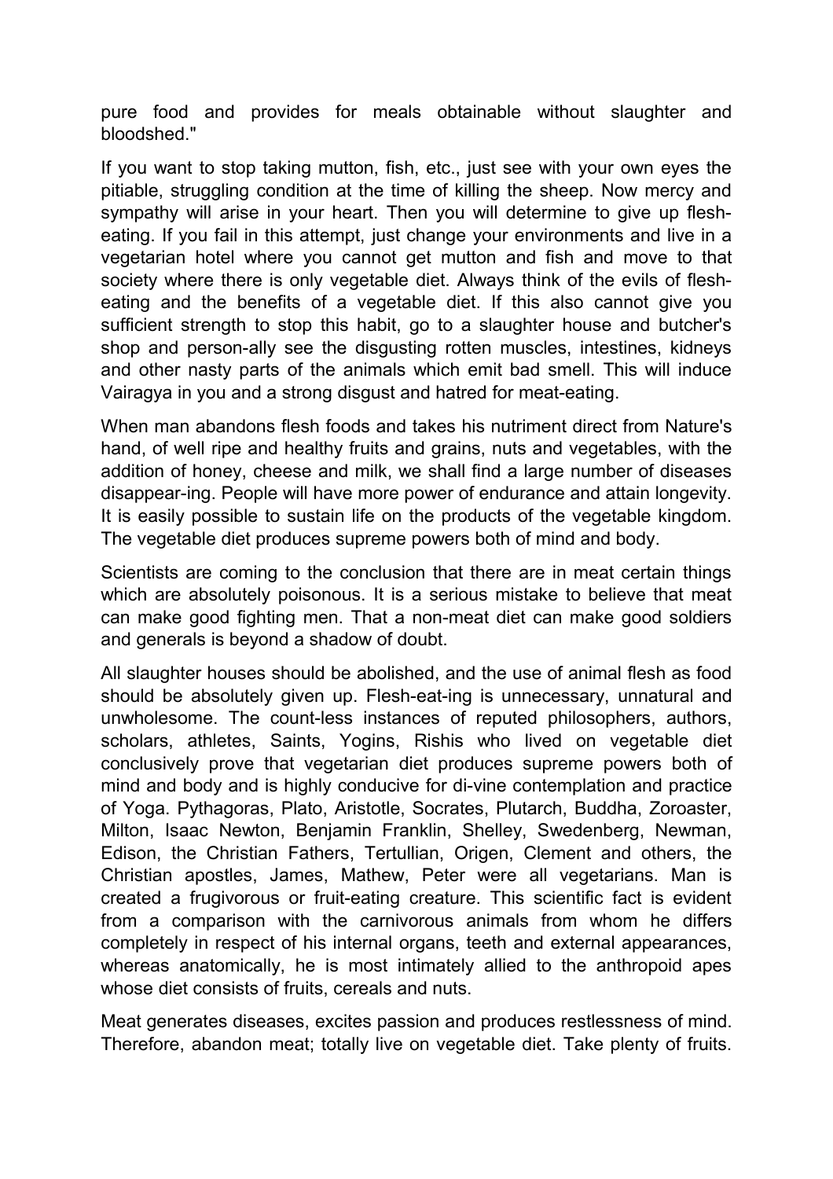pure food and provides for meals obtainable without slaughter and bloodshed."

If you want to stop taking mutton, fish, etc., just see with your own eyes the pitiable, struggling condition at the time of killing the sheep. Now mercy and sympathy will arise in your heart. Then you will determine to give up flesh-eating. If you fail in this attempt, just change your environments and live in a vegetarian hotel where you cannot get mutton and fish and move to that society where there is only vegetable diet. Always think of the evils of flesh-eating and the benefits of a vegetable diet. If this also cannot give you sufficient strength to stop this habit, go to a slaughter house and butcher's shop and person-ally see the disgusting rotten muscles, intestines, kidneys and other nasty parts of the animals which emit bad smell. This will induce Vairagya in you and a strong disgust and hatred for meat-eating.

When man abandons flesh foods and takes his nutriment direct from Nature's hand, of well ripe and healthy fruits and grains, nuts and vegetables, with the addition of honey, cheese and milk, we shall find a large number of diseases disappear-ing. People will have more power of endurance and attain longevity. It is easily possible to sustain life on the products of the vegetable kingdom. The vegetable diet produces supreme powers both of mind and body.

Scientists are coming to the conclusion that there are in meat certain things which are absolutely poisonous. It is a serious mistake to believe that meat can make good fighting men. That a non-meat diet can make good soldiers and generals is beyond a shadow of doubt.

All slaughter houses should be abolished, and the use of animal flesh as food should be absolutely given up. Flesh-eat-ing is unnecessary, unnatural and unwholesome. The count-less instances of reputed philosophers, authors, scholars, athletes, Saints, Yogins, Rishis who lived on vegetable diet conclusively prove that vegetarian diet produces supreme powers both of mind and body and is highly conducive for di-vine contemplation and practice of Yoga. Pythagoras, Plato, Aristotle, Socrates, Plutarch, Buddha, Zoroaster, Milton, Isaac Newton, Benjamin Franklin, Shelley, Swedenberg, Newman, Edison, the Christian Fathers, Tertullian, Origen, Clement and others, the Christian apostles, James, Mathew, Peter were all vegetarians. Man is created a frugivorous or fruit-eating creature. This scientific fact is evident from a comparison with the carnivorous animals from whom he differs completely in respect of his internal organs, teeth and external appearances, whereas anatomically, he is most intimately allied to the anthropoid apes whose diet consists of fruits, cereals and nuts.

Meat generates diseases, excites passion and produces restlessness of mind. Therefore, abandon meat; totally live on vegetable diet. Take plenty of fruits.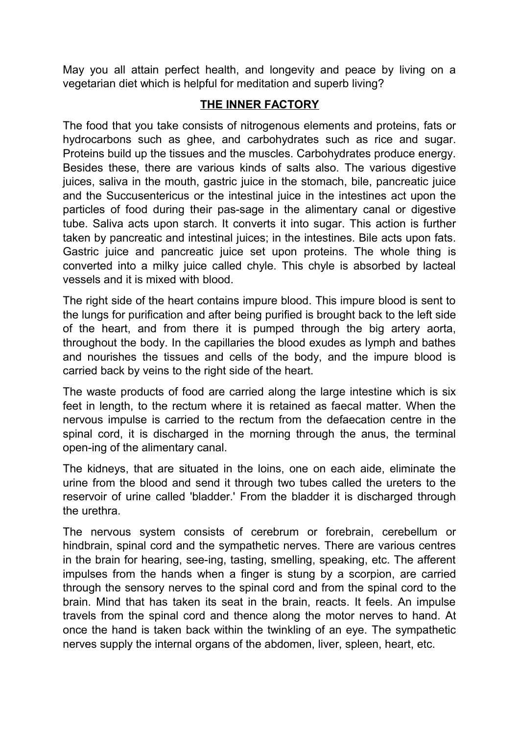May you all attain perfect health, and longevity and peace by living on a vegetarian diet which is helpful for meditation and superb living?

## THE INNER FACTORY

The food that you take consists of nitrogenous elements and proteins, fats or hydrocarbons such as ghee, and carbohydrates such as rice and sugar. Proteins build up the tissues and the muscles. Carbohydrates produce energy. Besides these, there are various kinds of salts also. The various digestive juices, saliva in the mouth, gastric juice in the stomach, bile, pancreatic juice and the Succusentericus or the intestinal juice in the intestines act upon the particles of food during their pas-sage in the alimentary canal or digestive tube. Saliva acts upon starch. It converts it into sugar. This action is further taken by pancreatic and intestinal juices; in the intestines. Bile acts upon fats. Gastric juice and pancreatic juice set upon proteins. The whole thing is converted into a milky juice called chyle. This chyle is absorbed by lacteal vessels and it is mixed with blood.

The right side of the heart contains impure blood. This impure blood is sent to the lungs for purification and after being purified is brought back to the left side of the heart, and from there it is pumped through the big artery aorta, throughout the body. In the capillaries the blood exudes as lymph and bathes and nourishes the tissues and cells of the body, and the impure blood is carried back by veins to the right side of the heart.

The waste products of food are carried along the large intestine which is six feet in length, to the rectum where it is retained as faecal matter. When the nervous impulse is carried to the rectum from the defaecation centre in the spinal cord, it is discharged in the morning through the anus, the terminal open-ing of the alimentary canal.

The kidneys, that are situated in the loins, one on each aide, eliminate the urine from the blood and send it through two tubes called the ureters to the reservoir of urine called 'bladder.' From the bladder it is discharged through the urethra.

The nervous system consists of cerebrum or forebrain, cerebellum or hindbrain, spinal cord and the sympathetic nerves. There are various centres in the brain for hearing, see-ing, tasting, smelling, speaking, etc. The afferent impulses from the hands when a finger is stung by a scorpion, are carried through the sensory nerves to the spinal cord and from the spinal cord to the brain. Mind that has taken its seat in the brain, reacts. It feels. An impulse travels from the spinal cord and thence along the motor nerves to hand. At once the hand is taken back within the twinkling of an eye. The sympathetic nerves supply the internal organs of the abdomen, liver, spleen, heart, etc.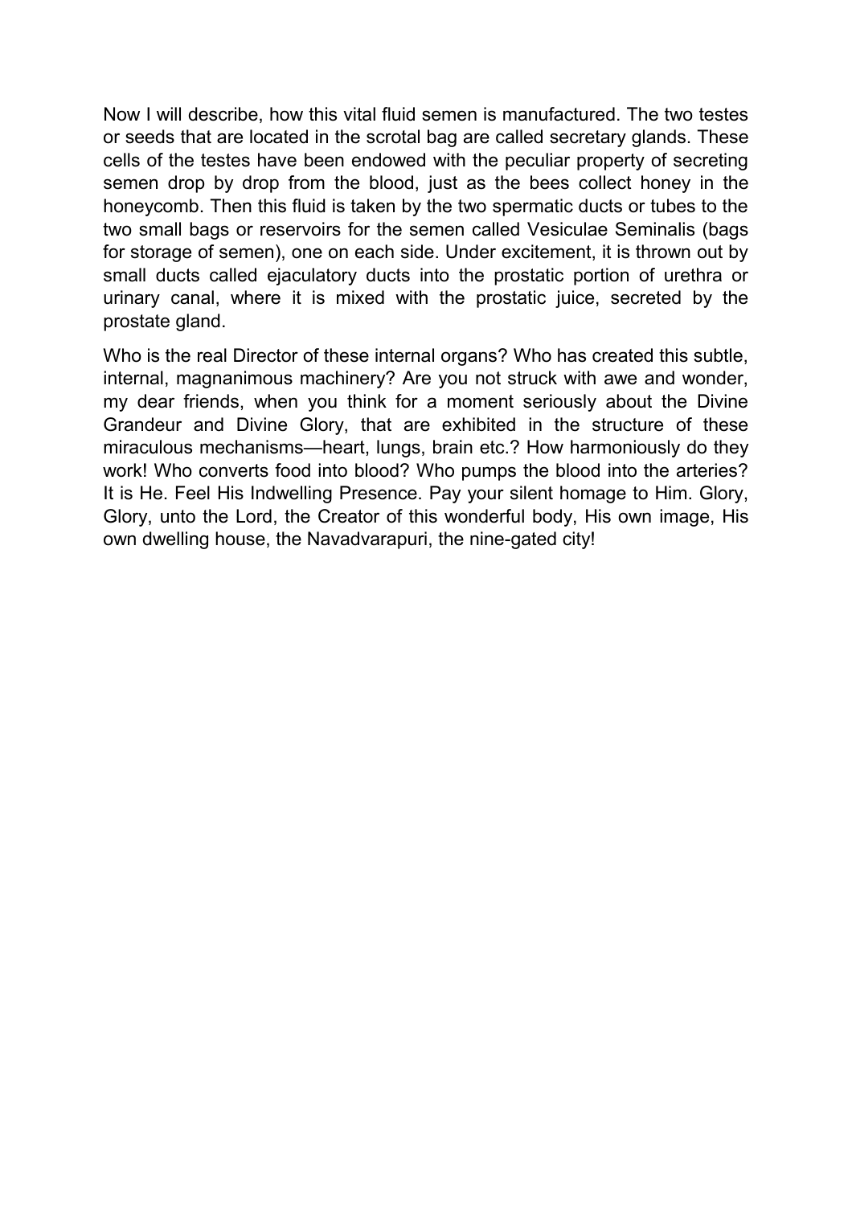Now I will describe, how this vital fluid semen is manufactured. The two testes or seeds that are located in the scrotal bag are called secretary glands. These cells of the testes have been endowed with the peculiar property of secreting semen drop by drop from the blood, just as the bees collect honey in the honeycomb. Then this fluid is taken by the two spermatic ducts or tubes to the two small bags or reservoirs for the semen called Vesiculae Seminalis (bags for storage of semen), one on each side. Under excitement, it is thrown out by small ducts called ejaculatory ducts into the prostatic portion of urethra or urinary canal, where it is mixed with the prostatic juice, secreted by the prostate gland.

Who is the real Director of these internal organs? Who has created this subtle, internal, magnanimous machinery? Are you not struck with awe and wonder, my dear friends, when you think for a moment seriously about the Divine Grandeur and Divine Glory, that are exhibited in the structure of these miraculous mechanisms—heart, lungs, brain etc.? How harmoniously do they work! Who converts food into blood? Who pumps the blood into the arteries? It is He. Feel His Indwelling Presence. Pay your silent homage to Him. Glory, Glory, unto the Lord, the Creator of this wonderful body, His own image, His own dwelling house, the Navadvarapuri, the nine-gated city!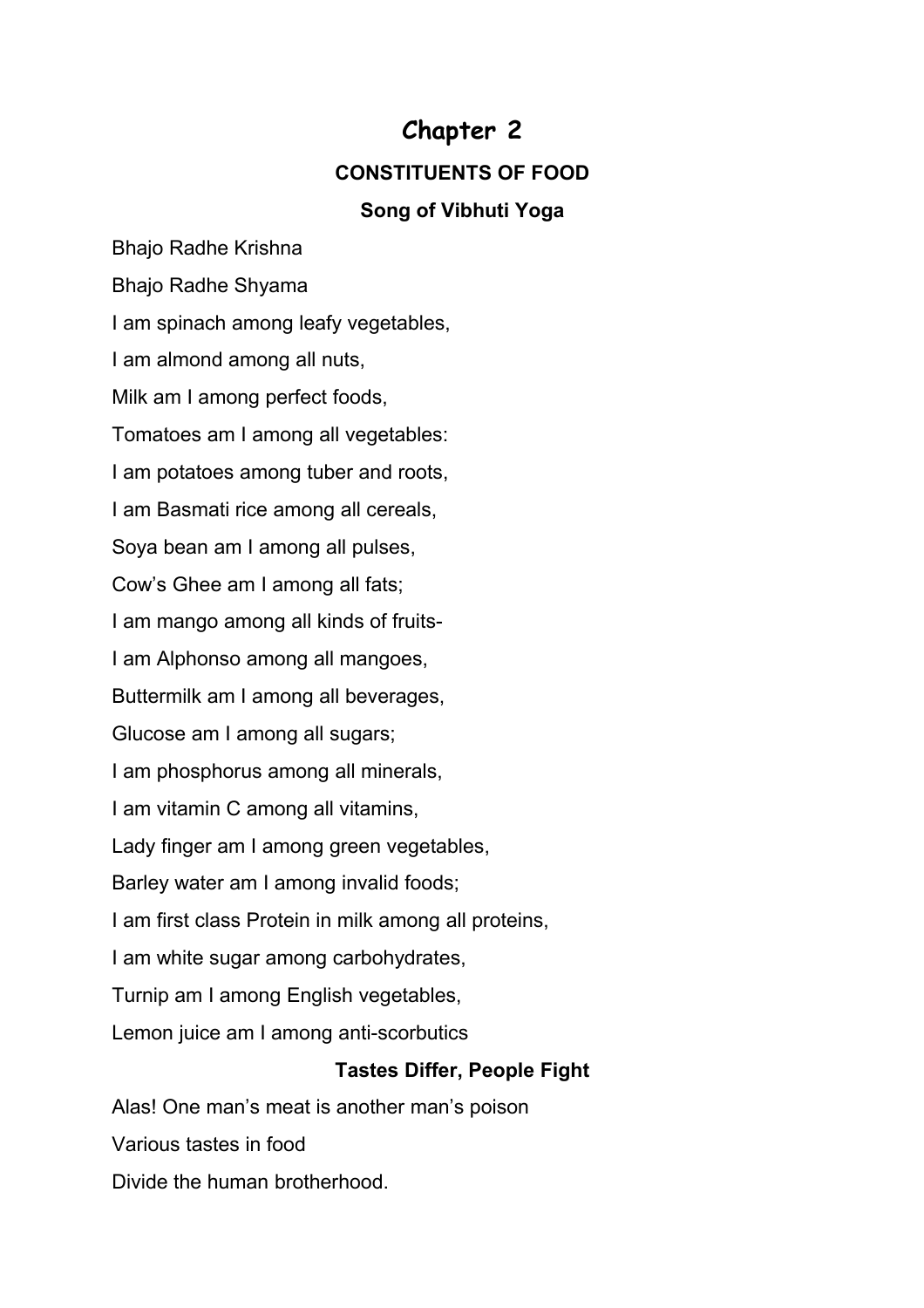# Chapter 2

## CONSTITUENTS OF FOOD

### Song of Vibhuti Yoga

Bhajo Radhe Krishna

Bhajo Radhe Shyama

I am spinach among leafy vegetables,

I am almond among all nuts,

Milk am I among perfect foods,

Tomatoes am I among all vegetables:

I am potatoes among tuber and roots,

I am Basmati rice among all cereals,

Soya bean am I among all pulses,

Cow's Ghee am I among all fats;

I am mango among all kinds of fruits-

I am Alphonso among all mangoes,

Buttermilk am I among all beverages,

Glucose am I among all sugars;

I am phosphorus among all minerals,

I am vitamin C among all vitamins,

Lady finger am I among green vegetables,

Barley water am I among invalid foods;

I am first class Protein in milk among all proteins,

I am white sugar among carbohydrates,

Turnip am I among English vegetables,

Lemon juice am I among anti-scorbutics

### Tastes Differ, People Fight

Alas! One man's meat is another man's poison

Various tastes in food

Divide the human brotherhood.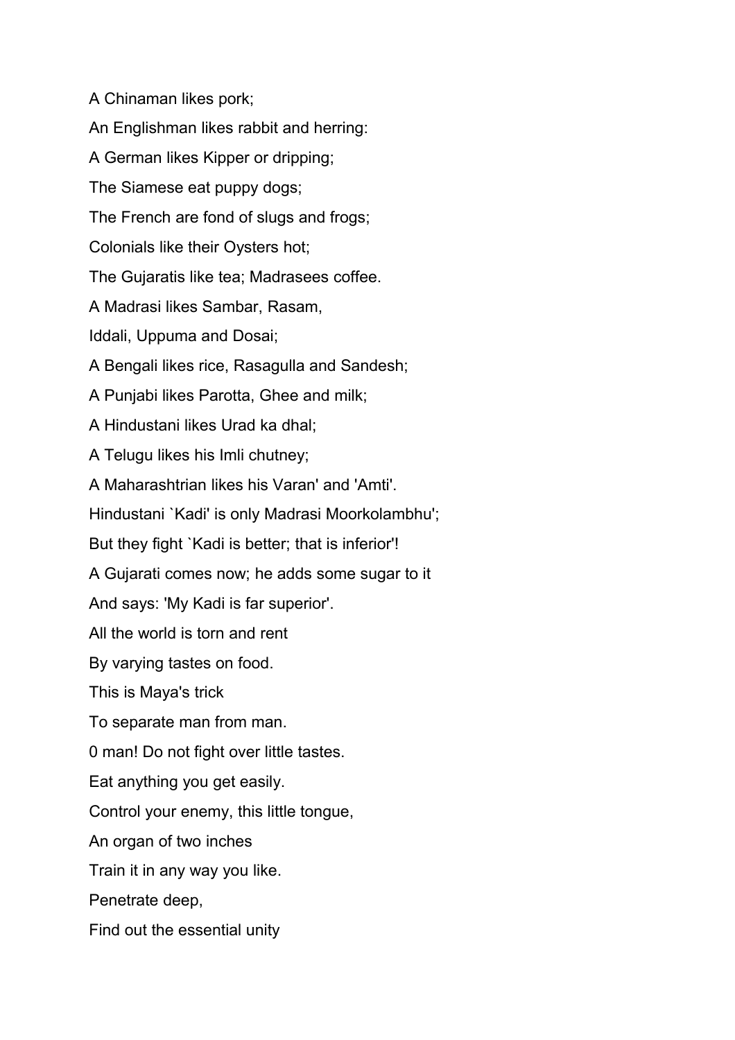A Chinaman likes pork;

An Englishman likes rabbit and herring:

A German likes Kipper or dripping;

The Siamese eat puppy dogs;

The French are fond of slugs and frogs;

Colonials like their Oysters hot;

The Gujaratis like tea; Madrasees coffee.

A Madrasi likes Sambar, Rasam,

Iddali, Uppuma and Dosai;

A Bengali likes rice, Rasagulla and Sandesh;

A Punjabi likes Parotta, Ghee and milk;

A Hindustani likes Urad ka dhal;

A Telugu likes his Imli chutney;

A Maharashtrian likes his Varan' and 'Amti'.

Hindustani `Kadi' is only Madrasi Moorkolambhu';

But they fight `Kadi is better; that is inferior'!

A Gujarati comes now; he adds some sugar to it

And says: 'My Kadi is far superior'.

All the world is torn and rent

By varying tastes on food.

This is Maya's trick

To separate man from man.

0 man! Do not fight over little tastes.

Eat anything you get easily.

Control your enemy, this little tongue,

An organ of two inches

Train it in any way you like.

Penetrate deep,

Find out the essential unity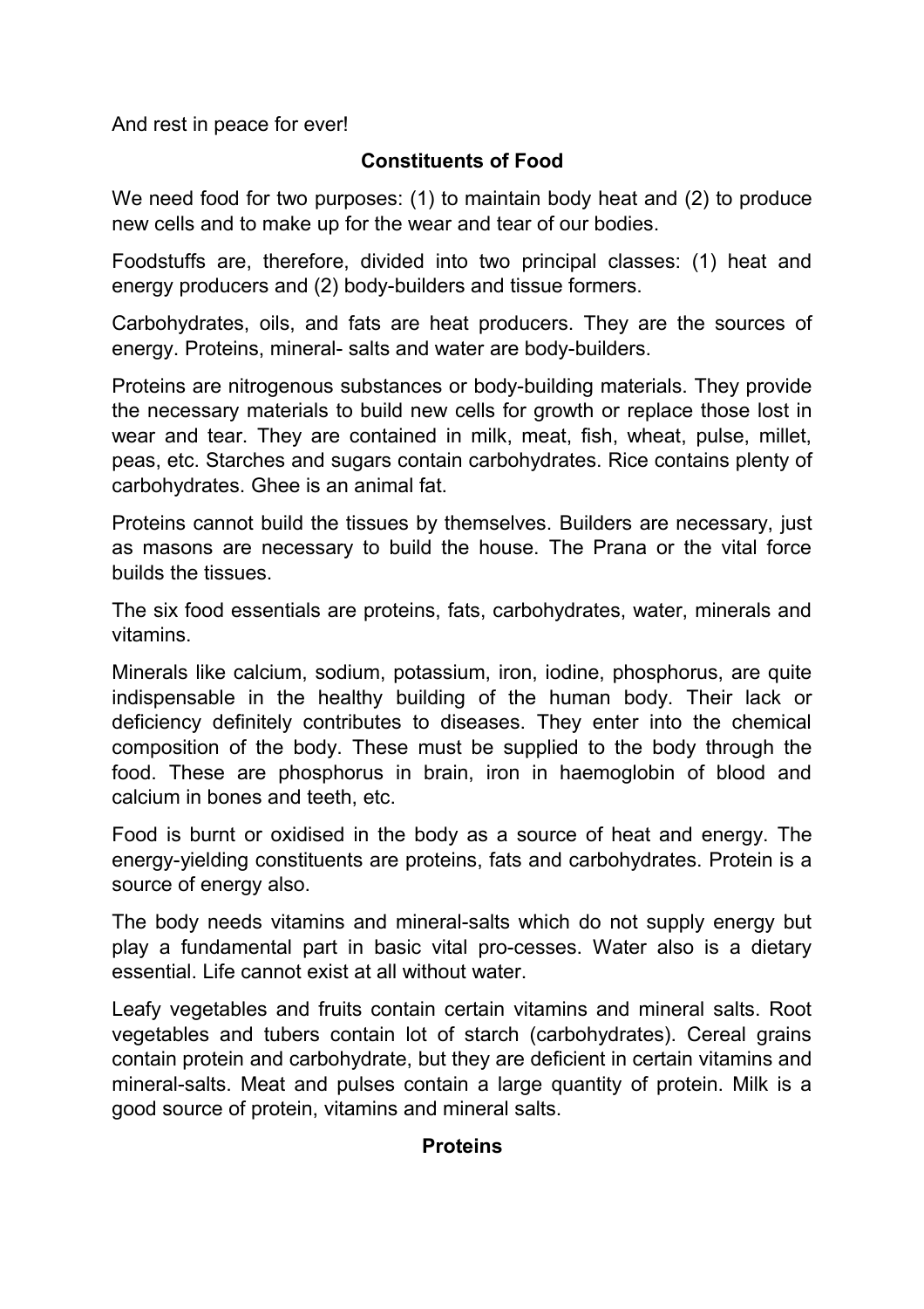And rest in peace for ever!

## Constituents of Food

We need food for two purposes: (1) to maintain body heat and (2) to produce new cells and to make up for the wear and tear of our bodies.

Foodstuffs are, therefore, divided into two principal classes: (1) heat and energy producers and (2) body-builders and tissue formers.

Carbohydrates, oils, and fats are heat producers. They are the sources of energy. Proteins, mineral- salts and water are body-builders.

Proteins are nitrogenous substances or body-building materials. They provide the necessary materials to build new cells for growth or replace those lost in wear and tear. They are contained in milk, meat, fish, wheat, pulse, millet, peas, etc. Starches and sugars contain carbohydrates. Rice contains plenty of carbohydrates. Ghee is an animal fat.

Proteins cannot build the tissues by themselves. Builders are necessary, just as masons are necessary to build the house. The Prana or the vital force builds the tissues.

The six food essentials are proteins, fats, carbohydrates, water, minerals and vitamins.

Minerals like calcium, sodium, potassium, iron, iodine, phosphorus, are quite indispensable in the healthy building of the human body. Their lack or deficiency definitely contributes to diseases. They enter into the chemical composition of the body. These must be supplied to the body through the food. These are phosphorus in brain, iron in haemoglobin of blood and calcium in bones and teeth, etc.

Food is burnt or oxidised in the body as a source of heat and energy. The energy-yielding constituents are proteins, fats and carbohydrates. Protein is a source of energy also.

The body needs vitamins and mineral-salts which do not supply energy but play a fundamental part in basic vital pro-cesses. Water also is a dietary essential. Life cannot exist at all without water.

Leafy vegetables and fruits contain certain vitamins and mineral salts. Root vegetables and tubers contain lot of starch (carbohydrates). Cereal grains contain protein and carbohydrate, but they are deficient in certain vitamins and mineral-salts. Meat and pulses contain a large quantity of protein. Milk is a good source of protein, vitamins and mineral salts.

## Proteins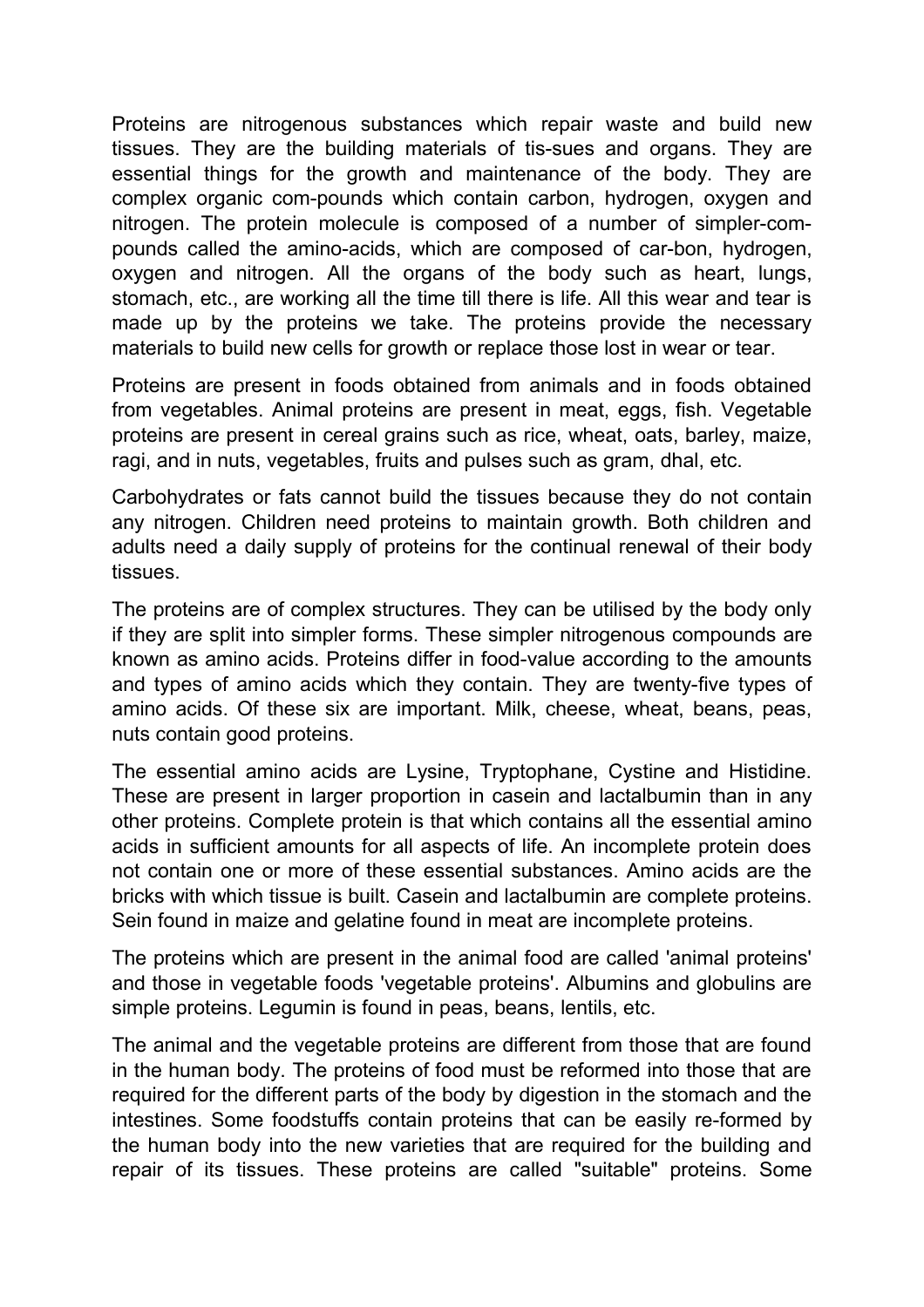Proteins are nitrogenous substances which repair waste and build new tissues. They are the building materials of tis-sues and organs. They are essential things for the growth and maintenance of the body. They are complex organic com-pounds which contain carbon, hydrogen, oxygen and nitrogen. The protein molecule is composed of a number of simpler-com-pounds called the amino-acids, which are composed of car-bon, hydrogen, oxygen and nitrogen. All the organs of the body such as heart, lungs, stomach, etc., are working all the time till there is life. All this wear and tear is made up by the proteins we take. The proteins provide the necessary materials to build new cells for growth or replace those lost in wear or tear.

Proteins are present in foods obtained from animals and in foods obtained from vegetables. Animal proteins are present in meat, eggs, fish. Vegetable proteins are present in cereal grains such as rice, wheat, oats, barley, maize, ragi, and in nuts, vegetables, fruits and pulses such as gram, dhal, etc.

Carbohydrates or fats cannot build the tissues because they do not contain any nitrogen. Children need proteins to maintain growth. Both children and adults need a daily supply of proteins for the continual renewal of their body tissues.

The proteins are of complex structures. They can be utilised by the body only if they are split into simpler forms. These simpler nitrogenous compounds are known as amino acids. Proteins differ in food-value according to the amounts and types of amino acids which they contain. They are twenty-five types of amino acids. Of these six are important. Milk, cheese, wheat, beans, peas, nuts contain good proteins.

The essential amino acids are Lysine, Tryptophane, Cystine and Histidine. These are present in larger proportion in casein and lactalbumin than in any other proteins. Complete protein is that which contains all the essential amino acids in sufficient amounts for all aspects of life. An incomplete protein does not contain one or more of these essential substances. Amino acids are the bricks with which tissue is built. Casein and lactalbumin are complete proteins. Sein found in maize and gelatine found in meat are incomplete proteins.

The proteins which are present in the animal food are called 'animal proteins' and those in vegetable foods 'vegetable proteins'. Albumins and globulins are simple proteins. Legumin is found in peas, beans, lentils, etc.

The animal and the vegetable proteins are different from those that are found in the human body. The proteins of food must be reformed into those that are required for the different parts of the body by digestion in the stomach and the intestines. Some foodstuffs contain proteins that can be easily re-formed by the human body into the new varieties that are required for the building and repair of its tissues. These proteins are called "suitable" proteins. Some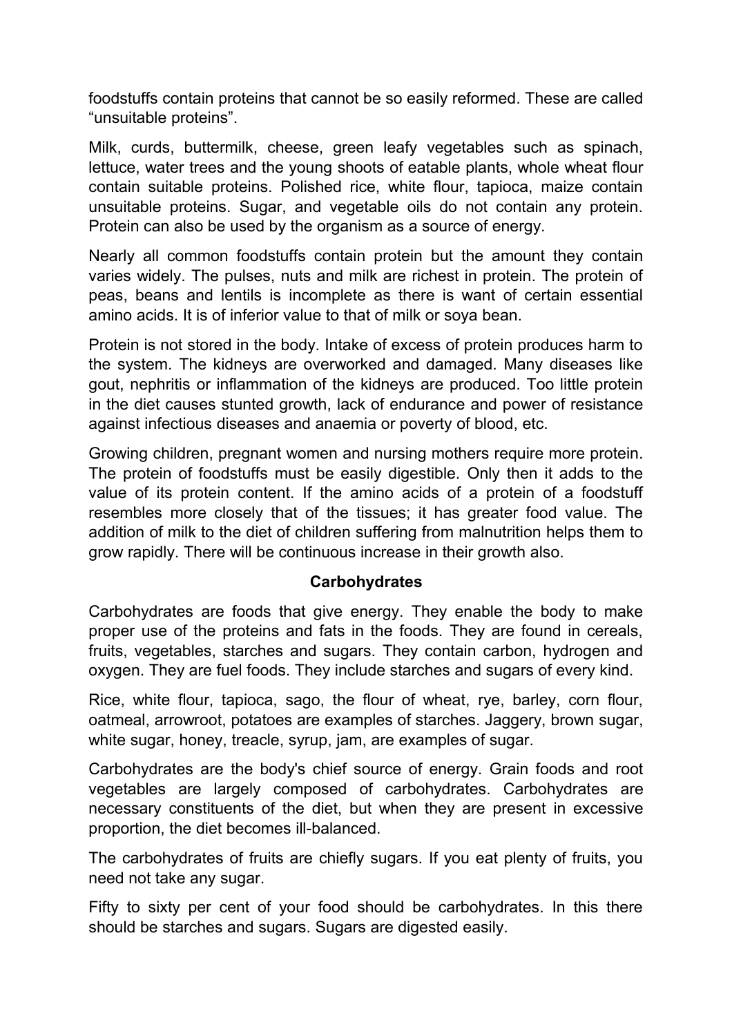foodstuffs contain proteins that cannot be so easily reformed. These are called "unsuitable proteins".

Milk, curds, buttermilk, cheese, green leafy vegetables such as spinach, lettuce, water trees and the young shoots of eatable plants, whole wheat flour contain suitable proteins. Polished rice, white flour, tapioca, maize contain unsuitable proteins. Sugar, and vegetable oils do not contain any protein. Protein can also be used by the organism as a source of energy.

Nearly all common foodstuffs contain protein but the amount they contain varies widely. The pulses, nuts and milk are richest in protein. The protein of peas, beans and lentils is incomplete as there is want of certain essential amino acids. It is of inferior value to that of milk or soya bean.

Protein is not stored in the body. Intake of excess of protein produces harm to the system. The kidneys are overworked and damaged. Many diseases like gout, nephritis or inflammation of the kidneys are produced. Too little protein in the diet causes stunted growth, lack of endurance and power of resistance against infectious diseases and anaemia or poverty of blood, etc.

Growing children, pregnant women and nursing mothers require more protein. The protein of foodstuffs must be easily digestible. Only then it adds to the value of its protein content. If the amino acids of a protein of a foodstuff resembles more closely that of the tissues; it has greater food value. The addition of milk to the diet of children suffering from malnutrition helps them to grow rapidly. There will be continuous increase in their growth also.

### Carbohydrates

Carbohydrates are foods that give energy. They enable the body to make proper use of the proteins and fats in the foods. They are found in cereals, fruits, vegetables, starches and sugars. They contain carbon, hydrogen and oxygen. They are fuel foods. They include starches and sugars of every kind.

Rice, white flour, tapioca, sago, the flour of wheat, rye, barley, corn flour, oatmeal, arrowroot, potatoes are examples of starches. Jaggery, brown sugar, white sugar, honey, treacle, syrup, jam, are examples of sugar.

Carbohydrates are the body's chief source of energy. Grain foods and root vegetables are largely composed of carbohydrates. Carbohydrates are necessary constituents of the diet, but when they are present in excessive proportion, the diet becomes ill-balanced.

The carbohydrates of fruits are chiefly sugars. If you eat plenty of fruits, you need not take any sugar.

Fifty to sixty per cent of your food should be carbohydrates. In this there should be starches and sugars. Sugars are digested easily.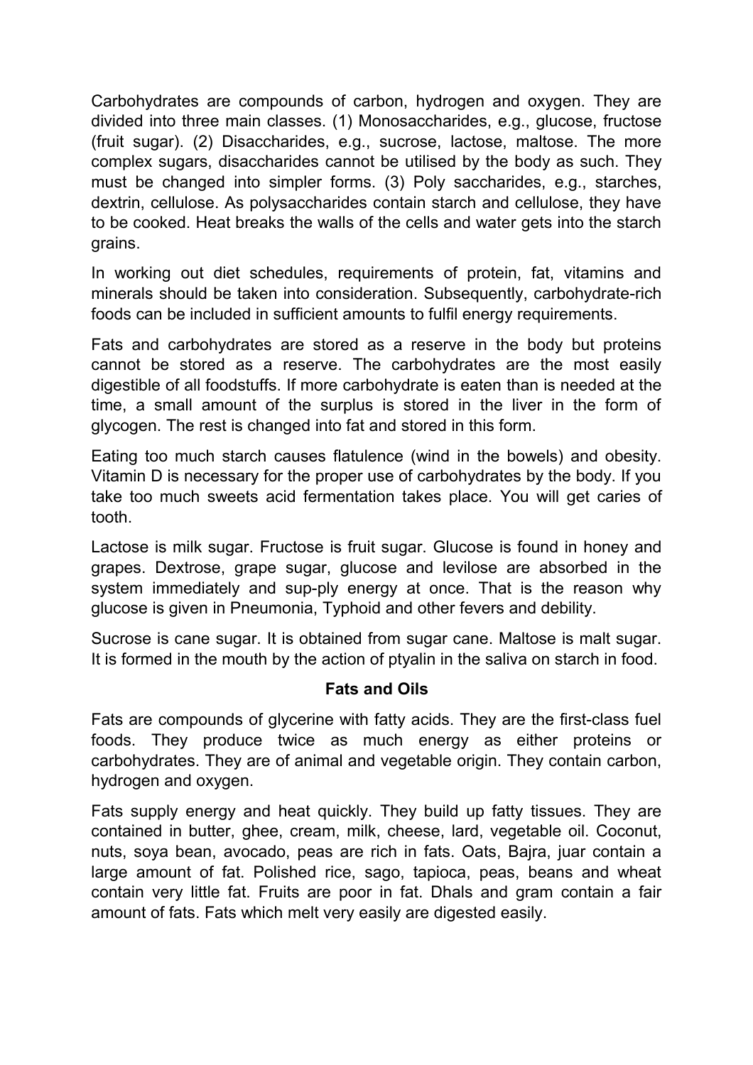Carbohydrates are compounds of carbon, hydrogen and oxygen. They are divided into three main classes. (1) Monosaccharides, e.g., glucose, fructose (fruit sugar). (2) Disaccharides, e.g., sucrose, lactose, maltose. The more complex sugars, disaccharides cannot be utilised by the body as such. They must be changed into simpler forms. (3) Poly saccharides, e.g., starches, dextrin, cellulose. As polysaccharides contain starch and cellulose, they have to be cooked. Heat breaks the walls of the cells and water gets into the starch grains.

In working out diet schedules, requirements of protein, fat, vitamins and minerals should be taken into consideration. Subsequently, carbohydrate-rich foods can be included in sufficient amounts to fulfil energy requirements.

Fats and carbohydrates are stored as a reserve in the body but proteins cannot be stored as a reserve. The carbohydrates are the most easily digestible of all foodstuffs. If more carbohydrate is eaten than is needed at the time, a small amount of the surplus is stored in the liver in the form of glycogen. The rest is changed into fat and stored in this form.

Eating too much starch causes flatulence (wind in the bowels) and obesity. Vitamin D is necessary for the proper use of carbohydrates by the body. If you take too much sweets acid fermentation takes place. You will get caries of tooth.

Lactose is milk sugar. Fructose is fruit sugar. Glucose is found in honey and grapes. Dextrose, grape sugar, glucose and levilose are absorbed in the system immediately and sup-ply energy at once. That is the reason why glucose is given in Pneumonia, Typhoid and other fevers and debility.

Sucrose is cane sugar. It is obtained from sugar cane. Maltose is malt sugar. It is formed in the mouth by the action of ptyalin in the saliva on starch in food.

## Fats and Oils

Fats are compounds of glycerine with fatty acids. They are the first-class fuel foods. They produce twice as much energy as either proteins or carbohydrates. They are of animal and vegetable origin. They contain carbon, hydrogen and oxygen.

Fats supply energy and heat quickly. They build up fatty tissues. They are contained in butter, ghee, cream, milk, cheese, lard, vegetable oil. Coconut, nuts, soya bean, avocado, peas are rich in fats. Oats, Bajra, juar contain a large amount of fat. Polished rice, sago, tapioca, peas, beans and wheat contain very little fat. Fruits are poor in fat. Dhals and gram contain a fair amount of fats. Fats which melt very easily are digested easily.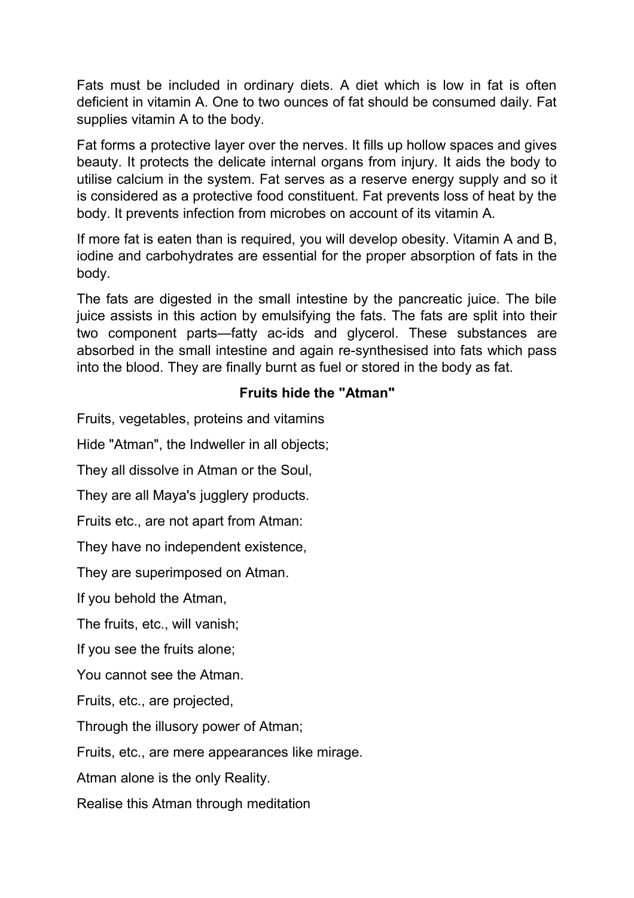Fats must be included in ordinary diets. A diet which is low in fat is often deficient in vitamin A. One to two ounces of fat should be consumed daily. Fat supplies vitamin A to the body.

Fat forms a protective layer over the nerves. It fills up hollow spaces and gives beauty. It protects the delicate internal organs from injury. It aids the body to utilise calcium in the system. Fat serves as a reserve energy supply and so it is considered as a protective food constituent. Fat prevents loss of heat by the body. It prevents infection from microbes on account of its vitamin A.

If more fat is eaten than is required, you will develop obesity. Vitamin A and B, iodine and carbohydrates are essential for the proper absorption of fats in the body.

The fats are digested in the small intestine by the pancreatic juice. The bile juice assists in this action by emulsifying the fats. The fats are split into their two component parts—fatty ac-ids and glycerol. These substances are absorbed in the small intestine and again re-synthesised into fats which pass into the blood. They are finally burnt as fuel or stored in the body as fat.

### Fruits hide the "Atman"

Fruits, vegetables, proteins and vitamins

Hide "Atman", the Indweller in all objects;

They all dissolve in Atman or the Soul,

They are all Maya's jugglery products.

Fruits etc., are not apart from Atman:

They have no independent existence,

They are superimposed on Atman.

If you behold the Atman,

The fruits, etc., will vanish;

If you see the fruits alone;

You cannot see the Atman.

Fruits, etc., are projected,

Through the illusory power of Atman;

Fruits, etc., are mere appearances like mirage.

Atman alone is the only Reality.

Realise this Atman through meditation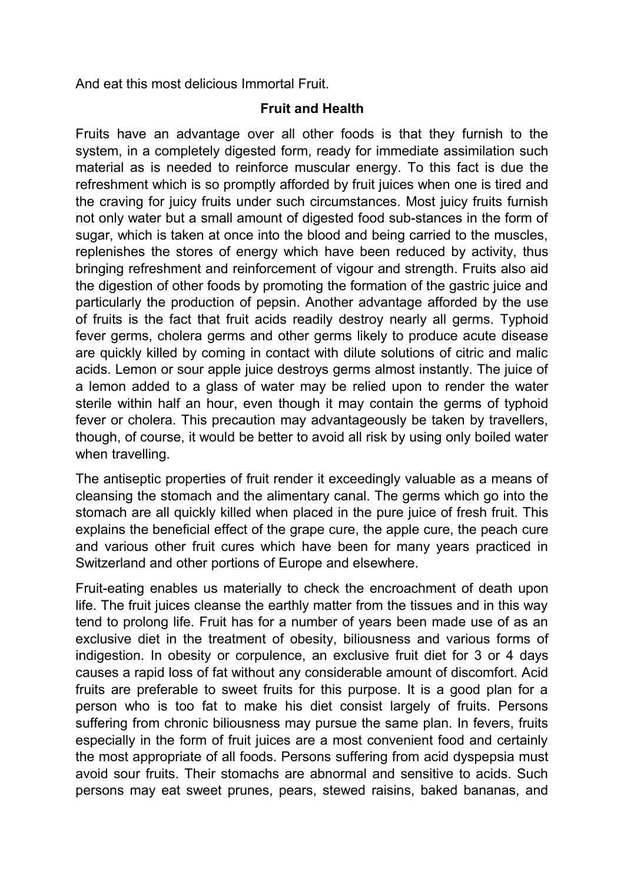And eat this most delicious Immortal Fruit.

## Fruit and Health

Fruits have an advantage over all other foods is that they furnish to the system, in a completely digested form, ready for immediate assimilation such material as is needed to reinforce muscular energy. To this fact is due the refreshment which is so promptly afforded by fruit juices when one is tired and the craving for juicy fruits under such circumstances. Most juicy fruits furnish not only water but a small amount of digested food sub-stances in the form of sugar, which is taken at once into the blood and being carried to the muscles, replenishes the stores of energy which have been reduced by activity, thus bringing refreshment and reinforcement of vigour and strength. Fruits also aid the digestion of other foods by promoting the formation of the gastric juice and particularly the production of pepsin. Another advantage afforded by the use of fruits is the fact that fruit acids readily destroy nearly all germs. Typhoid fever germs, cholera germs and other germs likely to produce acute disease are quickly killed by coming in contact with dilute solutions of citric and malic acids. Lemon or sour apple juice destroys germs almost instantly. The juice of a lemon added to a glass of water may be relied upon to render the water sterile within half an hour, even though it may contain the germs of typhoid fever or cholera. This precaution may advantageously be taken by travellers, though, of course, it would be better to avoid all risk by using only boiled water when travelling.

The antiseptic properties of fruit render it exceedingly valuable as a means of cleansing the stomach and the alimentary canal. The germs which go into the stomach are all quickly killed when placed in the pure juice of fresh fruit. This explains the beneficial effect of the grape cure, the apple cure, the peach cure and various other fruit cures which have been for many years practiced in Switzerland and other portions of Europe and elsewhere.

Fruit-eating enables us materially to check the encroachment of death upon life. The fruit juices cleanse the earthly matter from the tissues and in this way tend to prolong life. Fruit has for a number of years been made use of as an exclusive diet in the treatment of obesity, biliousness and various forms of indigestion. In obesity or corpulence, an exclusive fruit diet for 3 or 4 days causes a rapid loss of fat without any considerable amount of discomfort. Acid fruits are preferable to sweet fruits for this purpose. It is a good plan for a person who is too fat to make his diet consist largely of fruits. Persons suffering from chronic biliousness may pursue the same plan. In fevers, fruits especially in the form of fruit juices are a most convenient food and certainly the most appropriate of all foods. Persons suffering from acid dyspepsia must avoid sour fruits. Their stomachs are abnormal and sensitive to acids. Such persons may eat sweet prunes, pears, stewed raisins, baked bananas, and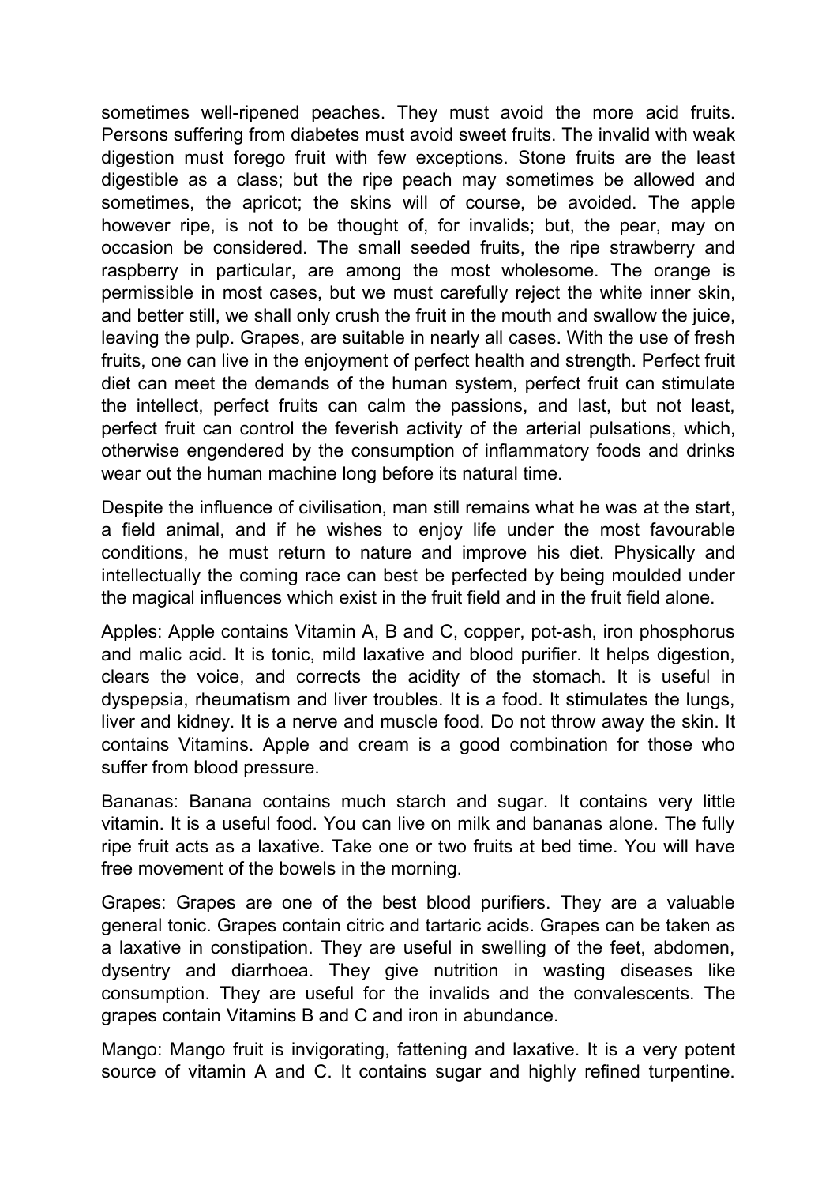sometimes well-ripened peaches. They must avoid the more acid fruits. Persons suffering from diabetes must avoid sweet fruits. The invalid with weak digestion must forego fruit with few exceptions. Stone fruits are the least digestible as a class; but the ripe peach may sometimes be allowed and sometimes, the apricot; the skins will of course, be avoided. The apple however ripe, is not to be thought of, for invalids; but, the pear, may on occasion be considered. The small seeded fruits, the ripe strawberry and raspberry in particular, are among the most wholesome. The orange is permissible in most cases, but we must carefully reject the white inner skin, and better still, we shall only crush the fruit in the mouth and swallow the juice, leaving the pulp. Grapes, are suitable in nearly all cases. With the use of fresh fruits, one can live in the enjoyment of perfect health and strength. Perfect fruit diet can meet the demands of the human system, perfect fruit can stimulate the intellect, perfect fruits can calm the passions, and last, but not least, perfect fruit can control the feverish activity of the arterial pulsations, which, otherwise engendered by the consumption of inflammatory foods and drinks wear out the human machine long before its natural time.

Despite the influence of civilisation, man still remains what he was at the start, a field animal, and if he wishes to enjoy life under the most favourable conditions, he must return to nature and improve his diet. Physically and intellectually the coming race can best be perfected by being moulded under the magical influences which exist in the fruit field and in the fruit field alone.

Apples: Apple contains Vitamin A, B and C, copper, pot-ash, iron phosphorus and malic acid. It is tonic, mild laxative and blood purifier. It helps digestion, clears the voice, and corrects the acidity of the stomach. It is useful in dyspepsia, rheumatism and liver troubles. It is a food. It stimulates the lungs, liver and kidney. It is a nerve and muscle food. Do not throw away the skin. It contains Vitamins. Apple and cream is a good combination for those who suffer from blood pressure.

Bananas: Banana contains much starch and sugar. It contains very little vitamin. It is a useful food. You can live on milk and bananas alone. The fully ripe fruit acts as a laxative. Take one or two fruits at bed time. You will have free movement of the bowels in the morning.

Grapes: Grapes are one of the best blood purifiers. They are a valuable general tonic. Grapes contain citric and tartaric acids. Grapes can be taken as a laxative in constipation. They are useful in swelling of the feet, abdomen, dysentry and diarrhoea. They give nutrition in wasting diseases like consumption. They are useful for the invalids and the convalescents. The grapes contain Vitamins B and C and iron in abundance.

Mango: Mango fruit is invigorating, fattening and laxative. It is a very potent source of vitamin A and C. It contains sugar and highly refined turpentine.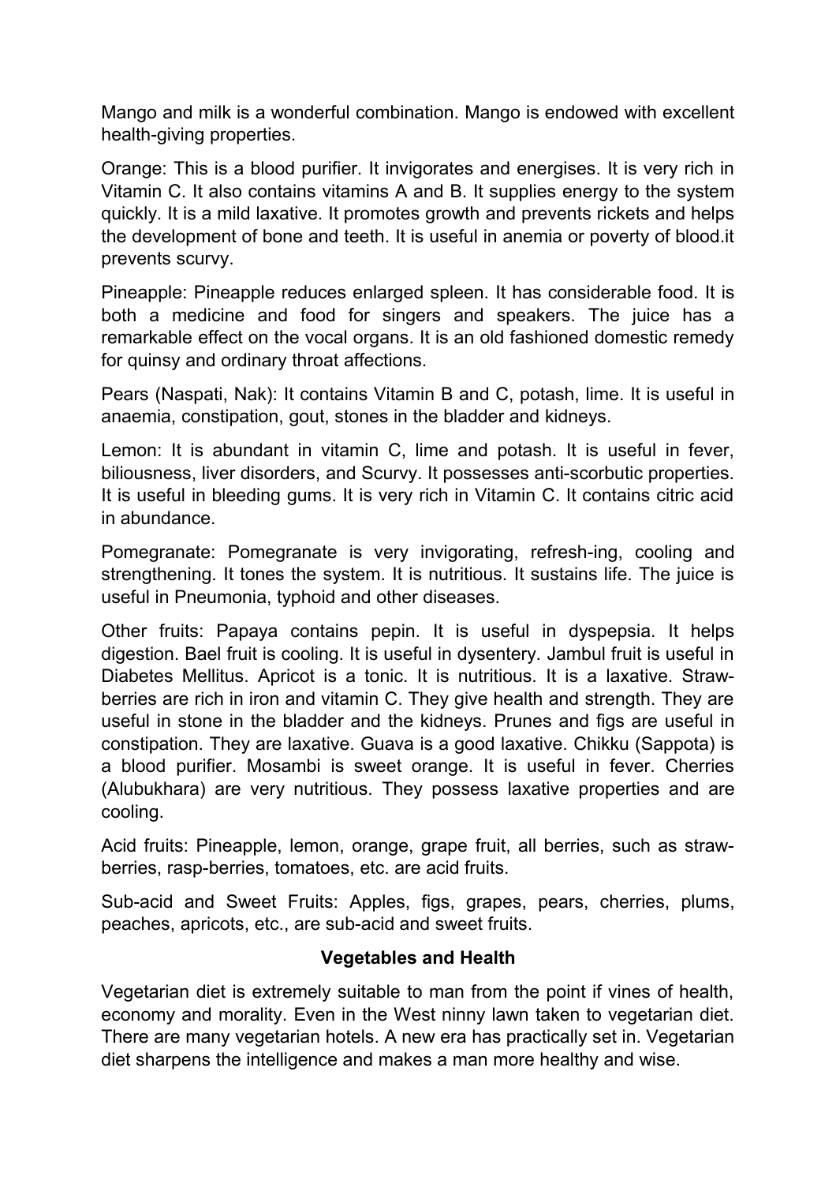Mango and milk is a wonderful combination. Mango is endowed with excellent health-giving properties.

Orange: This is a blood purifier. It invigorates and energises. It is very rich in Vitamin C. It also contains vitamins A and B. It supplies energy to the system quickly. It is a mild laxative. It promotes growth and prevents rickets and helps the development of bone and teeth. It is useful in anemia or poverty of blood.it prevents scurvy.

Pineapple: Pineapple reduces enlarged spleen. It has considerable food. It is both a medicine and food for singers and speakers. The juice has a remarkable effect on the vocal organs. It is an old fashioned domestic remedy for quinsy and ordinary throat affections.

Pears (Naspati, Nak): It contains Vitamin B and C, potash, lime. It is useful in anaemia, constipation, gout, stones in the bladder and kidneys.

Lemon: It is abundant in vitamin C, lime and potash. It is useful in fever, biliousness, liver disorders, and Scurvy. It possesses anti-scorbutic properties. It is useful in bleeding gums. It is very rich in Vitamin C. It contains citric acid in abundance.

Pomegranate: Pomegranate is very invigorating, refresh-ing, cooling and strengthening. It tones the system. It is nutritious. It sustains life. The juice is useful in Pneumonia, typhoid and other diseases.

Other fruits: Papaya contains pepin. It is useful in dyspepsia. It helps digestion. Bael fruit is cooling. It is useful in dysentery. Jambul fruit is useful in Diabetes Mellitus. Apricot is a tonic. It is nutritious. It is a laxative. Straw-berries are rich in iron and vitamin C. They give health and strength. They are useful in stone in the bladder and the kidneys. Prunes and figs are useful in constipation. They are laxative. Guava is a good laxative. Chikku (Sappota) is a blood purifier. Mosambi is sweet orange. It is useful in fever. Cherries (Alubukhara) are very nutritious. They possess laxative properties and are cooling.

Acid fruits: Pineapple, lemon, orange, grape fruit, all berries, such as straw-berries, rasp-berries, tomatoes, etc. are acid fruits.

Sub-acid and Sweet Fruits: Apples, figs, grapes, pears, cherries, plums, peaches, apricots, etc., are sub-acid and sweet fruits.

**Vegetables and Health**

Vegetarian diet is extremely suitable to man from the point if vines of health, economy and morality. Even in the West ninny lawn taken to vegetarian diet. There are many vegetarian hotels. A new era has practically set in. Vegetarian diet sharpens the intelligence and makes a man more healthy and wise.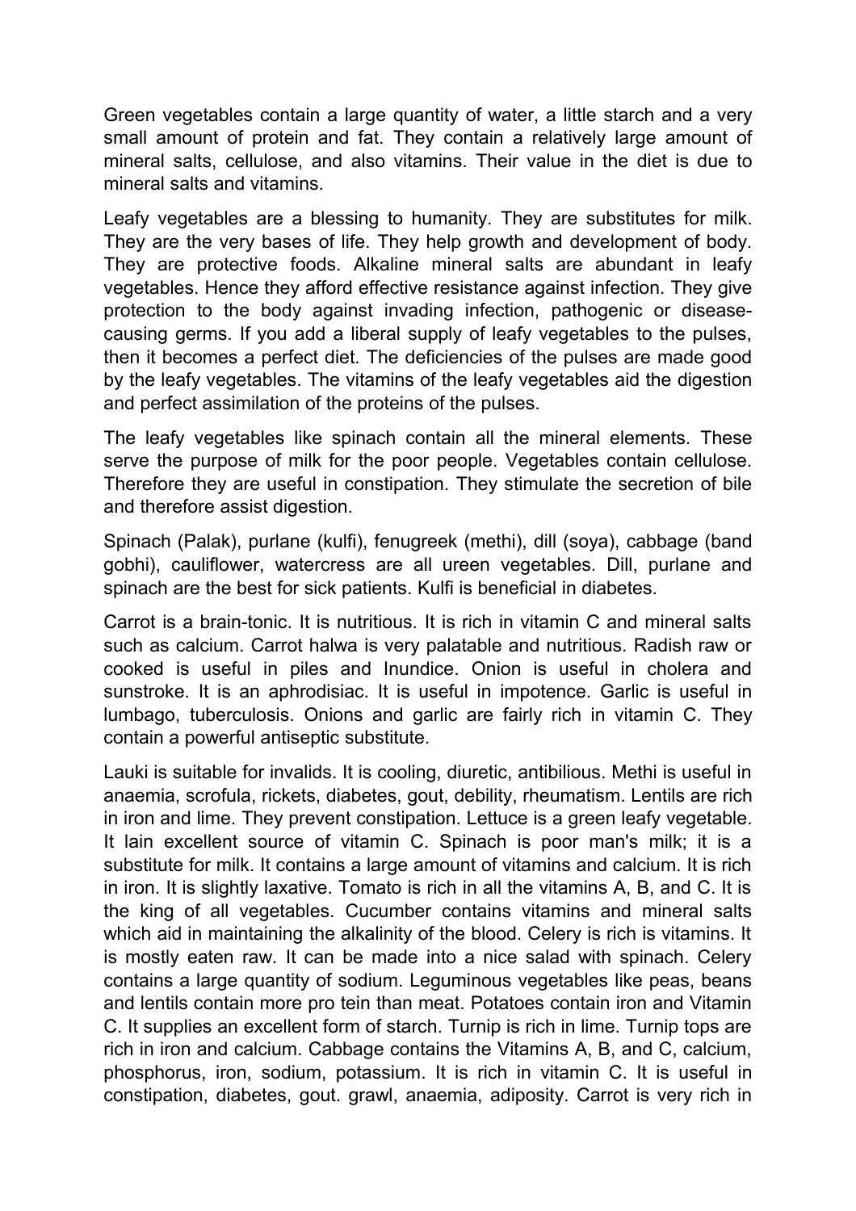Green vegetables contain a large quantity of water, a little starch and a very small amount of protein and fat. They contain a relatively large amount of mineral salts, cellulose, and also vitamins. Their value in the diet is due to mineral salts and vitamins.

Leafy vegetables are a blessing to humanity. They are substitutes for milk. They are the very bases of life. They help growth and development of body. They are protective foods. Alkaline mineral salts are abundant in leafy vegetables. Hence they afford effective resistance against infection. They give protection to the body against invading infection, pathogenic or disease-causing germs. If you add a liberal supply of leafy vegetables to the pulses, then it becomes a perfect diet. The deficiencies of the pulses are made good by the leafy vegetables. The vitamins of the leafy vegetables aid the digestion and perfect assimilation of the proteins of the pulses.

The leafy vegetables like spinach contain all the mineral elements. These serve the purpose of milk for the poor people. Vegetables contain cellulose. Therefore they are useful in constipation. They stimulate the secretion of bile and therefore assist digestion.

Spinach (Palak), purlane (kulfi), fenugreek (methi), dill (soya), cabbage (band gobhi), cauliflower, watercress are all ureen vegetables. Dill, purlane and spinach are the best for sick patients. Kulfi is beneficial in diabetes.

Carrot is a brain-tonic. It is nutritious. It is rich in vitamin C and mineral salts such as calcium. Carrot halwa is very palatable and nutritious. Radish raw or cooked is useful in piles and Inundice. Onion is useful in cholera and sunstroke. It is an aphrodisiac. It is useful in impotence. Garlic is useful in lumbago, tuberculosis. Onions and garlic are fairly rich in vitamin C. They contain a powerful antiseptic substitute.

Lauki is suitable for invalids. It is cooling, diuretic, antibilious. Methi is useful in anaemia, scrofula, rickets, diabetes, gout, debility, rheumatism. Lentils are rich in iron and lime. They prevent constipation. Lettuce is a green leafy vegetable. It lain excellent source of vitamin C. Spinach is poor man's milk; it is a substitute for milk. It contains a large amount of vitamins and calcium. It is rich in iron. It is slightly laxative. Tomato is rich in all the vitamins A, B, and C. It is the king of all vegetables. Cucumber contains vitamins and mineral salts which aid in maintaining the alkalinity of the blood. Celery is rich is vitamins. It is mostly eaten raw. It can be made into a nice salad with spinach. Celery contains a large quantity of sodium. Leguminous vegetables like peas, beans and lentils contain more pro tein than meat. Potatoes contain iron and Vitamin C. It supplies an excellent form of starch. Turnip is rich in lime. Turnip tops are rich in iron and calcium. Cabbage contains the Vitamins A, B, and C, calcium, phosphorus, iron, sodium, potassium. It is rich in vitamin C. It is useful in constipation, diabetes, gout. grawl, anaemia, adiposity. Carrot is very rich in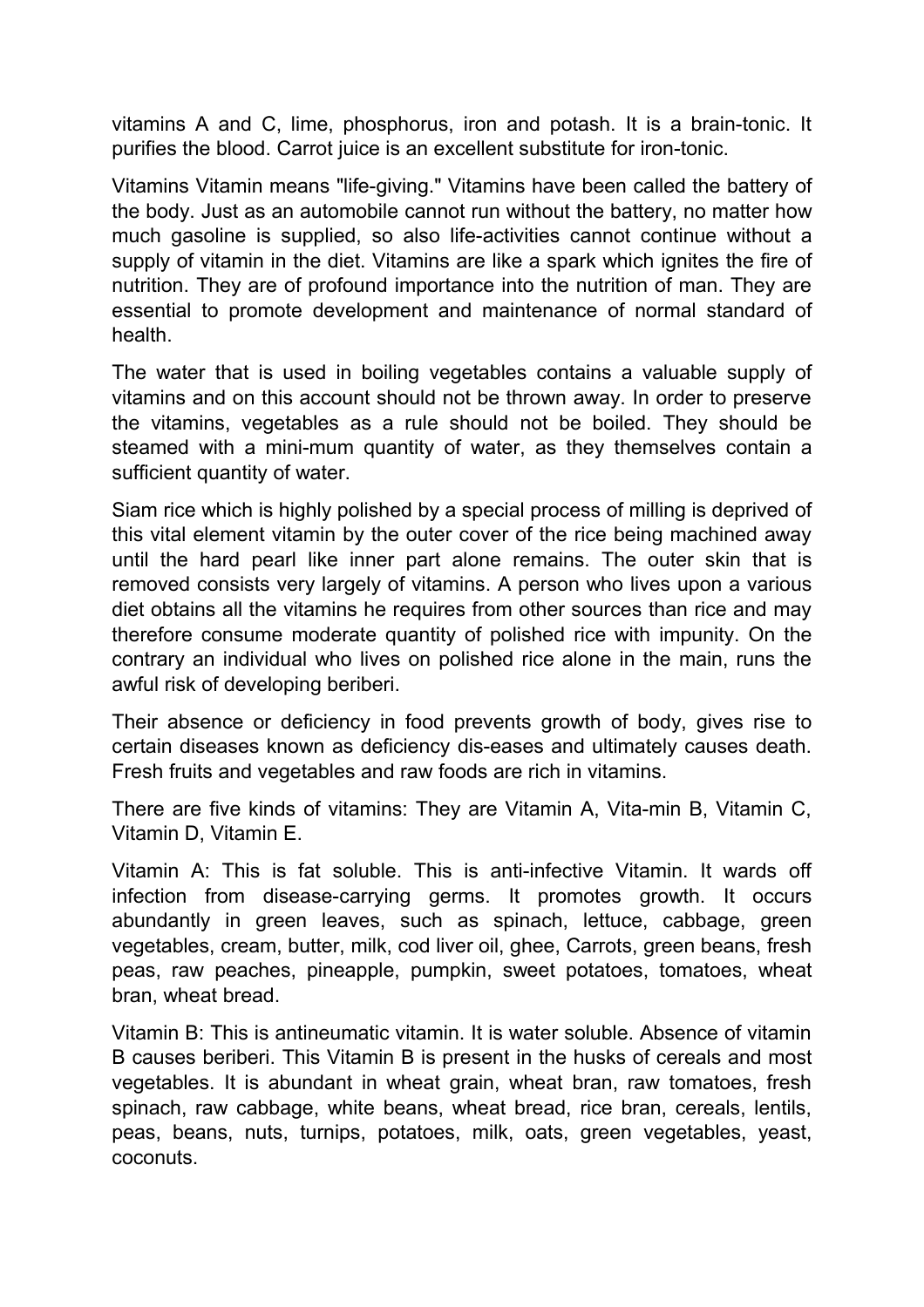vitamins A and C, lime, phosphorus, iron and potash. It is a brain-tonic. It purifies the blood. Carrot juice is an excellent substitute for iron-tonic.

Vitamins Vitamin means "life-giving." Vitamins have been called the battery of the body. Just as an automobile cannot run without the battery, no matter how much gasoline is supplied, so also life-activities cannot continue without a supply of vitamin in the diet. Vitamins are like a spark which ignites the fire of nutrition. They are of profound importance into the nutrition of man. They are essential to promote development and maintenance of normal standard of health.

The water that is used in boiling vegetables contains a valuable supply of vitamins and on this account should not be thrown away. In order to preserve the vitamins, vegetables as a rule should not be boiled. They should be steamed with a mini-mum quantity of water, as they themselves contain a sufficient quantity of water.

Siam rice which is highly polished by a special process of milling is deprived of this vital element vitamin by the outer cover of the rice being machined away until the hard pearl like inner part alone remains. The outer skin that is removed consists very largely of vitamins. A person who lives upon a various diet obtains all the vitamins he requires from other sources than rice and may therefore consume moderate quantity of polished rice with impunity. On the contrary an individual who lives on polished rice alone in the main, runs the awful risk of developing beriberi.

Their absence or deficiency in food prevents growth of body, gives rise to certain diseases known as deficiency dis-eases and ultimately causes death. Fresh fruits and vegetables and raw foods are rich in vitamins.

There are five kinds of vitamins: They are Vitamin A, Vita-min B, Vitamin C, Vitamin D, Vitamin E.

Vitamin A: This is fat soluble. This is anti-infective Vitamin. It wards off infection from disease-carrying germs. It promotes growth. It occurs abundantly in green leaves, such as spinach, lettuce, cabbage, green vegetables, cream, butter, milk, cod liver oil, ghee, Carrots, green beans, fresh peas, raw peaches, pineapple, pumpkin, sweet potatoes, tomatoes, wheat bran, wheat bread.

Vitamin B: This is antineumatic vitamin. It is water soluble. Absence of vitamin B causes beriberi. This Vitamin B is present in the husks of cereals and most vegetables. It is abundant in wheat grain, wheat bran, raw tomatoes, fresh spinach, raw cabbage, white beans, wheat bread, rice bran, cereals, lentils, peas, beans, nuts, turnips, potatoes, milk, oats, green vegetables, yeast, coconuts.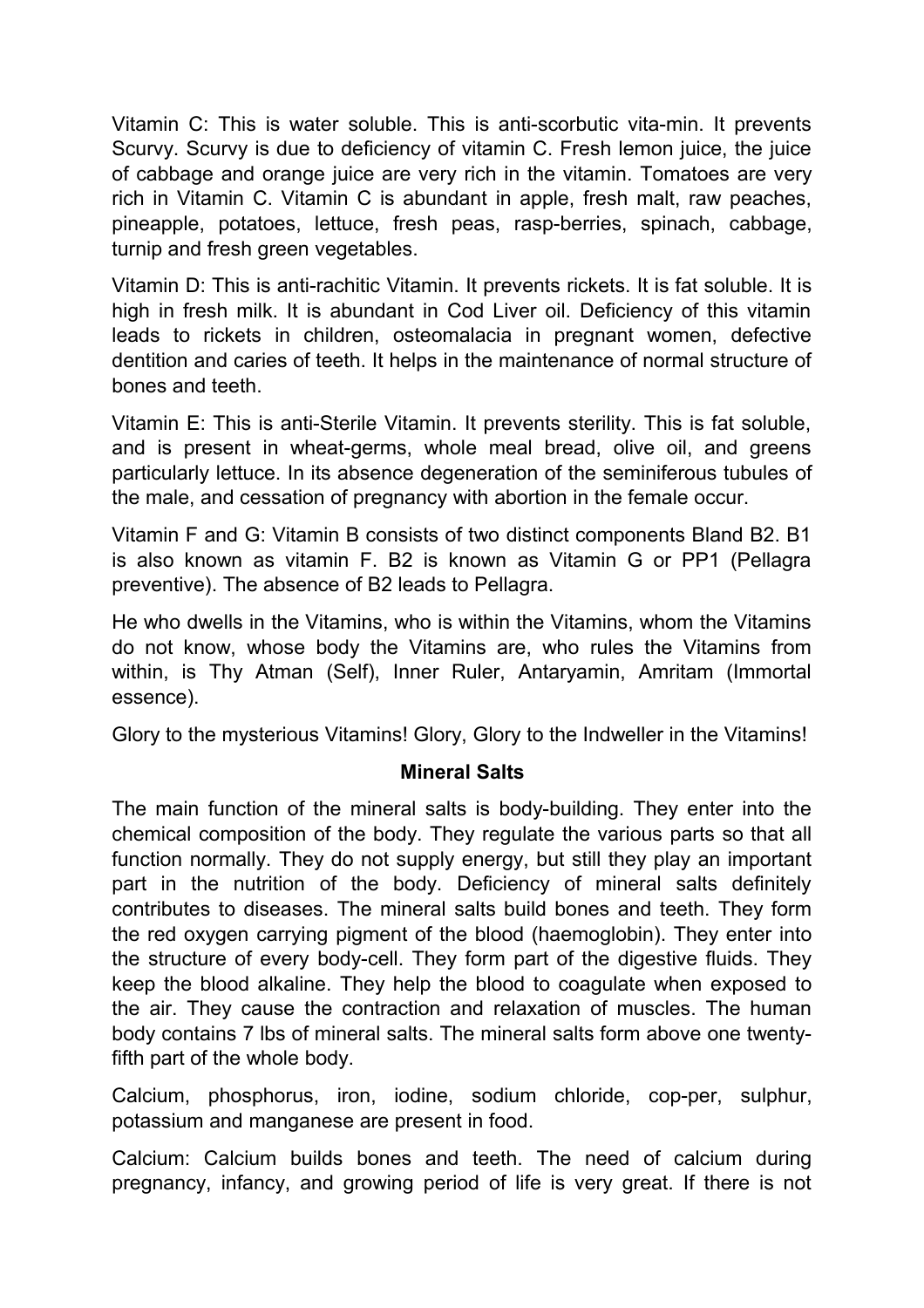Vitamin C: This is water soluble. This is anti-scorbutic vita-min. It prevents Scurvy. Scurvy is due to deficiency of vitamin C. Fresh lemon juice, the juice of cabbage and orange juice are very rich in the vitamin. Tomatoes are very rich in Vitamin C. Vitamin C is abundant in apple, fresh malt, raw peaches, pineapple, potatoes, lettuce, fresh peas, rasp-berries, spinach, cabbage, turnip and fresh green vegetables.

Vitamin D: This is anti-rachitic Vitamin. It prevents rickets. It is fat soluble. It is high in fresh milk. It is abundant in Cod Liver oil. Deficiency of this vitamin leads to rickets in children, osteomalacia in pregnant women, defective dentition and caries of teeth. It helps in the maintenance of normal structure of bones and teeth.

Vitamin E: This is anti-Sterile Vitamin. It prevents sterility. This is fat soluble, and is present in wheat-germs, whole meal bread, olive oil, and greens particularly lettuce. In its absence degeneration of the seminiferous tubules of the male, and cessation of pregnancy with abortion in the female occur.

Vitamin F and G: Vitamin B consists of two distinct components Bland B2. B1 is also known as vitamin F. B2 is known as Vitamin G or PP1 (Pellagra preventive). The absence of B2 leads to Pellagra.

He who dwells in the Vitamins, who is within the Vitamins, whom the Vitamins do not know, whose body the Vitamins are, who rules the Vitamins from within, is Thy Atman (Self), Inner Ruler, Antaryamin, Amritam (Immortal essence).

Glory to the mysterious Vitamins! Glory, Glory to the Indweller in the Vitamins!

### Mineral Salts

The main function of the mineral salts is body-building. They enter into the chemical composition of the body. They regulate the various parts so that all function normally. They do not supply energy, but still they play an important part in the nutrition of the body. Deficiency of mineral salts definitely contributes to diseases. The mineral salts build bones and teeth. They form the red oxygen carrying pigment of the blood (haemoglobin). They enter into the structure of every body-cell. They form part of the digestive fluids. They keep the blood alkaline. They help the blood to coagulate when exposed to the air. They cause the contraction and relaxation of muscles. The human body contains 7 lbs of mineral salts. The mineral salts form above one twenty-fifth part of the whole body.

Calcium, phosphorus, iron, iodine, sodium chloride, cop-per, sulphur, potassium and manganese are present in food.

Calcium: Calcium builds bones and teeth. The need of calcium during pregnancy, infancy, and growing period of life is very great. If there is not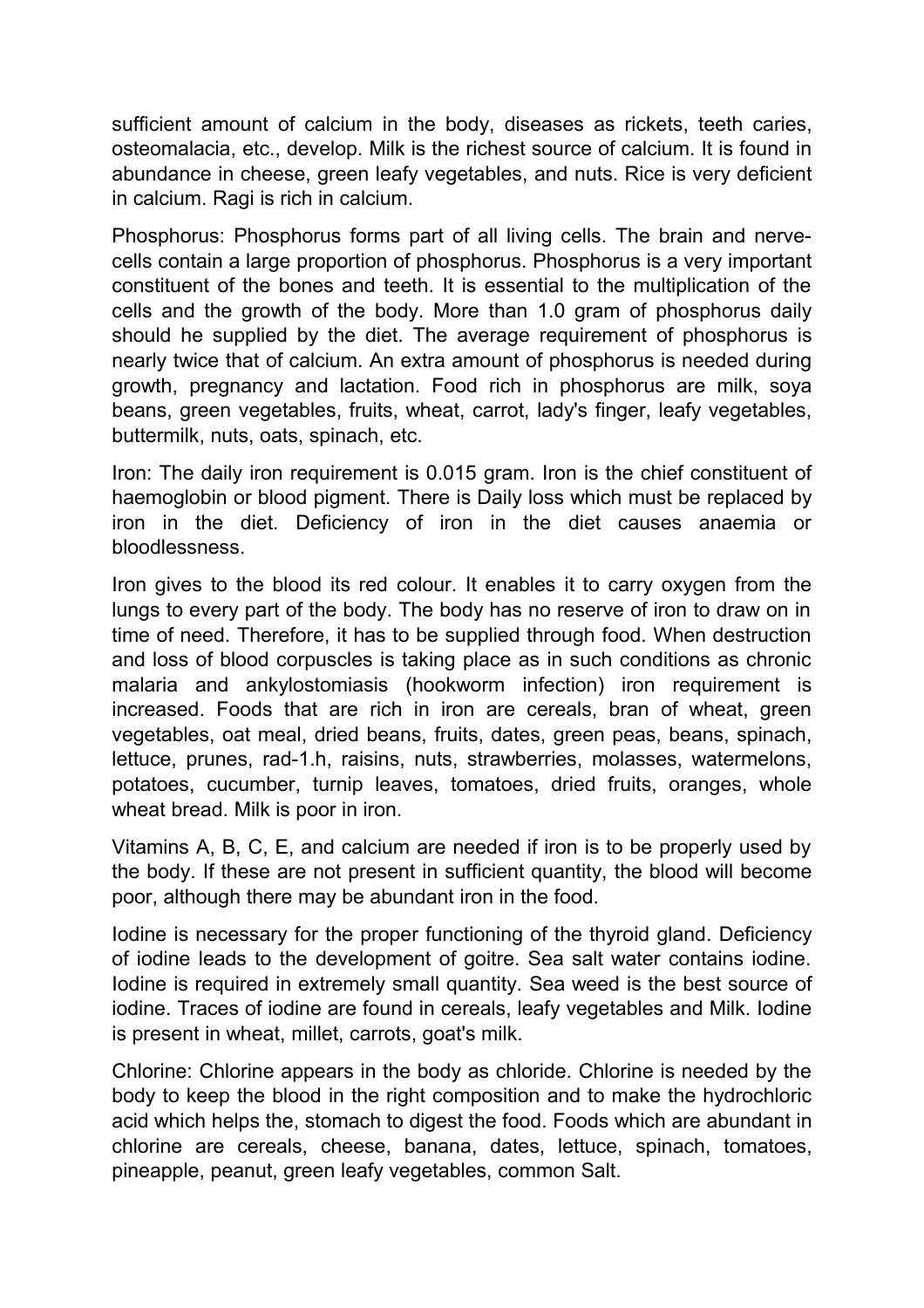sufficient amount of calcium in the body, diseases as rickets, teeth caries, osteomalacia, etc., develop. Milk is the richest source of calcium. It is found in abundance in cheese, green leafy vegetables, and nuts. Rice is very deficient in calcium. Ragi is rich in calcium.

Phosphorus: Phosphorus forms part of all living cells. The brain and nerve-cells contain a large proportion of phosphorus. Phosphorus is a very important constituent of the bones and teeth. It is essential to the multiplication of the cells and the growth of the body. More than 1.0 gram of phosphorus daily should he supplied by the diet. The average requirement of phosphorus is nearly twice that of calcium. An extra amount of phosphorus is needed during growth, pregnancy and lactation. Food rich in phosphorus are milk, soya beans, green vegetables, fruits, wheat, carrot, lady's finger, leafy vegetables, buttermilk, nuts, oats, spinach, etc.

Iron: The daily iron requirement is 0.015 gram. Iron is the chief constituent of haemoglobin or blood pigment. There is Daily loss which must be replaced by iron in the diet. Deficiency of iron in the diet causes anaemia or bloodlessness.

Iron gives to the blood its red colour. It enables it to carry oxygen from the lungs to every part of the body. The body has no reserve of iron to draw on in time of need. Therefore, it has to be supplied through food. When destruction and loss of blood corpuscles is taking place as in such conditions as chronic malaria and ankylostomiasis (hookworm infection) iron requirement is increased. Foods that are rich in iron are cereals, bran of wheat, green vegetables, oat meal, dried beans, fruits, dates, green peas, beans, spinach, lettuce, prunes, rad-1.h, raisins, nuts, strawberries, molasses, watermelons, potatoes, cucumber, turnip leaves, tomatoes, dried fruits, oranges, whole wheat bread. Milk is poor in iron.

Vitamins A, B, C, E, and calcium are needed if iron is to be properly used by the body. If these are not present in sufficient quantity, the blood will become poor, although there may be abundant iron in the food.

Iodine is necessary for the proper functioning of the thyroid gland. Deficiency of iodine leads to the development of goitre. Sea salt water contains iodine. Iodine is required in extremely small quantity. Sea weed is the best source of iodine. Traces of iodine are found in cereals, leafy vegetables and Milk. Iodine is present in wheat, millet, carrots, goat's milk.

Chlorine: Chlorine appears in the body as chloride. Chlorine is needed by the body to keep the blood in the right composition and to make the hydrochloric acid which helps the, stomach to digest the food. Foods which are abundant in chlorine are cereals, cheese, banana, dates, lettuce, spinach, tomatoes, pineapple, peanut, green leafy vegetables, common Salt.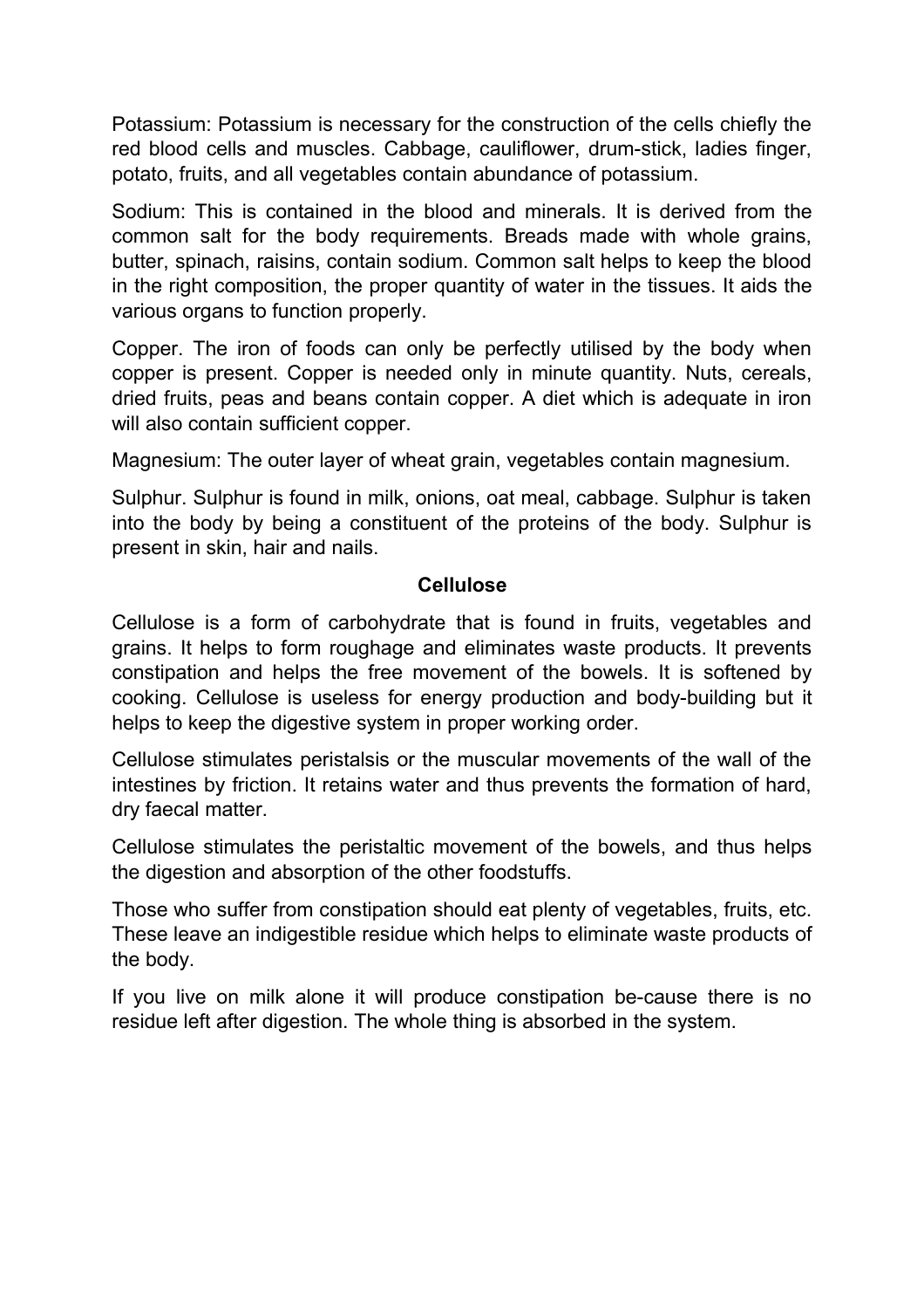Potassium: Potassium is necessary for the construction of the cells chiefly the red blood cells and muscles. Cabbage, cauliflower, drum-stick, ladies finger, potato, fruits, and all vegetables contain abundance of potassium.

Sodium: This is contained in the blood and minerals. It is derived from the common salt for the body requirements. Breads made with whole grains, butter, spinach, raisins, contain sodium. Common salt helps to keep the blood in the right composition, the proper quantity of water in the tissues. It aids the various organs to function properly.

Copper. The iron of foods can only be perfectly utilised by the body when copper is present. Copper is needed only in minute quantity. Nuts, cereals, dried fruits, peas and beans contain copper. A diet which is adequate in iron will also contain sufficient copper.

Magnesium: The outer layer of wheat grain, vegetables contain magnesium.

Sulphur. Sulphur is found in milk, onions, oat meal, cabbage. Sulphur is taken into the body by being a constituent of the proteins of the body. Sulphur is present in skin, hair and nails.

## Cellulose

Cellulose is a form of carbohydrate that is found in fruits, vegetables and grains. It helps to form roughage and eliminates waste products. It prevents constipation and helps the free movement of the bowels. It is softened by cooking. Cellulose is useless for energy production and body-building but it helps to keep the digestive system in proper working order.

Cellulose stimulates peristalsis or the muscular movements of the wall of the intestines by friction. It retains water and thus prevents the formation of hard, dry faecal matter.

Cellulose stimulates the peristaltic movement of the bowels, and thus helps the digestion and absorption of the other foodstuffs.

Those who suffer from constipation should eat plenty of vegetables, fruits, etc. These leave an indigestible residue which helps to eliminate waste products of the body.

If you live on milk alone it will produce constipation be-cause there is no residue left after digestion. The whole thing is absorbed in the system.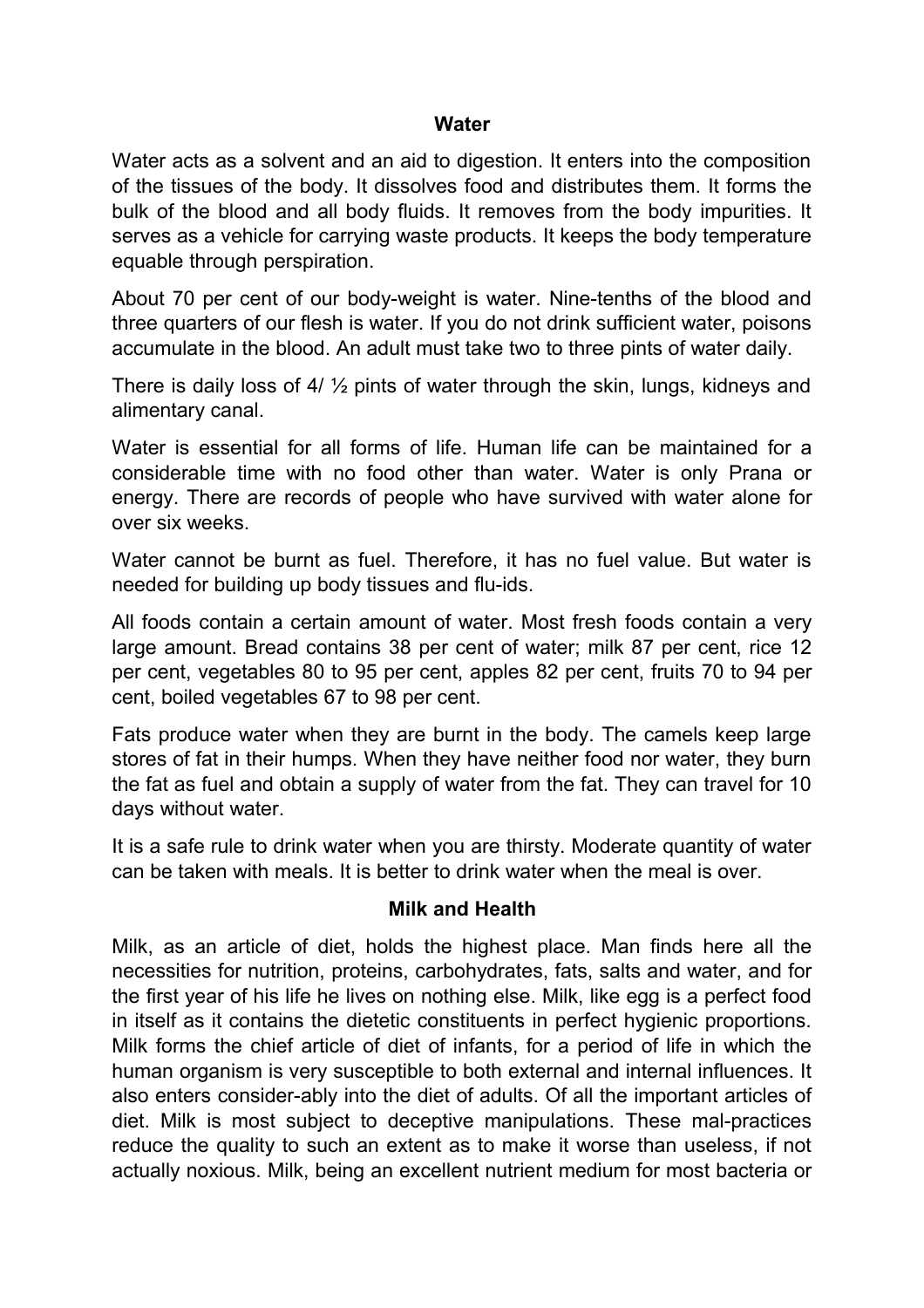## Water

Water acts as a solvent and an aid to digestion. It enters into the composition of the tissues of the body. It dissolves food and distributes them. It forms the bulk of the blood and all body fluids. It removes from the body impurities. It serves as a vehicle for carrying waste products. It keeps the body temperature equable through perspiration.

About 70 per cent of our body-weight is water. Nine-tenths of the blood and three quarters of our flesh is water. If you do not drink sufficient water, poisons accumulate in the blood. An adult must take two to three pints of water daily.

There is daily loss of 4/ ½ pints of water through the skin, lungs, kidneys and alimentary canal.

Water is essential for all forms of life. Human life can be maintained for a considerable time with no food other than water. Water is only Prana or energy. There are records of people who have survived with water alone for over six weeks.

Water cannot be burnt as fuel. Therefore, it has no fuel value. But water is needed for building up body tissues and flu-ids.

All foods contain a certain amount of water. Most fresh foods contain a very large amount. Bread contains 38 per cent of water; milk 87 per cent, rice 12 per cent, vegetables 80 to 95 per cent, apples 82 per cent, fruits 70 to 94 per cent, boiled vegetables 67 to 98 per cent.

Fats produce water when they are burnt in the body. The camels keep large stores of fat in their humps. When they have neither food nor water, they burn the fat as fuel and obtain a supply of water from the fat. They can travel for 10 days without water.

It is a safe rule to drink water when you are thirsty. Moderate quantity of water can be taken with meals. It is better to drink water when the meal is over.

## Milk and Health

Milk, as an article of diet, holds the highest place. Man finds here all the necessities for nutrition, proteins, carbohydrates, fats, salts and water, and for the first year of his life he lives on nothing else. Milk, like egg is a perfect food in itself as it contains the dietetic constituents in perfect hygienic proportions. Milk forms the chief article of diet of infants, for a period of life in which the human organism is very susceptible to both external and internal influences. It also enters consider-ably into the diet of adults. Of all the important articles of diet. Milk is most subject to deceptive manipulations. These mal-practices reduce the quality to such an extent as to make it worse than useless, if not actually noxious. Milk, being an excellent nutrient medium for most bacteria or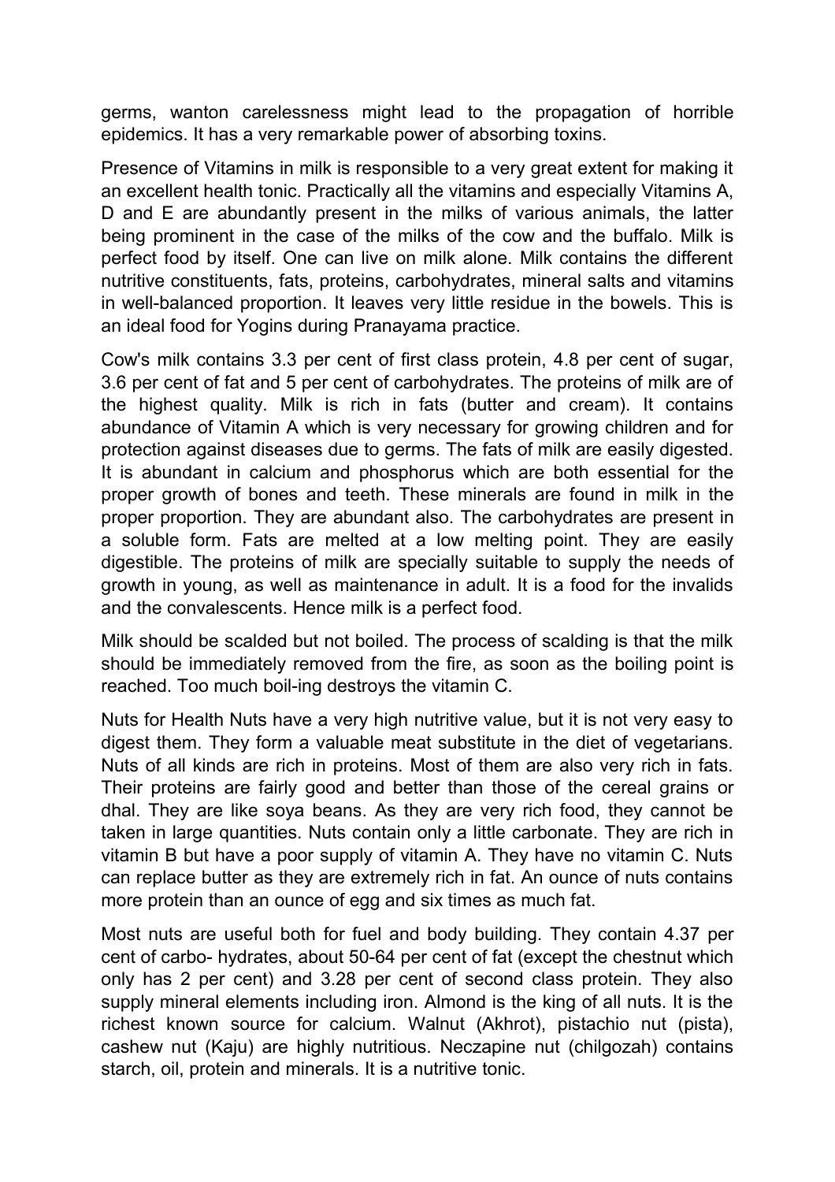germs, wanton carelessness might lead to the propagation of horrible epidemics. It has a very remarkable power of absorbing toxins.

Presence of Vitamins in milk is responsible to a very great extent for making it an excellent health tonic. Practically all the vitamins and especially Vitamins A, D and E are abundantly present in the milks of various animals, the latter being prominent in the case of the milks of the cow and the buffalo. Milk is perfect food by itself. One can live on milk alone. Milk contains the different nutritive constituents, fats, proteins, carbohydrates, mineral salts and vitamins in well-balanced proportion. It leaves very little residue in the bowels. This is an ideal food for Yogins during Pranayama practice.

Cow's milk contains 3.3 per cent of first class protein, 4.8 per cent of sugar, 3.6 per cent of fat and 5 per cent of carbohydrates. The proteins of milk are of the highest quality. Milk is rich in fats (butter and cream). It contains abundance of Vitamin A which is very necessary for growing children and for protection against diseases due to germs. The fats of milk are easily digested. It is abundant in calcium and phosphorus which are both essential for the proper growth of bones and teeth. These minerals are found in milk in the proper proportion. They are abundant also. The carbohydrates are present in a soluble form. Fats are melted at a low melting point. They are easily digestible. The proteins of milk are specially suitable to supply the needs of growth in young, as well as maintenance in adult. It is a food for the invalids and the convalescents. Hence milk is a perfect food.

Milk should be scalded but not boiled. The process of scalding is that the milk should be immediately removed from the fire, as soon as the boiling point is reached. Too much boil-ing destroys the vitamin C.

Nuts for Health Nuts have a very high nutritive value, but it is not very easy to digest them. They form a valuable meat substitute in the diet of vegetarians. Nuts of all kinds are rich in proteins. Most of them are also very rich in fats. Their proteins are fairly good and better than those of the cereal grains or dhal. They are like soya beans. As they are very rich food, they cannot be taken in large quantities. Nuts contain only a little carbonate. They are rich in vitamin B but have a poor supply of vitamin A. They have no vitamin C. Nuts can replace butter as they are extremely rich in fat. An ounce of nuts contains more protein than an ounce of egg and six times as much fat.

Most nuts are useful both for fuel and body building. They contain 4.37 per cent of carbo- hydrates, about 50-64 per cent of fat (except the chestnut which only has 2 per cent) and 3.28 per cent of second class protein. They also supply mineral elements including iron. Almond is the king of all nuts. It is the richest known source for calcium. Walnut (Akhrot), pistachio nut (pista), cashew nut (Kaju) are highly nutritious. Neczapine nut (chilgozah) contains starch, oil, protein and minerals. It is a nutritive tonic.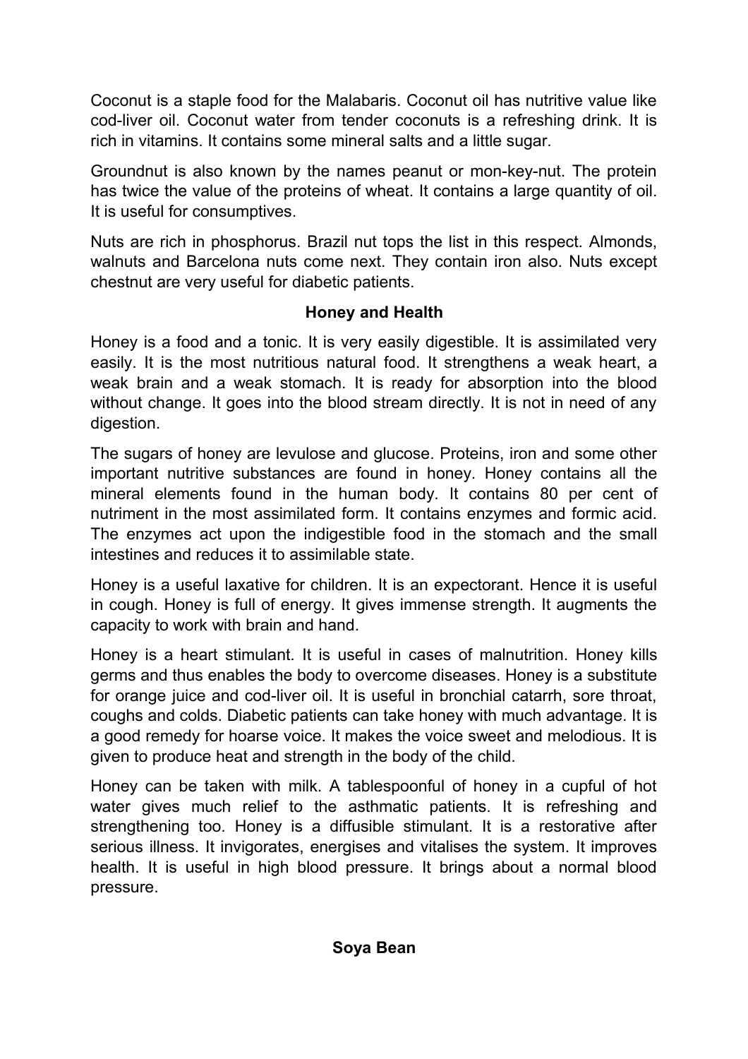Coconut is a staple food for the Malabaris. Coconut oil has nutritive value like cod-liver oil. Coconut water from tender coconuts is a refreshing drink. It is rich in vitamins. It contains some mineral salts and a little sugar.

Groundnut is also known by the names peanut or mon-key-nut. The protein has twice the value of the proteins of wheat. It contains a large quantity of oil. It is useful for consumptives.

Nuts are rich in phosphorus. Brazil nut tops the list in this respect. Almonds, walnuts and Barcelona nuts come next. They contain iron also. Nuts except chestnut are very useful for diabetic patients.

## Honey and Health

Honey is a food and a tonic. It is very easily digestible. It is assimilated very easily. It is the most nutritious natural food. It strengthens a weak heart, a weak brain and a weak stomach. It is ready for absorption into the blood without change. It goes into the blood stream directly. It is not in need of any digestion.

The sugars of honey are levulose and glucose. Proteins, iron and some other important nutritive substances are found in honey. Honey contains all the mineral elements found in the human body. It contains 80 per cent of nutriment in the most assimilated form. It contains enzymes and formic acid. The enzymes act upon the indigestible food in the stomach and the small intestines and reduces it to assimilable state.

Honey is a useful laxative for children. It is an expectorant. Hence it is useful in cough. Honey is full of energy. It gives immense strength. It augments the capacity to work with brain and hand.

Honey is a heart stimulant. It is useful in cases of malnutrition. Honey kills germs and thus enables the body to overcome diseases. Honey is a substitute for orange juice and cod-liver oil. It is useful in bronchial catarrh, sore throat, coughs and colds. Diabetic patients can take honey with much advantage. It is a good remedy for hoarse voice. It makes the voice sweet and melodious. It is given to produce heat and strength in the body of the child.

Honey can be taken with milk. A tablespoonful of honey in a cupful of hot water gives much relief to the asthmatic patients. It is refreshing and strengthening too. Honey is a diffusible stimulant. It is a restorative after serious illness. It invigorates, energises and vitalises the system. It improves health. It is useful in high blood pressure. It brings about a normal blood pressure.

## Soya Bean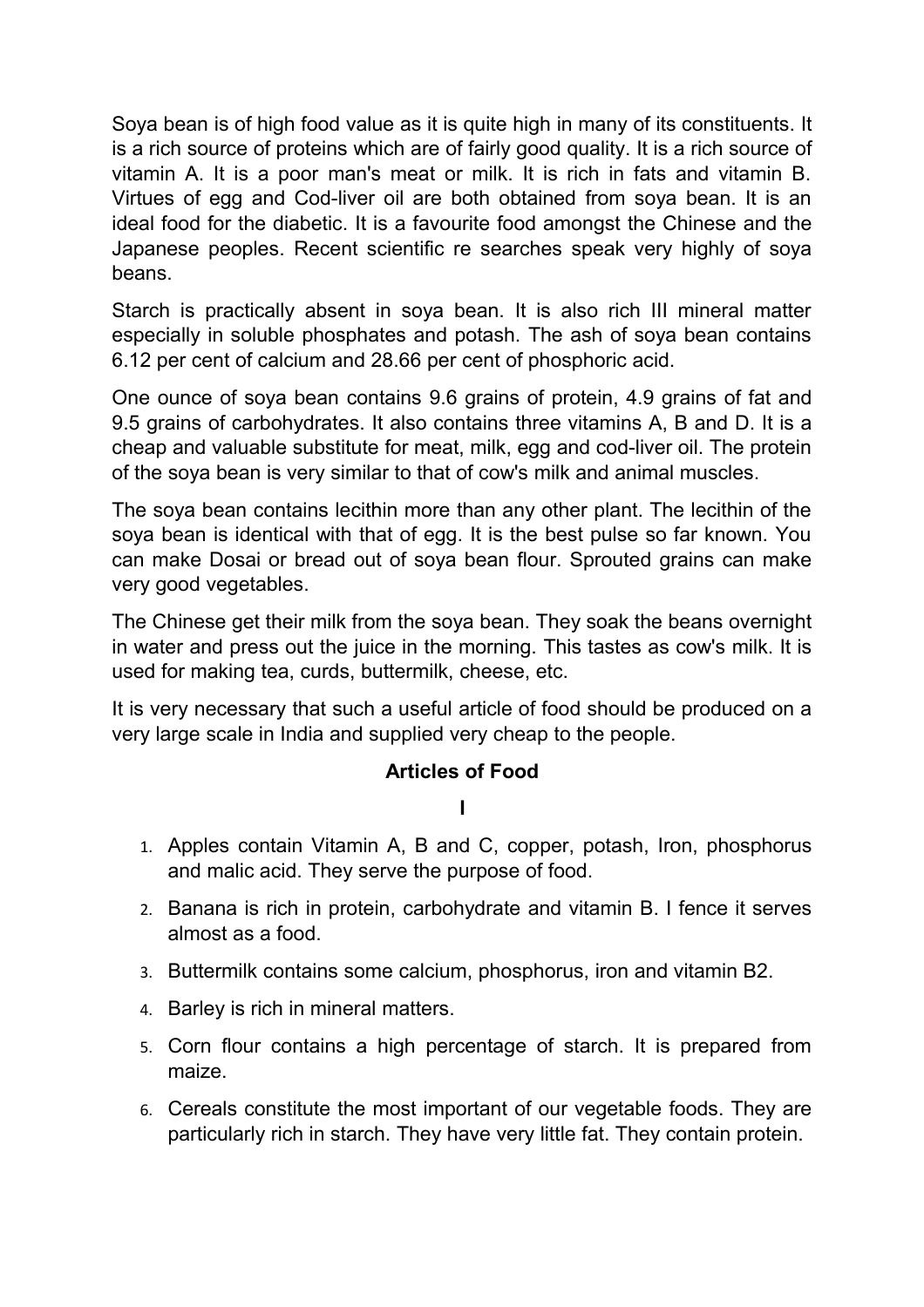Soya bean is of high food value as it is quite high in many of its constituents. It is a rich source of proteins which are of fairly good quality. It is a rich source of vitamin A. It is a poor man's meat or milk. It is rich in fats and vitamin B. Virtues of egg and Cod-liver oil are both obtained from soya bean. It is an ideal food for the diabetic. It is a favourite food amongst the Chinese and the Japanese peoples. Recent scientific re searches speak very highly of soya beans.

Starch is practically absent in soya bean. It is also rich III mineral matter especially in soluble phosphates and potash. The ash of soya bean contains 6.12 per cent of calcium and 28.66 per cent of phosphoric acid.

One ounce of soya bean contains 9.6 grains of protein, 4.9 grains of fat and 9.5 grains of carbohydrates. It also contains three vitamins A, B and D. It is a cheap and valuable substitute for meat, milk, egg and cod-liver oil. The protein of the soya bean is very similar to that of cow's milk and animal muscles.

The soya bean contains lecithin more than any other plant. The lecithin of the soya bean is identical with that of egg. It is the best pulse so far known. You can make Dosai or bread out of soya bean flour. Sprouted grains can make very good vegetables.

The Chinese get their milk from the soya bean. They soak the beans overnight in water and press out the juice in the morning. This tastes as cow's milk. It is used for making tea, curds, buttermilk, cheese, etc.

It is very necessary that such a useful article of food should be produced on a very large scale in India and supplied very cheap to the people.

## Articles of Food

### I

1. Apples contain Vitamin A, B and C, copper, potash, Iron, phosphorus and malic acid. They serve the purpose of food.
2. Banana is rich in protein, carbohydrate and vitamin B. I fence it serves almost as a food.
3. Buttermilk contains some calcium, phosphorus, iron and vitamin B2.
4. Barley is rich in mineral matters.
5. Corn flour contains a high percentage of starch. It is prepared from maize.
6. Cereals constitute the most important of our vegetable foods. They are particularly rich in starch. They have very little fat. They contain protein.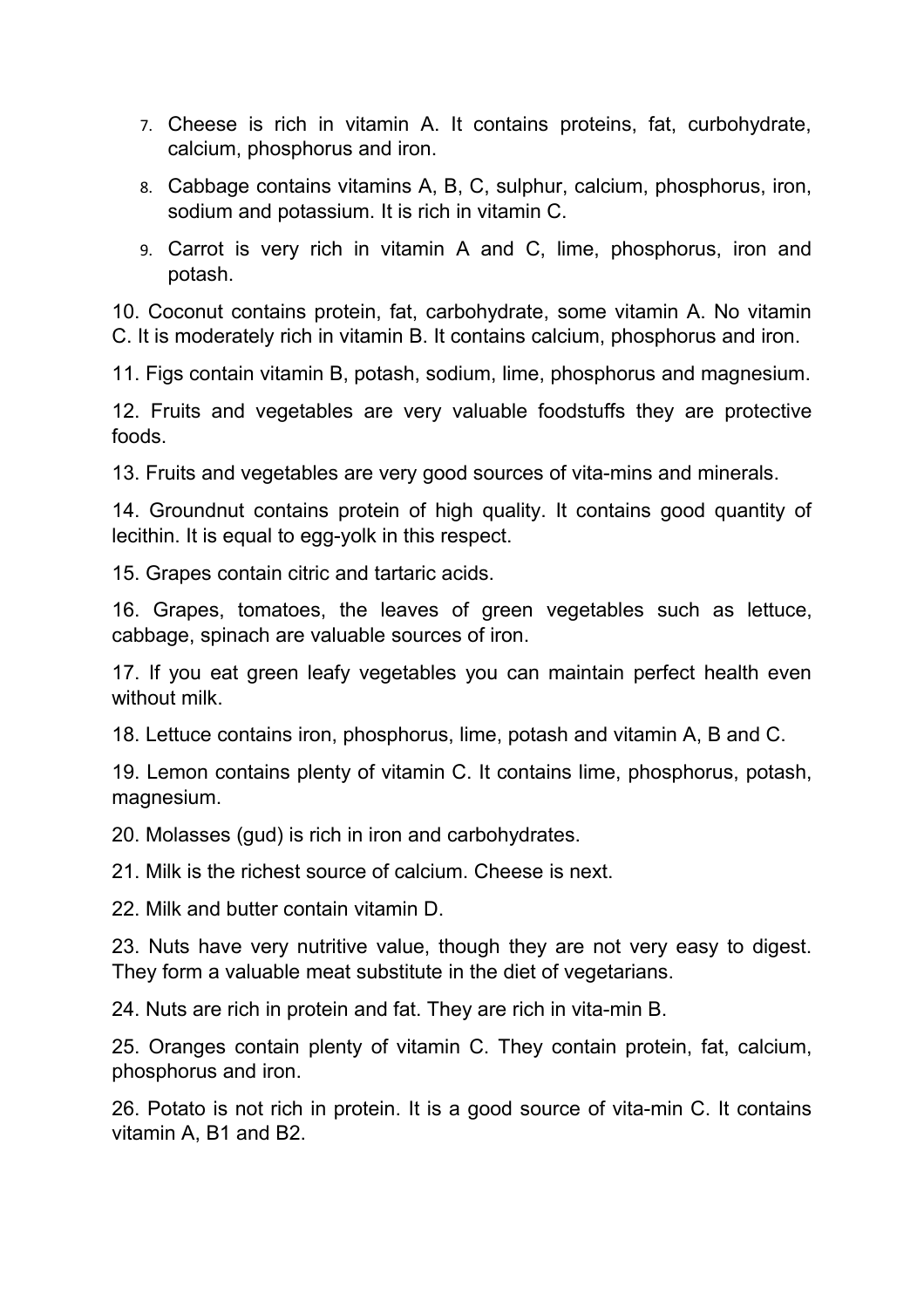7. Cheese is rich in vitamin A. It contains proteins, fat, curbohydrate, calcium, phosphorus and iron.
8. Cabbage contains vitamins A, B, C, sulphur, calcium, phosphorus, iron, sodium and potassium. It is rich in vitamin C.
9. Carrot is very rich in vitamin A and C, lime, phosphorus, iron and potash.

10. Coconut contains protein, fat, carbohydrate, some vitamin A. No vitamin C. It is moderately rich in vitamin B. It contains calcium, phosphorus and iron.

11. Figs contain vitamin B, potash, sodium, lime, phosphorus and magnesium.

12. Fruits and vegetables are very valuable foodstuffs they are protective foods.

13. Fruits and vegetables are very good sources of vita-mins and minerals.

14. Groundnut contains protein of high quality. It contains good quantity of lecithin. It is equal to egg-yolk in this respect.

15. Grapes contain citric and tartaric acids.

16. Grapes, tomatoes, the leaves of green vegetables such as lettuce, cabbage, spinach are valuable sources of iron.

17. If you eat green leafy vegetables you can maintain perfect health even without milk.

18. Lettuce contains iron, phosphorus, lime, potash and vitamin A, B and C.

19. Lemon contains plenty of vitamin C. It contains lime, phosphorus, potash, magnesium.

20. Molasses (gud) is rich in iron and carbohydrates.

21. Milk is the richest source of calcium. Cheese is next.

22. Milk and butter contain vitamin D.

23. Nuts have very nutritive value, though they are not very easy to digest. They form a valuable meat substitute in the diet of vegetarians.

24. Nuts are rich in protein and fat. They are rich in vita-min B.

25. Oranges contain plenty of vitamin C. They contain protein, fat, calcium, phosphorus and iron.

26. Potato is not rich in protein. It is a good source of vita-min C. It contains vitamin A, B1 and B2.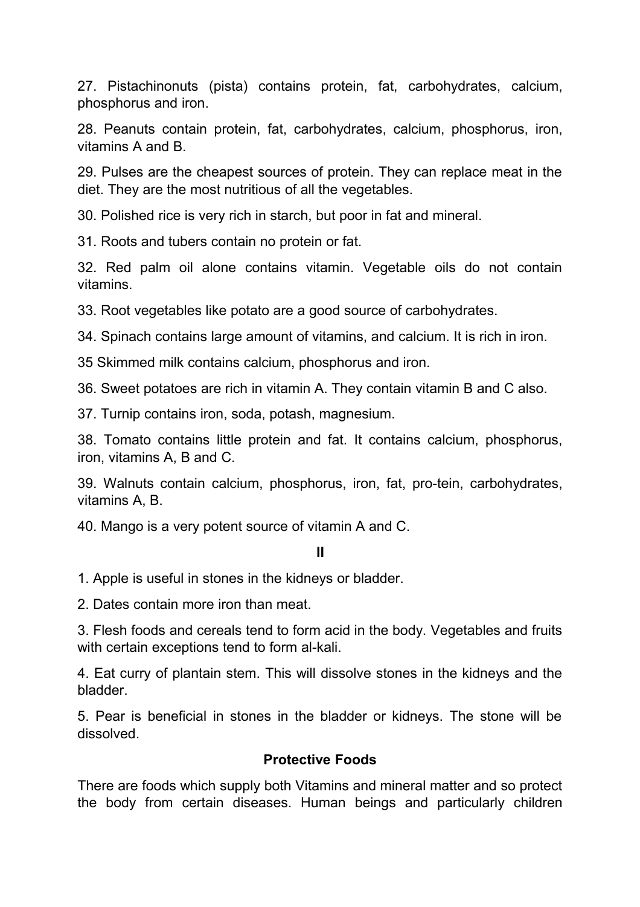27. Pistachinonuts (pista) contains protein, fat, carbohydrates, calcium, phosphorus and iron.

28. Peanuts contain protein, fat, carbohydrates, calcium, phosphorus, iron, vitamins A and B.

29. Pulses are the cheapest sources of protein. They can replace meat in the diet. They are the most nutritious of all the vegetables.

30. Polished rice is very rich in starch, but poor in fat and mineral.

31. Roots and tubers contain no protein or fat.

32. Red palm oil alone contains vitamin. Vegetable oils do not contain vitamins.

33. Root vegetables like potato are a good source of carbohydrates.

34. Spinach contains large amount of vitamins, and calcium. It is rich in iron.

35 Skimmed milk contains calcium, phosphorus and iron.

36. Sweet potatoes are rich in vitamin A. They contain vitamin B and C also.

37. Turnip contains iron, soda, potash, magnesium.

38. Tomato contains little protein and fat. It contains calcium, phosphorus, iron, vitamins A, B and C.

39. Walnuts contain calcium, phosphorus, iron, fat, pro-tein, carbohydrates, vitamins A, B.

40. Mango is a very potent source of vitamin A and C.

**II**

1. Apple is useful in stones in the kidneys or bladder.

2. Dates contain more iron than meat.

3. Flesh foods and cereals tend to form acid in the body. Vegetables and fruits with certain exceptions tend to form al-kali.

4. Eat curry of plantain stem. This will dissolve stones in the kidneys and the bladder.

5. Pear is beneficial in stones in the bladder or kidneys. The stone will be dissolved.

## Protective Foods

There are foods which supply both Vitamins and mineral matter and so protect the body from certain diseases. Human beings and particularly children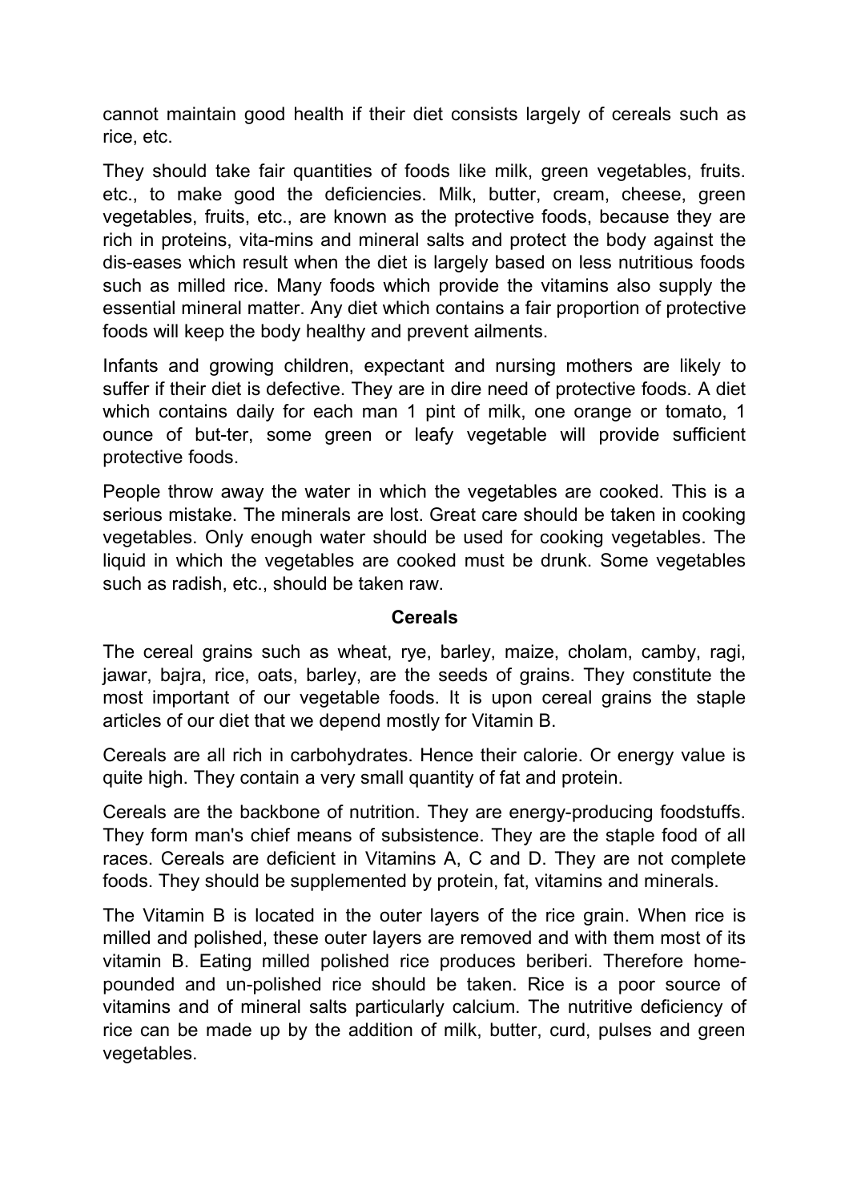cannot maintain good health if their diet consists largely of cereals such as rice, etc.

They should take fair quantities of foods like milk, green vegetables, fruits. etc., to make good the deficiencies. Milk, butter, cream, cheese, green vegetables, fruits, etc., are known as the protective foods, because they are rich in proteins, vita-mins and mineral salts and protect the body against the dis-eases which result when the diet is largely based on less nutritious foods such as milled rice. Many foods which provide the vitamins also supply the essential mineral matter. Any diet which contains a fair proportion of protective foods will keep the body healthy and prevent ailments.

Infants and growing children, expectant and nursing mothers are likely to suffer if their diet is defective. They are in dire need of protective foods. A diet which contains daily for each man 1 pint of milk, one orange or tomato, 1 ounce of but-ter, some green or leafy vegetable will provide sufficient protective foods.

People throw away the water in which the vegetables are cooked. This is a serious mistake. The minerals are lost. Great care should be taken in cooking vegetables. Only enough water should be used for cooking vegetables. The liquid in which the vegetables are cooked must be drunk. Some vegetables such as radish, etc., should be taken raw.

## Cereals

The cereal grains such as wheat, rye, barley, maize, cholam, camby, ragi, jawar, bajra, rice, oats, barley, are the seeds of grains. They constitute the most important of our vegetable foods. It is upon cereal grains the staple articles of our diet that we depend mostly for Vitamin B.

Cereals are all rich in carbohydrates. Hence their calorie. Or energy value is quite high. They contain a very small quantity of fat and protein.

Cereals are the backbone of nutrition. They are energy-producing foodstuffs. They form man's chief means of subsistence. They are the staple food of all races. Cereals are deficient in Vitamins A, C and D. They are not complete foods. They should be supplemented by protein, fat, vitamins and minerals.

The Vitamin B is located in the outer layers of the rice grain. When rice is milled and polished, these outer layers are removed and with them most of its vitamin B. Eating milled polished rice produces beriberi. Therefore home-pounded and un-polished rice should be taken. Rice is a poor source of vitamins and of mineral salts particularly calcium. The nutritive deficiency of rice can be made up by the addition of milk, butter, curd, pulses and green vegetables.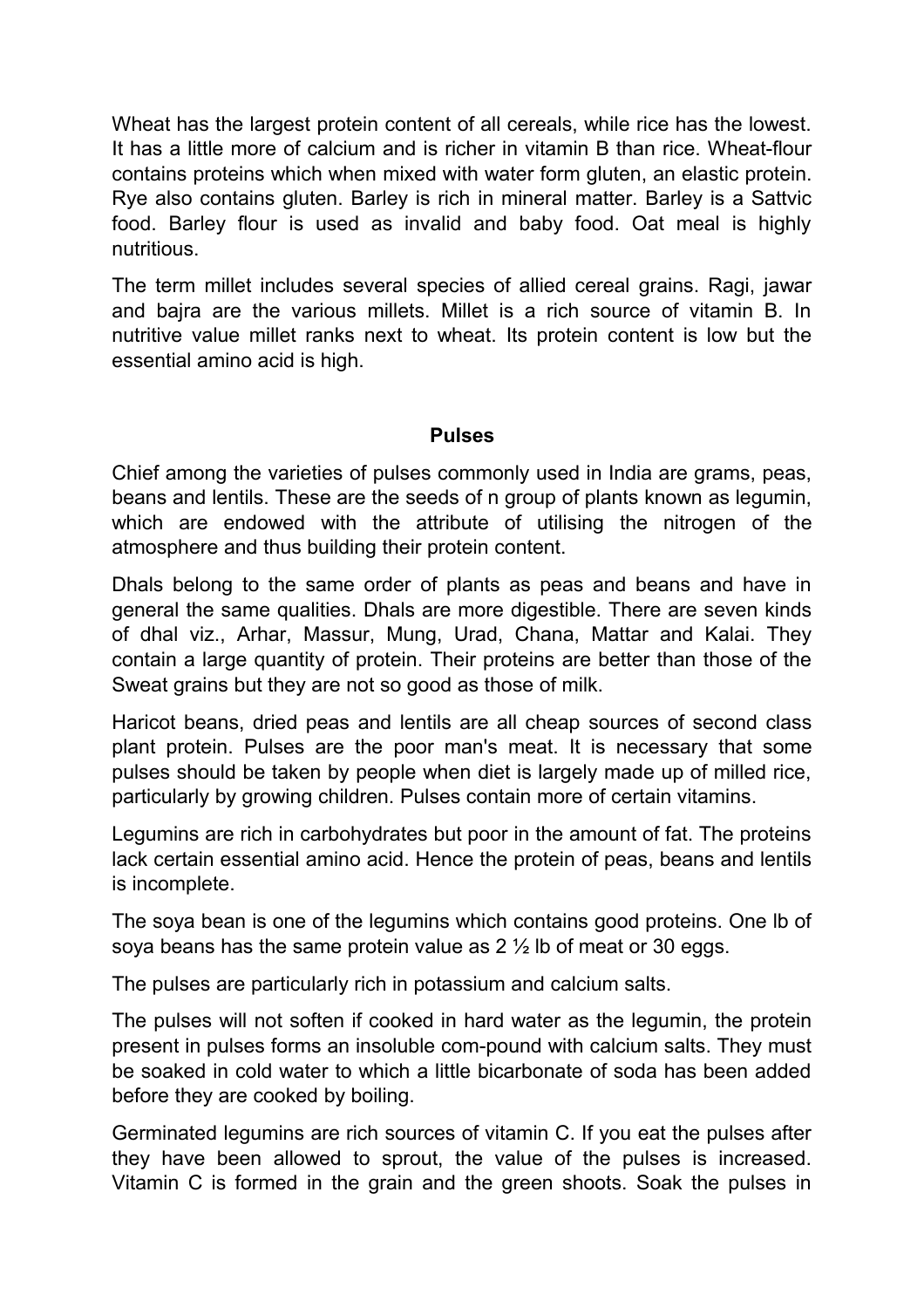Wheat has the largest protein content of all cereals, while rice has the lowest. It has a little more of calcium and is richer in vitamin B than rice. Wheat-flour contains proteins which when mixed with water form gluten, an elastic protein. Rye also contains gluten. Barley is rich in mineral matter. Barley is a Sattvic food. Barley flour is used as invalid and baby food. Oat meal is highly nutritious.

The term millet includes several species of allied cereal grains. Ragi, jawar and bajra are the various millets. Millet is a rich source of vitamin B. In nutritive value millet ranks next to wheat. Its protein content is low but the essential amino acid is high.

### Pulses

Chief among the varieties of pulses commonly used in India are grams, peas, beans and lentils. These are the seeds of n group of plants known as legumin, which are endowed with the attribute of utilising the nitrogen of the atmosphere and thus building their protein content.

Dhals belong to the same order of plants as peas and beans and have in general the same qualities. Dhals are more digestible. There are seven kinds of dhal viz., Arhar, Massur, Mung, Urad, Chana, Mattar and Kalai. They contain a large quantity of protein. Their proteins are better than those of the Sweat grains but they are not so good as those of milk.

Haricot beans, dried peas and lentils are all cheap sources of second class plant protein. Pulses are the poor man's meat. It is necessary that some pulses should be taken by people when diet is largely made up of milled rice, particularly by growing children. Pulses contain more of certain vitamins.

Legumins are rich in carbohydrates but poor in the amount of fat. The proteins lack certain essential amino acid. Hence the protein of peas, beans and lentils is incomplete.

The soya bean is one of the legumins which contains good proteins. One lb of soya beans has the same protein value as 2 ½ lb of meat or 30 eggs.

The pulses are particularly rich in potassium and calcium salts.

The pulses will not soften if cooked in hard water as the legumin, the protein present in pulses forms an insoluble com-pound with calcium salts. They must be soaked in cold water to which a little bicarbonate of soda has been added before they are cooked by boiling.

Germinated legumins are rich sources of vitamin C. If you eat the pulses after they have been allowed to sprout, the value of the pulses is increased. Vitamin C is formed in the grain and the green shoots. Soak the pulses in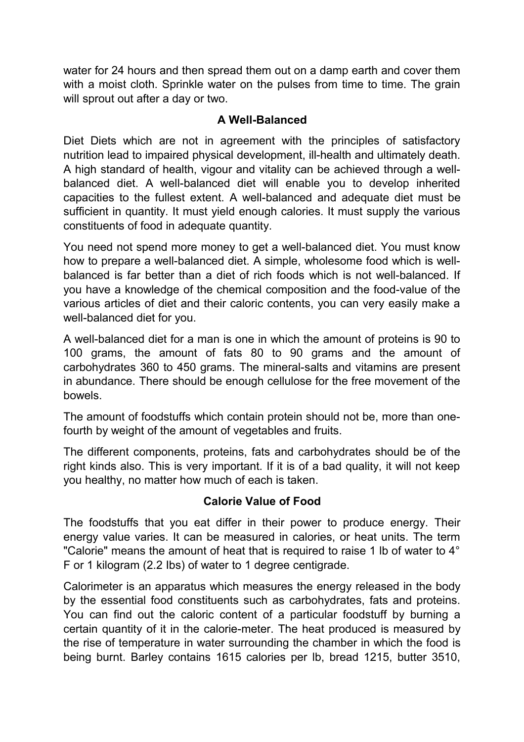water for 24 hours and then spread them out on a damp earth and cover them with a moist cloth. Sprinkle water on the pulses from time to time. The grain will sprout out after a day or two.

### A Well-Balanced

Diet Diets which are not in agreement with the principles of satisfactory nutrition lead to impaired physical development, ill-health and ultimately death. A high standard of health, vigour and vitality can be achieved through a well-balanced diet. A well-balanced diet will enable you to develop inherited capacities to the fullest extent. A well-balanced and adequate diet must be sufficient in quantity. It must yield enough calories. It must supply the various constituents of food in adequate quantity.

You need not spend more money to get a well-balanced diet. You must know how to prepare a well-balanced diet. A simple, wholesome food which is well-balanced is far better than a diet of rich foods which is not well-balanced. If you have a knowledge of the chemical composition and the food-value of the various articles of diet and their caloric contents, you can very easily make a well-balanced diet for you.

A well-balanced diet for a man is one in which the amount of proteins is 90 to 100 grams, the amount of fats 80 to 90 grams and the amount of carbohydrates 360 to 450 grams. The mineral-salts and vitamins are present in abundance. There should be enough cellulose for the free movement of the bowels.

The amount of foodstuffs which contain protein should not be, more than one-fourth by weight of the amount of vegetables and fruits.

The different components, proteins, fats and carbohydrates should be of the right kinds also. This is very important. If it is of a bad quality, it will not keep you healthy, no matter how much of each is taken.

### Calorie Value of Food

The foodstuffs that you eat differ in their power to produce energy. Their energy value varies. It can be measured in calories, or heat units. The term "Calorie" means the amount of heat that is required to raise 1 lb of water to 4° F or 1 kilogram (2.2 lbs) of water to 1 degree centigrade.

Calorimeter is an apparatus which measures the energy released in the body by the essential food constituents such as carbohydrates, fats and proteins. You can find out the caloric content of a particular foodstuff by burning a certain quantity of it in the calorie-meter. The heat produced is measured by the rise of temperature in water surrounding the chamber in which the food is being burnt. Barley contains 1615 calories per lb, bread 1215, butter 3510,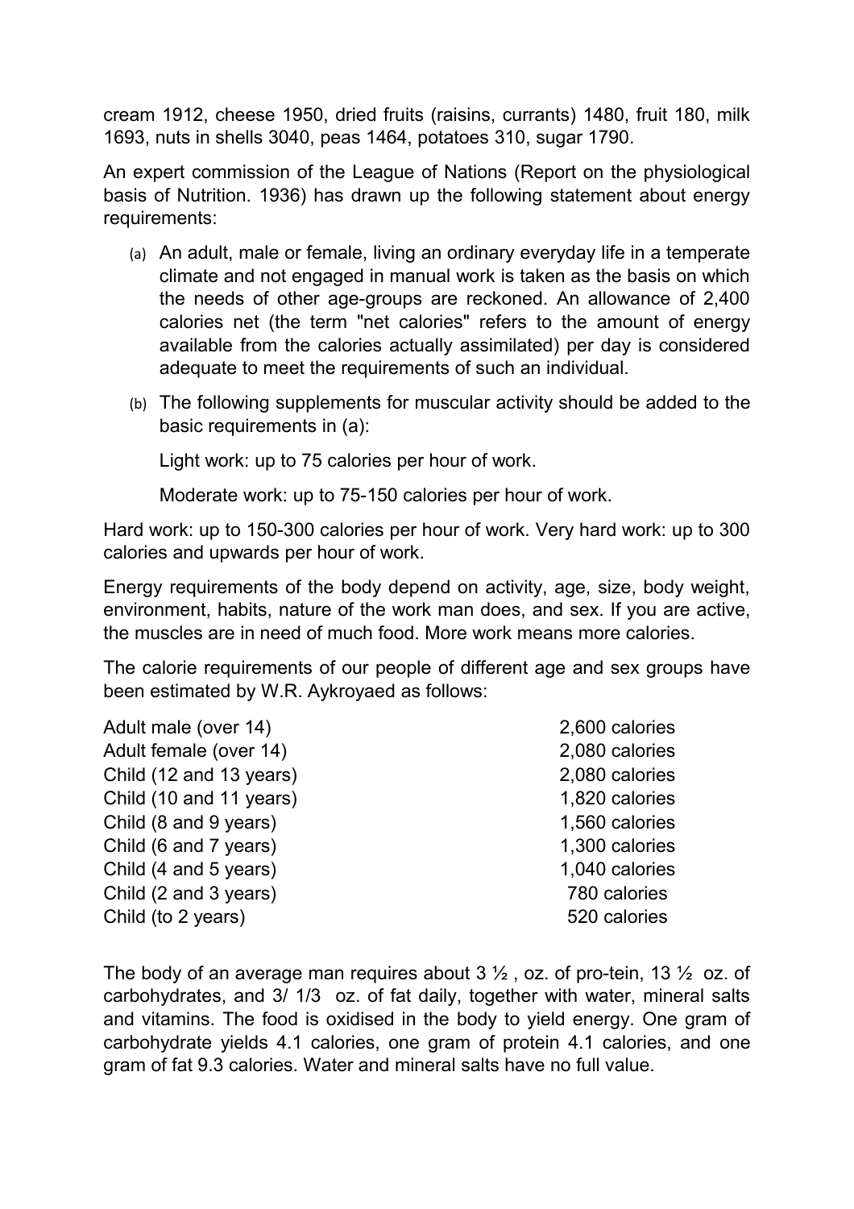cream 1912, cheese 1950, dried fruits (raisins, currants) 1480, fruit 180, milk 1693, nuts in shells 3040, peas 1464, potatoes 310, sugar 1790.

An expert commission of the League of Nations (Report on the physiological basis of Nutrition. 1936) has drawn up the following statement about energy requirements:

(a) An adult, male or female, living an ordinary everyday life in a temperate climate and not engaged in manual work is taken as the basis on which the needs of other age-groups are reckoned. An allowance of 2,400 calories net (the term "net calories" refers to the amount of energy available from the calories actually assimilated) per day is considered adequate to meet the requirements of such an individual.

(b) The following supplements for muscular activity should be added to the basic requirements in (a):

    Light work: up to 75 calories per hour of work.

    Moderate work: up to 75-150 calories per hour of work.

Hard work: up to 150-300 calories per hour of work. Very hard work: up to 300 calories and upwards per hour of work.

Energy requirements of the body depend on activity, age, size, body weight, environment, habits, nature of the work man does, and sex. If you are active, the muscles are in need of much food. More work means more calories.

The calorie requirements of our people of different age and sex groups have been estimated by W.R. Aykroyaed as follows:

| | |
|---|---|
| Adult male (over 14) | 2,600 calories |
| Adult female (over 14) | 2,080 calories |
| Child (12 and 13 years) | 2,080 calories |
| Child (10 and 11 years) | 1,820 calories |
| Child (8 and 9 years) | 1,560 calories |
| Child (6 and 7 years) | 1,300 calories |
| Child (4 and 5 years) | 1,040 calories |
| Child (2 and 3 years) | 780 calories |
| Child (to 2 years) | 520 calories |

The body of an average man requires about 3 ½ , oz. of pro-tein, 13 ½ oz. of carbohydrates, and 3/ 1/3 oz. of fat daily, together with water, mineral salts and vitamins. The food is oxidised in the body to yield energy. One gram of carbohydrate yields 4.1 calories, one gram of protein 4.1 calories, and one gram of fat 9.3 calories. Water and mineral salts have no full value.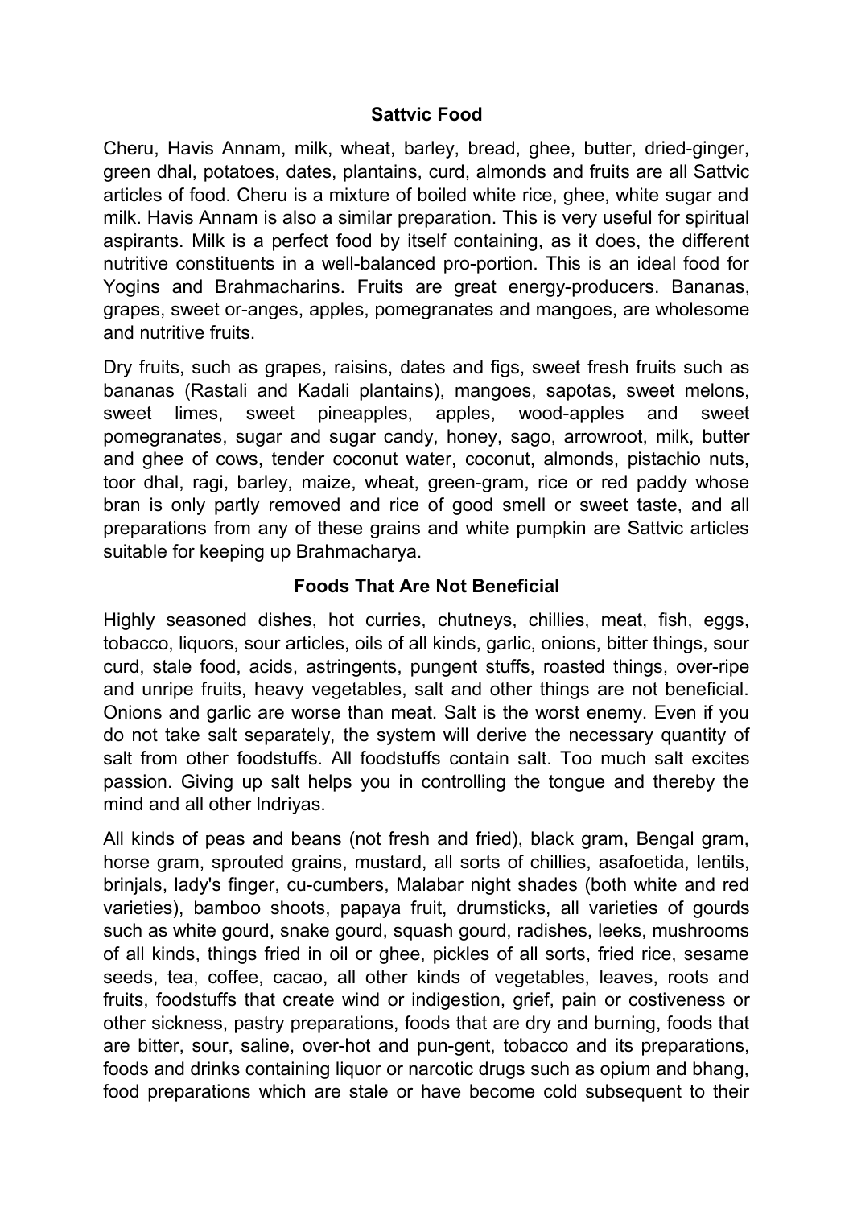### Sattvic Food

Cheru, Havis Annam, milk, wheat, barley, bread, ghee, butter, dried-ginger, green dhal, potatoes, dates, plantains, curd, almonds and fruits are all Sattvic articles of food. Cheru is a mixture of boiled white rice, ghee, white sugar and milk. Havis Annam is also a similar preparation. This is very useful for spiritual aspirants. Milk is a perfect food by itself containing, as it does, the different nutritive constituents in a well-balanced pro-portion. This is an ideal food for Yogins and Brahmacharins. Fruits are great energy-producers. Bananas, grapes, sweet or-anges, apples, pomegranates and mangoes, are wholesome and nutritive fruits.

Dry fruits, such as grapes, raisins, dates and figs, sweet fresh fruits such as bananas (Rastali and Kadali plantains), mangoes, sapotas, sweet melons, sweet limes, sweet pineapples, apples, wood-apples and sweet pomegranates, sugar and sugar candy, honey, sago, arrowroot, milk, butter and ghee of cows, tender coconut water, coconut, almonds, pistachio nuts, toor dhal, ragi, barley, maize, wheat, green-gram, rice or red paddy whose bran is only partly removed and rice of good smell or sweet taste, and all preparations from any of these grains and white pumpkin are Sattvic articles suitable for keeping up Brahmacharya.

### Foods That Are Not Beneficial

Highly seasoned dishes, hot curries, chutneys, chillies, meat, fish, eggs, tobacco, liquors, sour articles, oils of all kinds, garlic, onions, bitter things, sour curd, stale food, acids, astringents, pungent stuffs, roasted things, over-ripe and unripe fruits, heavy vegetables, salt and other things are not beneficial. Onions and garlic are worse than meat. Salt is the worst enemy. Even if you do not take salt separately, the system will derive the necessary quantity of salt from other foodstuffs. All foodstuffs contain salt. Too much salt excites passion. Giving up salt helps you in controlling the tongue and thereby the mind and all other Indriyas.

All kinds of peas and beans (not fresh and fried), black gram, Bengal gram, horse gram, sprouted grains, mustard, all sorts of chillies, asafoetida, lentils, brinjals, lady's finger, cu-cumbers, Malabar night shades (both white and red varieties), bamboo shoots, papaya fruit, drumsticks, all varieties of gourds such as white gourd, snake gourd, squash gourd, radishes, leeks, mushrooms of all kinds, things fried in oil or ghee, pickles of all sorts, fried rice, sesame seeds, tea, coffee, cacao, all other kinds of vegetables, leaves, roots and fruits, foodstuffs that create wind or indigestion, grief, pain or costiveness or other sickness, pastry preparations, foods that are dry and burning, foods that are bitter, sour, saline, over-hot and pun-gent, tobacco and its preparations, foods and drinks containing liquor or narcotic drugs such as opium and bhang, food preparations which are stale or have become cold subsequent to their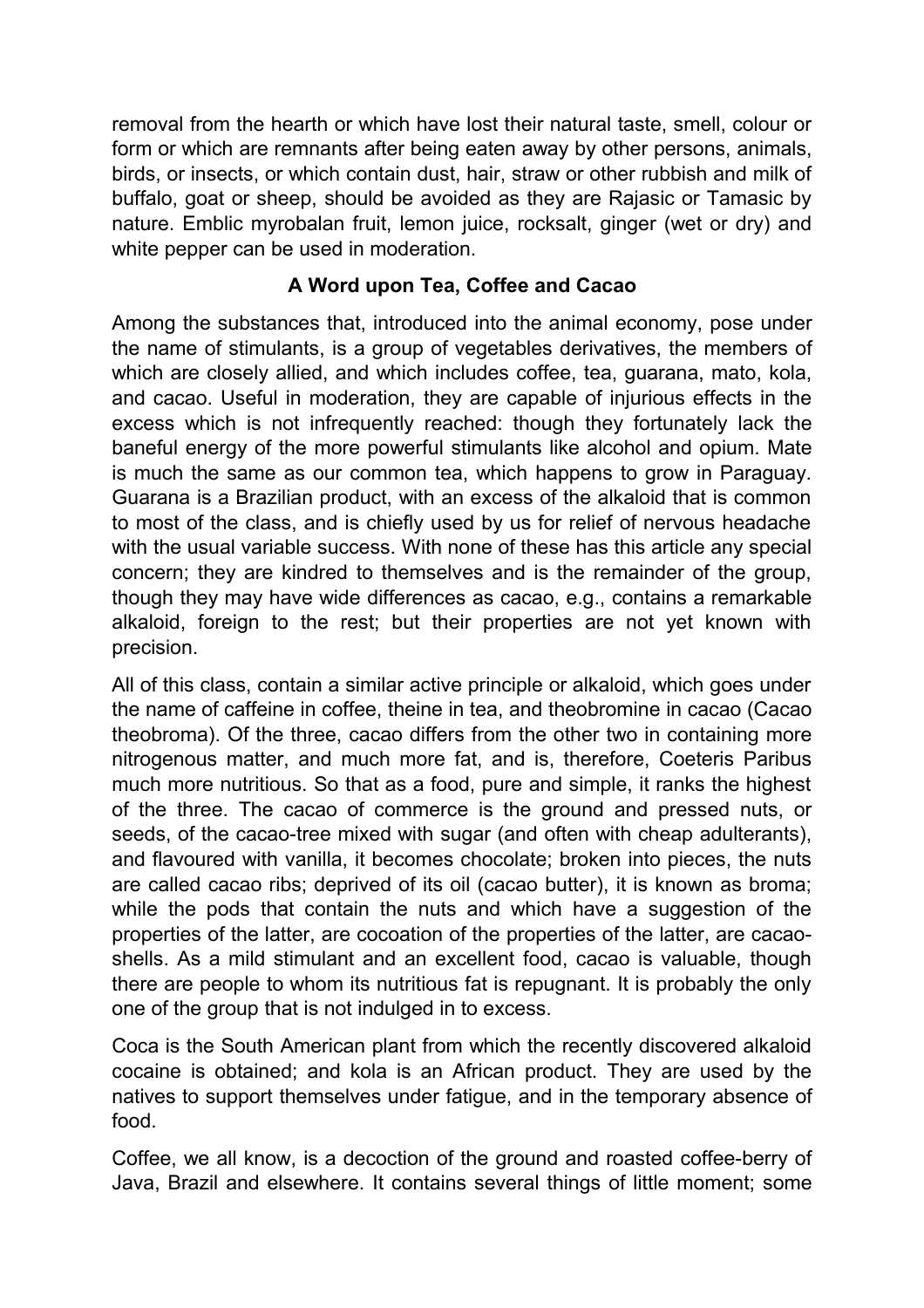removal from the hearth or which have lost their natural taste, smell, colour or form or which are remnants after being eaten away by other persons, animals, birds, or insects, or which contain dust, hair, straw or other rubbish and milk of buffalo, goat or sheep, should be avoided as they are Rajasic or Tamasic by nature. Emblic myrobalan fruit, lemon juice, rocksalt, ginger (wet or dry) and white pepper can be used in moderation.

## A Word upon Tea, Coffee and Cacao

Among the substances that, introduced into the animal economy, pose under the name of stimulants, is a group of vegetables derivatives, the members of which are closely allied, and which includes coffee, tea, guarana, mato, kola, and cacao. Useful in moderation, they are capable of injurious effects in the excess which is not infrequently reached: though they fortunately lack the baneful energy of the more powerful stimulants like alcohol and opium. Mate is much the same as our common tea, which happens to grow in Paraguay. Guarana is a Brazilian product, with an excess of the alkaloid that is common to most of the class, and is chiefly used by us for relief of nervous headache with the usual variable success. With none of these has this article any special concern; they are kindred to themselves and is the remainder of the group, though they may have wide differences as cacao, e.g., contains a remarkable alkaloid, foreign to the rest; but their properties are not yet known with precision.

All of this class, contain a similar active principle or alkaloid, which goes under the name of caffeine in coffee, theine in tea, and theobromine in cacao (Cacao theobroma). Of the three, cacao differs from the other two in containing more nitrogenous matter, and much more fat, and is, therefore, Coeteris Paribus much more nutritious. So that as a food, pure and simple, it ranks the highest of the three. The cacao of commerce is the ground and pressed nuts, or seeds, of the cacao-tree mixed with sugar (and often with cheap adulterants), and flavoured with vanilla, it becomes chocolate; broken into pieces, the nuts are called cacao ribs; deprived of its oil (cacao butter), it is known as broma; while the pods that contain the nuts and which have a suggestion of the properties of the latter, are cocoation of the properties of the latter, are cacao-shells. As a mild stimulant and an excellent food, cacao is valuable, though there are people to whom its nutritious fat is repugnant. It is probably the only one of the group that is not indulged in to excess.

Coca is the South American plant from which the recently discovered alkaloid cocaine is obtained; and kola is an African product. They are used by the natives to support themselves under fatigue, and in the temporary absence of food.

Coffee, we all know, is a decoction of the ground and roasted coffee-berry of Java, Brazil and elsewhere. It contains several things of little moment; some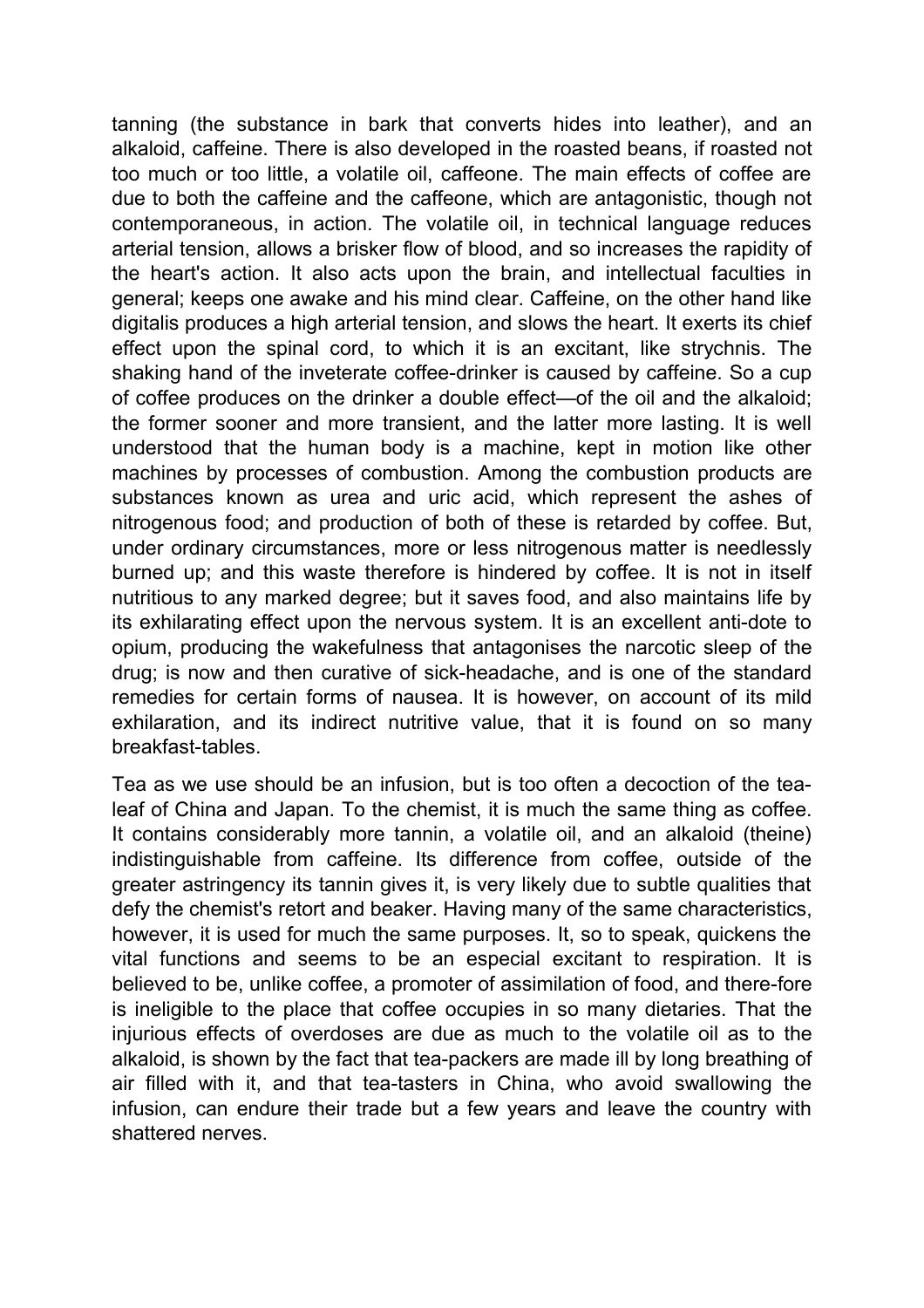tanning (the substance in bark that converts hides into leather), and an alkaloid, caffeine. There is also developed in the roasted beans, if roasted not too much or too little, a volatile oil, caffeone. The main effects of coffee are due to both the caffeine and the caffeone, which are antagonistic, though not contemporaneous, in action. The volatile oil, in technical language reduces arterial tension, allows a brisker flow of blood, and so increases the rapidity of the heart's action. It also acts upon the brain, and intellectual faculties in general; keeps one awake and his mind clear. Caffeine, on the other hand like digitalis produces a high arterial tension, and slows the heart. It exerts its chief effect upon the spinal cord, to which it is an excitant, like strychnis. The shaking hand of the inveterate coffee-drinker is caused by caffeine. So a cup of coffee produces on the drinker a double effect—of the oil and the alkaloid; the former sooner and more transient, and the latter more lasting. It is well understood that the human body is a machine, kept in motion like other machines by processes of combustion. Among the combustion products are substances known as urea and uric acid, which represent the ashes of nitrogenous food; and production of both of these is retarded by coffee. But, under ordinary circumstances, more or less nitrogenous matter is needlessly burned up; and this waste therefore is hindered by coffee. It is not in itself nutritious to any marked degree; but it saves food, and also maintains life by its exhilarating effect upon the nervous system. It is an excellent anti-dote to opium, producing the wakefulness that antagonises the narcotic sleep of the drug; is now and then curative of sick-headache, and is one of the standard remedies for certain forms of nausea. It is however, on account of its mild exhilaration, and its indirect nutritive value, that it is found on so many breakfast-tables.

Tea as we use should be an infusion, but is too often a decoction of the tea-leaf of China and Japan. To the chemist, it is much the same thing as coffee. It contains considerably more tannin, a volatile oil, and an alkaloid (theine) indistinguishable from caffeine. Its difference from coffee, outside of the greater astringency its tannin gives it, is very likely due to subtle qualities that defy the chemist's retort and beaker. Having many of the same characteristics, however, it is used for much the same purposes. It, so to speak, quickens the vital functions and seems to be an especial excitant to respiration. It is believed to be, unlike coffee, a promoter of assimilation of food, and there-fore is ineligible to the place that coffee occupies in so many dietaries. That the injurious effects of overdoses are due as much to the volatile oil as to the alkaloid, is shown by the fact that tea-packers are made ill by long breathing of air filled with it, and that tea-tasters in China, who avoid swallowing the infusion, can endure their trade but a few years and leave the country with shattered nerves.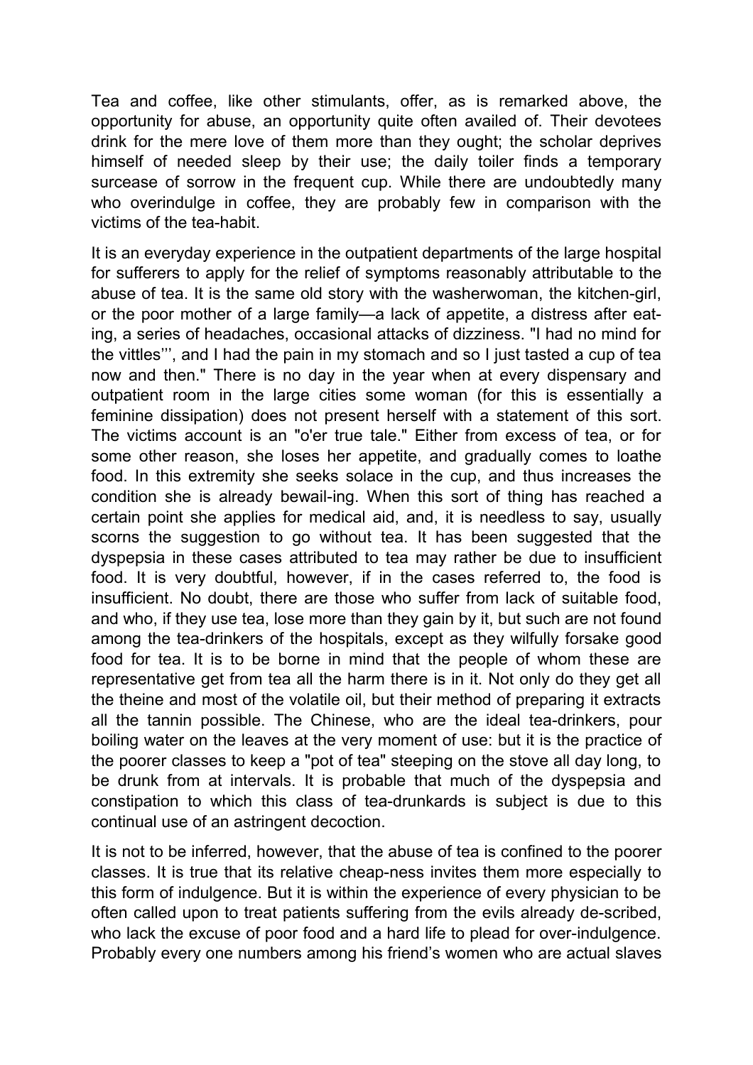Tea and coffee, like other stimulants, offer, as is remarked above, the opportunity for abuse, an opportunity quite often availed of. Their devotees drink for the mere love of them more than they ought; the scholar deprives himself of needed sleep by their use; the daily toiler finds a temporary surcease of sorrow in the frequent cup. While there are undoubtedly many who overindulge in coffee, they are probably few in comparison with the victims of the tea-habit.

It is an everyday experience in the outpatient departments of the large hospital for sufferers to apply for the relief of symptoms reasonably attributable to the abuse of tea. It is the same old story with the washerwoman, the kitchen-girl, or the poor mother of a large family—a lack of appetite, a distress after eating, a series of headaches, occasional attacks of dizziness. "I had no mind for the vittles''', and I had the pain in my stomach and so I just tasted a cup of tea now and then." There is no day in the year when at every dispensary and outpatient room in the large cities some woman (for this is essentially a feminine dissipation) does not present herself with a statement of this sort. The victims account is an "o'er true tale." Either from excess of tea, or for some other reason, she loses her appetite, and gradually comes to loathe food. In this extremity she seeks solace in the cup, and thus increases the condition she is already bewail-ing. When this sort of thing has reached a certain point she applies for medical aid, and, it is needless to say, usually scorns the suggestion to go without tea. It has been suggested that the dyspepsia in these cases attributed to tea may rather be due to insufficient food. It is very doubtful, however, if in the cases referred to, the food is insufficient. No doubt, there are those who suffer from lack of suitable food, and who, if they use tea, lose more than they gain by it, but such are not found among the tea-drinkers of the hospitals, except as they wilfully forsake good food for tea. It is to be borne in mind that the people of whom these are representative get from tea all the harm there is in it. Not only do they get all the theine and most of the volatile oil, but their method of preparing it extracts all the tannin possible. The Chinese, who are the ideal tea-drinkers, pour boiling water on the leaves at the very moment of use: but it is the practice of the poorer classes to keep a "pot of tea" steeping on the stove all day long, to be drunk from at intervals. It is probable that much of the dyspepsia and constipation to which this class of tea-drunkards is subject is due to this continual use of an astringent decoction.

It is not to be inferred, however, that the abuse of tea is confined to the poorer classes. It is true that its relative cheap-ness invites them more especially to this form of indulgence. But it is within the experience of every physician to be often called upon to treat patients suffering from the evils already de-scribed, who lack the excuse of poor food and a hard life to plead for over-indulgence. Probably every one numbers among his friend's women who are actual slaves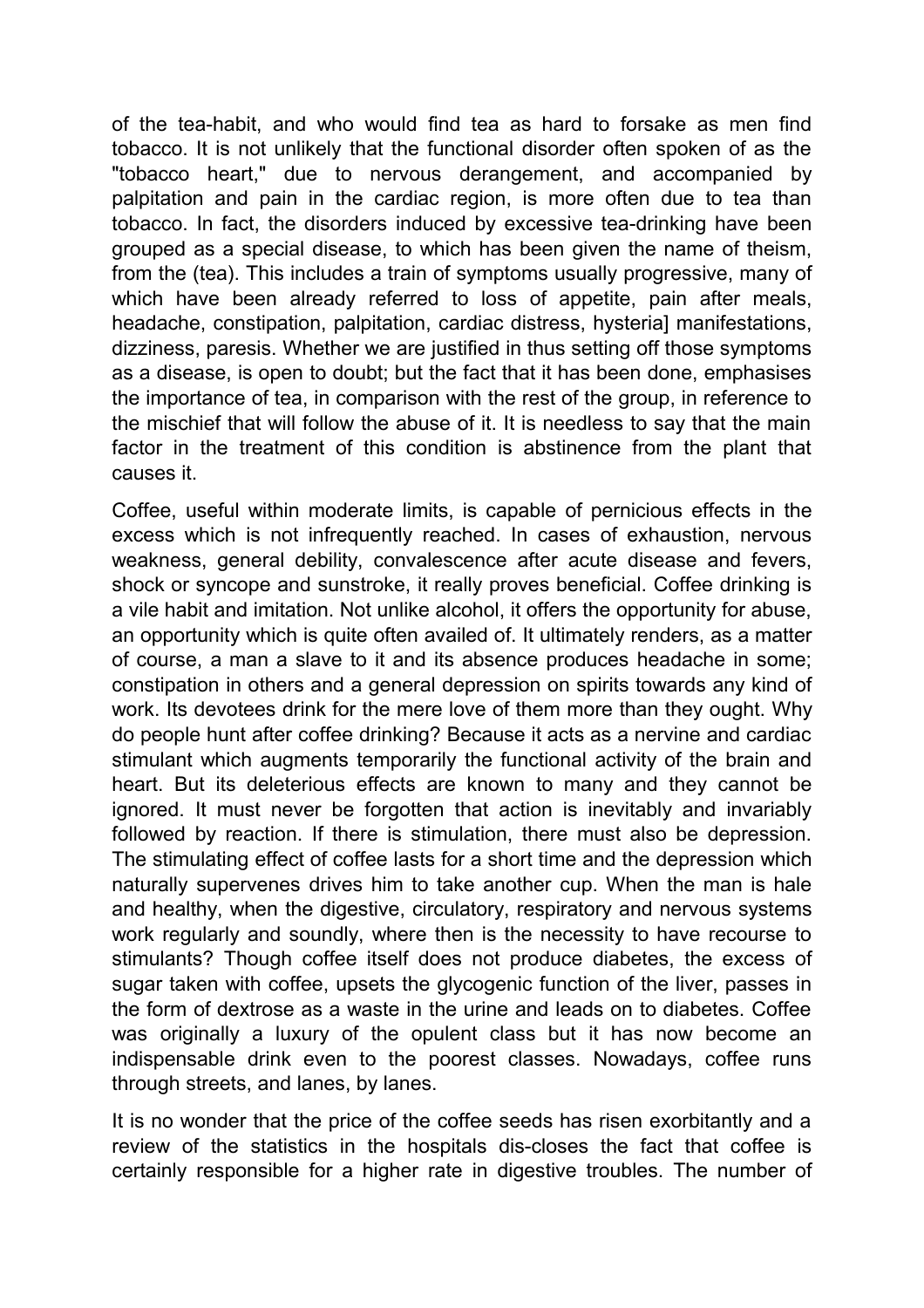of the tea-habit, and who would find tea as hard to forsake as men find tobacco. It is not unlikely that the functional disorder often spoken of as the "tobacco heart," due to nervous derangement, and accompanied by palpitation and pain in the cardiac region, is more often due to tea than tobacco. In fact, the disorders induced by excessive tea-drinking have been grouped as a special disease, to which has been given the name of theism, from the (tea). This includes a train of symptoms usually progressive, many of which have been already referred to loss of appetite, pain after meals, headache, constipation, palpitation, cardiac distress, hysteria] manifestations, dizziness, paresis. Whether we are justified in thus setting off those symptoms as a disease, is open to doubt; but the fact that it has been done, emphasises the importance of tea, in comparison with the rest of the group, in reference to the mischief that will follow the abuse of it. It is needless to say that the main factor in the treatment of this condition is abstinence from the plant that causes it.

Coffee, useful within moderate limits, is capable of pernicious effects in the excess which is not infrequently reached. In cases of exhaustion, nervous weakness, general debility, convalescence after acute disease and fevers, shock or syncope and sunstroke, it really proves beneficial. Coffee drinking is a vile habit and imitation. Not unlike alcohol, it offers the opportunity for abuse, an opportunity which is quite often availed of. It ultimately renders, as a matter of course, a man a slave to it and its absence produces headache in some; constipation in others and a general depression on spirits towards any kind of work. Its devotees drink for the mere love of them more than they ought. Why do people hunt after coffee drinking? Because it acts as a nervine and cardiac stimulant which augments temporarily the functional activity of the brain and heart. But its deleterious effects are known to many and they cannot be ignored. It must never be forgotten that action is inevitably and invariably followed by reaction. If there is stimulation, there must also be depression. The stimulating effect of coffee lasts for a short time and the depression which naturally supervenes drives him to take another cup. When the man is hale and healthy, when the digestive, circulatory, respiratory and nervous systems work regularly and soundly, where then is the necessity to have recourse to stimulants? Though coffee itself does not produce diabetes, the excess of sugar taken with coffee, upsets the glycogenic function of the liver, passes in the form of dextrose as a waste in the urine and leads on to diabetes. Coffee was originally a luxury of the opulent class but it has now become an indispensable drink even to the poorest classes. Nowadays, coffee runs through streets, and lanes, by lanes.

It is no wonder that the price of the coffee seeds has risen exorbitantly and a review of the statistics in the hospitals dis-closes the fact that coffee is certainly responsible for a higher rate in digestive troubles. The number of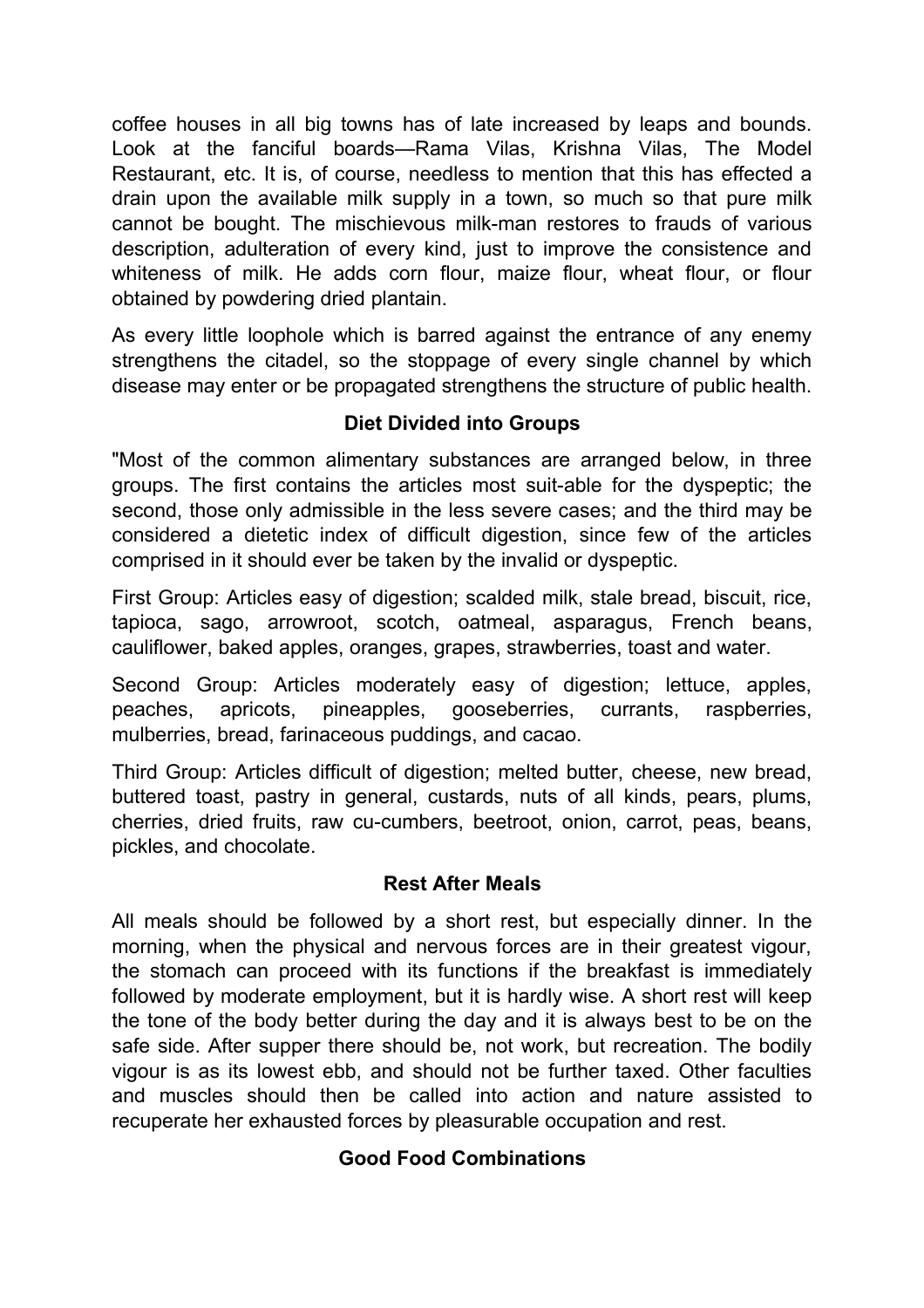coffee houses in all big towns has of late increased by leaps and bounds. Look at the fanciful boards—Rama Vilas, Krishna Vilas, The Model Restaurant, etc. It is, of course, needless to mention that this has effected a drain upon the available milk supply in a town, so much so that pure milk cannot be bought. The mischievous milk-man restores to frauds of various description, adulteration of every kind, just to improve the consistence and whiteness of milk. He adds corn flour, maize flour, wheat flour, or flour obtained by powdering dried plantain.

As every little loophole which is barred against the entrance of any enemy strengthens the citadel, so the stoppage of every single channel by which disease may enter or be propagated strengthens the structure of public health.

### Diet Divided into Groups

"Most of the common alimentary substances are arranged below, in three groups. The first contains the articles most suit-able for the dyspeptic; the second, those only admissible in the less severe cases; and the third may be considered a dietetic index of difficult digestion, since few of the articles comprised in it should ever be taken by the invalid or dyspeptic.

First Group: Articles easy of digestion; scalded milk, stale bread, biscuit, rice, tapioca, sago, arrowroot, scotch, oatmeal, asparagus, French beans, cauliflower, baked apples, oranges, grapes, strawberries, toast and water.

Second Group: Articles moderately easy of digestion; lettuce, apples, peaches, apricots, pineapples, gooseberries, currants, raspberries, mulberries, bread, farinaceous puddings, and cacao.

Third Group: Articles difficult of digestion; melted butter, cheese, new bread, buttered toast, pastry in general, custards, nuts of all kinds, pears, plums, cherries, dried fruits, raw cu-cumbers, beetroot, onion, carrot, peas, beans, pickles, and chocolate.

### Rest After Meals

All meals should be followed by a short rest, but especially dinner. In the morning, when the physical and nervous forces are in their greatest vigour, the stomach can proceed with its functions if the breakfast is immediately followed by moderate employment, but it is hardly wise. A short rest will keep the tone of the body better during the day and it is always best to be on the safe side. After supper there should be, not work, but recreation. The bodily vigour is as its lowest ebb, and should not be further taxed. Other faculties and muscles should then be called into action and nature assisted to recuperate her exhausted forces by pleasurable occupation and rest.

### Good Food Combinations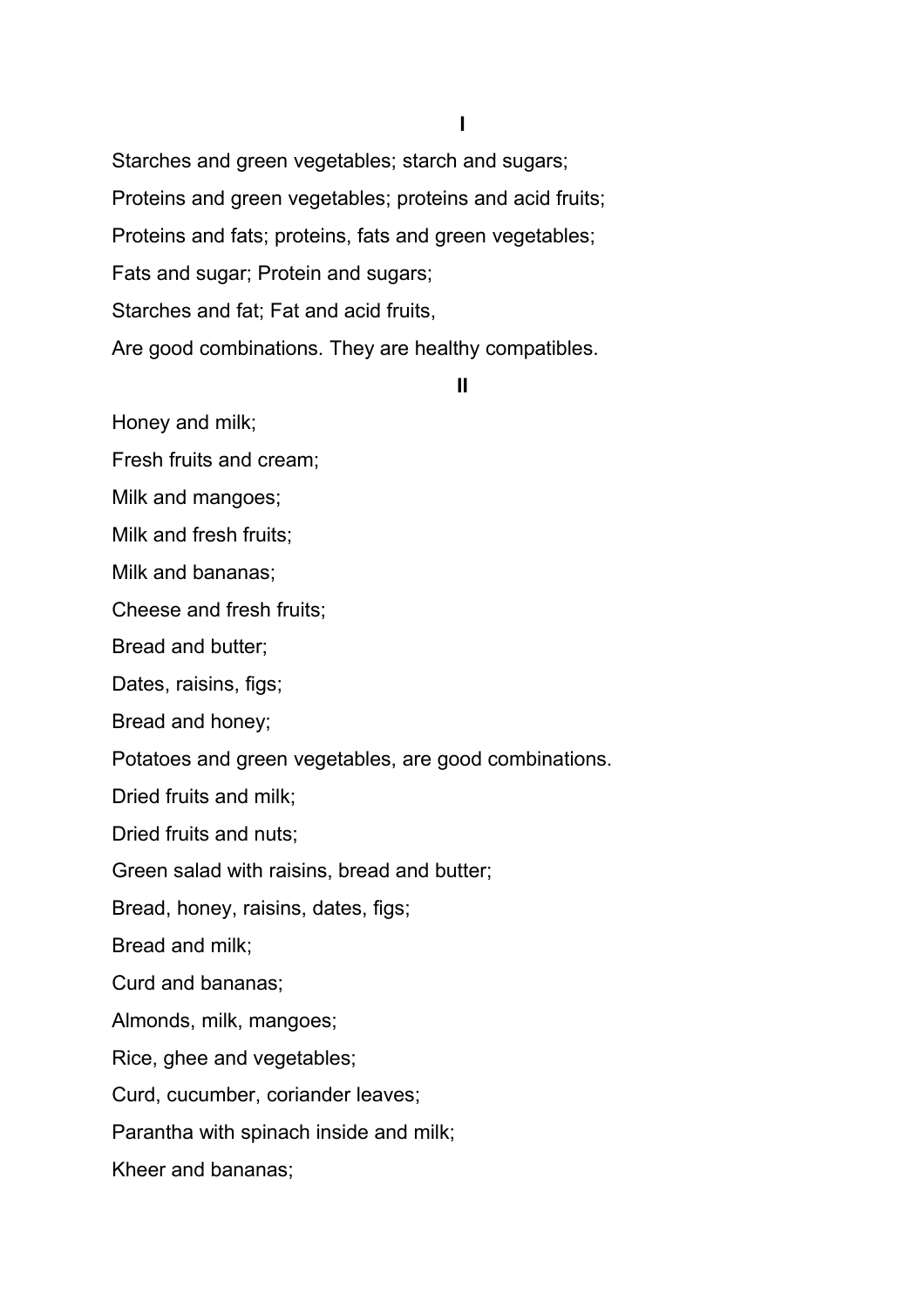**I**

Starches and green vegetables; starch and sugars;

Proteins and green vegetables; proteins and acid fruits;

Proteins and fats; proteins, fats and green vegetables;

Fats and sugar; Protein and sugars;

Starches and fat; Fat and acid fruits,

Are good combinations. They are healthy compatibles.

**II**

Honey and milk;

Fresh fruits and cream;

Milk and mangoes;

Milk and fresh fruits;

Milk and bananas;

Cheese and fresh fruits;

Bread and butter;

Dates, raisins, figs;

Bread and honey;

Potatoes and green vegetables, are good combinations.

Dried fruits and milk;

Dried fruits and nuts;

Green salad with raisins, bread and butter;

Bread, honey, raisins, dates, figs;

Bread and milk;

Curd and bananas;

Almonds, milk, mangoes;

Rice, ghee and vegetables;

Curd, cucumber, coriander leaves;

Parantha with spinach inside and milk;

Kheer and bananas;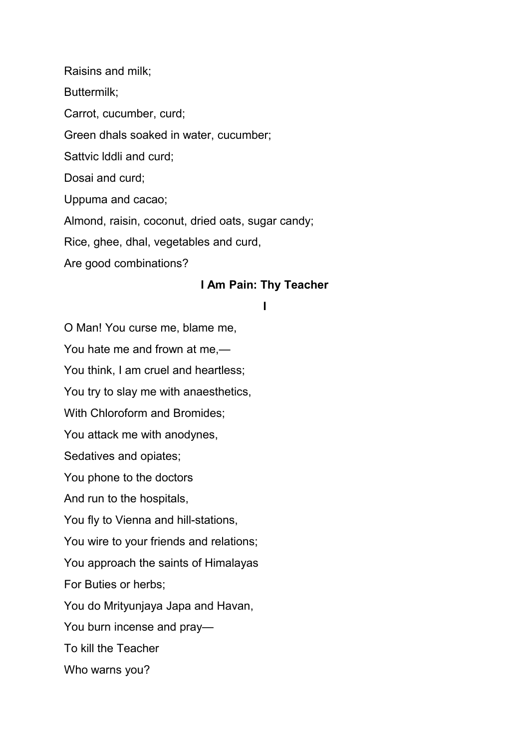Raisins and milk;

Buttermilk;

Carrot, cucumber, curd;

Green dhals soaked in water, cucumber;

Sattvic Iddli and curd;

Dosai and curd;

Uppuma and cacao;

Almond, raisin, coconut, dried oats, sugar candy;

Rice, ghee, dhal, vegetables and curd,

Are good combinations?

### I Am Pain: Thy Teacher

#### I

O Man! You curse me, blame me,

You hate me and frown at me,—

You think, I am cruel and heartless;

You try to slay me with anaesthetics,

With Chloroform and Bromides;

You attack me with anodynes,

Sedatives and opiates;

You phone to the doctors

And run to the hospitals,

You fly to Vienna and hill-stations,

You wire to your friends and relations;

You approach the saints of Himalayas

For Buties or herbs;

You do Mrityunjaya Japa and Havan,

You burn incense and pray—

To kill the Teacher

Who warns you?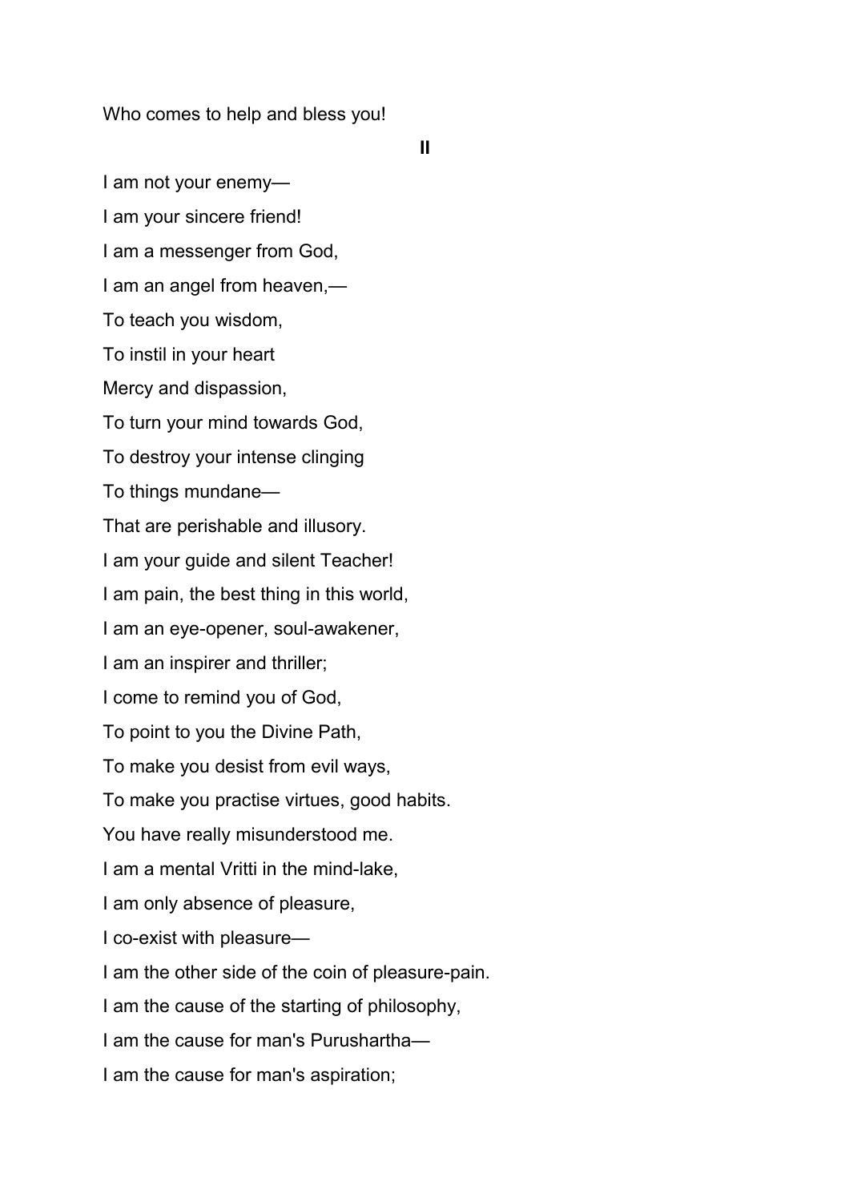Who comes to help and bless you!

**II**

I am not your enemy—

I am your sincere friend!

I am a messenger from God,

I am an angel from heaven,—

To teach you wisdom,

To instil in your heart

Mercy and dispassion,

To turn your mind towards God,

To destroy your intense clinging

To things mundane—

That are perishable and illusory.

I am your guide and silent Teacher!

I am pain, the best thing in this world,

I am an eye-opener, soul-awakener,

I am an inspirer and thriller;

I come to remind you of God,

To point to you the Divine Path,

To make you desist from evil ways,

To make you practise virtues, good habits.

You have really misunderstood me.

I am a mental Vritti in the mind-lake,

I am only absence of pleasure,

I co-exist with pleasure—

I am the other side of the coin of pleasure-pain.

I am the cause of the starting of philosophy,

I am the cause for man's Purushartha—

I am the cause for man's aspiration;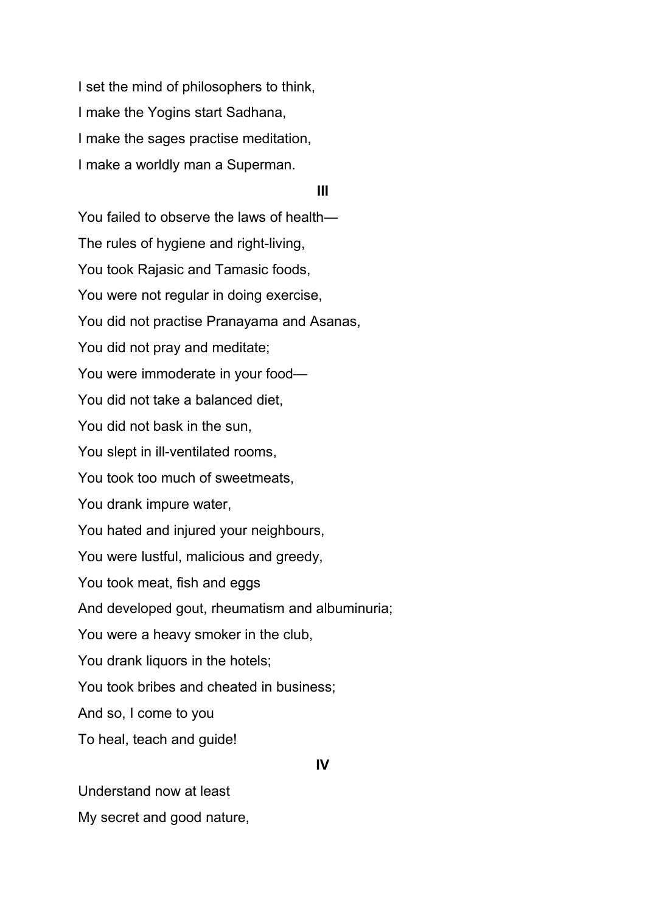I set the mind of philosophers to think,
I make the Yogins start Sadhana,
I make the sages practise meditation,
I make a worldly man a Superman.

**III**

You failed to observe the laws of health—
The rules of hygiene and right-living,
You took Rajasic and Tamasic foods,
You were not regular in doing exercise,
You did not practise Pranayama and Asanas,
You did not pray and meditate;
You were immoderate in your food—
You did not take a balanced diet,
You did not bask in the sun,
You slept in ill-ventilated rooms,
You took too much of sweetmeats,
You drank impure water,
You hated and injured your neighbours,
You were lustful, malicious and greedy,
You took meat, fish and eggs
And developed gout, rheumatism and albuminuria;
You were a heavy smoker in the club,
You drank liquors in the hotels;
You took bribes and cheated in business;
And so, I come to you
To heal, teach and guide!

**IV**

Understand now at least
My secret and good nature,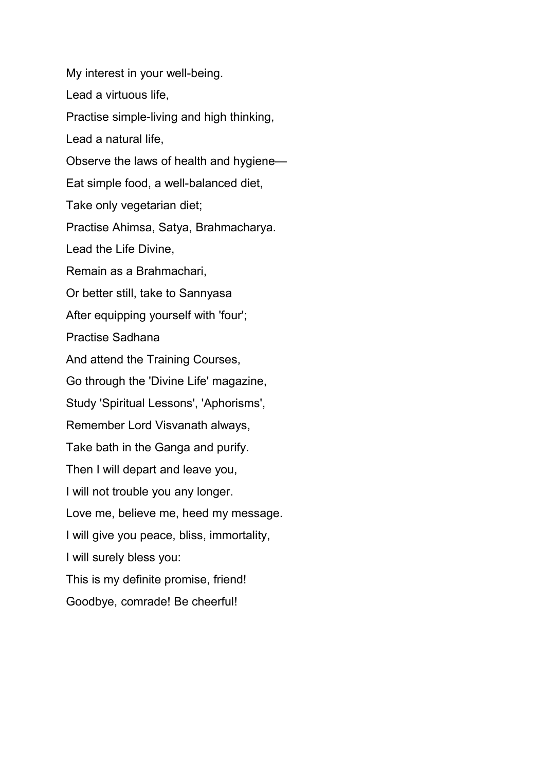My interest in your well-being.

Lead a virtuous life,

Practise simple-living and high thinking,

Lead a natural life,

Observe the laws of health and hygiene—

Eat simple food, a well-balanced diet,

Take only vegetarian diet;

Practise Ahimsa, Satya, Brahmacharya.

Lead the Life Divine,

Remain as a Brahmachari,

Or better still, take to Sannyasa

After equipping yourself with 'four';

Practise Sadhana

And attend the Training Courses,

Go through the 'Divine Life' magazine,

Study 'Spiritual Lessons', 'Aphorisms',

Remember Lord Visvanath always,

Take bath in the Ganga and purify.

Then I will depart and leave you,

I will not trouble you any longer.

Love me, believe me, heed my message.

I will give you peace, bliss, immortality,

I will surely bless you:

This is my definite promise, friend!

Goodbye, comrade! Be cheerful!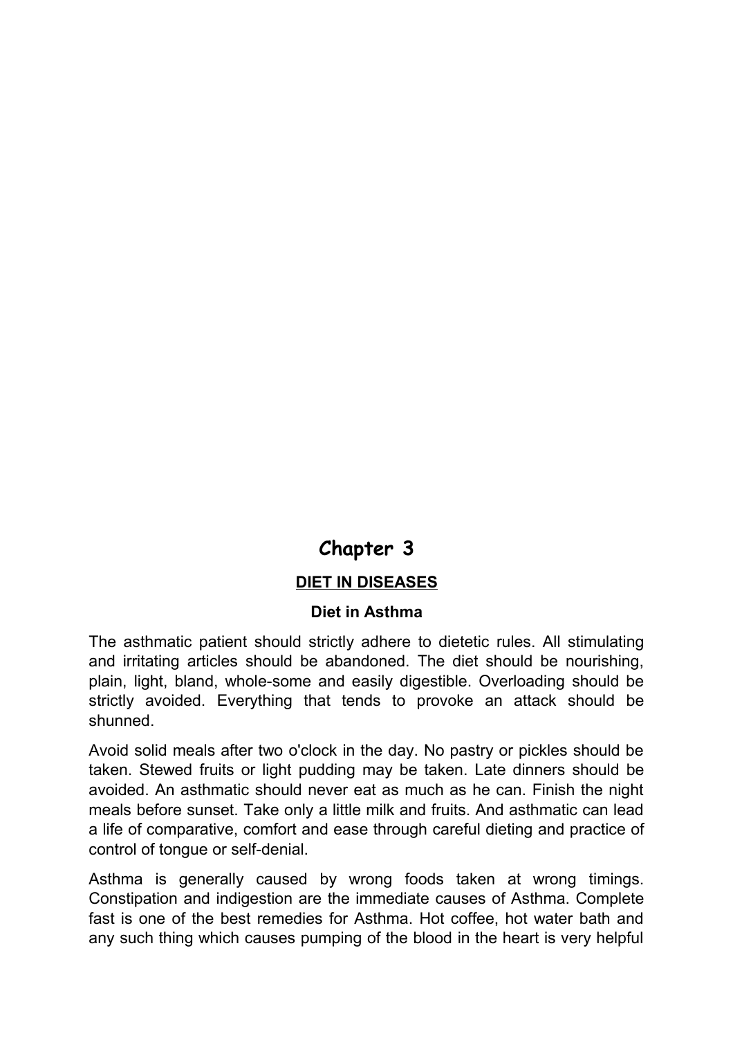# Chapter 3

## DIET IN DISEASES

### Diet in Asthma

The asthmatic patient should strictly adhere to dietetic rules. All stimulating and irritating articles should be abandoned. The diet should be nourishing, plain, light, bland, whole-some and easily digestible. Overloading should be strictly avoided. Everything that tends to provoke an attack should be shunned.

Avoid solid meals after two o'clock in the day. No pastry or pickles should be taken. Stewed fruits or light pudding may be taken. Late dinners should be avoided. An asthmatic should never eat as much as he can. Finish the night meals before sunset. Take only a little milk and fruits. And asthmatic can lead a life of comparative, comfort and ease through careful dieting and practice of control of tongue or self-denial.

Asthma is generally caused by wrong foods taken at wrong timings. Constipation and indigestion are the immediate causes of Asthma. Complete fast is one of the best remedies for Asthma. Hot coffee, hot water bath and any such thing which causes pumping of the blood in the heart is very helpful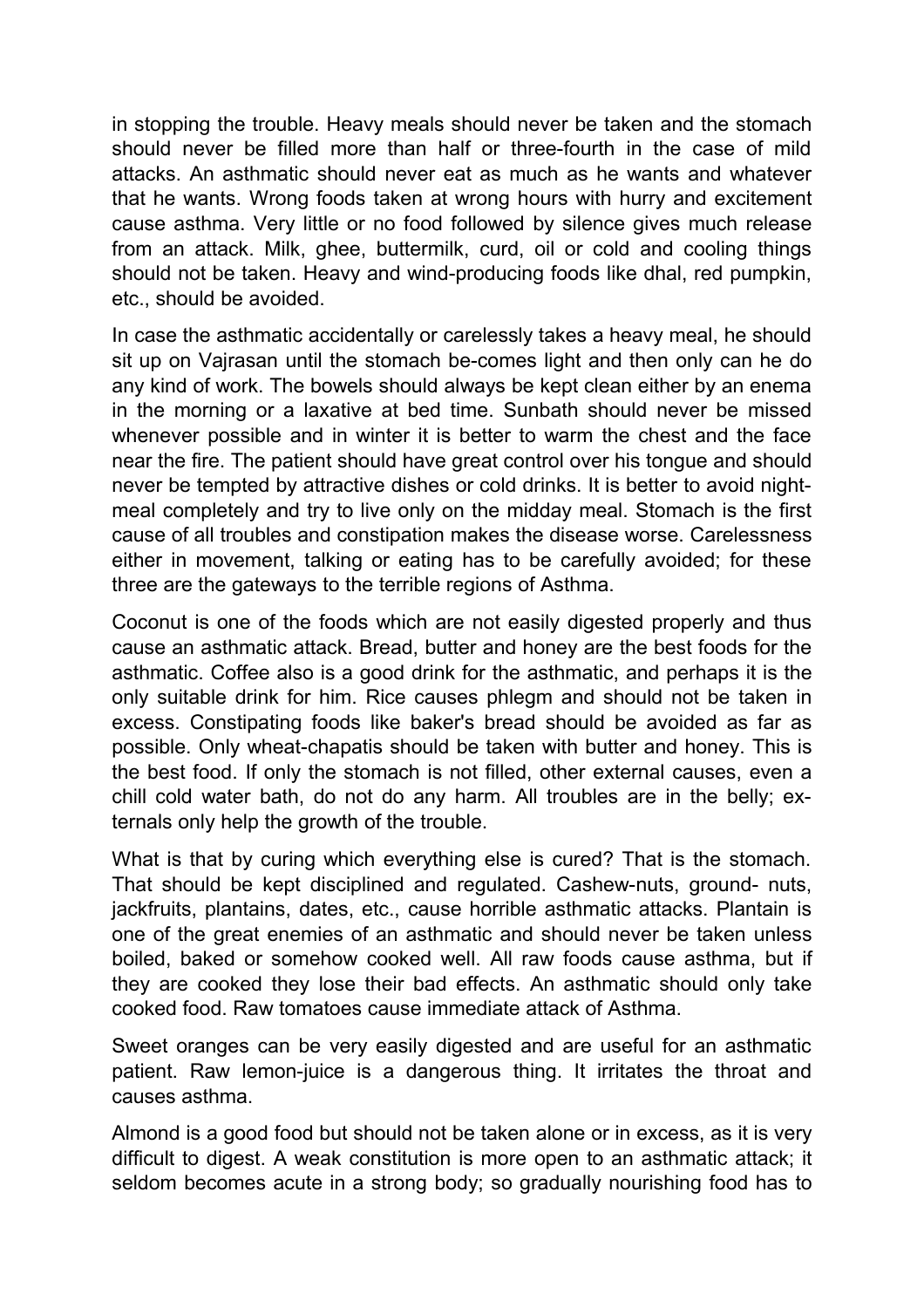in stopping the trouble. Heavy meals should never be taken and the stomach should never be filled more than half or three-fourth in the case of mild attacks. An asthmatic should never eat as much as he wants and whatever that he wants. Wrong foods taken at wrong hours with hurry and excitement cause asthma. Very little or no food followed by silence gives much release from an attack. Milk, ghee, buttermilk, curd, oil or cold and cooling things should not be taken. Heavy and wind-producing foods like dhal, red pumpkin, etc., should be avoided.

In case the asthmatic accidentally or carelessly takes a heavy meal, he should sit up on Vajrasan until the stomach be-comes light and then only can he do any kind of work. The bowels should always be kept clean either by an enema in the morning or a laxative at bed time. Sunbath should never be missed whenever possible and in winter it is better to warm the chest and the face near the fire. The patient should have great control over his tongue and should never be tempted by attractive dishes or cold drinks. It is better to avoid night-meal completely and try to live only on the midday meal. Stomach is the first cause of all troubles and constipation makes the disease worse. Carelessness either in movement, talking or eating has to be carefully avoided; for these three are the gateways to the terrible regions of Asthma.

Coconut is one of the foods which are not easily digested properly and thus cause an asthmatic attack. Bread, butter and honey are the best foods for the asthmatic. Coffee also is a good drink for the asthmatic, and perhaps it is the only suitable drink for him. Rice causes phlegm and should not be taken in excess. Constipating foods like baker's bread should be avoided as far as possible. Only wheat-chapatis should be taken with butter and honey. This is the best food. If only the stomach is not filled, other external causes, even a chill cold water bath, do not do any harm. All troubles are in the belly; ex-ternals only help the growth of the trouble.

What is that by curing which everything else is cured? That is the stomach. That should be kept disciplined and regulated. Cashew-nuts, ground- nuts, jackfruits, plantains, dates, etc., cause horrible asthmatic attacks. Plantain is one of the great enemies of an asthmatic and should never be taken unless boiled, baked or somehow cooked well. All raw foods cause asthma, but if they are cooked they lose their bad effects. An asthmatic should only take cooked food. Raw tomatoes cause immediate attack of Asthma.

Sweet oranges can be very easily digested and are useful for an asthmatic patient. Raw lemon-juice is a dangerous thing. It irritates the throat and causes asthma.

Almond is a good food but should not be taken alone or in excess, as it is very difficult to digest. A weak constitution is more open to an asthmatic attack; it seldom becomes acute in a strong body; so gradually nourishing food has to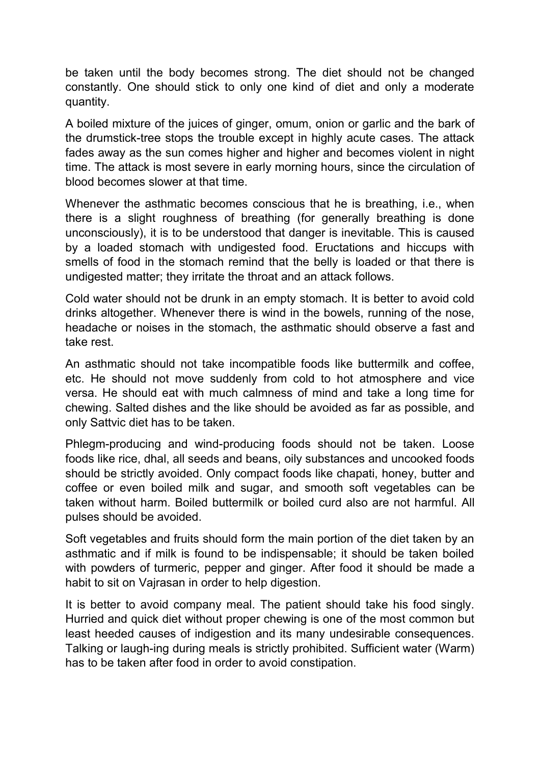be taken until the body becomes strong. The diet should not be changed constantly. One should stick to only one kind of diet and only a moderate quantity.

A boiled mixture of the juices of ginger, omum, onion or garlic and the bark of the drumstick-tree stops the trouble except in highly acute cases. The attack fades away as the sun comes higher and higher and becomes violent in night time. The attack is most severe in early morning hours, since the circulation of blood becomes slower at that time.

Whenever the asthmatic becomes conscious that he is breathing, i.e., when there is a slight roughness of breathing (for generally breathing is done unconsciously), it is to be understood that danger is inevitable. This is caused by a loaded stomach with undigested food. Eructations and hiccups with smells of food in the stomach remind that the belly is loaded or that there is undigested matter; they irritate the throat and an attack follows.

Cold water should not be drunk in an empty stomach. It is better to avoid cold drinks altogether. Whenever there is wind in the bowels, running of the nose, headache or noises in the stomach, the asthmatic should observe a fast and take rest.

An asthmatic should not take incompatible foods like buttermilk and coffee, etc. He should not move suddenly from cold to hot atmosphere and vice versa. He should eat with much calmness of mind and take a long time for chewing. Salted dishes and the like should be avoided as far as possible, and only Sattvic diet has to be taken.

Phlegm-producing and wind-producing foods should not be taken. Loose foods like rice, dhal, all seeds and beans, oily substances and uncooked foods should be strictly avoided. Only compact foods like chapati, honey, butter and coffee or even boiled milk and sugar, and smooth soft vegetables can be taken without harm. Boiled buttermilk or boiled curd also are not harmful. All pulses should be avoided.

Soft vegetables and fruits should form the main portion of the diet taken by an asthmatic and if milk is found to be indispensable; it should be taken boiled with powders of turmeric, pepper and ginger. After food it should be made a habit to sit on Vajrasan in order to help digestion.

It is better to avoid company meal. The patient should take his food singly. Hurried and quick diet without proper chewing is one of the most common but least heeded causes of indigestion and its many undesirable consequences. Talking or laugh-ing during meals is strictly prohibited. Sufficient water (Warm) has to be taken after food in order to avoid constipation.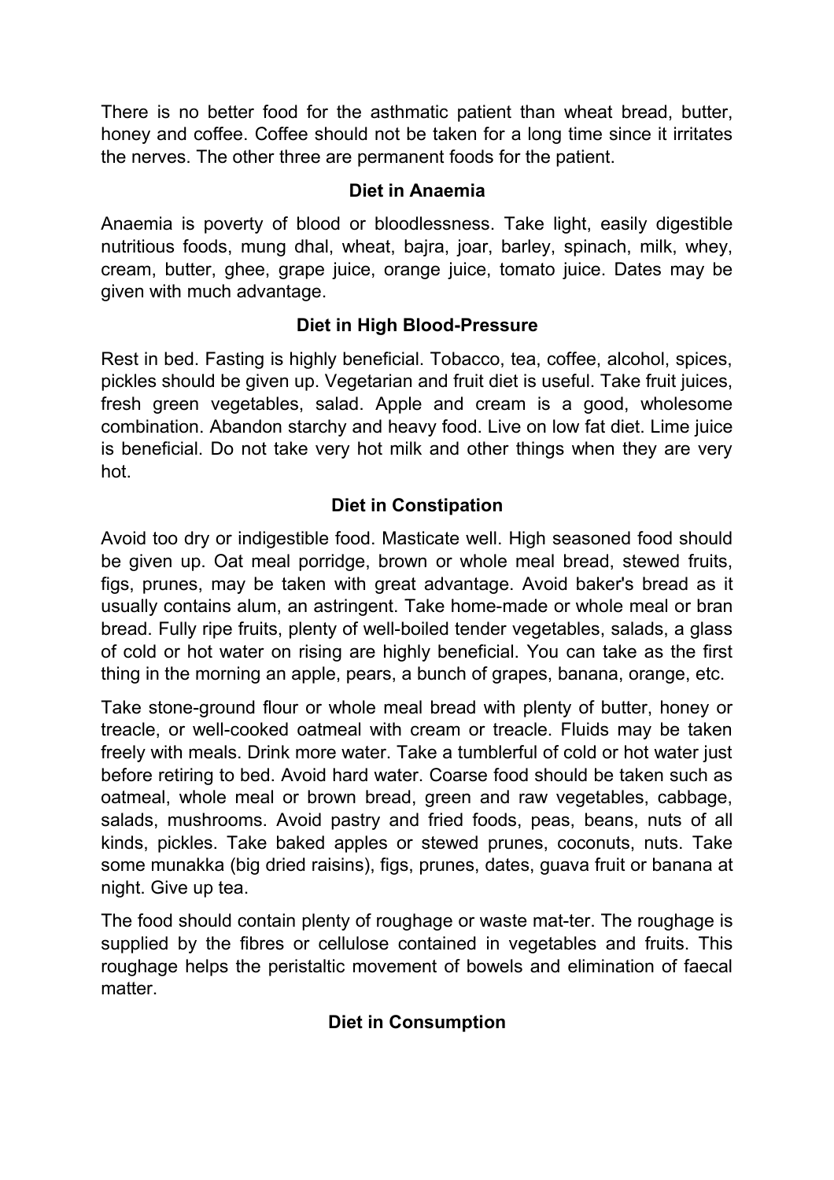There is no better food for the asthmatic patient than wheat bread, butter, honey and coffee. Coffee should not be taken for a long time since it irritates the nerves. The other three are permanent foods for the patient.

### Diet in Anaemia

Anaemia is poverty of blood or bloodlessness. Take light, easily digestible nutritious foods, mung dhal, wheat, bajra, joar, barley, spinach, milk, whey, cream, butter, ghee, grape juice, orange juice, tomato juice. Dates may be given with much advantage.

### Diet in High Blood-Pressure

Rest in bed. Fasting is highly beneficial. Tobacco, tea, coffee, alcohol, spices, pickles should be given up. Vegetarian and fruit diet is useful. Take fruit juices, fresh green vegetables, salad. Apple and cream is a good, wholesome combination. Abandon starchy and heavy food. Live on low fat diet. Lime juice is beneficial. Do not take very hot milk and other things when they are very hot.

### Diet in Constipation

Avoid too dry or indigestible food. Masticate well. High seasoned food should be given up. Oat meal porridge, brown or whole meal bread, stewed fruits, figs, prunes, may be taken with great advantage. Avoid baker's bread as it usually contains alum, an astringent. Take home-made or whole meal or bran bread. Fully ripe fruits, plenty of well-boiled tender vegetables, salads, a glass of cold or hot water on rising are highly beneficial. You can take as the first thing in the morning an apple, pears, a bunch of grapes, banana, orange, etc.

Take stone-ground flour or whole meal bread with plenty of butter, honey or treacle, or well-cooked oatmeal with cream or treacle. Fluids may be taken freely with meals. Drink more water. Take a tumblerful of cold or hot water just before retiring to bed. Avoid hard water. Coarse food should be taken such as oatmeal, whole meal or brown bread, green and raw vegetables, cabbage, salads, mushrooms. Avoid pastry and fried foods, peas, beans, nuts of all kinds, pickles. Take baked apples or stewed prunes, coconuts, nuts. Take some munakka (big dried raisins), figs, prunes, dates, guava fruit or banana at night. Give up tea.

The food should contain plenty of roughage or waste mat-ter. The roughage is supplied by the fibres or cellulose contained in vegetables and fruits. This roughage helps the peristaltic movement of bowels and elimination of faecal matter.

### Diet in Consumption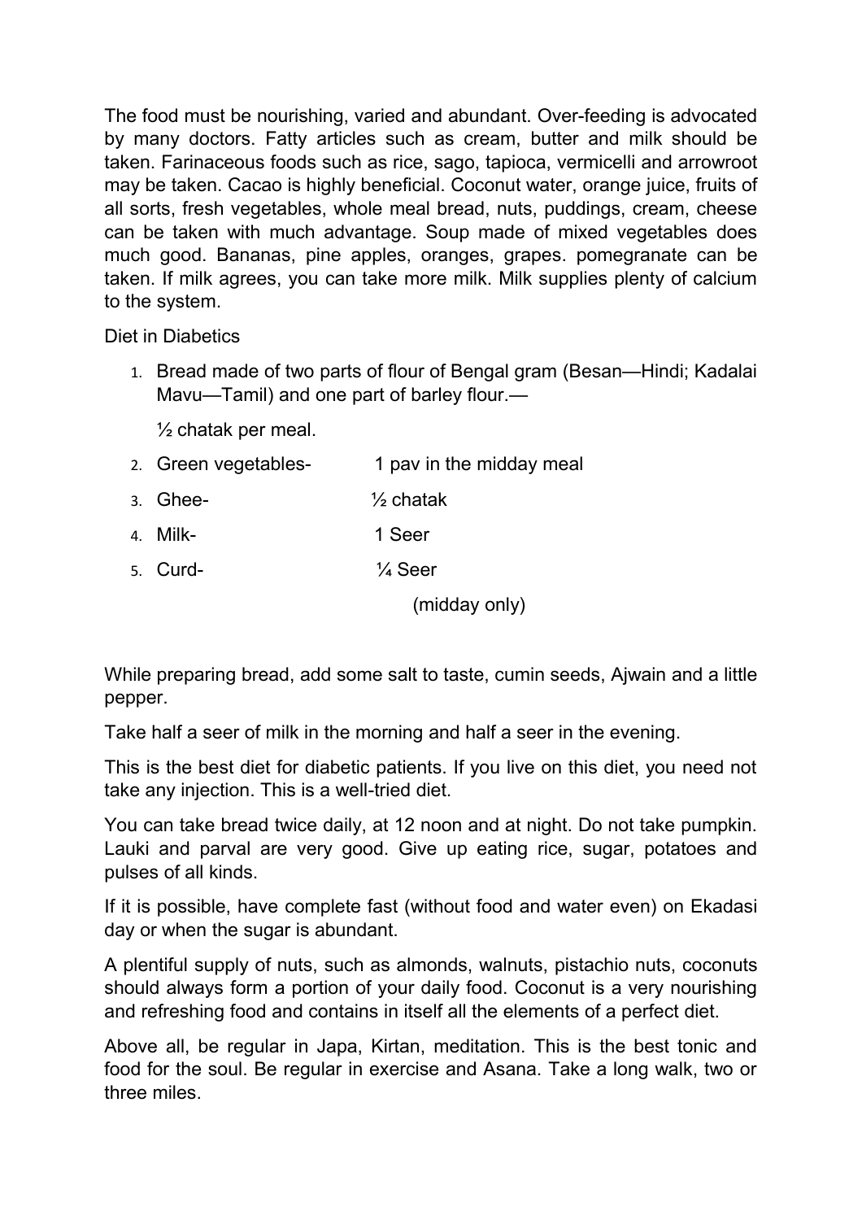The food must be nourishing, varied and abundant. Over-feeding is advocated by many doctors. Fatty articles such as cream, butter and milk should be taken. Farinaceous foods such as rice, sago, tapioca, vermicelli and arrowroot may be taken. Cacao is highly beneficial. Coconut water, orange juice, fruits of all sorts, fresh vegetables, whole meal bread, nuts, puddings, cream, cheese can be taken with much advantage. Soup made of mixed vegetables does much good. Bananas, pine apples, oranges, grapes. pomegranate can be taken. If milk agrees, you can take more milk. Milk supplies plenty of calcium to the system.

Diet in Diabetics

1. Bread made of two parts of flour of Bengal gram (Besan—Hindi; Kadalai Mavu—Tamil) and one part of barley flour.—

   ½ chatak per meal.

2. Green vegetables- 1 pav in the midday meal
3. Ghee- ½ chatak
4. Milk- 1 Seer
5. Curd- ¼ Seer

   (midday only)

While preparing bread, add some salt to taste, cumin seeds, Ajwain and a little pepper.

Take half a seer of milk in the morning and half a seer in the evening.

This is the best diet for diabetic patients. If you live on this diet, you need not take any injection. This is a well-tried diet.

You can take bread twice daily, at 12 noon and at night. Do not take pumpkin. Lauki and parval are very good. Give up eating rice, sugar, potatoes and pulses of all kinds.

If it is possible, have complete fast (without food and water even) on Ekadasi day or when the sugar is abundant.

A plentiful supply of nuts, such as almonds, walnuts, pistachio nuts, coconuts should always form a portion of your daily food. Coconut is a very nourishing and refreshing food and contains in itself all the elements of a perfect diet.

Above all, be regular in Japa, Kirtan, meditation. This is the best tonic and food for the soul. Be regular in exercise and Asana. Take a long walk, two or three miles.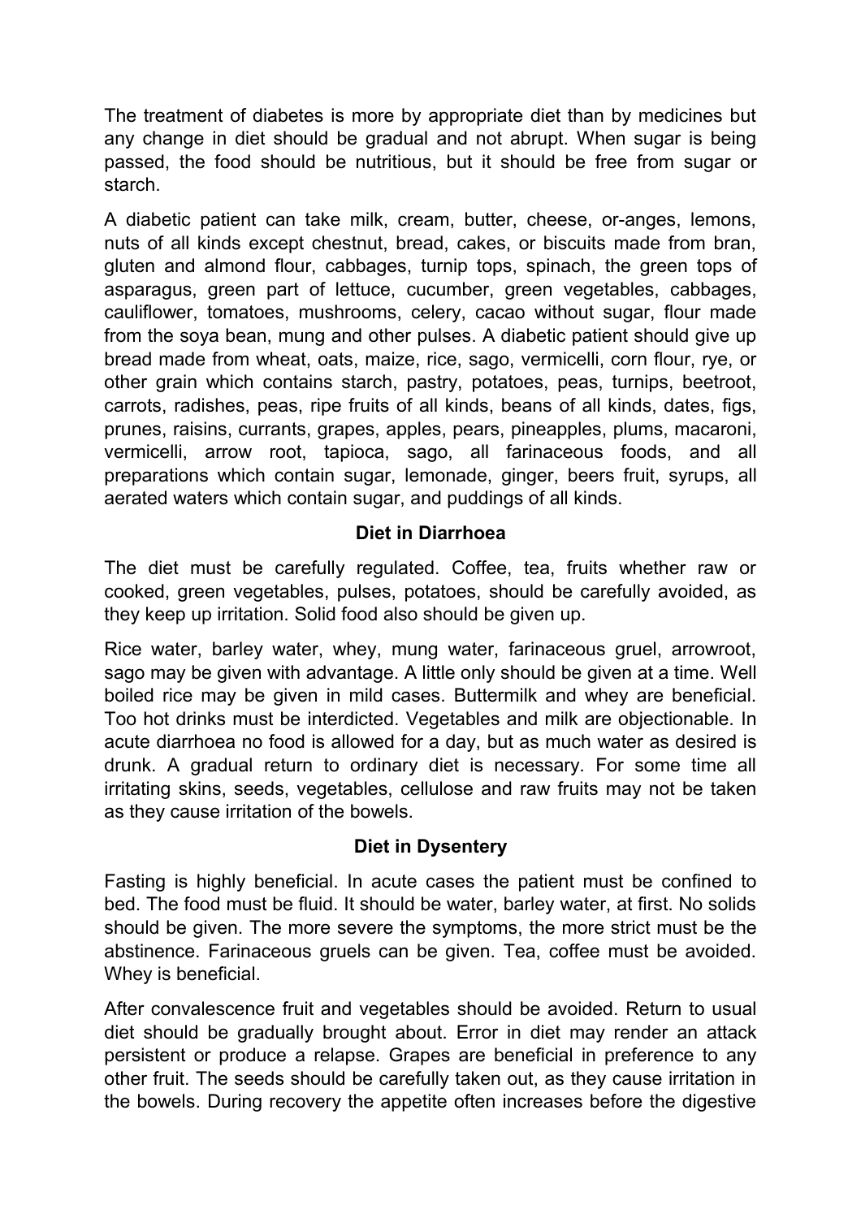The treatment of diabetes is more by appropriate diet than by medicines but any change in diet should be gradual and not abrupt. When sugar is being passed, the food should be nutritious, but it should be free from sugar or starch.

A diabetic patient can take milk, cream, butter, cheese, or-anges, lemons, nuts of all kinds except chestnut, bread, cakes, or biscuits made from bran, gluten and almond flour, cabbages, turnip tops, spinach, the green tops of asparagus, green part of lettuce, cucumber, green vegetables, cabbages, cauliflower, tomatoes, mushrooms, celery, cacao without sugar, flour made from the soya bean, mung and other pulses. A diabetic patient should give up bread made from wheat, oats, maize, rice, sago, vermicelli, corn flour, rye, or other grain which contains starch, pastry, potatoes, peas, turnips, beetroot, carrots, radishes, peas, ripe fruits of all kinds, beans of all kinds, dates, figs, prunes, raisins, currants, grapes, apples, pears, pineapples, plums, macaroni, vermicelli, arrow root, tapioca, sago, all farinaceous foods, and all preparations which contain sugar, lemonade, ginger, beers fruit, syrups, all aerated waters which contain sugar, and puddings of all kinds.

### Diet in Diarrhoea

The diet must be carefully regulated. Coffee, tea, fruits whether raw or cooked, green vegetables, pulses, potatoes, should be carefully avoided, as they keep up irritation. Solid food also should be given up.

Rice water, barley water, whey, mung water, farinaceous gruel, arrowroot, sago may be given with advantage. A little only should be given at a time. Well boiled rice may be given in mild cases. Buttermilk and whey are beneficial. Too hot drinks must be interdicted. Vegetables and milk are objectionable. In acute diarrhoea no food is allowed for a day, but as much water as desired is drunk. A gradual return to ordinary diet is necessary. For some time all irritating skins, seeds, vegetables, cellulose and raw fruits may not be taken as they cause irritation of the bowels.

### Diet in Dysentery

Fasting is highly beneficial. In acute cases the patient must be confined to bed. The food must be fluid. It should be water, barley water, at first. No solids should be given. The more severe the symptoms, the more strict must be the abstinence. Farinaceous gruels can be given. Tea, coffee must be avoided. Whey is beneficial.

After convalescence fruit and vegetables should be avoided. Return to usual diet should be gradually brought about. Error in diet may render an attack persistent or produce a relapse. Grapes are beneficial in preference to any other fruit. The seeds should be carefully taken out, as they cause irritation in the bowels. During recovery the appetite often increases before the digestive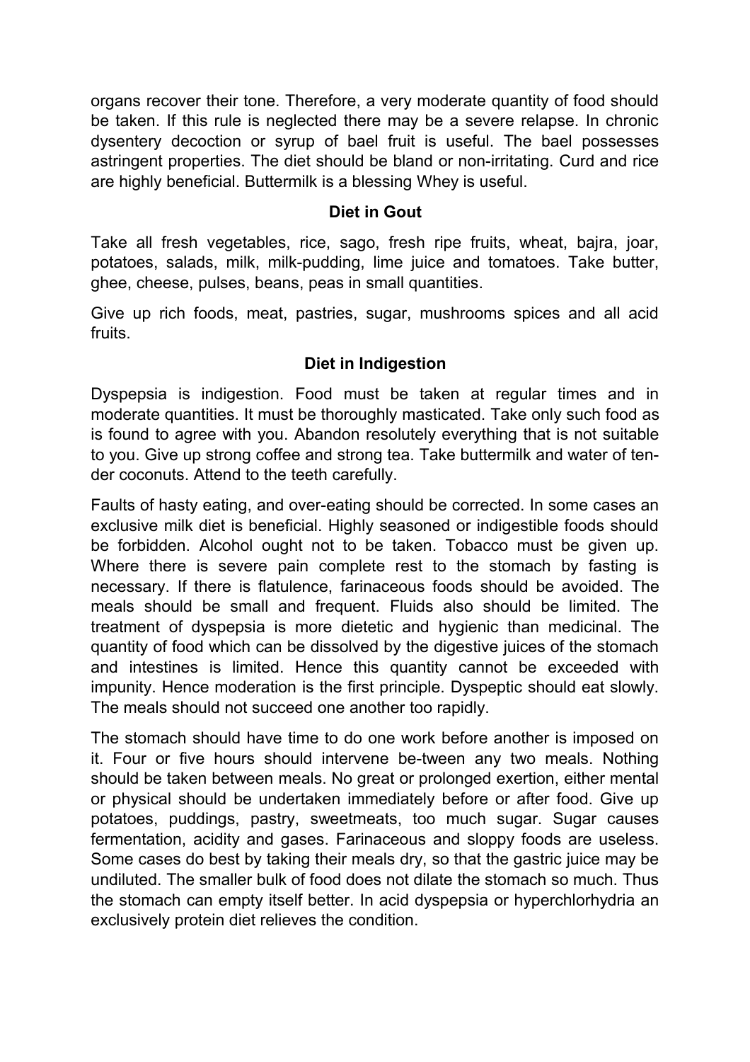organs recover their tone. Therefore, a very moderate quantity of food should be taken. If this rule is neglected there may be a severe relapse. In chronic dysentery decoction or syrup of bael fruit is useful. The bael possesses astringent properties. The diet should be bland or non-irritating. Curd and rice are highly beneficial. Buttermilk is a blessing Whey is useful.

### Diet in Gout

Take all fresh vegetables, rice, sago, fresh ripe fruits, wheat, bajra, joar, potatoes, salads, milk, milk-pudding, lime juice and tomatoes. Take butter, ghee, cheese, pulses, beans, peas in small quantities.

Give up rich foods, meat, pastries, sugar, mushrooms spices and all acid fruits.

### Diet in Indigestion

Dyspepsia is indigestion. Food must be taken at regular times and in moderate quantities. It must be thoroughly masticated. Take only such food as is found to agree with you. Abandon resolutely everything that is not suitable to you. Give up strong coffee and strong tea. Take buttermilk and water of tender coconuts. Attend to the teeth carefully.

Faults of hasty eating, and over-eating should be corrected. In some cases an exclusive milk diet is beneficial. Highly seasoned or indigestible foods should be forbidden. Alcohol ought not to be taken. Tobacco must be given up. Where there is severe pain complete rest to the stomach by fasting is necessary. If there is flatulence, farinaceous foods should be avoided. The meals should be small and frequent. Fluids also should be limited. The treatment of dyspepsia is more dietetic and hygienic than medicinal. The quantity of food which can be dissolved by the digestive juices of the stomach and intestines is limited. Hence this quantity cannot be exceeded with impunity. Hence moderation is the first principle. Dyspeptic should eat slowly. The meals should not succeed one another too rapidly.

The stomach should have time to do one work before another is imposed on it. Four or five hours should intervene be-tween any two meals. Nothing should be taken between meals. No great or prolonged exertion, either mental or physical should be undertaken immediately before or after food. Give up potatoes, puddings, pastry, sweetmeats, too much sugar. Sugar causes fermentation, acidity and gases. Farinaceous and sloppy foods are useless. Some cases do best by taking their meals dry, so that the gastric juice may be undiluted. The smaller bulk of food does not dilate the stomach so much. Thus the stomach can empty itself better. In acid dyspepsia or hyperchlorhydria an exclusively protein diet relieves the condition.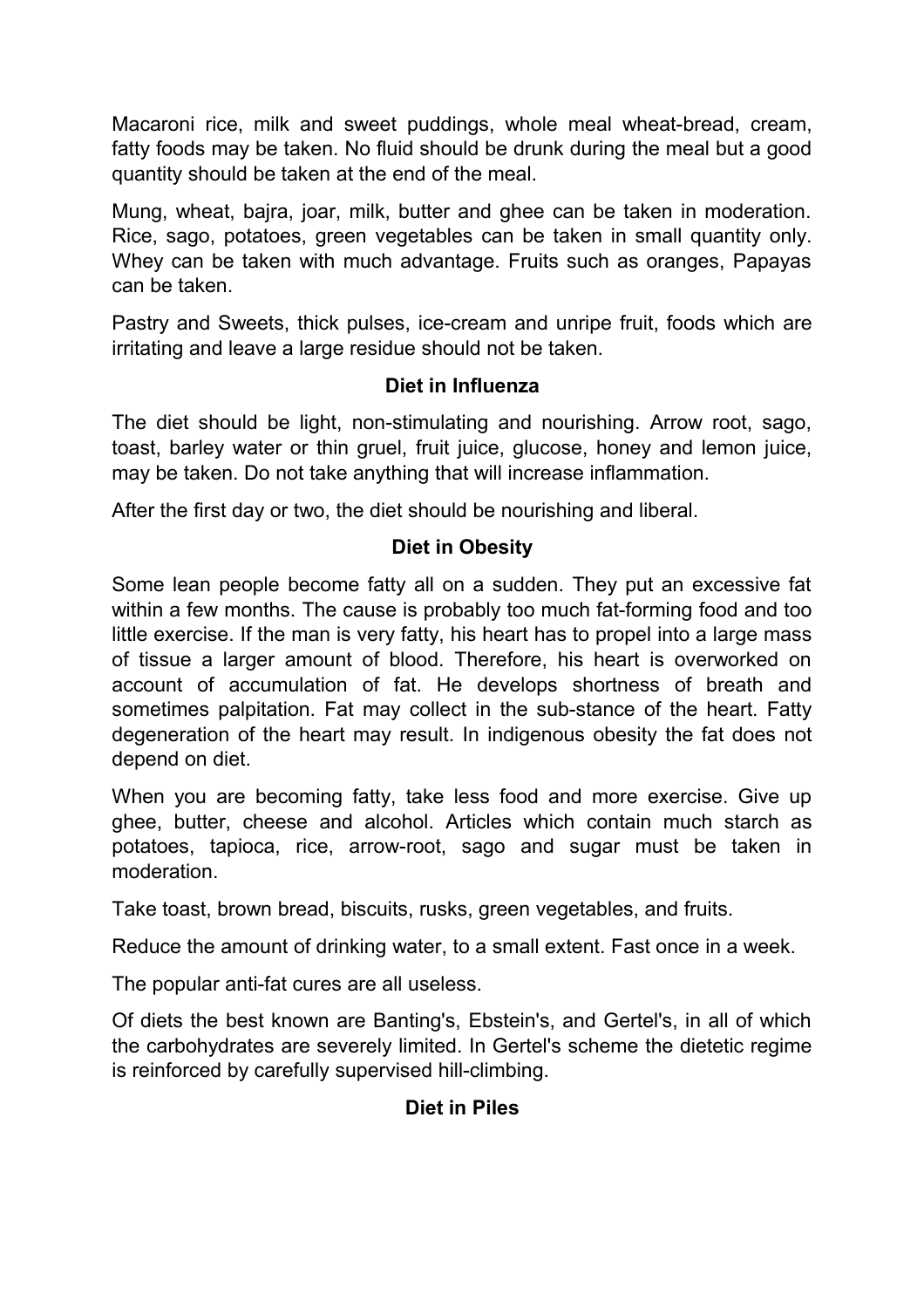Macaroni rice, milk and sweet puddings, whole meal wheat-bread, cream, fatty foods may be taken. No fluid should be drunk during the meal but a good quantity should be taken at the end of the meal.

Mung, wheat, bajra, joar, milk, butter and ghee can be taken in moderation. Rice, sago, potatoes, green vegetables can be taken in small quantity only. Whey can be taken with much advantage. Fruits such as oranges, Papayas can be taken.

Pastry and Sweets, thick pulses, ice-cream and unripe fruit, foods which are irritating and leave a large residue should not be taken.

### Diet in Influenza

The diet should be light, non-stimulating and nourishing. Arrow root, sago, toast, barley water or thin gruel, fruit juice, glucose, honey and lemon juice, may be taken. Do not take anything that will increase inflammation.

After the first day or two, the diet should be nourishing and liberal.

### Diet in Obesity

Some lean people become fatty all on a sudden. They put an excessive fat within a few months. The cause is probably too much fat-forming food and too little exercise. If the man is very fatty, his heart has to propel into a large mass of tissue a larger amount of blood. Therefore, his heart is overworked on account of accumulation of fat. He develops shortness of breath and sometimes palpitation. Fat may collect in the sub-stance of the heart. Fatty degeneration of the heart may result. In indigenous obesity the fat does not depend on diet.

When you are becoming fatty, take less food and more exercise. Give up ghee, butter, cheese and alcohol. Articles which contain much starch as potatoes, tapioca, rice, arrow-root, sago and sugar must be taken in moderation.

Take toast, brown bread, biscuits, rusks, green vegetables, and fruits.

Reduce the amount of drinking water, to a small extent. Fast once in a week.

The popular anti-fat cures are all useless.

Of diets the best known are Banting's, Ebstein's, and Gertel's, in all of which the carbohydrates are severely limited. In Gertel's scheme the dietetic regime is reinforced by carefully supervised hill-climbing.

### Diet in Piles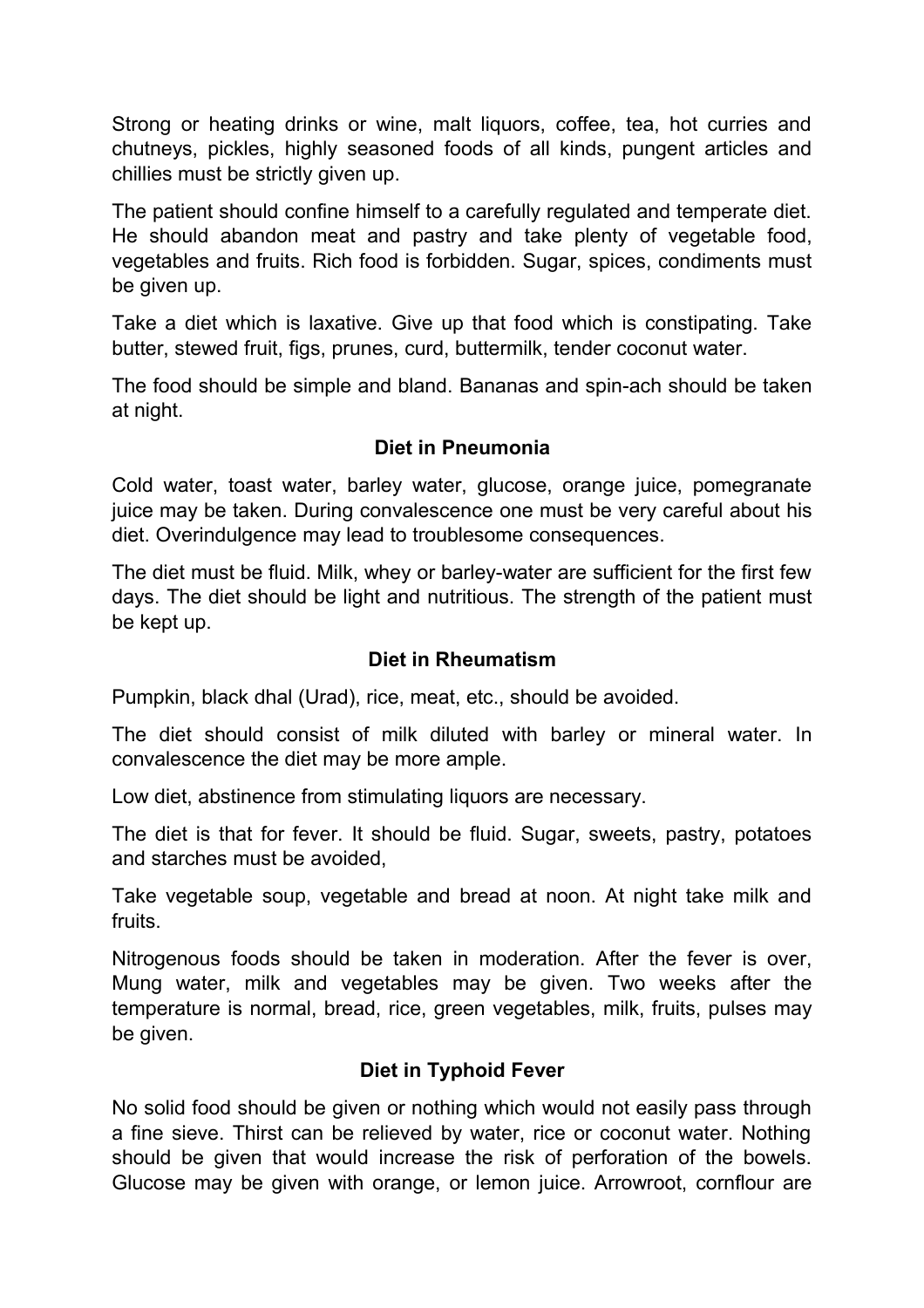Strong or heating drinks or wine, malt liquors, coffee, tea, hot curries and chutneys, pickles, highly seasoned foods of all kinds, pungent articles and chillies must be strictly given up.

The patient should confine himself to a carefully regulated and temperate diet. He should abandon meat and pastry and take plenty of vegetable food, vegetables and fruits. Rich food is forbidden. Sugar, spices, condiments must be given up.

Take a diet which is laxative. Give up that food which is constipating. Take butter, stewed fruit, figs, prunes, curd, buttermilk, tender coconut water.

The food should be simple and bland. Bananas and spin-ach should be taken at night.

### Diet in Pneumonia

Cold water, toast water, barley water, glucose, orange juice, pomegranate juice may be taken. During convalescence one must be very careful about his diet. Overindulgence may lead to troublesome consequences.

The diet must be fluid. Milk, whey or barley-water are sufficient for the first few days. The diet should be light and nutritious. The strength of the patient must be kept up.

### Diet in Rheumatism

Pumpkin, black dhal (Urad), rice, meat, etc., should be avoided.

The diet should consist of milk diluted with barley or mineral water. In convalescence the diet may be more ample.

Low diet, abstinence from stimulating liquors are necessary.

The diet is that for fever. It should be fluid. Sugar, sweets, pastry, potatoes and starches must be avoided,

Take vegetable soup, vegetable and bread at noon. At night take milk and fruits.

Nitrogenous foods should be taken in moderation. After the fever is over, Mung water, milk and vegetables may be given. Two weeks after the temperature is normal, bread, rice, green vegetables, milk, fruits, pulses may be given.

### Diet in Typhoid Fever

No solid food should be given or nothing which would not easily pass through a fine sieve. Thirst can be relieved by water, rice or coconut water. Nothing should be given that would increase the risk of perforation of the bowels. Glucose may be given with orange, or lemon juice. Arrowroot, cornflour are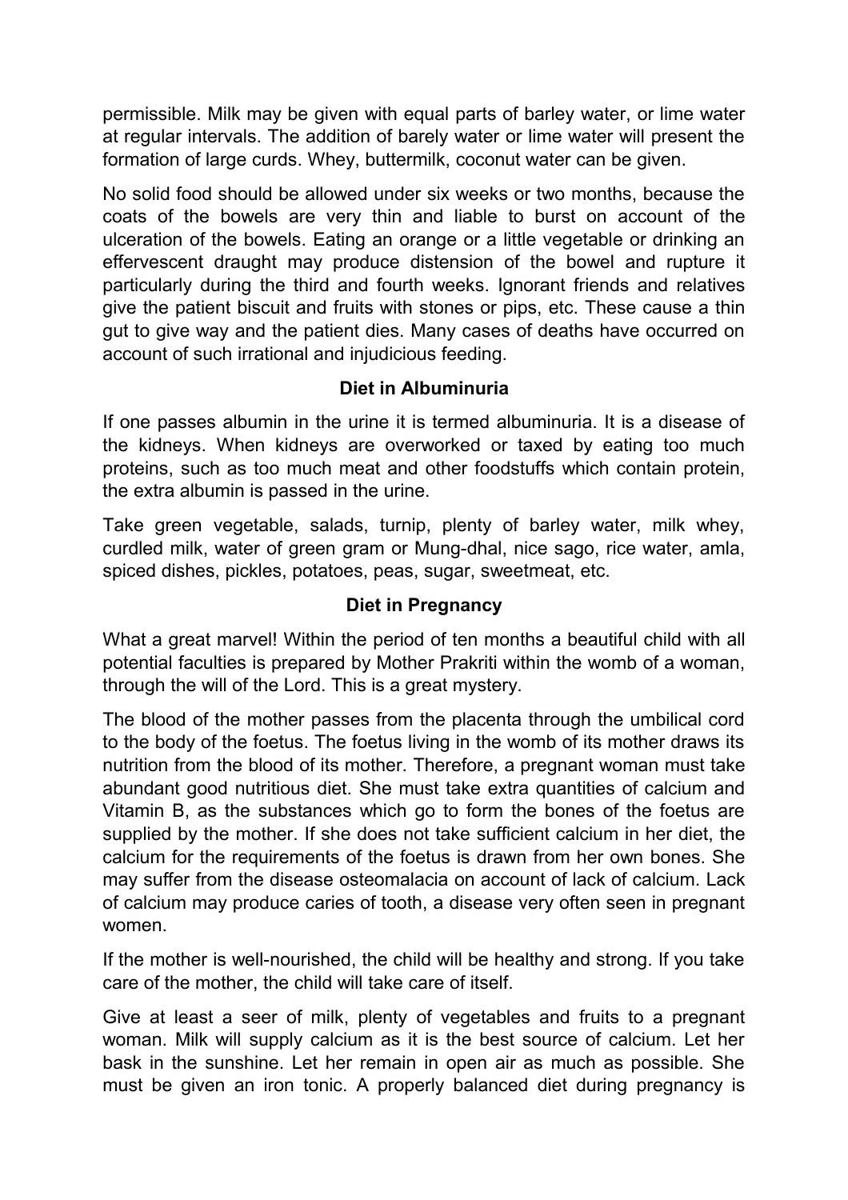permissible. Milk may be given with equal parts of barley water, or lime water at regular intervals. The addition of barely water or lime water will present the formation of large curds. Whey, buttermilk, coconut water can be given.

No solid food should be allowed under six weeks or two months, because the coats of the bowels are very thin and liable to burst on account of the ulceration of the bowels. Eating an orange or a little vegetable or drinking an effervescent draught may produce distension of the bowel and rupture it particularly during the third and fourth weeks. Ignorant friends and relatives give the patient biscuit and fruits with stones or pips, etc. These cause a thin gut to give way and the patient dies. Many cases of deaths have occurred on account of such irrational and injudicious feeding.

### Diet in Albuminuria

If one passes albumin in the urine it is termed albuminuria. It is a disease of the kidneys. When kidneys are overworked or taxed by eating too much proteins, such as too much meat and other foodstuffs which contain protein, the extra albumin is passed in the urine.

Take green vegetable, salads, turnip, plenty of barley water, milk whey, curdled milk, water of green gram or Mung-dhal, nice sago, rice water, amla, spiced dishes, pickles, potatoes, peas, sugar, sweetmeat, etc.

### Diet in Pregnancy

What a great marvel! Within the period of ten months a beautiful child with all potential faculties is prepared by Mother Prakriti within the womb of a woman, through the will of the Lord. This is a great mystery.

The blood of the mother passes from the placenta through the umbilical cord to the body of the foetus. The foetus living in the womb of its mother draws its nutrition from the blood of its mother. Therefore, a pregnant woman must take abundant good nutritious diet. She must take extra quantities of calcium and Vitamin B, as the substances which go to form the bones of the foetus are supplied by the mother. If she does not take sufficient calcium in her diet, the calcium for the requirements of the foetus is drawn from her own bones. She may suffer from the disease osteomalacia on account of lack of calcium. Lack of calcium may produce caries of tooth, a disease very often seen in pregnant women.

If the mother is well-nourished, the child will be healthy and strong. If you take care of the mother, the child will take care of itself.

Give at least a seer of milk, plenty of vegetables and fruits to a pregnant woman. Milk will supply calcium as it is the best source of calcium. Let her bask in the sunshine. Let her remain in open air as much as possible. She must be given an iron tonic. A properly balanced diet during pregnancy is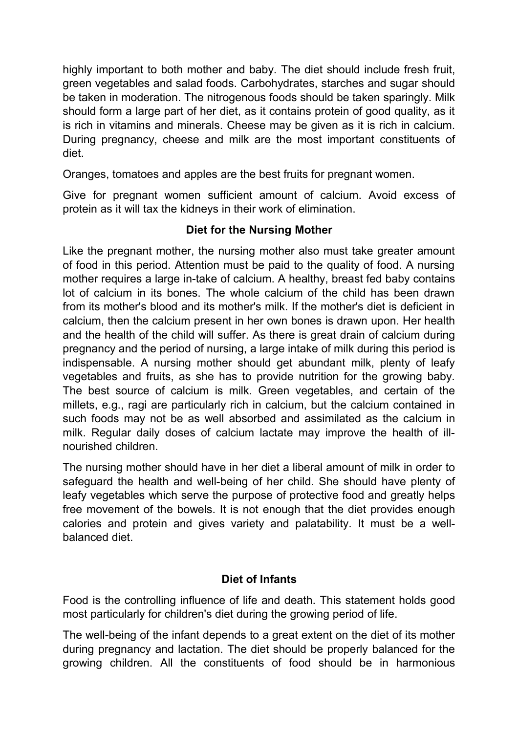highly important to both mother and baby. The diet should include fresh fruit, green vegetables and salad foods. Carbohydrates, starches and sugar should be taken in moderation. The nitrogenous foods should be taken sparingly. Milk should form a large part of her diet, as it contains protein of good quality, as it is rich in vitamins and minerals. Cheese may be given as it is rich in calcium. During pregnancy, cheese and milk are the most important constituents of diet.

Oranges, tomatoes and apples are the best fruits for pregnant women.

Give for pregnant women sufficient amount of calcium. Avoid excess of protein as it will tax the kidneys in their work of elimination.

## Diet for the Nursing Mother

Like the pregnant mother, the nursing mother also must take greater amount of food in this period. Attention must be paid to the quality of food. A nursing mother requires a large in-take of calcium. A healthy, breast fed baby contains lot of calcium in its bones. The whole calcium of the child has been drawn from its mother's blood and its mother's milk. If the mother's diet is deficient in calcium, then the calcium present in her own bones is drawn upon. Her health and the health of the child will suffer. As there is great drain of calcium during pregnancy and the period of nursing, a large intake of milk during this period is indispensable. A nursing mother should get abundant milk, plenty of leafy vegetables and fruits, as she has to provide nutrition for the growing baby. The best source of calcium is milk. Green vegetables, and certain of the millets, e.g., ragi are particularly rich in calcium, but the calcium contained in such foods may not be as well absorbed and assimilated as the calcium in milk. Regular daily doses of calcium lactate may improve the health of ill-nourished children.

The nursing mother should have in her diet a liberal amount of milk in order to safeguard the health and well-being of her child. She should have plenty of leafy vegetables which serve the purpose of protective food and greatly helps free movement of the bowels. It is not enough that the diet provides enough calories and protein and gives variety and palatability. It must be a well-balanced diet.

## Diet of Infants

Food is the controlling influence of life and death. This statement holds good most particularly for children's diet during the growing period of life.

The well-being of the infant depends to a great extent on the diet of its mother during pregnancy and lactation. The diet should be properly balanced for the growing children. All the constituents of food should be in harmonious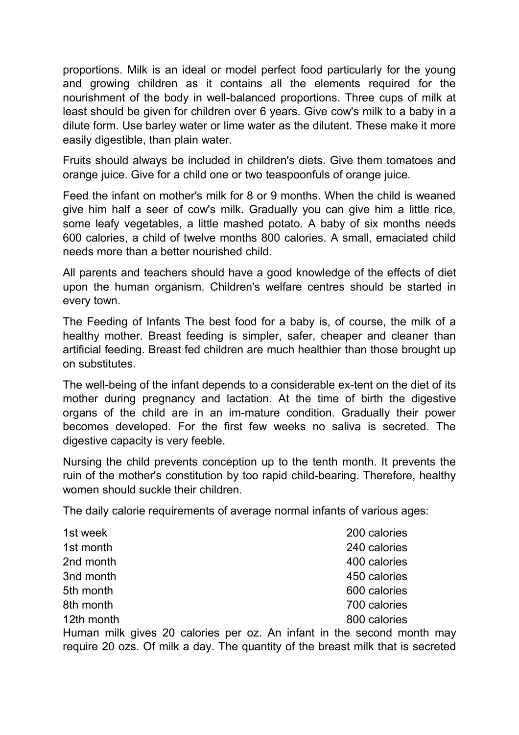proportions. Milk is an ideal or model perfect food particularly for the young and growing children as it contains all the elements required for the nourishment of the body in well-balanced proportions. Three cups of milk at least should be given for children over 6 years. Give cow's milk to a baby in a dilute form. Use barley water or lime water as the dilutent. These make it more easily digestible, than plain water.

Fruits should always be included in children's diets. Give them tomatoes and orange juice. Give for a child one or two teaspoonfuls of orange juice.

Feed the infant on mother's milk for 8 or 9 months. When the child is weaned give him half a seer of cow's milk. Gradually you can give him a little rice, some leafy vegetables, a little mashed potato. A baby of six months needs 600 calories, a child of twelve months 800 calories. A small, emaciated child needs more than a better nourished child.

All parents and teachers should have a good knowledge of the effects of diet upon the human organism. Children's welfare centres should be started in every town.

The Feeding of Infants The best food for a baby is, of course, the milk of a healthy mother. Breast feeding is simpler, safer, cheaper and cleaner than artificial feeding. Breast fed children are much healthier than those brought up on substitutes.

The well-being of the infant depends to a considerable ex-tent on the diet of its mother during pregnancy and lactation. At the time of birth the digestive organs of the child are in an im-mature condition. Gradually their power becomes developed. For the first few weeks no saliva is secreted. The digestive capacity is very feeble.

Nursing the child prevents conception up to the tenth month. It prevents the ruin of the mother's constitution by too rapid child-bearing. Therefore, healthy women should suckle their children.

The daily calorie requirements of average normal infants of various ages:

| | |
|---|---|
| 1st week | 200 calories |
| 1st month | 240 calories |
| 2nd month | 400 calories |
| 3nd month | 450 calories |
| 5th month | 600 calories |
| 8th month | 700 calories |
| 12th month | 800 calories |

Human milk gives 20 calories per oz. An infant in the second month may require 20 ozs. Of milk a day. The quantity of the breast milk that is secreted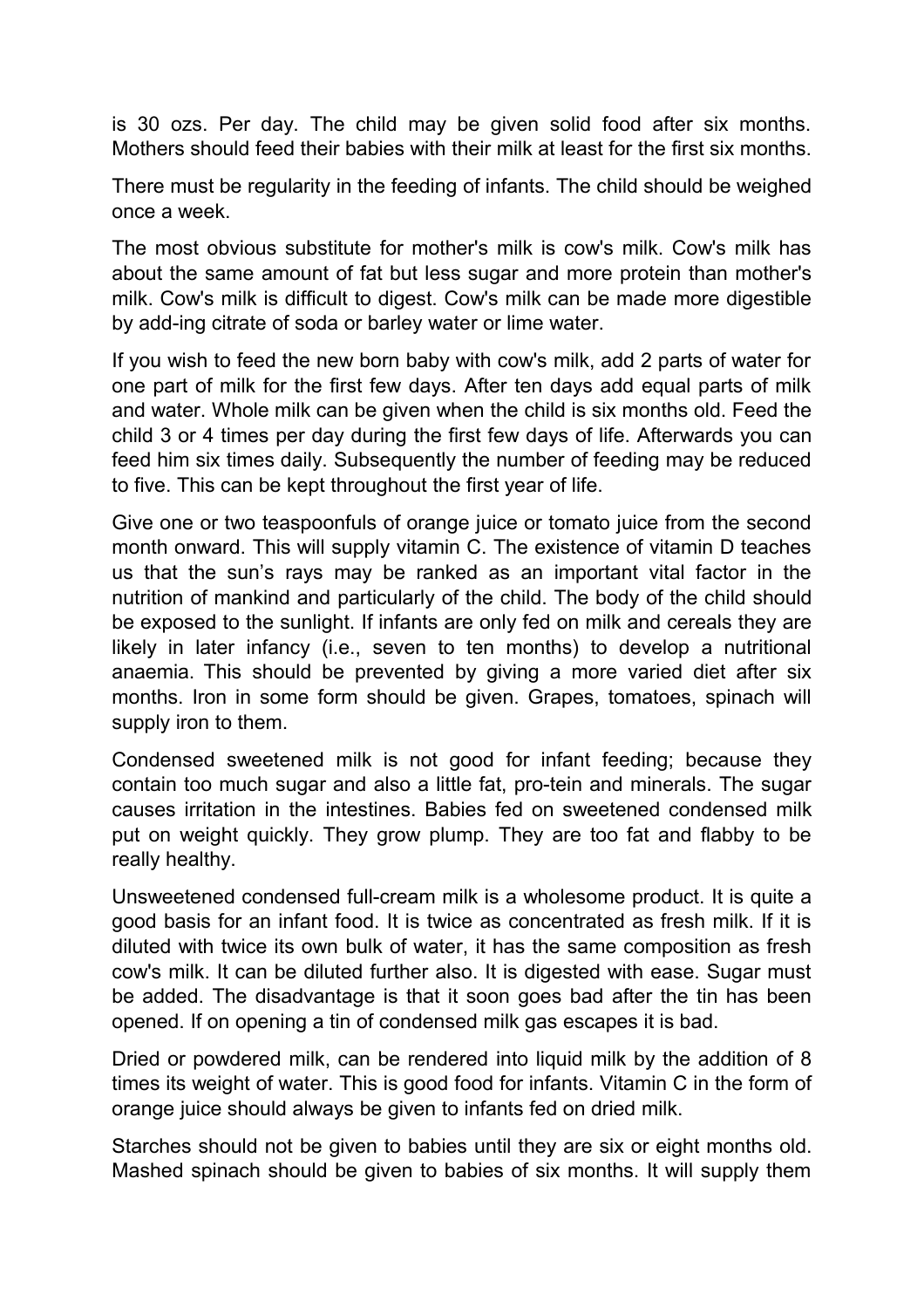is 30 ozs. Per day. The child may be given solid food after six months. Mothers should feed their babies with their milk at least for the first six months.

There must be regularity in the feeding of infants. The child should be weighed once a week.

The most obvious substitute for mother's milk is cow's milk. Cow's milk has about the same amount of fat but less sugar and more protein than mother's milk. Cow's milk is difficult to digest. Cow's milk can be made more digestible by add-ing citrate of soda or barley water or lime water.

If you wish to feed the new born baby with cow's milk, add 2 parts of water for one part of milk for the first few days. After ten days add equal parts of milk and water. Whole milk can be given when the child is six months old. Feed the child 3 or 4 times per day during the first few days of life. Afterwards you can feed him six times daily. Subsequently the number of feeding may be reduced to five. This can be kept throughout the first year of life.

Give one or two teaspoonfuls of orange juice or tomato juice from the second month onward. This will supply vitamin C. The existence of vitamin D teaches us that the sun's rays may be ranked as an important vital factor in the nutrition of mankind and particularly of the child. The body of the child should be exposed to the sunlight. If infants are only fed on milk and cereals they are likely in later infancy (i.e., seven to ten months) to develop a nutritional anaemia. This should be prevented by giving a more varied diet after six months. Iron in some form should be given. Grapes, tomatoes, spinach will supply iron to them.

Condensed sweetened milk is not good for infant feeding; because they contain too much sugar and also a little fat, pro-tein and minerals. The sugar causes irritation in the intestines. Babies fed on sweetened condensed milk put on weight quickly. They grow plump. They are too fat and flabby to be really healthy.

Unsweetened condensed full-cream milk is a wholesome product. It is quite a good basis for an infant food. It is twice as concentrated as fresh milk. If it is diluted with twice its own bulk of water, it has the same composition as fresh cow's milk. It can be diluted further also. It is digested with ease. Sugar must be added. The disadvantage is that it soon goes bad after the tin has been opened. If on opening a tin of condensed milk gas escapes it is bad.

Dried or powdered milk, can be rendered into liquid milk by the addition of 8 times its weight of water. This is good food for infants. Vitamin C in the form of orange juice should always be given to infants fed on dried milk.

Starches should not be given to babies until they are six or eight months old. Mashed spinach should be given to babies of six months. It will supply them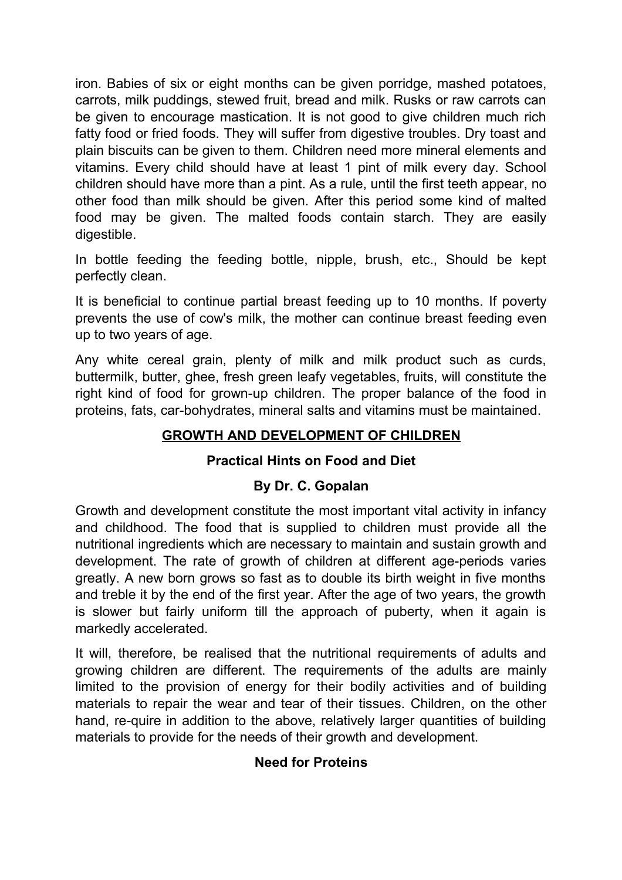iron. Babies of six or eight months can be given porridge, mashed potatoes, carrots, milk puddings, stewed fruit, bread and milk. Rusks or raw carrots can be given to encourage mastication. It is not good to give children much rich fatty food or fried foods. They will suffer from digestive troubles. Dry toast and plain biscuits can be given to them. Children need more mineral elements and vitamins. Every child should have at least 1 pint of milk every day. School children should have more than a pint. As a rule, until the first teeth appear, no other food than milk should be given. After this period some kind of malted food may be given. The malted foods contain starch. They are easily digestible.

In bottle feeding the feeding bottle, nipple, brush, etc., Should be kept perfectly clean.

It is beneficial to continue partial breast feeding up to 10 months. If poverty prevents the use of cow's milk, the mother can continue breast feeding even up to two years of age.

Any white cereal grain, plenty of milk and milk product such as curds, buttermilk, butter, ghee, fresh green leafy vegetables, fruits, will constitute the right kind of food for grown-up children. The proper balance of the food in proteins, fats, car-bohydrates, mineral salts and vitamins must be maintained.

## GROWTH AND DEVELOPMENT OF CHILDREN

### Practical Hints on Food and Diet

### By Dr. C. Gopalan

Growth and development constitute the most important vital activity in infancy and childhood. The food that is supplied to children must provide all the nutritional ingredients which are necessary to maintain and sustain growth and development. The rate of growth of children at different age-periods varies greatly. A new born grows so fast as to double its birth weight in five months and treble it by the end of the first year. After the age of two years, the growth is slower but fairly uniform till the approach of puberty, when it again is markedly accelerated.

It will, therefore, be realised that the nutritional requirements of adults and growing children are different. The requirements of the adults are mainly limited to the provision of energy for their bodily activities and of building materials to repair the wear and tear of their tissues. Children, on the other hand, re-quire in addition to the above, relatively larger quantities of building materials to provide for the needs of their growth and development.

### Need for Proteins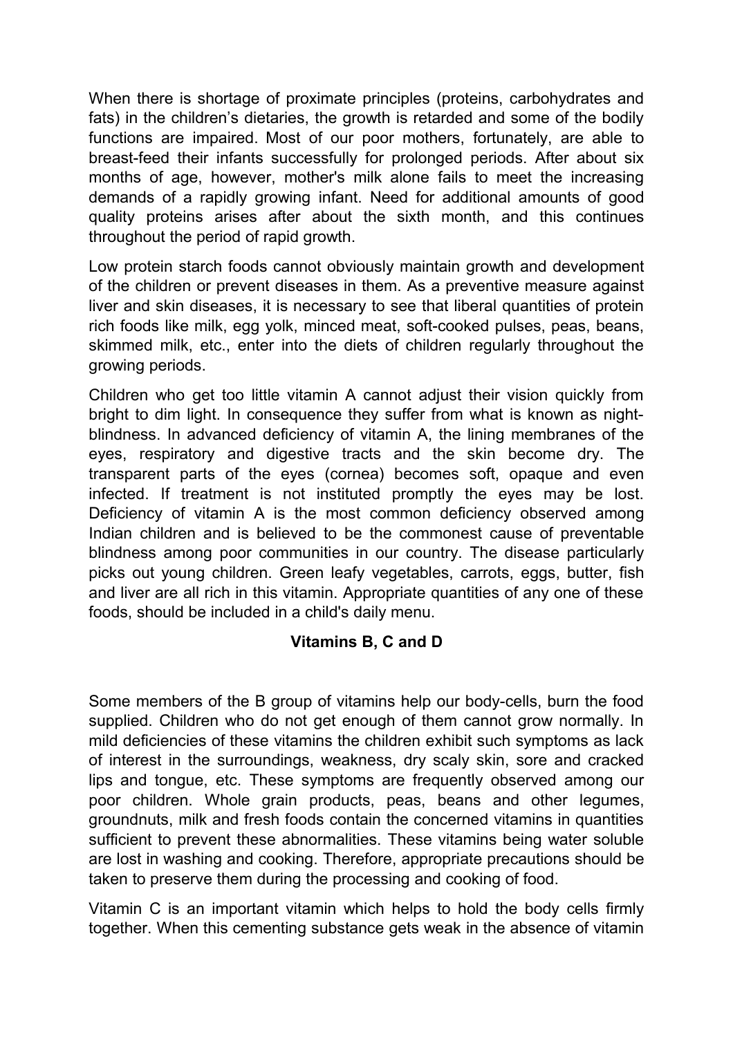When there is shortage of proximate principles (proteins, carbohydrates and fats) in the children's dietaries, the growth is retarded and some of the bodily functions are impaired. Most of our poor mothers, fortunately, are able to breast-feed their infants successfully for prolonged periods. After about six months of age, however, mother's milk alone fails to meet the increasing demands of a rapidly growing infant. Need for additional amounts of good quality proteins arises after about the sixth month, and this continues throughout the period of rapid growth.

Low protein starch foods cannot obviously maintain growth and development of the children or prevent diseases in them. As a preventive measure against liver and skin diseases, it is necessary to see that liberal quantities of protein rich foods like milk, egg yolk, minced meat, soft-cooked pulses, peas, beans, skimmed milk, etc., enter into the diets of children regularly throughout the growing periods.

Children who get too little vitamin A cannot adjust their vision quickly from bright to dim light. In consequence they suffer from what is known as night-blindness. In advanced deficiency of vitamin A, the lining membranes of the eyes, respiratory and digestive tracts and the skin become dry. The transparent parts of the eyes (cornea) becomes soft, opaque and even infected. If treatment is not instituted promptly the eyes may be lost. Deficiency of vitamin A is the most common deficiency observed among Indian children and is believed to be the commonest cause of preventable blindness among poor communities in our country. The disease particularly picks out young children. Green leafy vegetables, carrots, eggs, butter, fish and liver are all rich in this vitamin. Appropriate quantities of any one of these foods, should be included in a child's daily menu.

### Vitamins B, C and D

Some members of the B group of vitamins help our body-cells, burn the food supplied. Children who do not get enough of them cannot grow normally. In mild deficiencies of these vitamins the children exhibit such symptoms as lack of interest in the surroundings, weakness, dry scaly skin, sore and cracked lips and tongue, etc. These symptoms are frequently observed among our poor children. Whole grain products, peas, beans and other legumes, groundnuts, milk and fresh foods contain the concerned vitamins in quantities sufficient to prevent these abnormalities. These vitamins being water soluble are lost in washing and cooking. Therefore, appropriate precautions should be taken to preserve them during the processing and cooking of food.

Vitamin C is an important vitamin which helps to hold the body cells firmly together. When this cementing substance gets weak in the absence of vitamin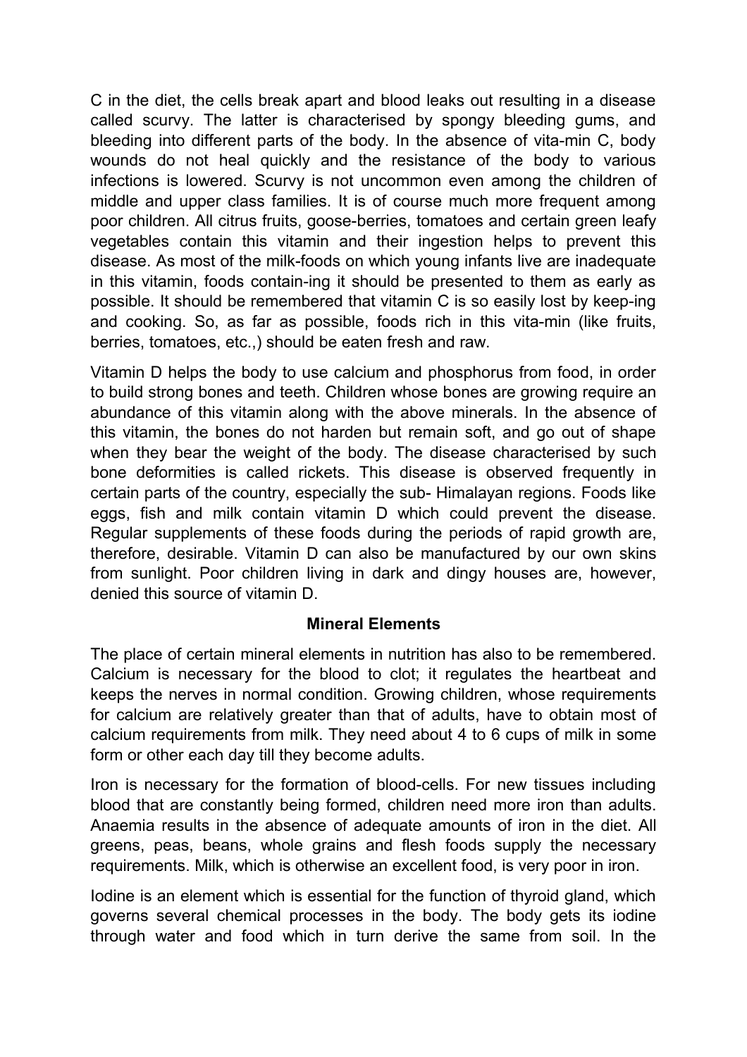C in the diet, the cells break apart and blood leaks out resulting in a disease called scurvy. The latter is characterised by spongy bleeding gums, and bleeding into different parts of the body. In the absence of vita-min C, body wounds do not heal quickly and the resistance of the body to various infections is lowered. Scurvy is not uncommon even among the children of middle and upper class families. It is of course much more frequent among poor children. All citrus fruits, goose-berries, tomatoes and certain green leafy vegetables contain this vitamin and their ingestion helps to prevent this disease. As most of the milk-foods on which young infants live are inadequate in this vitamin, foods contain-ing it should be presented to them as early as possible. It should be remembered that vitamin C is so easily lost by keep-ing and cooking. So, as far as possible, foods rich in this vita-min (like fruits, berries, tomatoes, etc.,) should be eaten fresh and raw.

Vitamin D helps the body to use calcium and phosphorus from food, in order to build strong bones and teeth. Children whose bones are growing require an abundance of this vitamin along with the above minerals. In the absence of this vitamin, the bones do not harden but remain soft, and go out of shape when they bear the weight of the body. The disease characterised by such bone deformities is called rickets. This disease is observed frequently in certain parts of the country, especially the sub- Himalayan regions. Foods like eggs, fish and milk contain vitamin D which could prevent the disease. Regular supplements of these foods during the periods of rapid growth are, therefore, desirable. Vitamin D can also be manufactured by our own skins from sunlight. Poor children living in dark and dingy houses are, however, denied this source of vitamin D.

### Mineral Elements

The place of certain mineral elements in nutrition has also to be remembered. Calcium is necessary for the blood to clot; it regulates the heartbeat and keeps the nerves in normal condition. Growing children, whose requirements for calcium are relatively greater than that of adults, have to obtain most of calcium requirements from milk. They need about 4 to 6 cups of milk in some form or other each day till they become adults.

Iron is necessary for the formation of blood-cells. For new tissues including blood that are constantly being formed, children need more iron than adults. Anaemia results in the absence of adequate amounts of iron in the diet. All greens, peas, beans, whole grains and flesh foods supply the necessary requirements. Milk, which is otherwise an excellent food, is very poor in iron.

Iodine is an element which is essential for the function of thyroid gland, which governs several chemical processes in the body. The body gets its iodine through water and food which in turn derive the same from soil. In the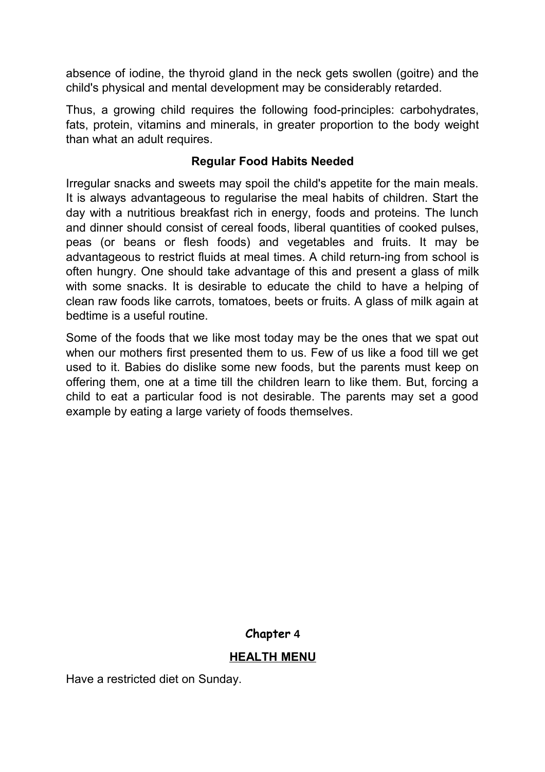absence of iodine, the thyroid gland in the neck gets swollen (goitre) and the child's physical and mental development may be considerably retarded.

Thus, a growing child requires the following food-principles: carbohydrates, fats, protein, vitamins and minerals, in greater proportion to the body weight than what an adult requires.

### Regular Food Habits Needed

Irregular snacks and sweets may spoil the child's appetite for the main meals. It is always advantageous to regularise the meal habits of children. Start the day with a nutritious breakfast rich in energy, foods and proteins. The lunch and dinner should consist of cereal foods, liberal quantities of cooked pulses, peas (or beans or flesh foods) and vegetables and fruits. It may be advantageous to restrict fluids at meal times. A child return-ing from school is often hungry. One should take advantage of this and present a glass of milk with some snacks. It is desirable to educate the child to have a helping of clean raw foods like carrots, tomatoes, beets or fruits. A glass of milk again at bedtime is a useful routine.

Some of the foods that we like most today may be the ones that we spat out when our mothers first presented them to us. Few of us like a food till we get used to it. Babies do dislike some new foods, but the parents must keep on offering them, one at a time till the children learn to like them. But, forcing a child to eat a particular food is not desirable. The parents may set a good example by eating a large variety of foods themselves.

## Chapter 4

## HEALTH MENU

Have a restricted diet on Sunday.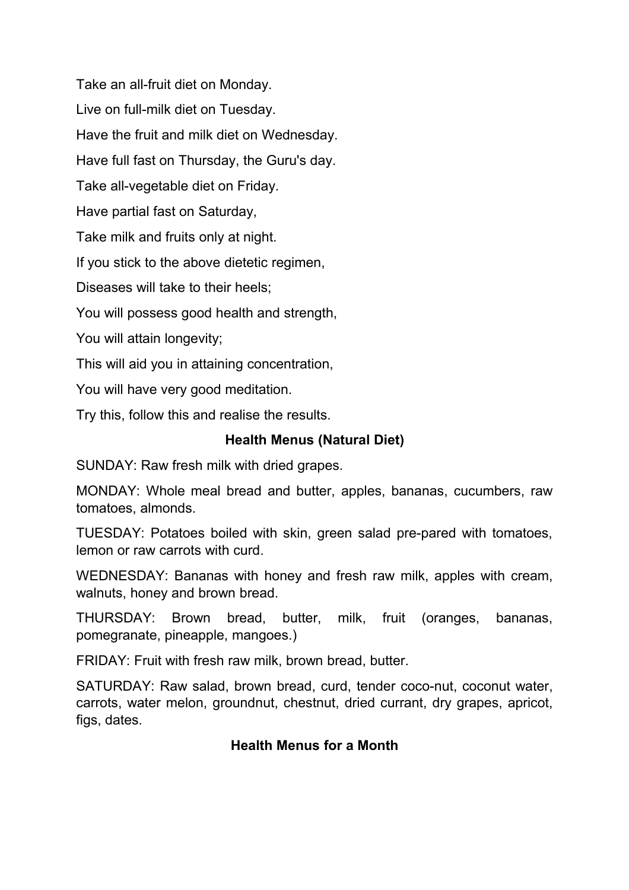Take an all-fruit diet on Monday.

Live on full-milk diet on Tuesday.

Have the fruit and milk diet on Wednesday.

Have full fast on Thursday, the Guru's day.

Take all-vegetable diet on Friday.

Have partial fast on Saturday,

Take milk and fruits only at night.

If you stick to the above dietetic regimen,

Diseases will take to their heels;

You will possess good health and strength,

You will attain longevity;

This will aid you in attaining concentration,

You will have very good meditation.

Try this, follow this and realise the results.

### Health Menus (Natural Diet)

SUNDAY: Raw fresh milk with dried grapes.

MONDAY: Whole meal bread and butter, apples, bananas, cucumbers, raw tomatoes, almonds.

TUESDAY: Potatoes boiled with skin, green salad pre-pared with tomatoes, lemon or raw carrots with curd.

WEDNESDAY: Bananas with honey and fresh raw milk, apples with cream, walnuts, honey and brown bread.

THURSDAY: Brown bread, butter, milk, fruit (oranges, bananas, pomegranate, pineapple, mangoes.)

FRIDAY: Fruit with fresh raw milk, brown bread, butter.

SATURDAY: Raw salad, brown bread, curd, tender coco-nut, coconut water, carrots, water melon, groundnut, chestnut, dried currant, dry grapes, apricot, figs, dates.

### Health Menus for a Month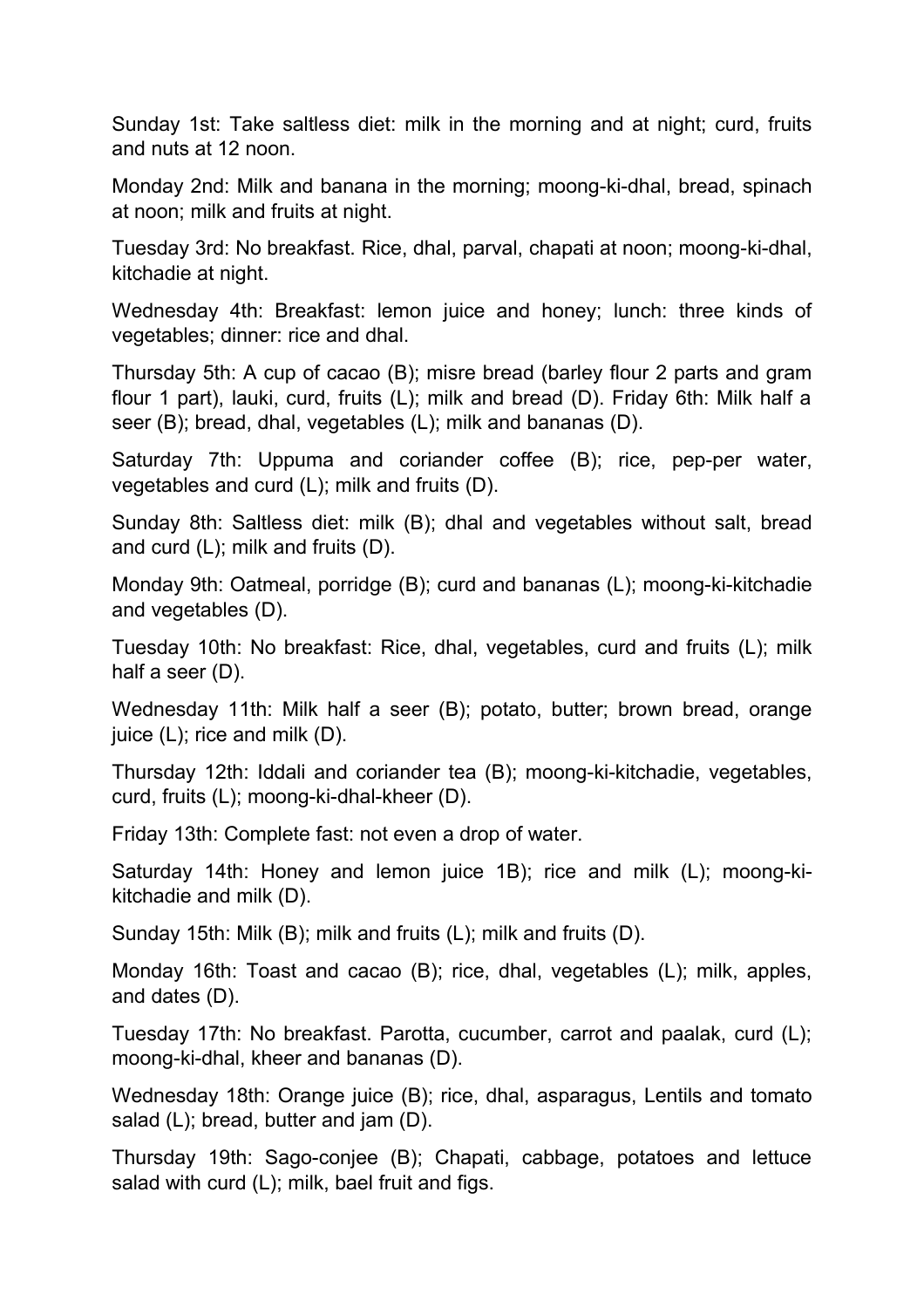Sunday 1st: Take saltless diet: milk in the morning and at night; curd, fruits and nuts at 12 noon.

Monday 2nd: Milk and banana in the morning; moong-ki-dhal, bread, spinach at noon; milk and fruits at night.

Tuesday 3rd: No breakfast. Rice, dhal, parval, chapati at noon; moong-ki-dhal, kitchadie at night.

Wednesday 4th: Breakfast: lemon juice and honey; lunch: three kinds of vegetables; dinner: rice and dhal.

Thursday 5th: A cup of cacao (B); misre bread (barley flour 2 parts and gram flour 1 part), lauki, curd, fruits (L); milk and bread (D). Friday 6th: Milk half a seer (B); bread, dhal, vegetables (L); milk and bananas (D).

Saturday 7th: Uppuma and coriander coffee (B); rice, pep-per water, vegetables and curd (L); milk and fruits (D).

Sunday 8th: Saltless diet: milk (B); dhal and vegetables without salt, bread and curd (L); milk and fruits (D).

Monday 9th: Oatmeal, porridge (B); curd and bananas (L); moong-ki-kitchadie and vegetables (D).

Tuesday 10th: No breakfast: Rice, dhal, vegetables, curd and fruits (L); milk half a seer (D).

Wednesday 11th: Milk half a seer (B); potato, butter; brown bread, orange juice (L); rice and milk (D).

Thursday 12th: Iddali and coriander tea (B); moong-ki-kitchadie, vegetables, curd, fruits (L); moong-ki-dhal-kheer (D).

Friday 13th: Complete fast: not even a drop of water.

Saturday 14th: Honey and lemon juice 1B); rice and milk (L); moong-ki-kitchadie and milk (D).

Sunday 15th: Milk (B); milk and fruits (L); milk and fruits (D).

Monday 16th: Toast and cacao (B); rice, dhal, vegetables (L); milk, apples, and dates (D).

Tuesday 17th: No breakfast. Parotta, cucumber, carrot and paalak, curd (L); moong-ki-dhal, kheer and bananas (D).

Wednesday 18th: Orange juice (B); rice, dhal, asparagus, Lentils and tomato salad (L); bread, butter and jam (D).

Thursday 19th: Sago-conjee (B); Chapati, cabbage, potatoes and lettuce salad with curd (L); milk, bael fruit and figs.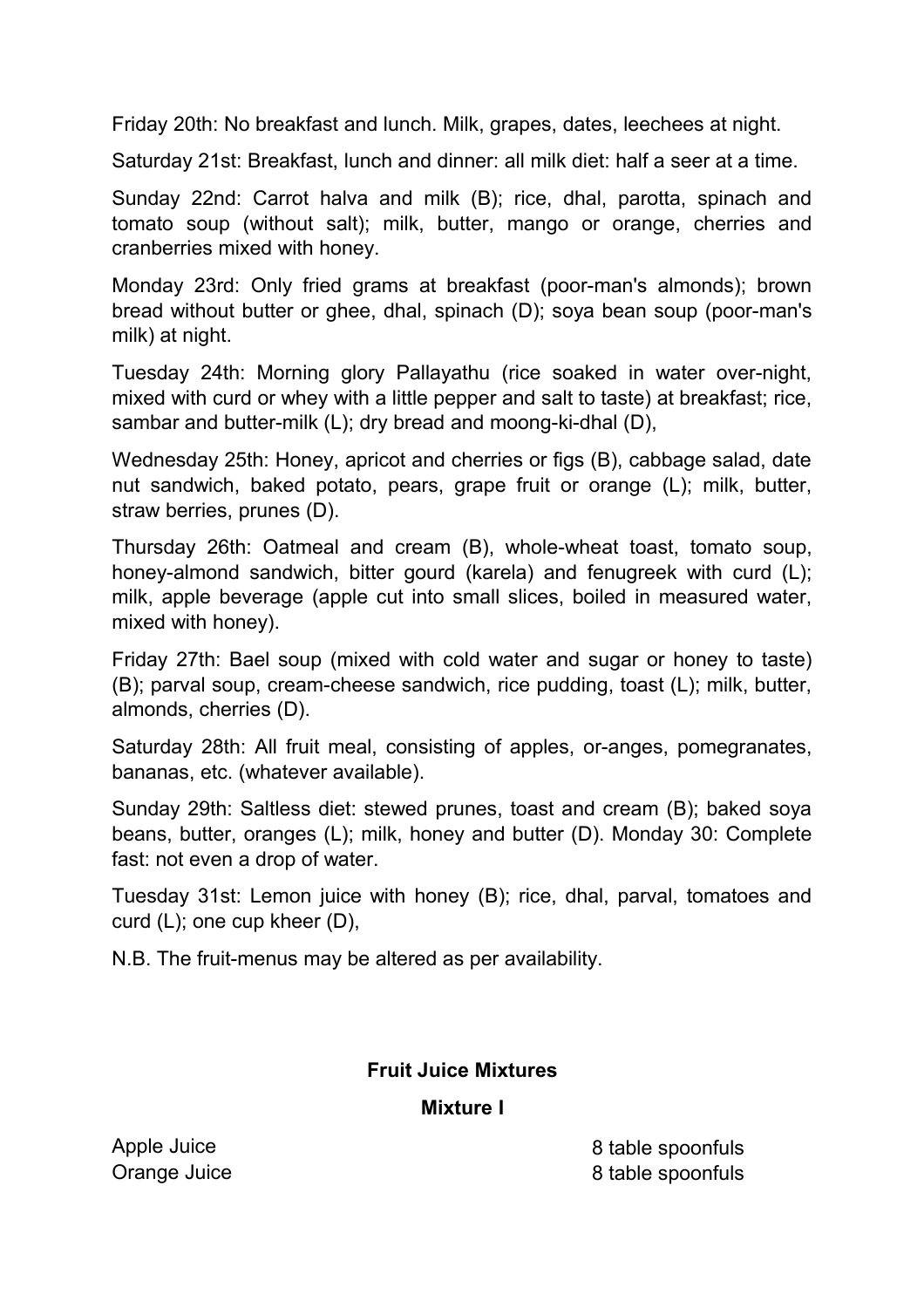Friday 20th: No breakfast and lunch. Milk, grapes, dates, leechees at night.

Saturday 21st: Breakfast, lunch and dinner: all milk diet: half a seer at a time.

Sunday 22nd: Carrot halva and milk (B); rice, dhal, parotta, spinach and tomato soup (without salt); milk, butter, mango or orange, cherries and cranberries mixed with honey.

Monday 23rd: Only fried grams at breakfast (poor-man's almonds); brown bread without butter or ghee, dhal, spinach (D); soya bean soup (poor-man's milk) at night.

Tuesday 24th: Morning glory Pallayathu (rice soaked in water over-night, mixed with curd or whey with a little pepper and salt to taste) at breakfast; rice, sambar and butter-milk (L); dry bread and moong-ki-dhal (D),

Wednesday 25th: Honey, apricot and cherries or figs (B), cabbage salad, date nut sandwich, baked potato, pears, grape fruit or orange (L); milk, butter, straw berries, prunes (D).

Thursday 26th: Oatmeal and cream (B), whole-wheat toast, tomato soup, honey-almond sandwich, bitter gourd (karela) and fenugreek with curd (L); milk, apple beverage (apple cut into small slices, boiled in measured water, mixed with honey).

Friday 27th: Bael soup (mixed with cold water and sugar or honey to taste) (B); parval soup, cream-cheese sandwich, rice pudding, toast (L); milk, butter, almonds, cherries (D).

Saturday 28th: All fruit meal, consisting of apples, or-anges, pomegranates, bananas, etc. (whatever available).

Sunday 29th: Saltless diet: stewed prunes, toast and cream (B); baked soya beans, butter, oranges (L); milk, honey and butter (D). Monday 30: Complete fast: not even a drop of water.

Tuesday 31st: Lemon juice with honey (B); rice, dhal, parval, tomatoes and curd (L); one cup kheer (D),

N.B. The fruit-menus may be altered as per availability.

## Fruit Juice Mixtures

### Mixture I

| | |
|---|---|
| Apple Juice | 8 table spoonfuls |
| Orange Juice | 8 table spoonfuls |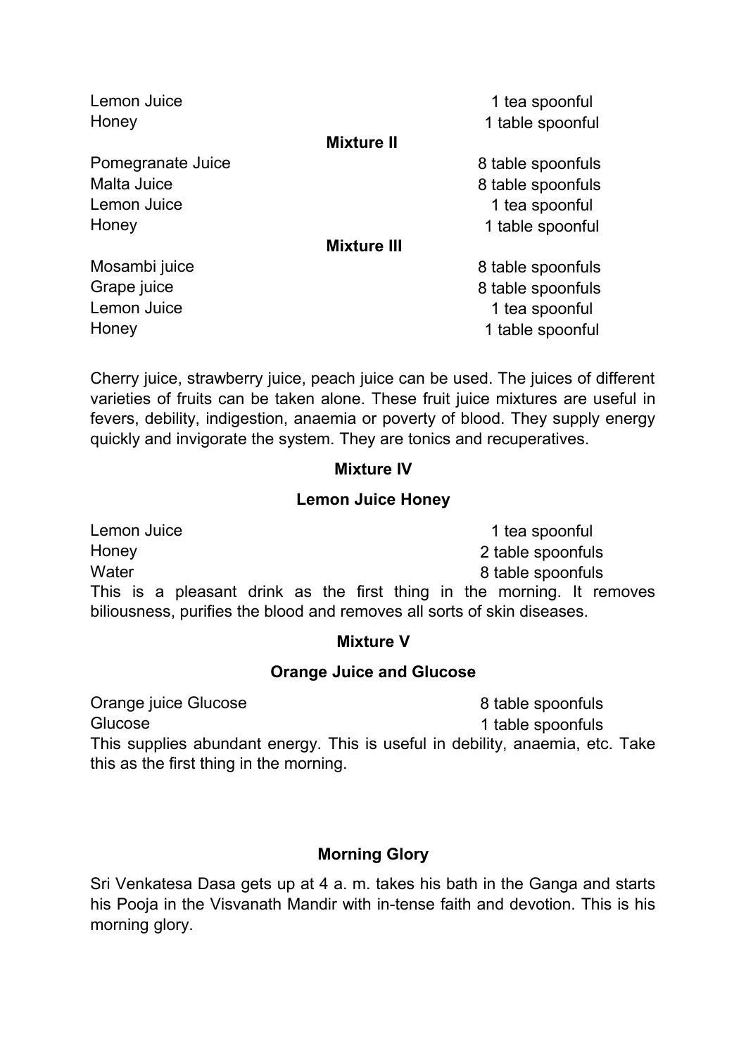| | |
|---|---|
| Lemon Juice | 1 tea spoonful |
| Honey | 1 table spoonful |

**Mixture II**

| | |
|---|---|
| Pomegranate Juice | 8 table spoonfuls |
| Malta Juice | 8 table spoonfuls |
| Lemon Juice | 1 tea spoonful |
| Honey | 1 table spoonful |

**Mixture III**

| | |
|---|---|
| Mosambi juice | 8 table spoonfuls |
| Grape juice | 8 table spoonfuls |
| Lemon Juice | 1 tea spoonful |
| Honey | 1 table spoonful |

Cherry juice, strawberry juice, peach juice can be used. The juices of different varieties of fruits can be taken alone. These fruit juice mixtures are useful in fevers, debility, indigestion, anaemia or poverty of blood. They supply energy quickly and invigorate the system. They are tonics and recuperatives.

**Mixture IV**

**Lemon Juice Honey**

| | |
|---|---|
| Lemon Juice | 1 tea spoonful |
| Honey | 2 table spoonfuls |
| Water | 8 table spoonfuls |

This is a pleasant drink as the first thing in the morning. It removes biliousness, purifies the blood and removes all sorts of skin diseases.

**Mixture V**

**Orange Juice and Glucose**

| | |
|---|---|
| Orange juice Glucose | 8 table spoonfuls |
| Glucose | 1 table spoonfuls |

This supplies abundant energy. This is useful in debility, anaemia, etc. Take this as the first thing in the morning.

## Morning Glory

Sri Venkatesa Dasa gets up at 4 a. m. takes his bath in the Ganga and starts his Pooja in the Visvanath Mandir with in-tense faith and devotion. This is his morning glory.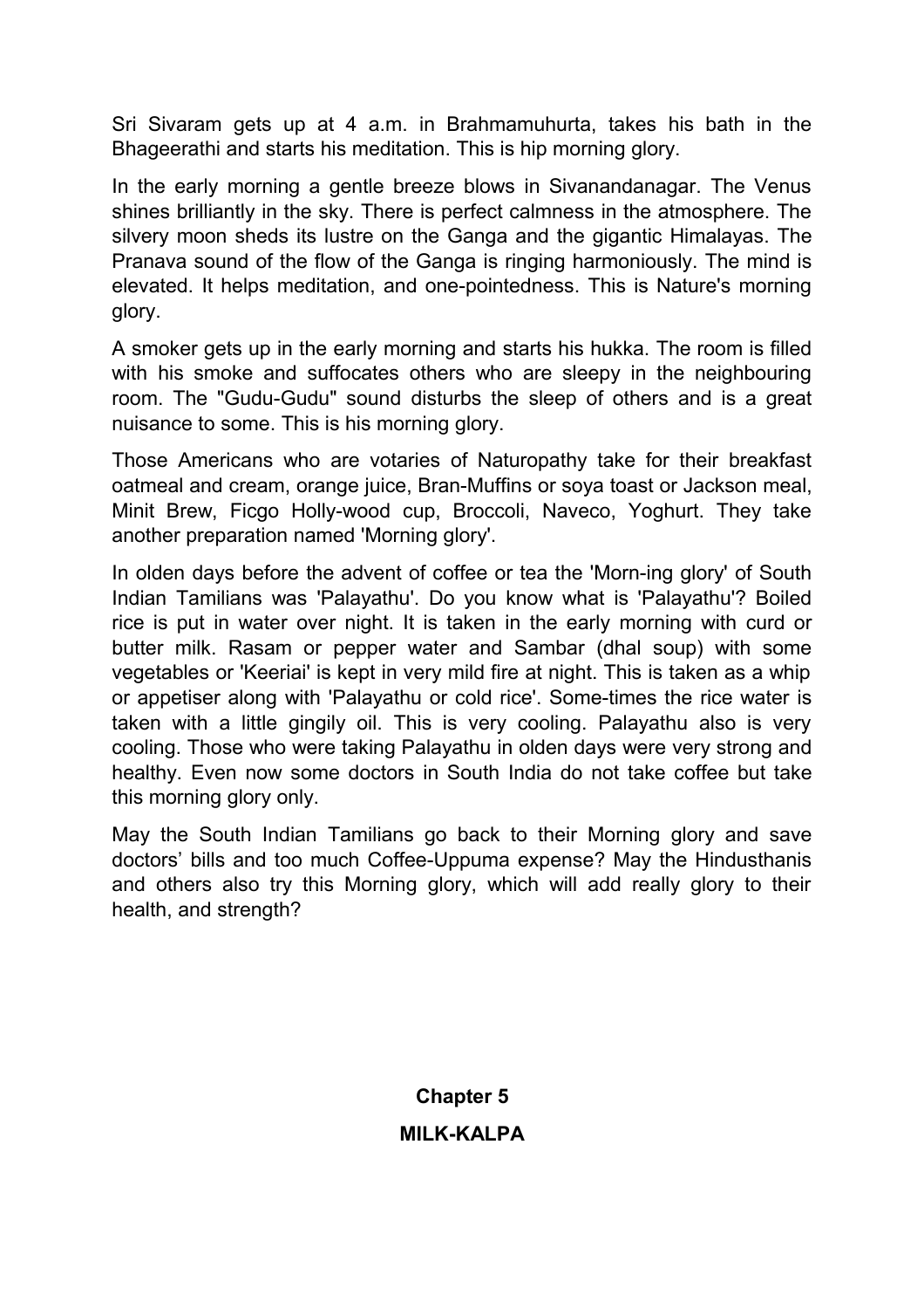Sri Sivaram gets up at 4 a.m. in Brahmamuhurta, takes his bath in the Bhageerathi and starts his meditation. This is hip morning glory.

In the early morning a gentle breeze blows in Sivanandanagar. The Venus shines brilliantly in the sky. There is perfect calmness in the atmosphere. The silvery moon sheds its lustre on the Ganga and the gigantic Himalayas. The Pranava sound of the flow of the Ganga is ringing harmoniously. The mind is elevated. It helps meditation, and one-pointedness. This is Nature's morning glory.

A smoker gets up in the early morning and starts his hukka. The room is filled with his smoke and suffocates others who are sleepy in the neighbouring room. The "Gudu-Gudu" sound disturbs the sleep of others and is a great nuisance to some. This is his morning glory.

Those Americans who are votaries of Naturopathy take for their breakfast oatmeal and cream, orange juice, Bran-Muffins or soya toast or Jackson meal, Minit Brew, Ficgo Holly-wood cup, Broccoli, Naveco, Yoghurt. They take another preparation named 'Morning glory'.

In olden days before the advent of coffee or tea the 'Morn-ing glory' of South Indian Tamilians was 'Palayathu'. Do you know what is 'Palayathu'? Boiled rice is put in water over night. It is taken in the early morning with curd or butter milk. Rasam or pepper water and Sambar (dhal soup) with some vegetables or 'Keeriai' is kept in very mild fire at night. This is taken as a whip or appetiser along with 'Palayathu or cold rice'. Some-times the rice water is taken with a little gingily oil. This is very cooling. Palayathu also is very cooling. Those who were taking Palayathu in olden days were very strong and healthy. Even now some doctors in South India do not take coffee but take this morning glory only.

May the South Indian Tamilians go back to their Morning glory and save doctors' bills and too much Coffee-Uppuma expense? May the Hindusthanis and others also try this Morning glory, which will add really glory to their health, and strength?

## Chapter 5

## MILK-KALPA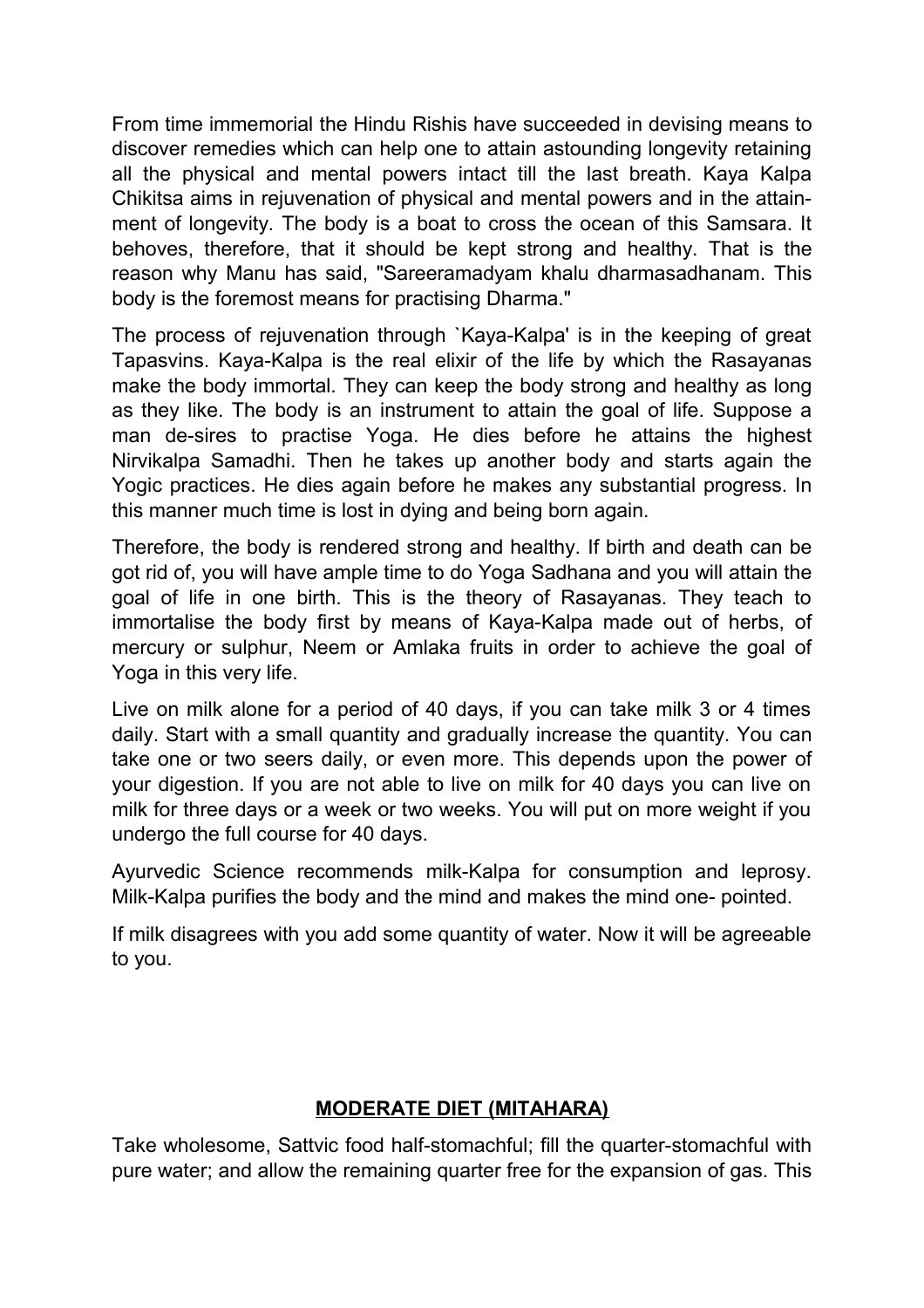From time immemorial the Hindu Rishis have succeeded in devising means to discover remedies which can help one to attain astounding longevity retaining all the physical and mental powers intact till the last breath. Kaya Kalpa Chikitsa aims in rejuvenation of physical and mental powers and in the attainment of longevity. The body is a boat to cross the ocean of this Samsara. It behoves, therefore, that it should be kept strong and healthy. That is the reason why Manu has said, "Sareeramadyam khalu dharmasadhanam. This body is the foremost means for practising Dharma."

The process of rejuvenation through `Kaya-Kalpa' is in the keeping of great Tapasvins. Kaya-Kalpa is the real elixir of the life by which the Rasayanas make the body immortal. They can keep the body strong and healthy as long as they like. The body is an instrument to attain the goal of life. Suppose a man de-sires to practise Yoga. He dies before he attains the highest Nirvikalpa Samadhi. Then he takes up another body and starts again the Yogic practices. He dies again before he makes any substantial progress. In this manner much time is lost in dying and being born again.

Therefore, the body is rendered strong and healthy. If birth and death can be got rid of, you will have ample time to do Yoga Sadhana and you will attain the goal of life in one birth. This is the theory of Rasayanas. They teach to immortalise the body first by means of Kaya-Kalpa made out of herbs, of mercury or sulphur, Neem or Amlaka fruits in order to achieve the goal of Yoga in this very life.

Live on milk alone for a period of 40 days, if you can take milk 3 or 4 times daily. Start with a small quantity and gradually increase the quantity. You can take one or two seers daily, or even more. This depends upon the power of your digestion. If you are not able to live on milk for 40 days you can live on milk for three days or a week or two weeks. You will put on more weight if you undergo the full course for 40 days.

Ayurvedic Science recommends milk-Kalpa for consumption and leprosy. Milk-Kalpa purifies the body and the mind and makes the mind one- pointed.

If milk disagrees with you add some quantity of water. Now it will be agreeable to you.

## MODERATE DIET (MITAHARA)

Take wholesome, Sattvic food half-stomachful; fill the quarter-stomachful with pure water; and allow the remaining quarter free for the expansion of gas. This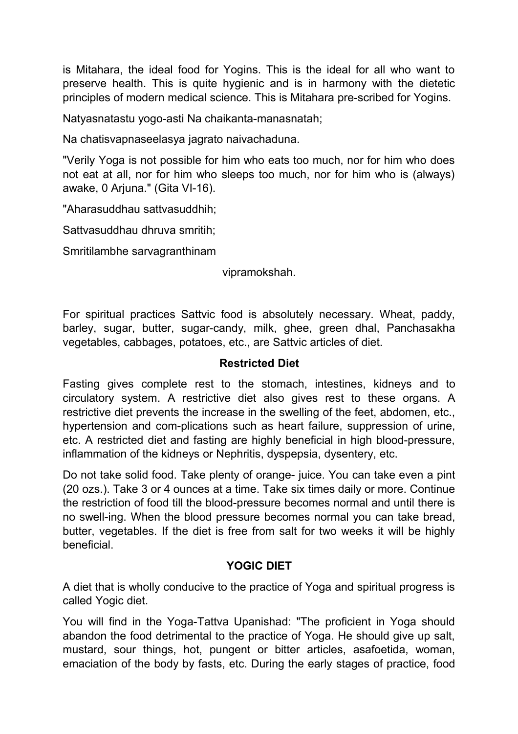is Mitahara, the ideal food for Yogins. This is the ideal for all who want to preserve health. This is quite hygienic and is in harmony with the dietetic principles of modern medical science. This is Mitahara pre-scribed for Yogins.

Natyasnatastu yogo-asti Na chaikanta-manasnatah;

Na chatisvapnaseelasya jagrato naivachaduna.

"Verily Yoga is not possible for him who eats too much, nor for him who does not eat at all, nor for him who sleeps too much, nor for him who is (always) awake, 0 Arjuna." (Gita VI-16).

"Aharasuddhau sattvasuddhih;

Sattvasuddhau dhruva smritih;

Smritilambhe sarvagranthinam

vipramokshah.

For spiritual practices Sattvic food is absolutely necessary. Wheat, paddy, barley, sugar, butter, sugar-candy, milk, ghee, green dhal, Panchasakha vegetables, cabbages, potatoes, etc., are Sattvic articles of diet.

### Restricted Diet

Fasting gives complete rest to the stomach, intestines, kidneys and to circulatory system. A restrictive diet also gives rest to these organs. A restrictive diet prevents the increase in the swelling of the feet, abdomen, etc., hypertension and com-plications such as heart failure, suppression of urine, etc. A restricted diet and fasting are highly beneficial in high blood-pressure, inflammation of the kidneys or Nephritis, dyspepsia, dysentery, etc.

Do not take solid food. Take plenty of orange- juice. You can take even a pint (20 ozs.). Take 3 or 4 ounces at a time. Take six times daily or more. Continue the restriction of food till the blood-pressure becomes normal and until there is no swell-ing. When the blood pressure becomes normal you can take bread, butter, vegetables. If the diet is free from salt for two weeks it will be highly beneficial.

### YOGIC DIET

A diet that is wholly conducive to the practice of Yoga and spiritual progress is called Yogic diet.

You will find in the Yoga-Tattva Upanishad: "The proficient in Yoga should abandon the food detrimental to the practice of Yoga. He should give up salt, mustard, sour things, hot, pungent or bitter articles, asafoetida, woman, emaciation of the body by fasts, etc. During the early stages of practice, food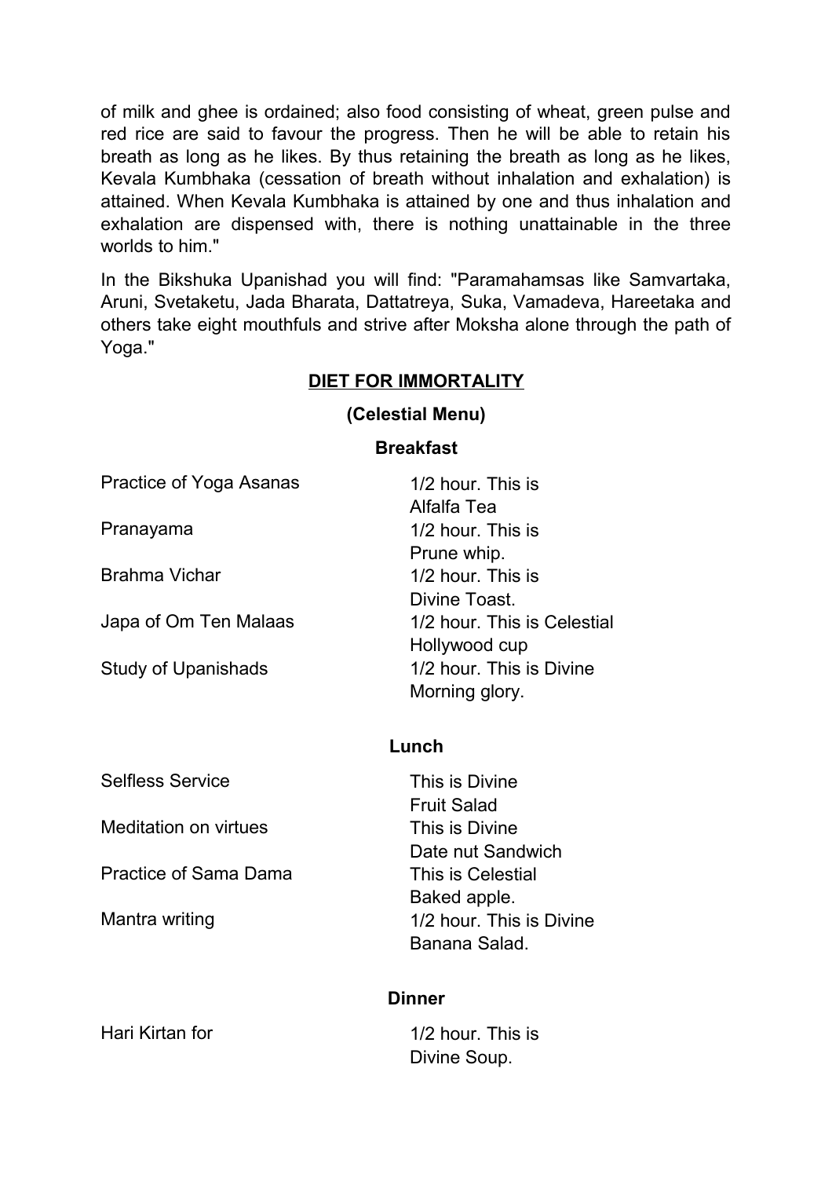of milk and ghee is ordained; also food consisting of wheat, green pulse and red rice are said to favour the progress. Then he will be able to retain his breath as long as he likes. By thus retaining the breath as long as he likes, Kevala Kumbhaka (cessation of breath without inhalation and exhalation) is attained. When Kevala Kumbhaka is attained by one and thus inhalation and exhalation are dispensed with, there is nothing unattainable in the three worlds to him."

In the Bikshuka Upanishad you will find: "Paramahamsas like Samvartaka, Aruni, Svetaketu, Jada Bharata, Dattatreya, Suka, Vamadeva, Hareetaka and others take eight mouthfuls and strive after Moksha alone through the path of Yoga."

## DIET FOR IMMORTALITY

### (Celestial Menu)

#### Breakfast

| | |
|---|---|
| Practice of Yoga Asanas | 1/2 hour. This is Alfalfa Tea |
| Pranayama | 1/2 hour. This is Prune whip. |
| Brahma Vichar | 1/2 hour. This is Divine Toast. |
| Japa of Om Ten Malaas | 1/2 hour. This is Celestial Hollywood cup |
| Study of Upanishads | 1/2 hour. This is Divine Morning glory. |

#### Lunch

| | |
|---|---|
| Selfless Service | This is Divine Fruit Salad |
| Meditation on virtues | This is Divine Date nut Sandwich |
| Practice of Sama Dama | This is Celestial Baked apple. |
| Mantra writing | 1/2 hour. This is Divine Banana Salad. |

#### Dinner

| | |
|---|---|
| Hari Kirtan for | 1/2 hour. This is Divine Soup. |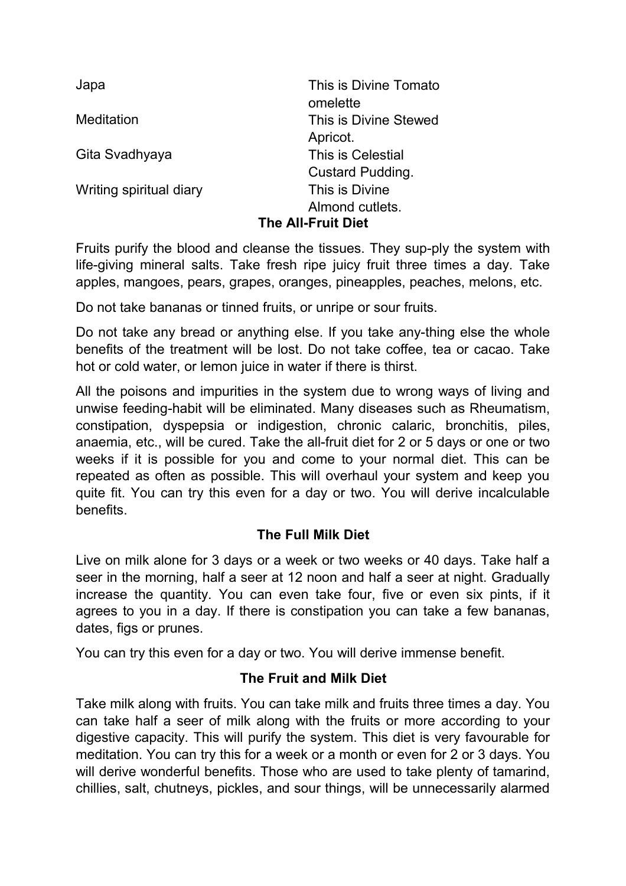| | |
|---|---|
| Japa | This is Divine Tomato omelette |
| Meditation | This is Divine Stewed Apricot. |
| Gita Svadhyaya | This is Celestial Custard Pudding. |
| Writing spiritual diary | This is Divine Almond cutlets. |

### The All-Fruit Diet

Fruits purify the blood and cleanse the tissues. They sup-ply the system with life-giving mineral salts. Take fresh ripe juicy fruit three times a day. Take apples, mangoes, pears, grapes, oranges, pineapples, peaches, melons, etc.

Do not take bananas or tinned fruits, or unripe or sour fruits.

Do not take any bread or anything else. If you take any-thing else the whole benefits of the treatment will be lost. Do not take coffee, tea or cacao. Take hot or cold water, or lemon juice in water if there is thirst.

All the poisons and impurities in the system due to wrong ways of living and unwise feeding-habit will be eliminated. Many diseases such as Rheumatism, constipation, dyspepsia or indigestion, chronic calaric, bronchitis, piles, anaemia, etc., will be cured. Take the all-fruit diet for 2 or 5 days or one or two weeks if it is possible for you and come to your normal diet. This can be repeated as often as possible. This will overhaul your system and keep you quite fit. You can try this even for a day or two. You will derive incalculable benefits.

### The Full Milk Diet

Live on milk alone for 3 days or a week or two weeks or 40 days. Take half a seer in the morning, half a seer at 12 noon and half a seer at night. Gradually increase the quantity. You can even take four, five or even six pints, if it agrees to you in a day. If there is constipation you can take a few bananas, dates, figs or prunes.

You can try this even for a day or two. You will derive immense benefit.

### The Fruit and Milk Diet

Take milk along with fruits. You can take milk and fruits three times a day. You can take half a seer of milk along with the fruits or more according to your digestive capacity. This will purify the system. This diet is very favourable for meditation. You can try this for a week or a month or even for 2 or 3 days. You will derive wonderful benefits. Those who are used to take plenty of tamarind, chillies, salt, chutneys, pickles, and sour things, will be unnecessarily alarmed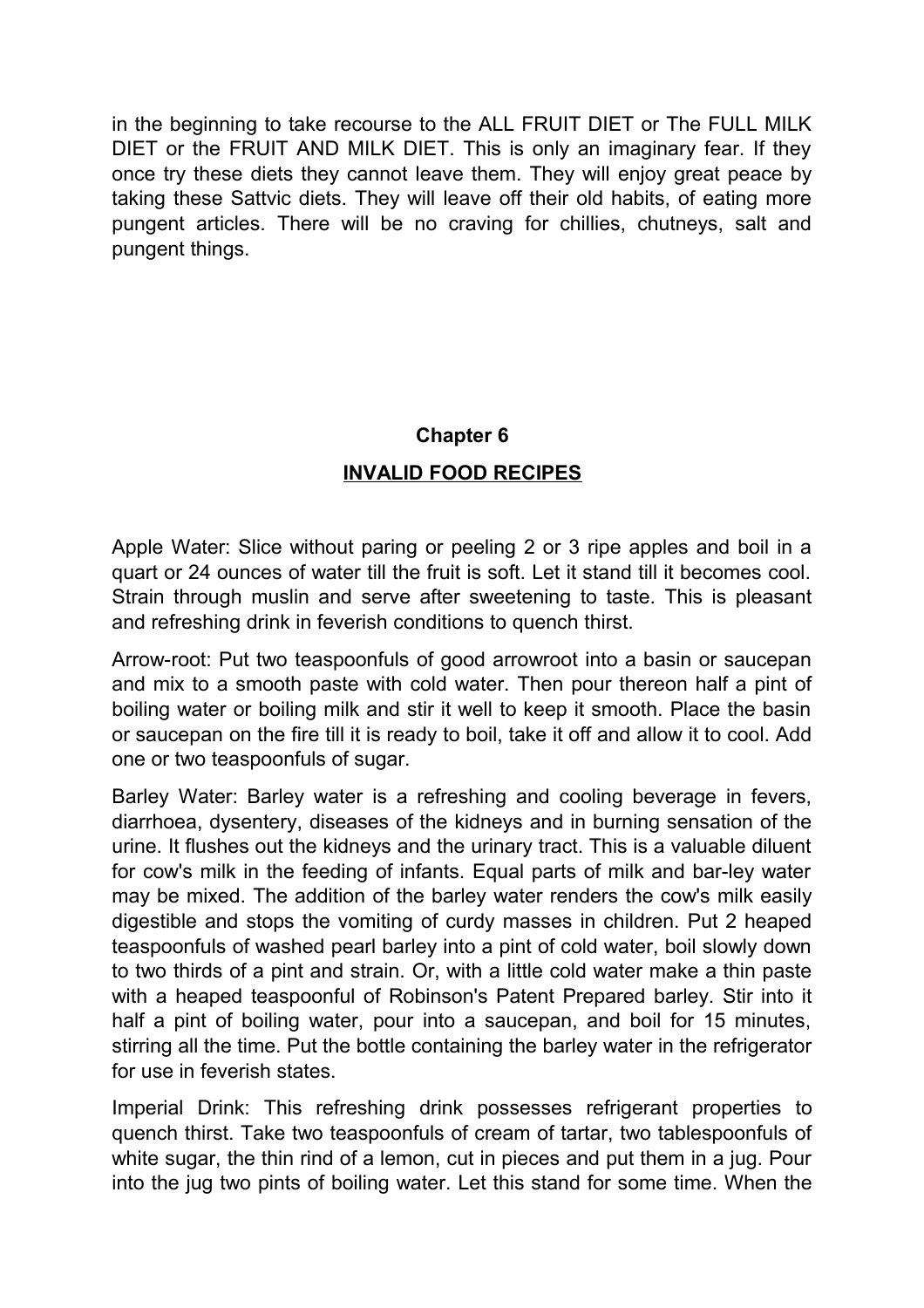in the beginning to take recourse to the ALL FRUIT DIET or The FULL MILK DIET or the FRUIT AND MILK DIET. This is only an imaginary fear. If they once try these diets they cannot leave them. They will enjoy great peace by taking these Sattvic diets. They will leave off their old habits, of eating more pungent articles. There will be no craving for chillies, chutneys, salt and pungent things.

## Chapter 6

## INVALID FOOD RECIPES

Apple Water: Slice without paring or peeling 2 or 3 ripe apples and boil in a quart or 24 ounces of water till the fruit is soft. Let it stand till it becomes cool. Strain through muslin and serve after sweetening to taste. This is pleasant and refreshing drink in feverish conditions to quench thirst.

Arrow-root: Put two teaspoonfuls of good arrowroot into a basin or saucepan and mix to a smooth paste with cold water. Then pour thereon half a pint of boiling water or boiling milk and stir it well to keep it smooth. Place the basin or saucepan on the fire till it is ready to boil, take it off and allow it to cool. Add one or two teaspoonfuls of sugar.

Barley Water: Barley water is a refreshing and cooling beverage in fevers, diarrhoea, dysentery, diseases of the kidneys and in burning sensation of the urine. It flushes out the kidneys and the urinary tract. This is a valuable diluent for cow's milk in the feeding of infants. Equal parts of milk and bar-ley water may be mixed. The addition of the barley water renders the cow's milk easily digestible and stops the vomiting of curdy masses in children. Put 2 heaped teaspoonfuls of washed pearl barley into a pint of cold water, boil slowly down to two thirds of a pint and strain. Or, with a little cold water make a thin paste with a heaped teaspoonful of Robinson's Patent Prepared barley. Stir into it half a pint of boiling water, pour into a saucepan, and boil for 15 minutes, stirring all the time. Put the bottle containing the barley water in the refrigerator for use in feverish states.

Imperial Drink: This refreshing drink possesses refrigerant properties to quench thirst. Take two teaspoonfuls of cream of tartar, two tablespoonfuls of white sugar, the thin rind of a lemon, cut in pieces and put them in a jug. Pour into the jug two pints of boiling water. Let this stand for some time. When the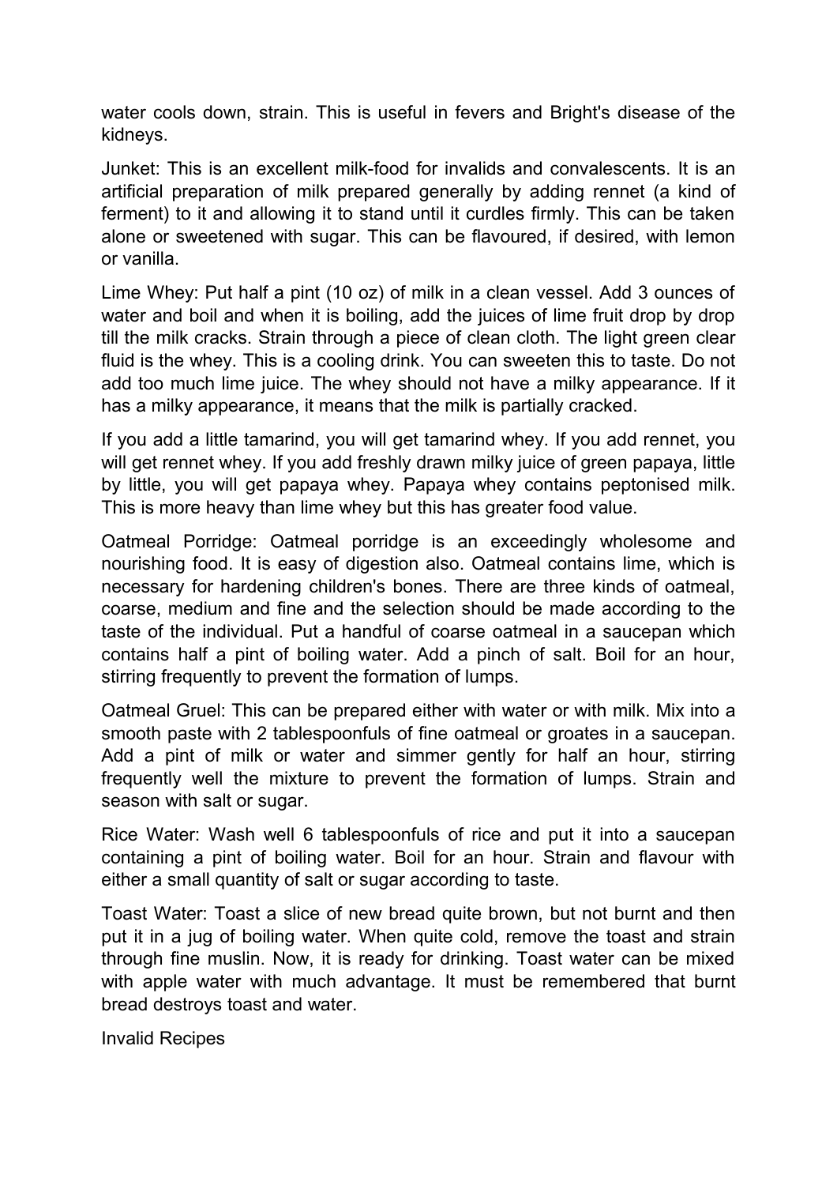water cools down, strain. This is useful in fevers and Bright's disease of the kidneys.

Junket: This is an excellent milk-food for invalids and convalescents. It is an artificial preparation of milk prepared generally by adding rennet (a kind of ferment) to it and allowing it to stand until it curdles firmly. This can be taken alone or sweetened with sugar. This can be flavoured, if desired, with lemon or vanilla.

Lime Whey: Put half a pint (10 oz) of milk in a clean vessel. Add 3 ounces of water and boil and when it is boiling, add the juices of lime fruit drop by drop till the milk cracks. Strain through a piece of clean cloth. The light green clear fluid is the whey. This is a cooling drink. You can sweeten this to taste. Do not add too much lime juice. The whey should not have a milky appearance. If it has a milky appearance, it means that the milk is partially cracked.

If you add a little tamarind, you will get tamarind whey. If you add rennet, you will get rennet whey. If you add freshly drawn milky juice of green papaya, little by little, you will get papaya whey. Papaya whey contains peptonised milk. This is more heavy than lime whey but this has greater food value.

Oatmeal Porridge: Oatmeal porridge is an exceedingly wholesome and nourishing food. It is easy of digestion also. Oatmeal contains lime, which is necessary for hardening children's bones. There are three kinds of oatmeal, coarse, medium and fine and the selection should be made according to the taste of the individual. Put a handful of coarse oatmeal in a saucepan which contains half a pint of boiling water. Add a pinch of salt. Boil for an hour, stirring frequently to prevent the formation of lumps.

Oatmeal Gruel: This can be prepared either with water or with milk. Mix into a smooth paste with 2 tablespoonfuls of fine oatmeal or groates in a saucepan. Add a pint of milk or water and simmer gently for half an hour, stirring frequently well the mixture to prevent the formation of lumps. Strain and season with salt or sugar.

Rice Water: Wash well 6 tablespoonfuls of rice and put it into a saucepan containing a pint of boiling water. Boil for an hour. Strain and flavour with either a small quantity of salt or sugar according to taste.

Toast Water: Toast a slice of new bread quite brown, but not burnt and then put it in a jug of boiling water. When quite cold, remove the toast and strain through fine muslin. Now, it is ready for drinking. Toast water can be mixed with apple water with much advantage. It must be remembered that burnt bread destroys toast and water.

Invalid Recipes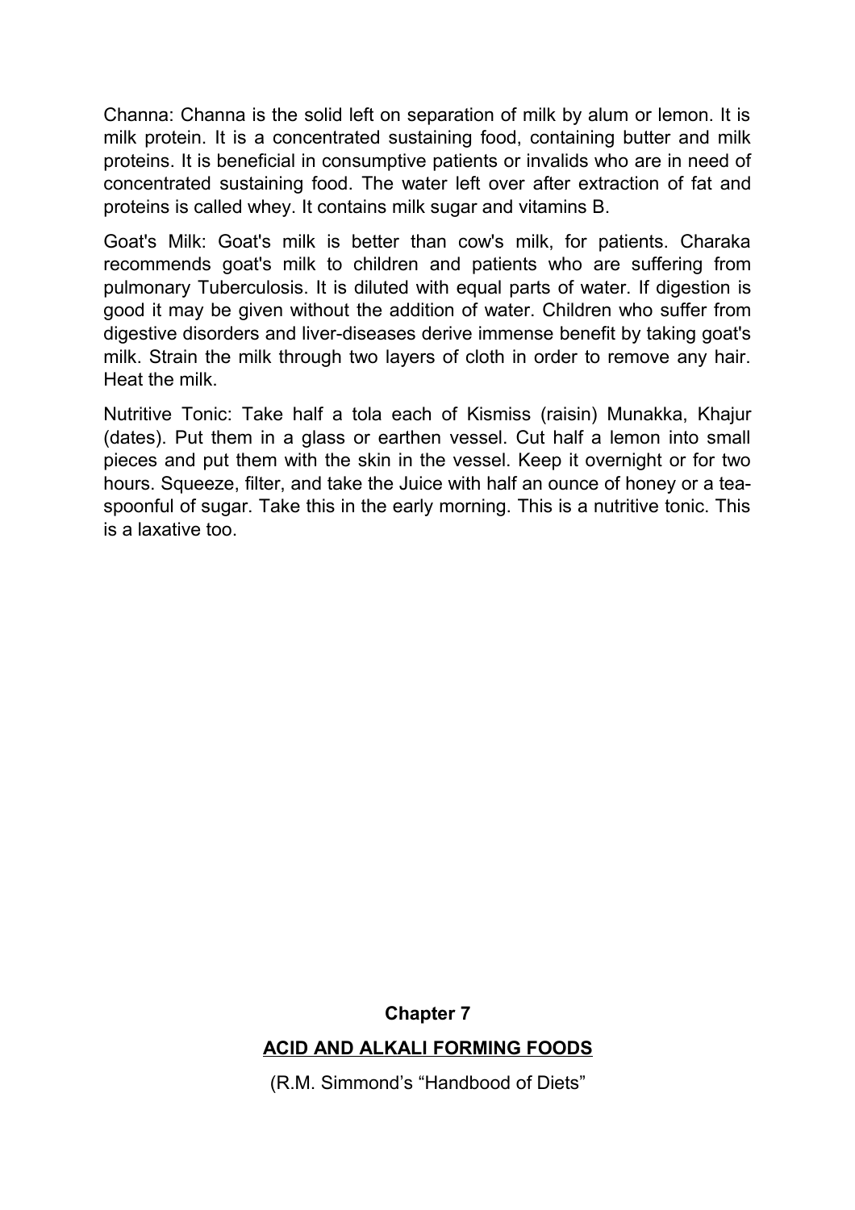Channa: Channa is the solid left on separation of milk by alum or lemon. It is milk protein. It is a concentrated sustaining food, containing butter and milk proteins. It is beneficial in consumptive patients or invalids who are in need of concentrated sustaining food. The water left over after extraction of fat and proteins is called whey. It contains milk sugar and vitamins B.

Goat's Milk: Goat's milk is better than cow's milk, for patients. Charaka recommends goat's milk to children and patients who are suffering from pulmonary Tuberculosis. It is diluted with equal parts of water. If digestion is good it may be given without the addition of water. Children who suffer from digestive disorders and liver-diseases derive immense benefit by taking goat's milk. Strain the milk through two layers of cloth in order to remove any hair. Heat the milk.

Nutritive Tonic: Take half a tola each of Kismiss (raisin) Munakka, Khajur (dates). Put them in a glass or earthen vessel. Cut half a lemon into small pieces and put them with the skin in the vessel. Keep it overnight or for two hours. Squeeze, filter, and take the Juice with half an ounce of honey or a tea-spoonful of sugar. Take this in the early morning. This is a nutritive tonic. This is a laxative too.

## Chapter 7

## ACID AND ALKALI FORMING FOODS

(R.M. Simmond's "Handbood of Diets"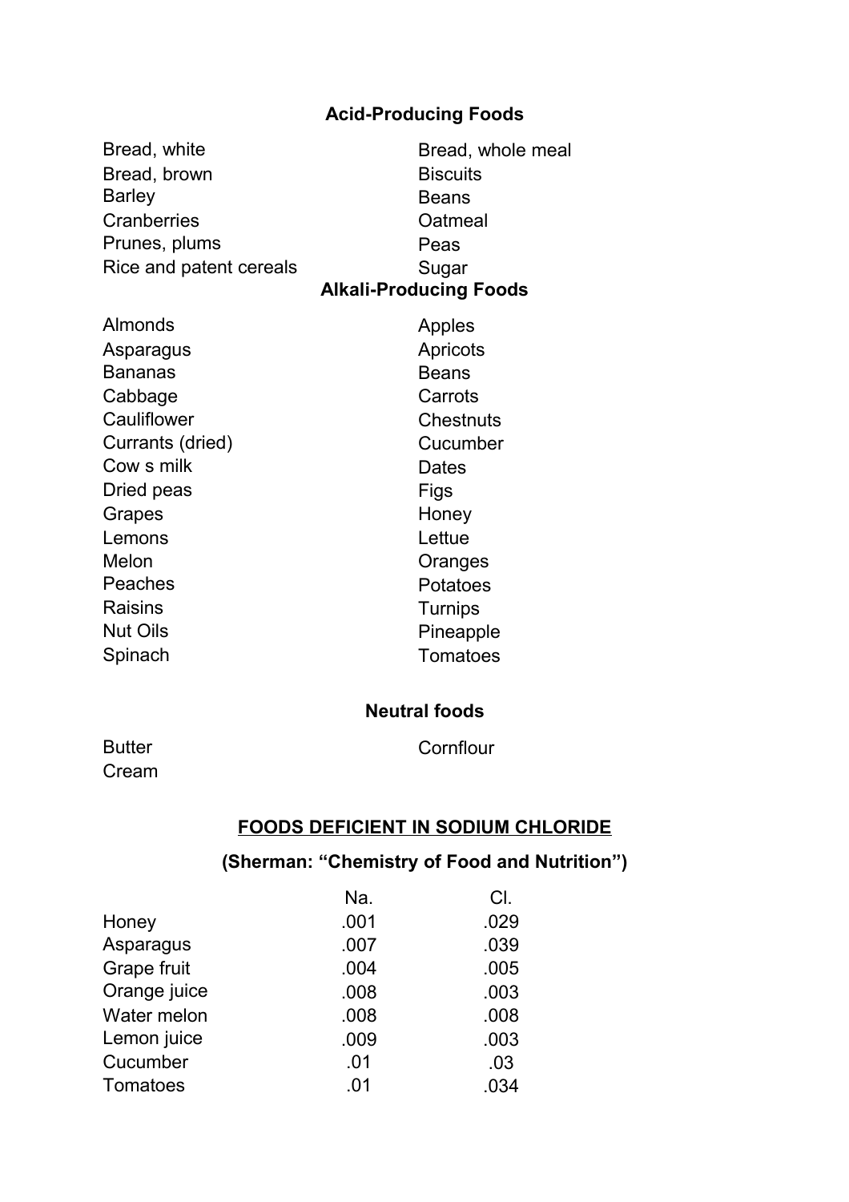## Acid-Producing Foods

- Bread, white
- Bread, whole meal
- Bread, brown
- Biscuits
- Barley
- Beans
- Cranberries
- Oatmeal
- Prunes, plums
- Peas
- Rice and patent cereals
- Sugar

## Alkali-Producing Foods

- Almonds
- Apples
- Asparagus
- Apricots
- Bananas
- Beans
- Cabbage
- Carrots
- Cauliflower
- Chestnuts
- Currants (dried)
- Cucumber
- Cow s milk
- Dates
- Dried peas
- Figs
- Grapes
- Honey
- Lemons
- Lettue
- Melon
- Oranges
- Peaches
- Potatoes
- Raisins
- Turnips
- Nut Oils
- Pineapple
- Spinach
- Tomatoes

## Neutral foods

- Butter
- Cornflour
- Cream

## FOODS DEFICIENT IN SODIUM CHLORIDE

### (Sherman: "Chemistry of Food and Nutrition")

| | Na. | Cl. |
|---|---|---|
| Honey | .001 | .029 |
| Asparagus | .007 | .039 |
| Grape fruit | .004 | .005 |
| Orange juice | .008 | .003 |
| Water melon | .008 | .008 |
| Lemon juice | .009 | .003 |
| Cucumber | .01 | .03 |
| Tomatoes | .01 | .034 |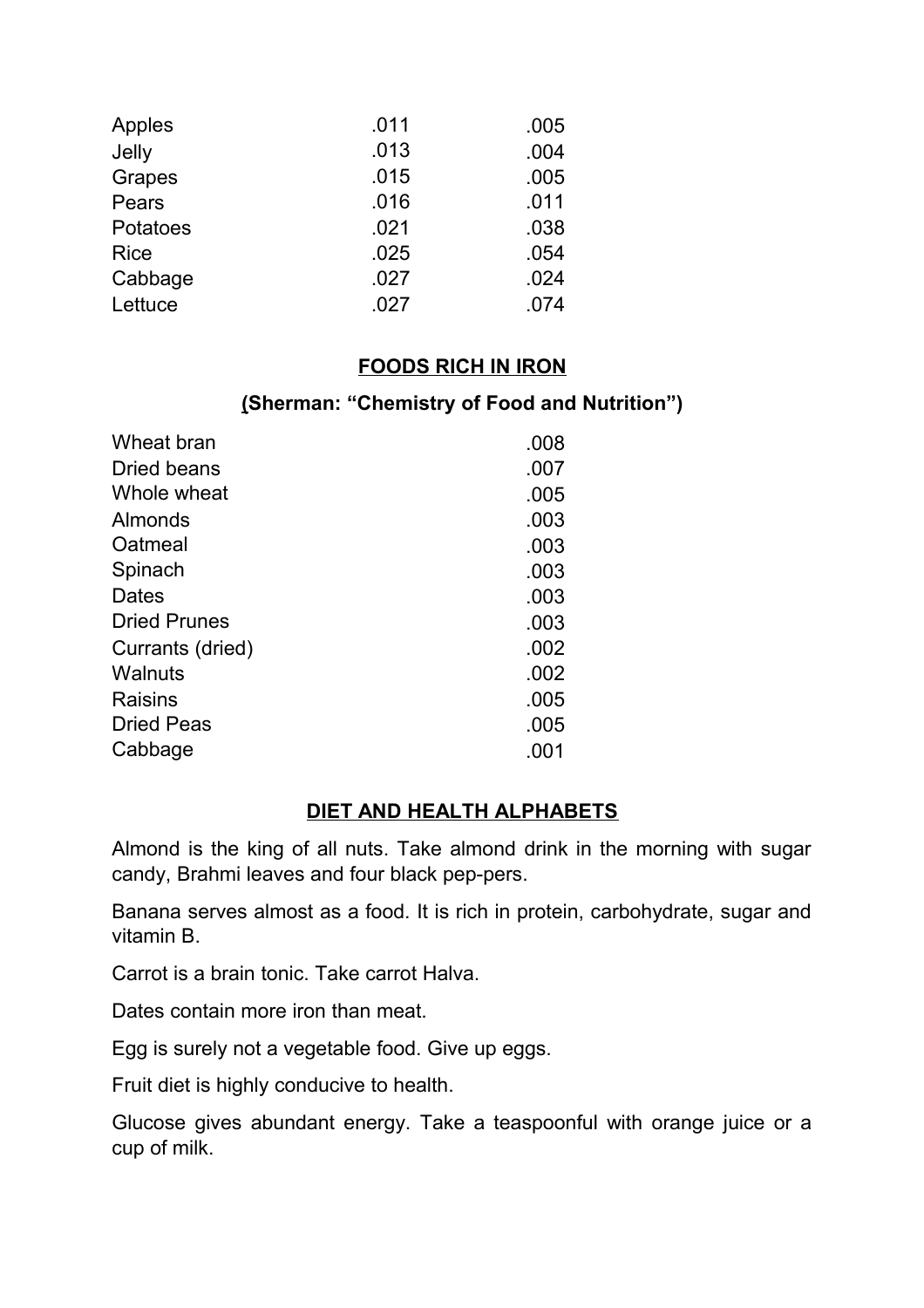| | | |
|---|---|---|
| Apples | .011 | .005 |
| Jelly | .013 | .004 |
| Grapes | .015 | .005 |
| Pears | .016 | .011 |
| Potatoes | .021 | .038 |
| Rice | .025 | .054 |
| Cabbage | .027 | .024 |
| Lettuce | .027 | .074 |

## FOODS RICH IN IRON

### (Sherman: "Chemistry of Food and Nutrition")

| | |
|---|---|
| Wheat bran | .008 |
| Dried beans | .007 |
| Whole wheat | .005 |
| Almonds | .003 |
| Oatmeal | .003 |
| Spinach | .003 |
| Dates | .003 |
| Dried Prunes | .003 |
| Currants (dried) | .002 |
| Walnuts | .002 |
| Raisins | .005 |
| Dried Peas | .005 |
| Cabbage | .001 |

## DIET AND HEALTH ALPHABETS

Almond is the king of all nuts. Take almond drink in the morning with sugar candy, Brahmi leaves and four black pep-pers.

Banana serves almost as a food. It is rich in protein, carbohydrate, sugar and vitamin B.

Carrot is a brain tonic. Take carrot Halva.

Dates contain more iron than meat.

Egg is surely not a vegetable food. Give up eggs.

Fruit diet is highly conducive to health.

Glucose gives abundant energy. Take a teaspoonful with orange juice or a cup of milk.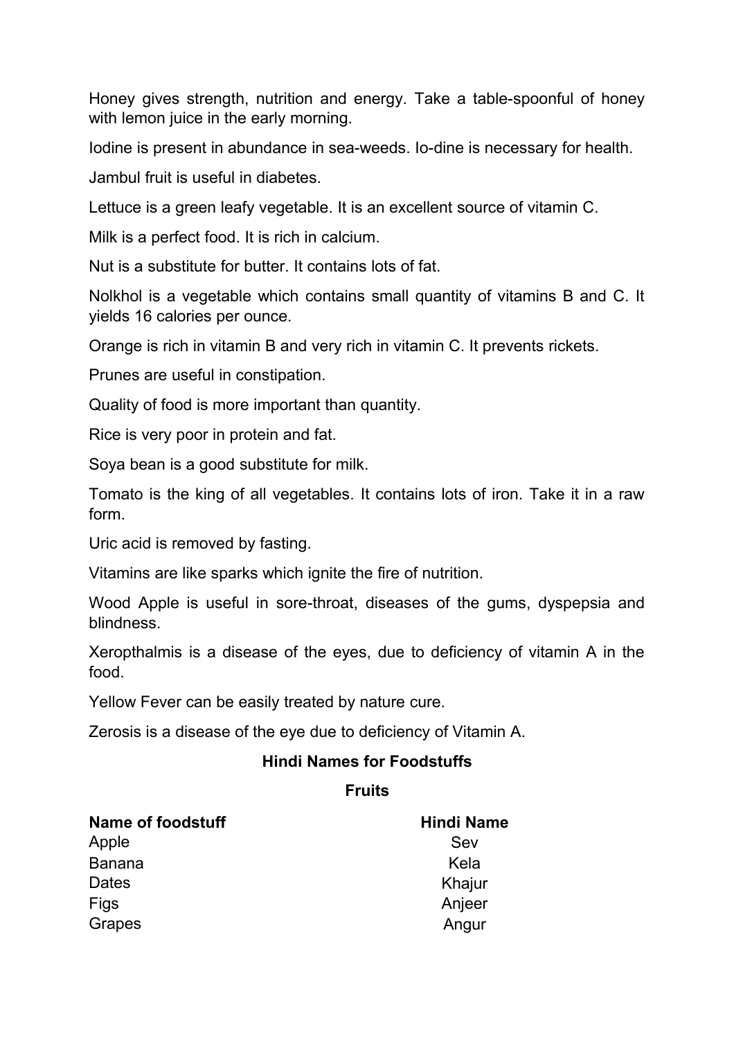Honey gives strength, nutrition and energy. Take a table-spoonful of honey with lemon juice in the early morning.

Iodine is present in abundance in sea-weeds. Io-dine is necessary for health.

Jambul fruit is useful in diabetes.

Lettuce is a green leafy vegetable. It is an excellent source of vitamin C.

Milk is a perfect food. It is rich in calcium.

Nut is a substitute for butter. It contains lots of fat.

Nolkhol is a vegetable which contains small quantity of vitamins B and C. It yields 16 calories per ounce.

Orange is rich in vitamin B and very rich in vitamin C. It prevents rickets.

Prunes are useful in constipation.

Quality of food is more important than quantity.

Rice is very poor in protein and fat.

Soya bean is a good substitute for milk.

Tomato is the king of all vegetables. It contains lots of iron. Take it in a raw form.

Uric acid is removed by fasting.

Vitamins are like sparks which ignite the fire of nutrition.

Wood Apple is useful in sore-throat, diseases of the gums, dyspepsia and blindness.

Xeropthalmis is a disease of the eyes, due to deficiency of vitamin A in the food.

Yellow Fever can be easily treated by nature cure.

Zerosis is a disease of the eye due to deficiency of Vitamin A.

## Hindi Names for Foodstuffs

### Fruits

| Name of foodstuff | Hindi Name |
|---|---|
| Apple | Sev |
| Banana | Kela |
| Dates | Khajur |
| Figs | Anjeer |
| Grapes | Angur |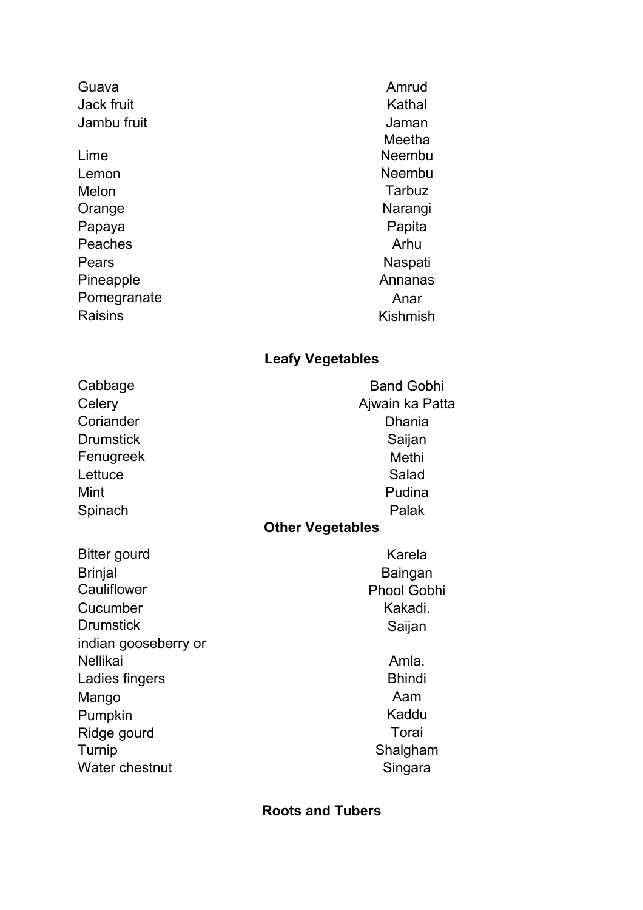| | |
|---|---|
| Guava | Amrud |
| Jack fruit | Kathal |
| Jambu fruit | Jaman |
| | Meetha |
| Lime | Neembu |
| Lemon | Neembu |
| Melon | Tarbuz |
| Orange | Narangi |
| Papaya | Papita |
| Peaches | Arhu |
| Pears | Naspati |
| Pineapple | Annanas |
| Pomegranate | Anar |
| Raisins | Kishmish |

**Leafy Vegetables**

| | |
|---|---|
| Cabbage | Band Gobhi |
| Celery | Ajwain ka Patta |
| Coriander | Dhania |
| Drumstick | Saijan |
| Fenugreek | Methi |
| Lettuce | Salad |
| Mint | Pudina |
| Spinach | Palak |

**Other Vegetables**

| | |
|---|---|
| Bitter gourd | Karela |
| Brinjal | Baingan |
| Cauliflower | Phool Gobhi |
| Cucumber | Kakadi. |
| Drumstick | Saijan |
| indian gooseberry or Nellikai | Amla. |
| Ladies fingers | Bhindi |
| Mango | Aam |
| Pumpkin | Kaddu |
| Ridge gourd | Torai |
| Turnip | Shalgham |
| Water chestnut | Singara |

**Roots and Tubers**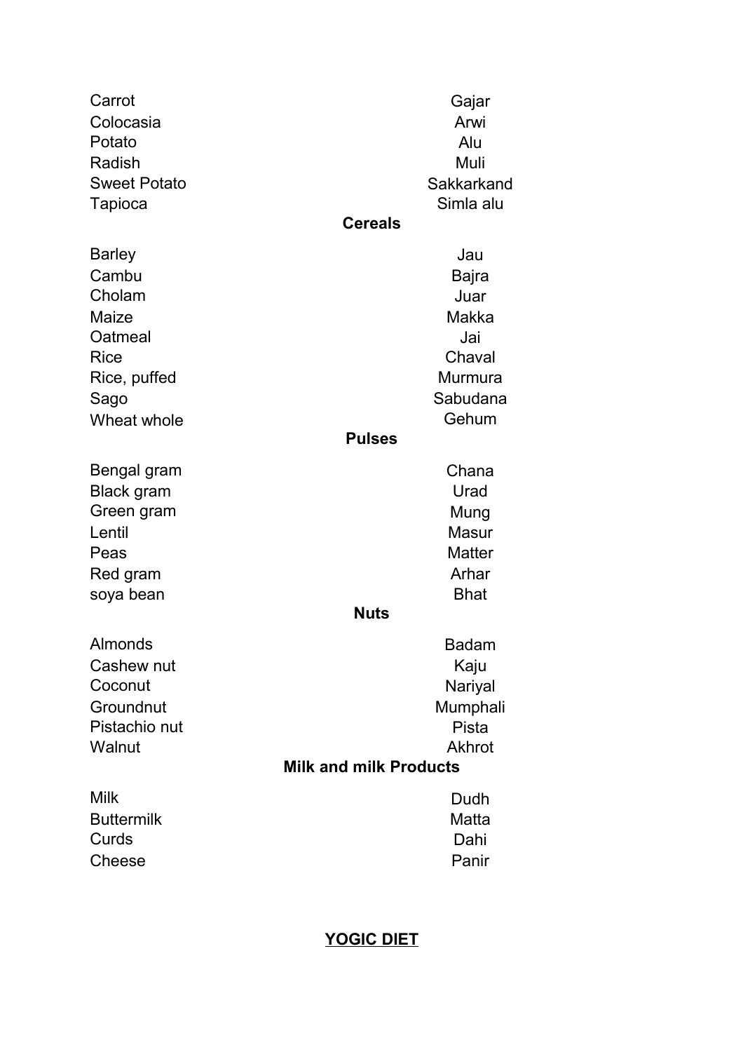| | |
|---|---|
| Carrot | Gajar |
| Colocasia | Arwi |
| Potato | Alu |
| Radish | Muli |
| Sweet Potato | Sakkarkand |
| Tapioca | Simla alu |

**Cereals**

| | |
|---|---|
| Barley | Jau |
| Cambu | Bajra |
| Cholam | Juar |
| Maize | Makka |
| Oatmeal | Jai |
| Rice | Chaval |
| Rice, puffed | Murmura |
| Sago | Sabudana |
| Wheat whole | Gehum |

**Pulses**

| | |
|---|---|
| Bengal gram | Chana |
| Black gram | Urad |
| Green gram | Mung |
| Lentil | Masur |
| Peas | Matter |
| Red gram | Arhar |
| soya bean | Bhat |

**Nuts**

| | |
|---|---|
| Almonds | Badam |
| Cashew nut | Kaju |
| Coconut | Nariyal |
| Groundnut | Mumphali |
| Pistachio nut | Pista |
| Walnut | Akhrot |

**Milk and milk Products**

| | |
|---|---|
| Milk | Dudh |
| Buttermilk | Matta |
| Curds | Dahi |
| Cheese | Panir |

## YOGIC DIET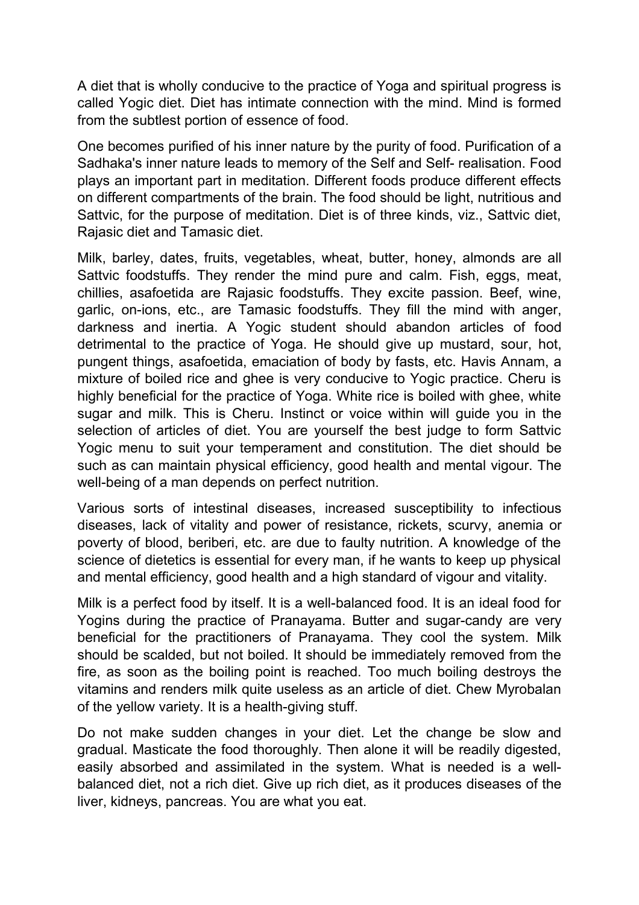A diet that is wholly conducive to the practice of Yoga and spiritual progress is called Yogic diet. Diet has intimate connection with the mind. Mind is formed from the subtlest portion of essence of food.

One becomes purified of his inner nature by the purity of food. Purification of a Sadhaka's inner nature leads to memory of the Self and Self- realisation. Food plays an important part in meditation. Different foods produce different effects on different compartments of the brain. The food should be light, nutritious and Sattvic, for the purpose of meditation. Diet is of three kinds, viz., Sattvic diet, Rajasic diet and Tamasic diet.

Milk, barley, dates, fruits, vegetables, wheat, butter, honey, almonds are all Sattvic foodstuffs. They render the mind pure and calm. Fish, eggs, meat, chillies, asafoetida are Rajasic foodstuffs. They excite passion. Beef, wine, garlic, on-ions, etc., are Tamasic foodstuffs. They fill the mind with anger, darkness and inertia. A Yogic student should abandon articles of food detrimental to the practice of Yoga. He should give up mustard, sour, hot, pungent things, asafoetida, emaciation of body by fasts, etc. Havis Annam, a mixture of boiled rice and ghee is very conducive to Yogic practice. Cheru is highly beneficial for the practice of Yoga. White rice is boiled with ghee, white sugar and milk. This is Cheru. Instinct or voice within will guide you in the selection of articles of diet. You are yourself the best judge to form Sattvic Yogic menu to suit your temperament and constitution. The diet should be such as can maintain physical efficiency, good health and mental vigour. The well-being of a man depends on perfect nutrition.

Various sorts of intestinal diseases, increased susceptibility to infectious diseases, lack of vitality and power of resistance, rickets, scurvy, anemia or poverty of blood, beriberi, etc. are due to faulty nutrition. A knowledge of the science of dietetics is essential for every man, if he wants to keep up physical and mental efficiency, good health and a high standard of vigour and vitality.

Milk is a perfect food by itself. It is a well-balanced food. It is an ideal food for Yogins during the practice of Pranayama. Butter and sugar-candy are very beneficial for the practitioners of Pranayama. They cool the system. Milk should be scalded, but not boiled. It should be immediately removed from the fire, as soon as the boiling point is reached. Too much boiling destroys the vitamins and renders milk quite useless as an article of diet. Chew Myrobalan of the yellow variety. It is a health-giving stuff.

Do not make sudden changes in your diet. Let the change be slow and gradual. Masticate the food thoroughly. Then alone it will be readily digested, easily absorbed and assimilated in the system. What is needed is a well-balanced diet, not a rich diet. Give up rich diet, as it produces diseases of the liver, kidneys, pancreas. You are what you eat.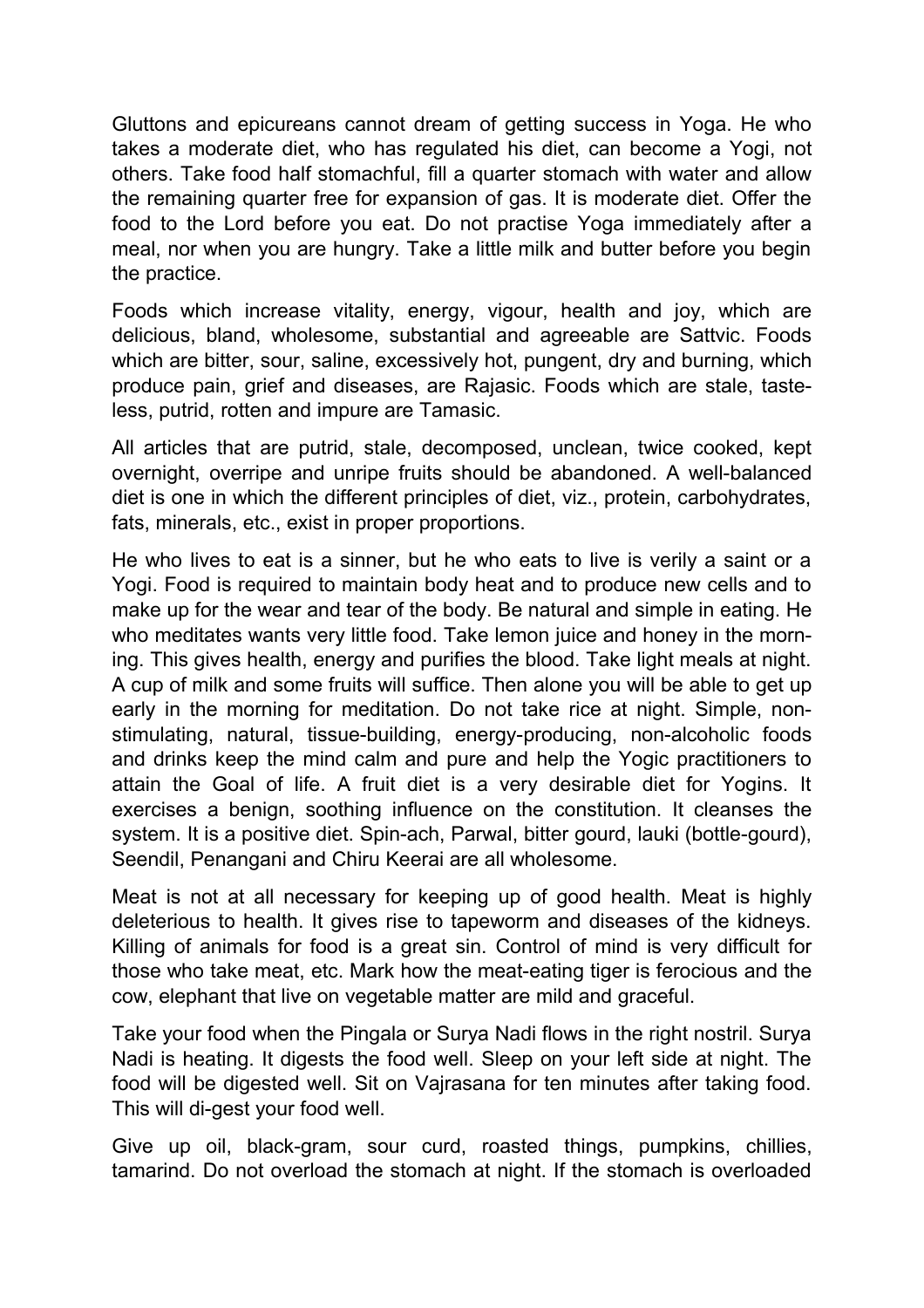Gluttons and epicureans cannot dream of getting success in Yoga. He who takes a moderate diet, who has regulated his diet, can become a Yogi, not others. Take food half stomachful, fill a quarter stomach with water and allow the remaining quarter free for expansion of gas. It is moderate diet. Offer the food to the Lord before you eat. Do not practise Yoga immediately after a meal, nor when you are hungry. Take a little milk and butter before you begin the practice.

Foods which increase vitality, energy, vigour, health and joy, which are delicious, bland, wholesome, substantial and agreeable are Sattvic. Foods which are bitter, sour, saline, excessively hot, pungent, dry and burning, which produce pain, grief and diseases, are Rajasic. Foods which are stale, tasteless, putrid, rotten and impure are Tamasic.

All articles that are putrid, stale, decomposed, unclean, twice cooked, kept overnight, overripe and unripe fruits should be abandoned. A well-balanced diet is one in which the different principles of diet, viz., protein, carbohydrates, fats, minerals, etc., exist in proper proportions.

He who lives to eat is a sinner, but he who eats to live is verily a saint or a Yogi. Food is required to maintain body heat and to produce new cells and to make up for the wear and tear of the body. Be natural and simple in eating. He who meditates wants very little food. Take lemon juice and honey in the morning. This gives health, energy and purifies the blood. Take light meals at night. A cup of milk and some fruits will suffice. Then alone you will be able to get up early in the morning for meditation. Do not take rice at night. Simple, non-stimulating, natural, tissue-building, energy-producing, non-alcoholic foods and drinks keep the mind calm and pure and help the Yogic practitioners to attain the Goal of life. A fruit diet is a very desirable diet for Yogins. It exercises a benign, soothing influence on the constitution. It cleanses the system. It is a positive diet. Spinach, Parwal, bitter gourd, lauki (bottle-gourd), Seendil, Penangani and Chiru Keerai are all wholesome.

Meat is not at all necessary for keeping up of good health. Meat is highly deleterious to health. It gives rise to tapeworm and diseases of the kidneys. Killing of animals for food is a great sin. Control of mind is very difficult for those who take meat, etc. Mark how the meat-eating tiger is ferocious and the cow, elephant that live on vegetable matter are mild and graceful.

Take your food when the Pingala or Surya Nadi flows in the right nostril. Surya Nadi is heating. It digests the food well. Sleep on your left side at night. The food will be digested well. Sit on Vajrasana for ten minutes after taking food. This will digest your food well.

Give up oil, black-gram, sour curd, roasted things, pumpkins, chillies, tamarind. Do not overload the stomach at night. If the stomach is overloaded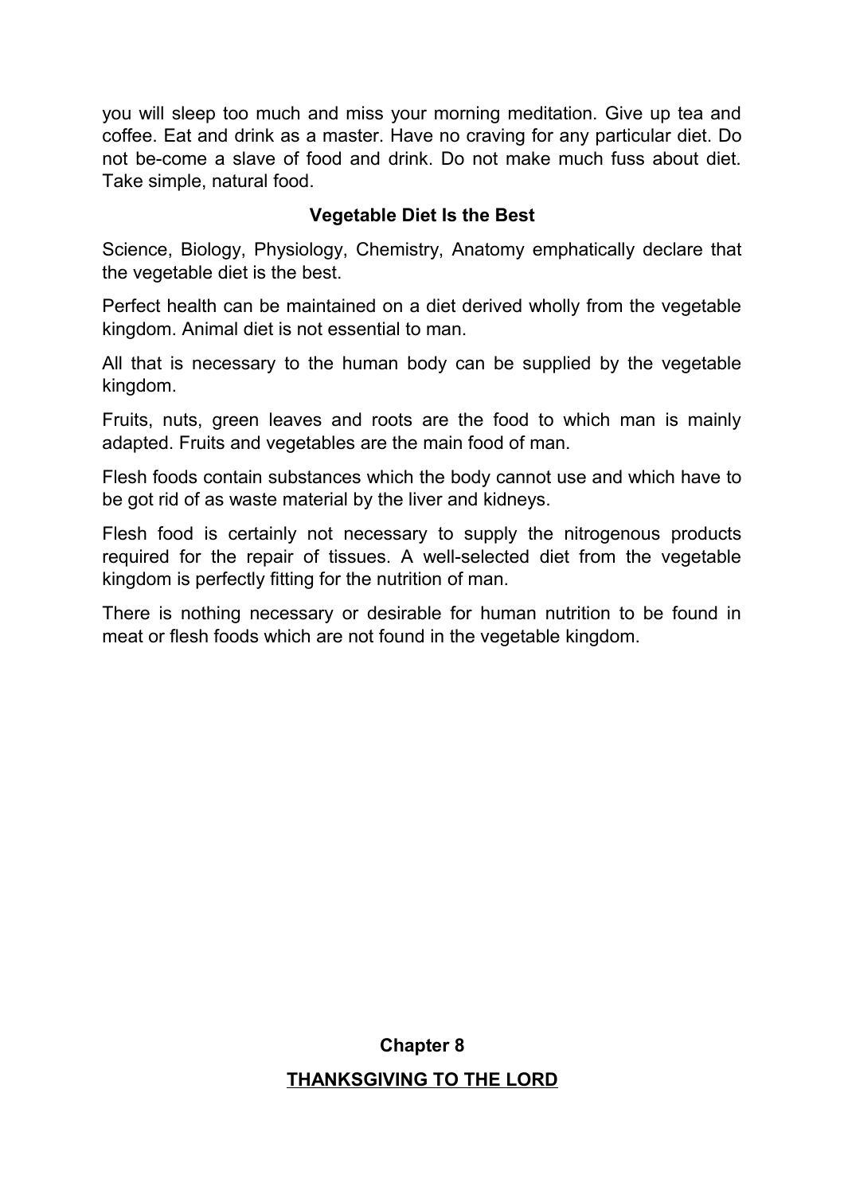you will sleep too much and miss your morning meditation. Give up tea and coffee. Eat and drink as a master. Have no craving for any particular diet. Do not be-come a slave of food and drink. Do not make much fuss about diet. Take simple, natural food.

### Vegetable Diet Is the Best

Science, Biology, Physiology, Chemistry, Anatomy emphatically declare that the vegetable diet is the best.

Perfect health can be maintained on a diet derived wholly from the vegetable kingdom. Animal diet is not essential to man.

All that is necessary to the human body can be supplied by the vegetable kingdom.

Fruits, nuts, green leaves and roots are the food to which man is mainly adapted. Fruits and vegetables are the main food of man.

Flesh foods contain substances which the body cannot use and which have to be got rid of as waste material by the liver and kidneys.

Flesh food is certainly not necessary to supply the nitrogenous products required for the repair of tissues. A well-selected diet from the vegetable kingdom is perfectly fitting for the nutrition of man.

There is nothing necessary or desirable for human nutrition to be found in meat or flesh foods which are not found in the vegetable kingdom.

## Chapter 8

## THANKSGIVING TO THE LORD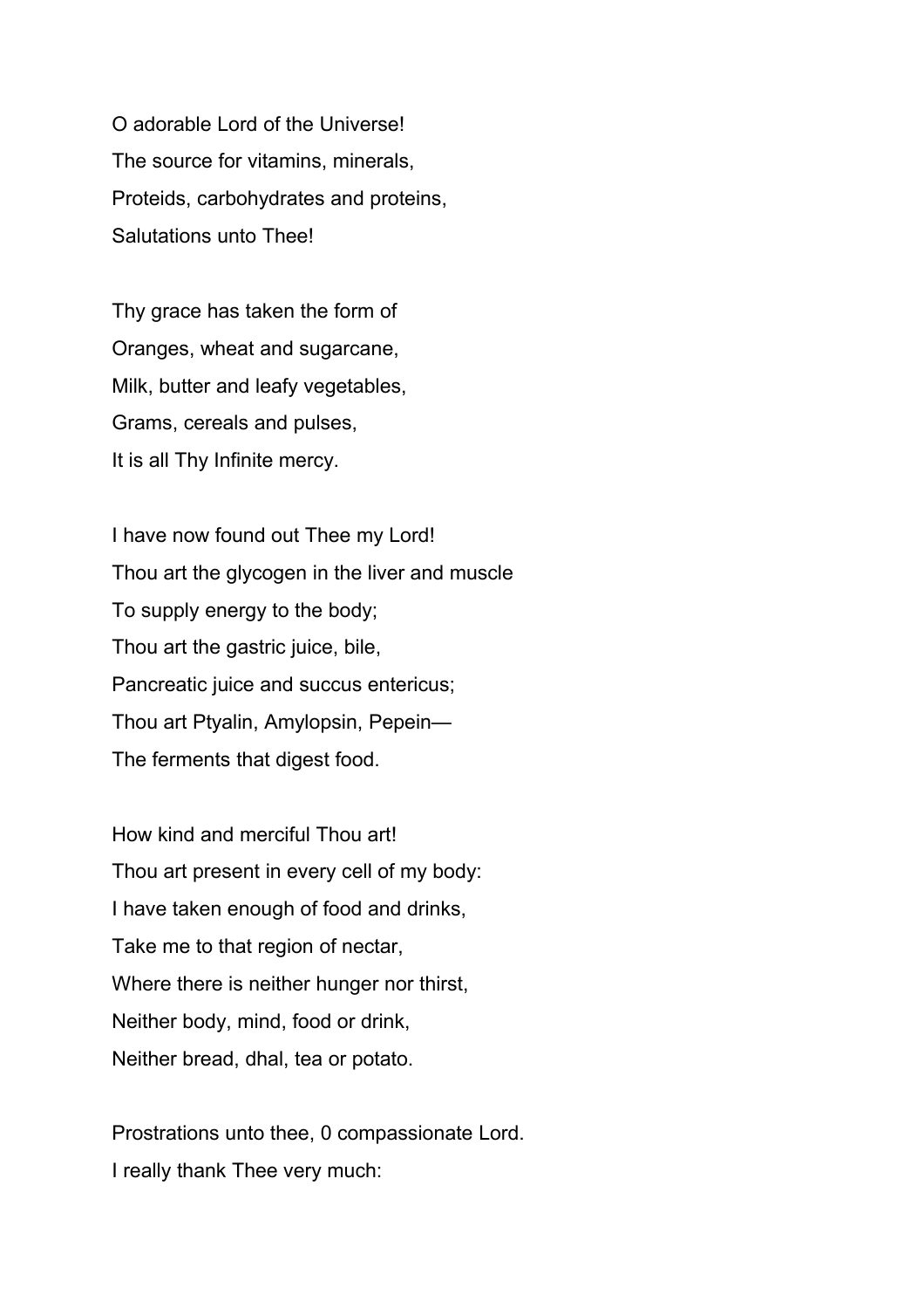O adorable Lord of the Universe!
The source for vitamins, minerals,
Proteids, carbohydrates and proteins,
Salutations unto Thee!

Thy grace has taken the form of
Oranges, wheat and sugarcane,
Milk, butter and leafy vegetables,
Grams, cereals and pulses,
It is all Thy Infinite mercy.

I have now found out Thee my Lord!
Thou art the glycogen in the liver and muscle
To supply energy to the body;
Thou art the gastric juice, bile,
Pancreatic juice and succus entericus;
Thou art Ptyalin, Amylopsin, Pepein—
The ferments that digest food.

How kind and merciful Thou art!
Thou art present in every cell of my body:
I have taken enough of food and drinks,
Take me to that region of nectar,
Where there is neither hunger nor thirst,
Neither body, mind, food or drink,
Neither bread, dhal, tea or potato.

Prostrations unto thee, 0 compassionate Lord.
I really thank Thee very much: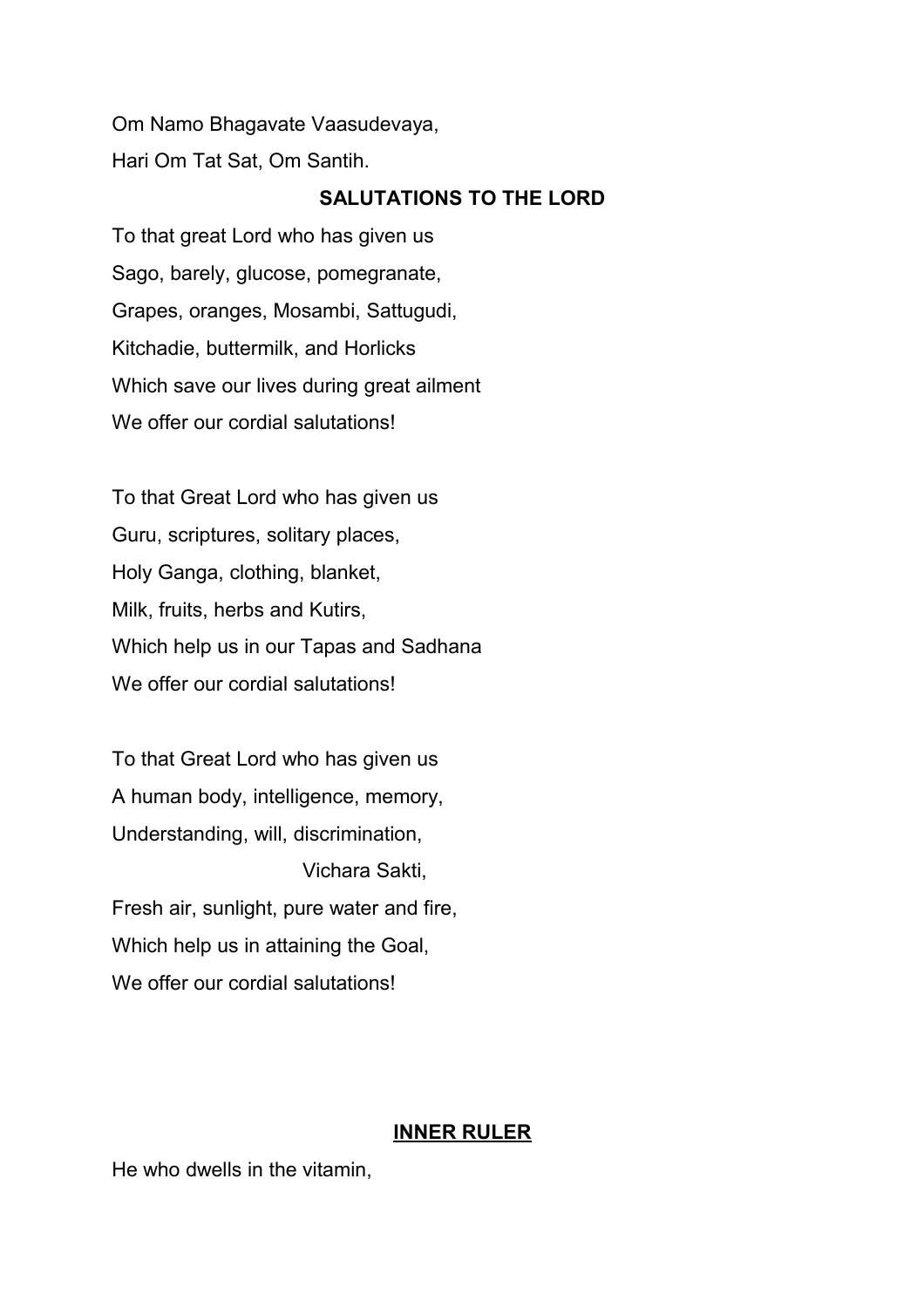Om Namo Bhagavate Vaasudevaya,
Hari Om Tat Sat, Om Santih.

## SALUTATIONS TO THE LORD

To that great Lord who has given us
Sago, barely, glucose, pomegranate,
Grapes, oranges, Mosambi, Sattugudi,
Kitchadie, buttermilk, and Horlicks
Which save our lives during great ailment
We offer our cordial salutations!

To that Great Lord who has given us
Guru, scriptures, solitary places,
Holy Ganga, clothing, blanket,
Milk, fruits, herbs and Kutirs,
Which help us in our Tapas and Sadhana
We offer our cordial salutations!

To that Great Lord who has given us
A human body, intelligence, memory,
Understanding, will, discrimination,
Vichara Sakti,
Fresh air, sunlight, pure water and fire,
Which help us in attaining the Goal,
We offer our cordial salutations!

## INNER RULER

He who dwells in the vitamin,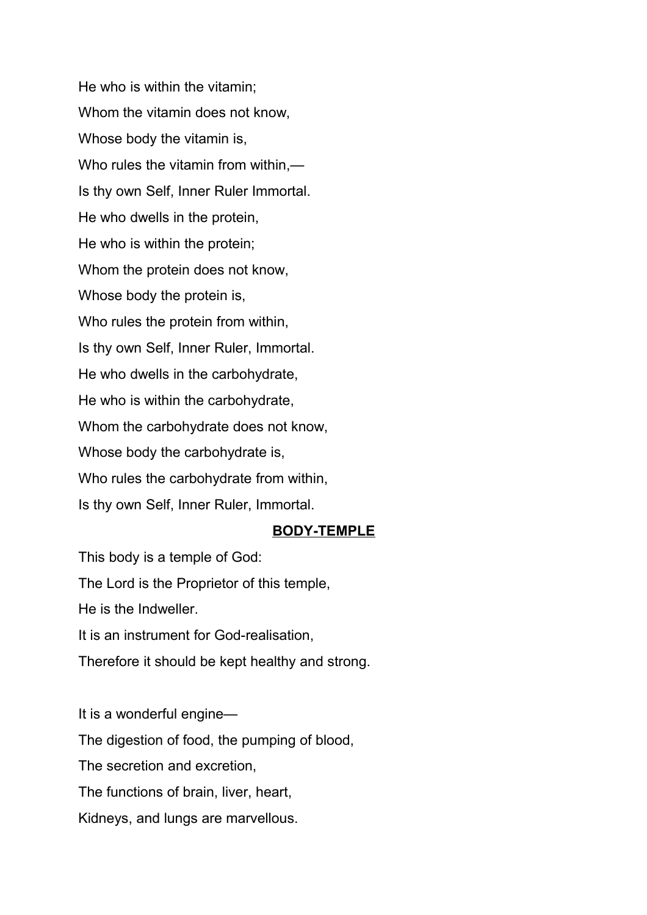He who is within the vitamin;

Whom the vitamin does not know,

Whose body the vitamin is,

Who rules the vitamin from within,—

Is thy own Self, Inner Ruler Immortal.

He who dwells in the protein,

He who is within the protein;

Whom the protein does not know,

Whose body the protein is,

Who rules the protein from within,

Is thy own Self, Inner Ruler, Immortal.

He who dwells in the carbohydrate,

He who is within the carbohydrate,

Whom the carbohydrate does not know,

Whose body the carbohydrate is,

Who rules the carbohydrate from within,

Is thy own Self, Inner Ruler, Immortal.

## BODY-TEMPLE

This body is a temple of God:

The Lord is the Proprietor of this temple,

He is the Indweller.

It is an instrument for God-realisation,

Therefore it should be kept healthy and strong.

It is a wonderful engine—

The digestion of food, the pumping of blood,

The secretion and excretion,

The functions of brain, liver, heart,

Kidneys, and lungs are marvellous.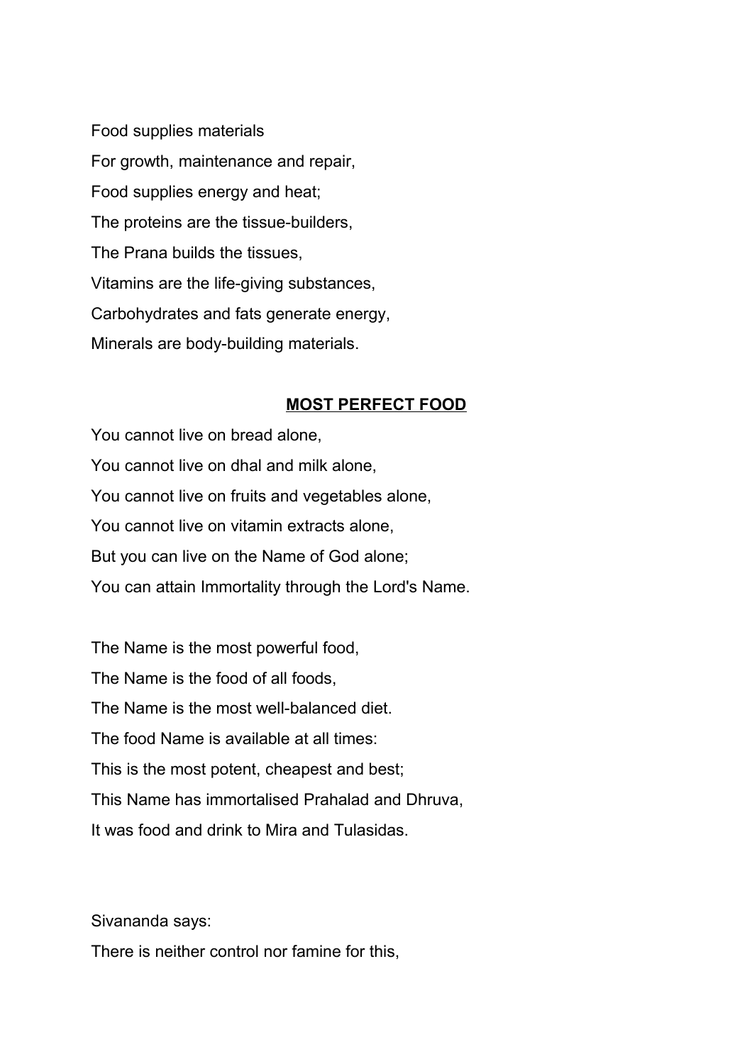Food supplies materials  
For growth, maintenance and repair,  
Food supplies energy and heat;  
The proteins are the tissue-builders,  
The Prana builds the tissues,  
Vitamins are the life-giving substances,  
Carbohydrates and fats generate energy,  
Minerals are body-building materials.

## **MOST PERFECT FOOD**

You cannot live on bread alone,  
You cannot live on dhal and milk alone,  
You cannot live on fruits and vegetables alone,  
You cannot live on vitamin extracts alone,  
But you can live on the Name of God alone;  
You can attain Immortality through the Lord's Name.

The Name is the most powerful food,  
The Name is the food of all foods,  
The Name is the most well-balanced diet.  
The food Name is available at all times:  
This is the most potent, cheapest and best;  
This Name has immortalised Prahalad and Dhruva,  
It was food and drink to Mira and Tulasidas.

Sivananda says:  
There is neither control nor famine for this,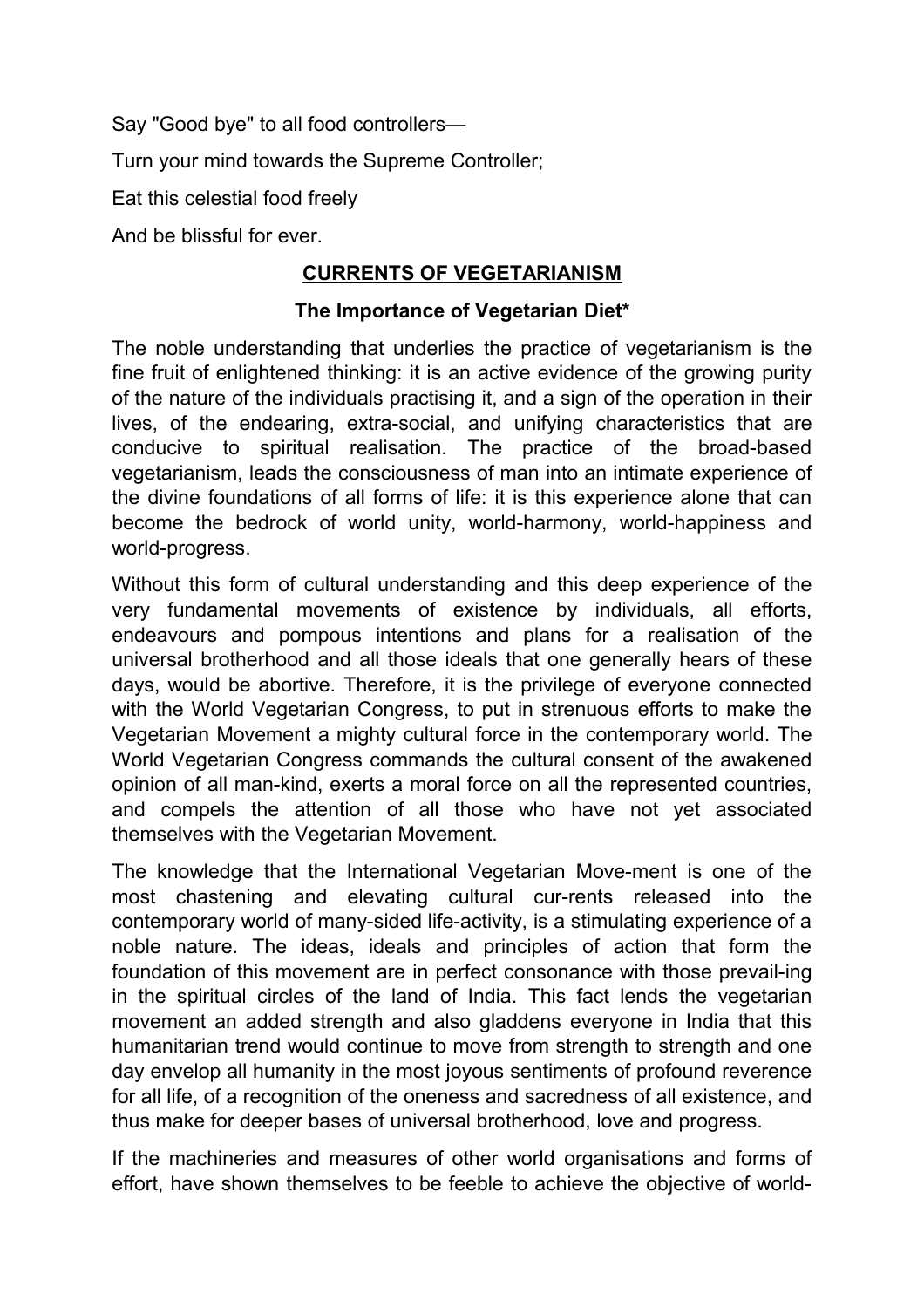Say "Good bye" to all food controllers—

Turn your mind towards the Supreme Controller;

Eat this celestial food freely

And be blissful for ever.

## CURRENTS OF VEGETARIANISM

### The Importance of Vegetarian Diet*

The noble understanding that underlies the practice of vegetarianism is the fine fruit of enlightened thinking: it is an active evidence of the growing purity of the nature of the individuals practising it, and a sign of the operation in their lives, of the endearing, extra-social, and unifying characteristics that are conducive to spiritual realisation. The practice of the broad-based vegetarianism, leads the consciousness of man into an intimate experience of the divine foundations of all forms of life: it is this experience alone that can become the bedrock of world unity, world-harmony, world-happiness and world-progress.

Without this form of cultural understanding and this deep experience of the very fundamental movements of existence by individuals, all efforts, endeavours and pompous intentions and plans for a realisation of the universal brotherhood and all those ideals that one generally hears of these days, would be abortive. Therefore, it is the privilege of everyone connected with the World Vegetarian Congress, to put in strenuous efforts to make the Vegetarian Movement a mighty cultural force in the contemporary world. The World Vegetarian Congress commands the cultural consent of the awakened opinion of all man-kind, exerts a moral force on all the represented countries, and compels the attention of all those who have not yet associated themselves with the Vegetarian Movement.

The knowledge that the International Vegetarian Move-ment is one of the most chastening and elevating cultural cur-rents released into the contemporary world of many-sided life-activity, is a stimulating experience of a noble nature. The ideas, ideals and principles of action that form the foundation of this movement are in perfect consonance with those prevail-ing in the spiritual circles of the land of India. This fact lends the vegetarian movement an added strength and also gladdens everyone in India that this humanitarian trend would continue to move from strength to strength and one day envelop all humanity in the most joyous sentiments of profound reverence for all life, of a recognition of the oneness and sacredness of all existence, and thus make for deeper bases of universal brotherhood, love and progress.

If the machineries and measures of other world organisations and forms of effort, have shown themselves to be feeble to achieve the objective of world-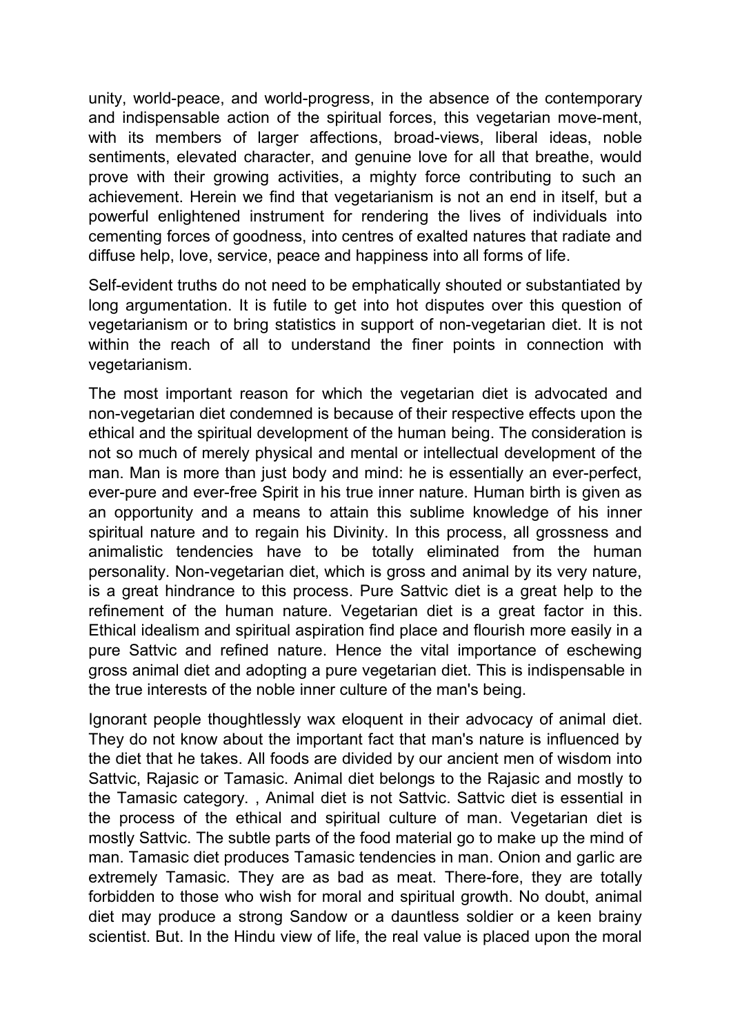unity, world-peace, and world-progress, in the absence of the contemporary and indispensable action of the spiritual forces, this vegetarian move-ment, with its members of larger affections, broad-views, liberal ideas, noble sentiments, elevated character, and genuine love for all that breathe, would prove with their growing activities, a mighty force contributing to such an achievement. Herein we find that vegetarianism is not an end in itself, but a powerful enlightened instrument for rendering the lives of individuals into cementing forces of goodness, into centres of exalted natures that radiate and diffuse help, love, service, peace and happiness into all forms of life.

Self-evident truths do not need to be emphatically shouted or substantiated by long argumentation. It is futile to get into hot disputes over this question of vegetarianism or to bring statistics in support of non-vegetarian diet. It is not within the reach of all to understand the finer points in connection with vegetarianism.

The most important reason for which the vegetarian diet is advocated and non-vegetarian diet condemned is because of their respective effects upon the ethical and the spiritual development of the human being. The consideration is not so much of merely physical and mental or intellectual development of the man. Man is more than just body and mind: he is essentially an ever-perfect, ever-pure and ever-free Spirit in his true inner nature. Human birth is given as an opportunity and a means to attain this sublime knowledge of his inner spiritual nature and to regain his Divinity. In this process, all grossness and animalistic tendencies have to be totally eliminated from the human personality. Non-vegetarian diet, which is gross and animal by its very nature, is a great hindrance to this process. Pure Sattvic diet is a great help to the refinement of the human nature. Vegetarian diet is a great factor in this. Ethical idealism and spiritual aspiration find place and flourish more easily in a pure Sattvic and refined nature. Hence the vital importance of eschewing gross animal diet and adopting a pure vegetarian diet. This is indispensable in the true interests of the noble inner culture of the man's being.

Ignorant people thoughtlessly wax eloquent in their advocacy of animal diet. They do not know about the important fact that man's nature is influenced by the diet that he takes. All foods are divided by our ancient men of wisdom into Sattvic, Rajasic or Tamasic. Animal diet belongs to the Rajasic and mostly to the Tamasic category. , Animal diet is not Sattvic. Sattvic diet is essential in the process of the ethical and spiritual culture of man. Vegetarian diet is mostly Sattvic. The subtle parts of the food material go to make up the mind of man. Tamasic diet produces Tamasic tendencies in man. Onion and garlic are extremely Tamasic. They are as bad as meat. There-fore, they are totally forbidden to those who wish for moral and spiritual growth. No doubt, animal diet may produce a strong Sandow or a dauntless soldier or a keen brainy scientist. But. In the Hindu view of life, the real value is placed upon the moral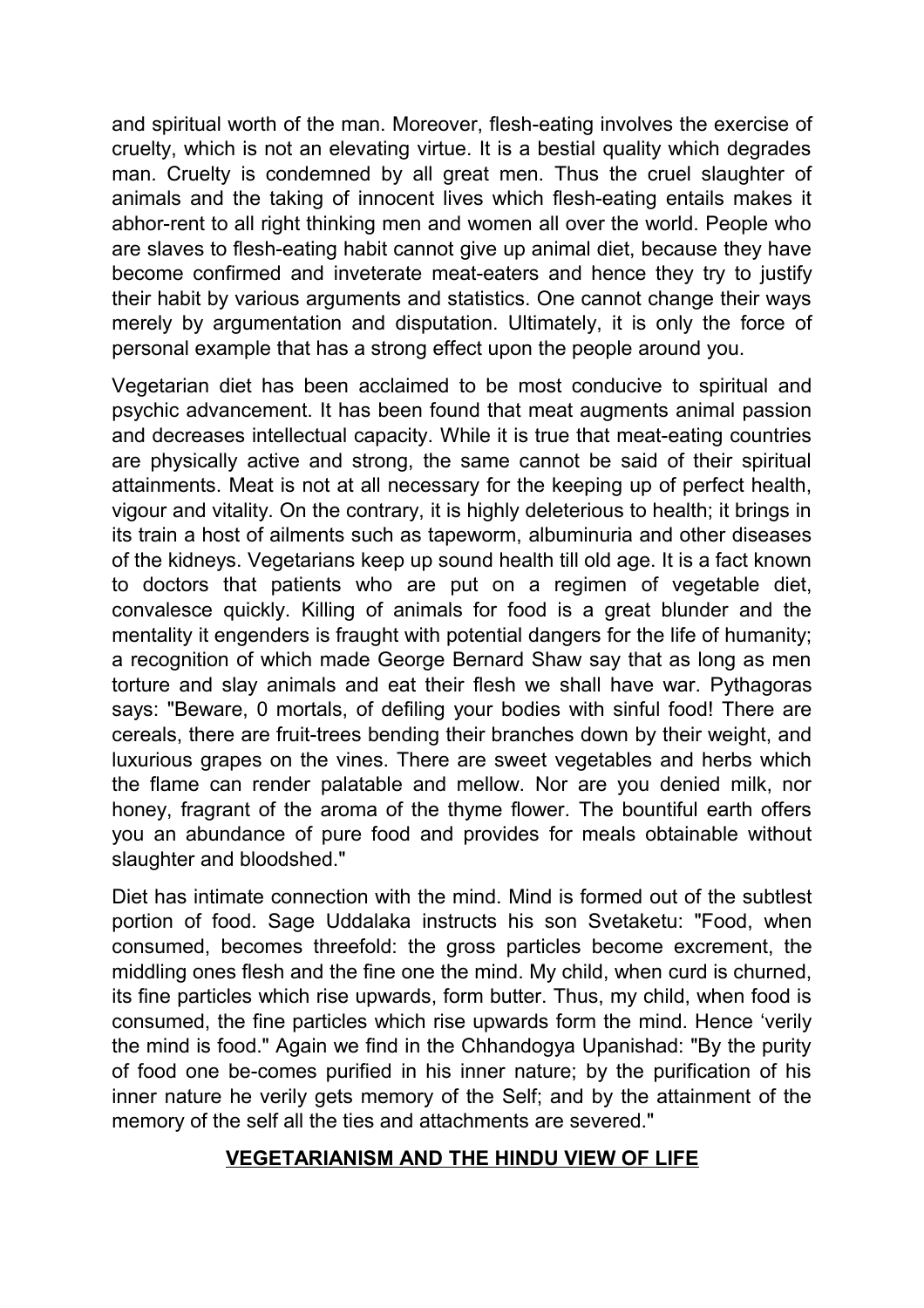and spiritual worth of the man. Moreover, flesh-eating involves the exercise of cruelty, which is not an elevating virtue. It is a bestial quality which degrades man. Cruelty is condemned by all great men. Thus the cruel slaughter of animals and the taking of innocent lives which flesh-eating entails makes it abhor-rent to all right thinking men and women all over the world. People who are slaves to flesh-eating habit cannot give up animal diet, because they have become confirmed and inveterate meat-eaters and hence they try to justify their habit by various arguments and statistics. One cannot change their ways merely by argumentation and disputation. Ultimately, it is only the force of personal example that has a strong effect upon the people around you.

Vegetarian diet has been acclaimed to be most conducive to spiritual and psychic advancement. It has been found that meat augments animal passion and decreases intellectual capacity. While it is true that meat-eating countries are physically active and strong, the same cannot be said of their spiritual attainments. Meat is not at all necessary for the keeping up of perfect health, vigour and vitality. On the contrary, it is highly deleterious to health; it brings in its train a host of ailments such as tapeworm, albuminuria and other diseases of the kidneys. Vegetarians keep up sound health till old age. It is a fact known to doctors that patients who are put on a regimen of vegetable diet, convalesce quickly. Killing of animals for food is a great blunder and the mentality it engenders is fraught with potential dangers for the life of humanity; a recognition of which made George Bernard Shaw say that as long as men torture and slay animals and eat their flesh we shall have war. Pythagoras says: "Beware, 0 mortals, of defiling your bodies with sinful food! There are cereals, there are fruit-trees bending their branches down by their weight, and luxurious grapes on the vines. There are sweet vegetables and herbs which the flame can render palatable and mellow. Nor are you denied milk, nor honey, fragrant of the aroma of the thyme flower. The bountiful earth offers you an abundance of pure food and provides for meals obtainable without slaughter and bloodshed."

Diet has intimate connection with the mind. Mind is formed out of the subtlest portion of food. Sage Uddalaka instructs his son Svetaketu: "Food, when consumed, becomes threefold: the gross particles become excrement, the middling ones flesh and the fine one the mind. My child, when curd is churned, its fine particles which rise upwards, form butter. Thus, my child, when food is consumed, the fine particles which rise upwards form the mind. Hence 'verily the mind is food." Again we find in the Chhandogya Upanishad: "By the purity of food one be-comes purified in his inner nature; by the purification of his inner nature he verily gets memory of the Self; and by the attainment of the memory of the self all the ties and attachments are severed."

## VEGETARIANISM AND THE HINDU VIEW OF LIFE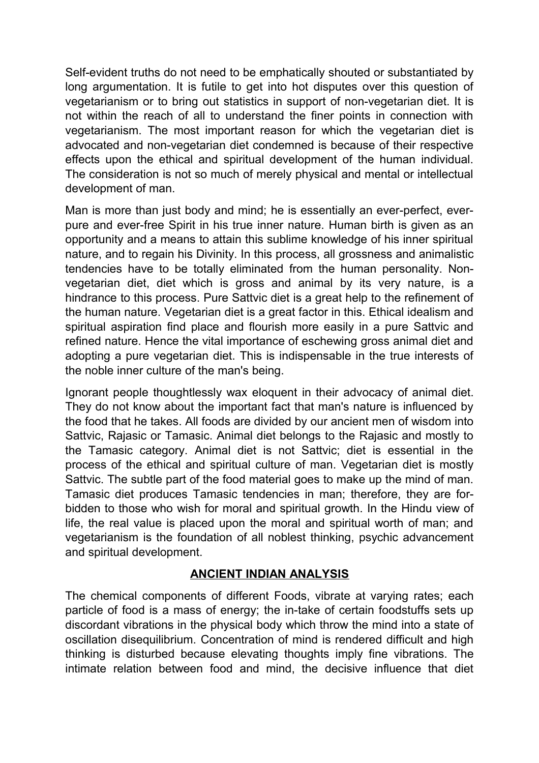Self-evident truths do not need to be emphatically shouted or substantiated by long argumentation. It is futile to get into hot disputes over this question of vegetarianism or to bring out statistics in support of non-vegetarian diet. It is not within the reach of all to understand the finer points in connection with vegetarianism. The most important reason for which the vegetarian diet is advocated and non-vegetarian diet condemned is because of their respective effects upon the ethical and spiritual development of the human individual. The consideration is not so much of merely physical and mental or intellectual development of man.

Man is more than just body and mind; he is essentially an ever-perfect, ever-pure and ever-free Spirit in his true inner nature. Human birth is given as an opportunity and a means to attain this sublime knowledge of his inner spiritual nature, and to regain his Divinity. In this process, all grossness and animalistic tendencies have to be totally eliminated from the human personality. Non-vegetarian diet, diet which is gross and animal by its very nature, is a hindrance to this process. Pure Sattvic diet is a great help to the refinement of the human nature. Vegetarian diet is a great factor in this. Ethical idealism and spiritual aspiration find place and flourish more easily in a pure Sattvic and refined nature. Hence the vital importance of eschewing gross animal diet and adopting a pure vegetarian diet. This is indispensable in the true interests of the noble inner culture of the man's being.

Ignorant people thoughtlessly wax eloquent in their advocacy of animal diet. They do not know about the important fact that man's nature is influenced by the food that he takes. All foods are divided by our ancient men of wisdom into Sattvic, Rajasic or Tamasic. Animal diet belongs to the Rajasic and mostly to the Tamasic category. Animal diet is not Sattvic; diet is essential in the process of the ethical and spiritual culture of man. Vegetarian diet is mostly Sattvic. The subtle part of the food material goes to make up the mind of man. Tamasic diet produces Tamasic tendencies in man; therefore, they are forbidden to those who wish for moral and spiritual growth. In the Hindu view of life, the real value is placed upon the moral and spiritual worth of man; and vegetarianism is the foundation of all noblest thinking, psychic advancement and spiritual development.

## ANCIENT INDIAN ANALYSIS

The chemical components of different Foods, vibrate at varying rates; each particle of food is a mass of energy; the in-take of certain foodstuffs sets up discordant vibrations in the physical body which throw the mind into a state of oscillation disequilibrium. Concentration of mind is rendered difficult and high thinking is disturbed because elevating thoughts imply fine vibrations. The intimate relation between food and mind, the decisive influence that diet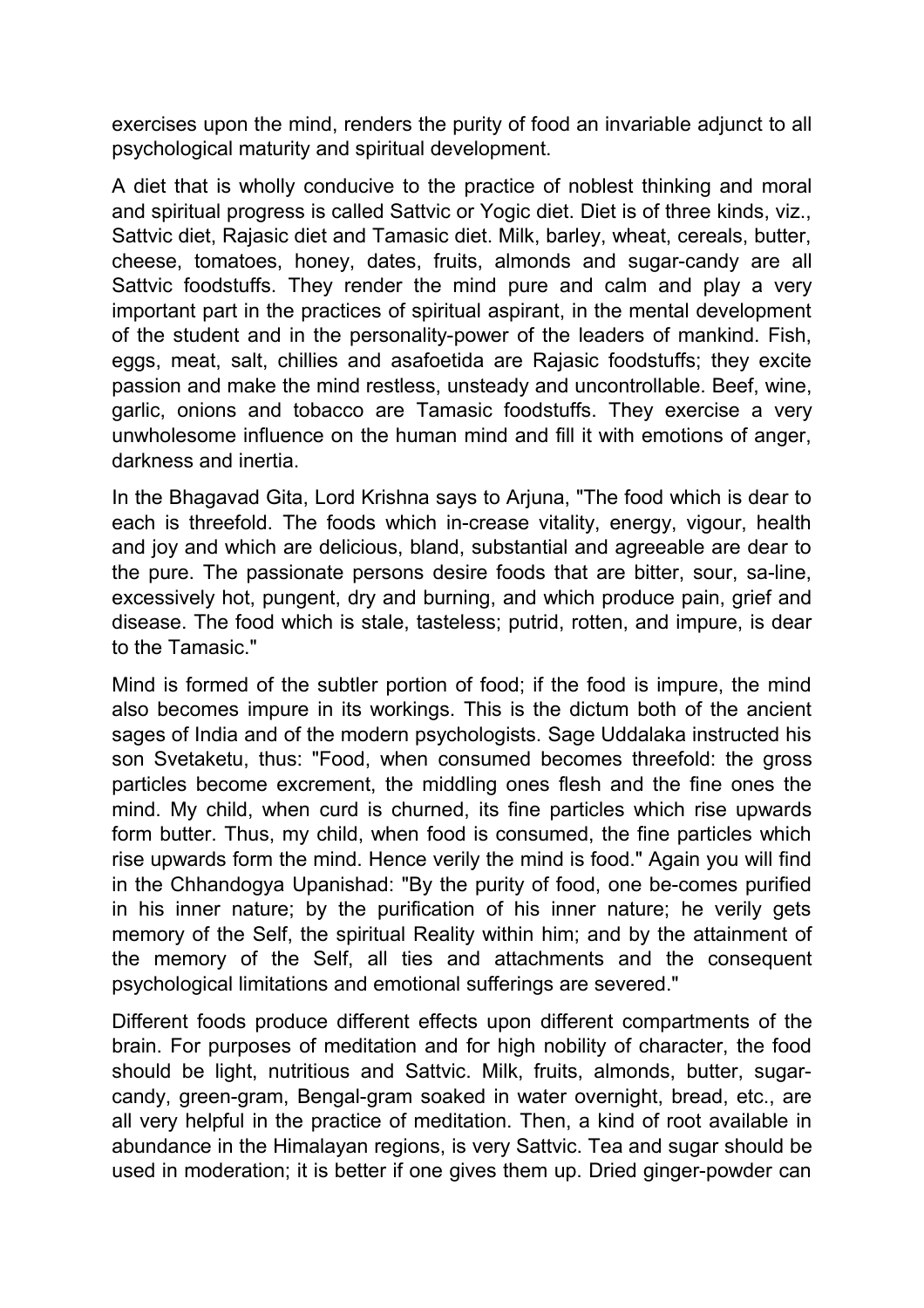exercises upon the mind, renders the purity of food an invariable adjunct to all psychological maturity and spiritual development.

A diet that is wholly conducive to the practice of noblest thinking and moral and spiritual progress is called Sattvic or Yogic diet. Diet is of three kinds, viz., Sattvic diet, Rajasic diet and Tamasic diet. Milk, barley, wheat, cereals, butter, cheese, tomatoes, honey, dates, fruits, almonds and sugar-candy are all Sattvic foodstuffs. They render the mind pure and calm and play a very important part in the practices of spiritual aspirant, in the mental development of the student and in the personality-power of the leaders of mankind. Fish, eggs, meat, salt, chillies and asafoetida are Rajasic foodstuffs; they excite passion and make the mind restless, unsteady and uncontrollable. Beef, wine, garlic, onions and tobacco are Tamasic foodstuffs. They exercise a very unwholesome influence on the human mind and fill it with emotions of anger, darkness and inertia.

In the Bhagavad Gita, Lord Krishna says to Arjuna, "The food which is dear to each is threefold. The foods which in-crease vitality, energy, vigour, health and joy and which are delicious, bland, substantial and agreeable are dear to the pure. The passionate persons desire foods that are bitter, sour, sa-line, excessively hot, pungent, dry and burning, and which produce pain, grief and disease. The food which is stale, tasteless; putrid, rotten, and impure, is dear to the Tamasic."

Mind is formed of the subtler portion of food; if the food is impure, the mind also becomes impure in its workings. This is the dictum both of the ancient sages of India and of the modern psychologists. Sage Uddalaka instructed his son Svetaketu, thus: "Food, when consumed becomes threefold: the gross particles become excrement, the middling ones flesh and the fine ones the mind. My child, when curd is churned, its fine particles which rise upwards form butter. Thus, my child, when food is consumed, the fine particles which rise upwards form the mind. Hence verily the mind is food." Again you will find in the Chhandogya Upanishad: "By the purity of food, one be-comes purified in his inner nature; by the purification of his inner nature; he verily gets memory of the Self, the spiritual Reality within him; and by the attainment of the memory of the Self, all ties and attachments and the consequent psychological limitations and emotional sufferings are severed."

Different foods produce different effects upon different compartments of the brain. For purposes of meditation and for high nobility of character, the food should be light, nutritious and Sattvic. Milk, fruits, almonds, butter, sugar-candy, green-gram, Bengal-gram soaked in water overnight, bread, etc., are all very helpful in the practice of meditation. Then, a kind of root available in abundance in the Himalayan regions, is very Sattvic. Tea and sugar should be used in moderation; it is better if one gives them up. Dried ginger-powder can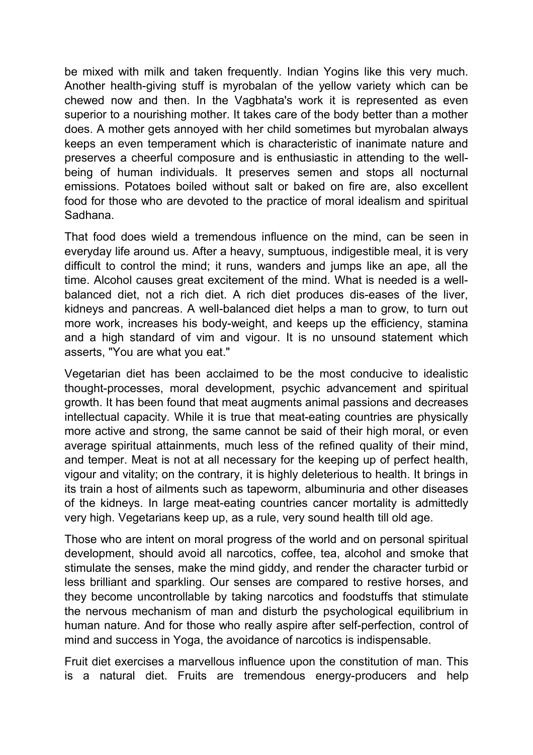be mixed with milk and taken frequently. Indian Yogins like this very much. Another health-giving stuff is myrobalan of the yellow variety which can be chewed now and then. In the Vagbhata's work it is represented as even superior to a nourishing mother. It takes care of the body better than a mother does. A mother gets annoyed with her child sometimes but myrobalan always keeps an even temperament which is characteristic of inanimate nature and preserves a cheerful composure and is enthusiastic in attending to the well-being of human individuals. It preserves semen and stops all nocturnal emissions. Potatoes boiled without salt or baked on fire are, also excellent food for those who are devoted to the practice of moral idealism and spiritual Sadhana.

That food does wield a tremendous influence on the mind, can be seen in everyday life around us. After a heavy, sumptuous, indigestible meal, it is very difficult to control the mind; it runs, wanders and jumps like an ape, all the time. Alcohol causes great excitement of the mind. What is needed is a well-balanced diet, not a rich diet. A rich diet produces dis-eases of the liver, kidneys and pancreas. A well-balanced diet helps a man to grow, to turn out more work, increases his body-weight, and keeps up the efficiency, stamina and a high standard of vim and vigour. It is no unsound statement which asserts, "You are what you eat."

Vegetarian diet has been acclaimed to be the most conducive to idealistic thought-processes, moral development, psychic advancement and spiritual growth. It has been found that meat augments animal passions and decreases intellectual capacity. While it is true that meat-eating countries are physically more active and strong, the same cannot be said of their high moral, or even average spiritual attainments, much less of the refined quality of their mind, and temper. Meat is not at all necessary for the keeping up of perfect health, vigour and vitality; on the contrary, it is highly deleterious to health. It brings in its train a host of ailments such as tapeworm, albuminuria and other diseases of the kidneys. In large meat-eating countries cancer mortality is admittedly very high. Vegetarians keep up, as a rule, very sound health till old age.

Those who are intent on moral progress of the world and on personal spiritual development, should avoid all narcotics, coffee, tea, alcohol and smoke that stimulate the senses, make the mind giddy, and render the character turbid or less brilliant and sparkling. Our senses are compared to restive horses, and they become uncontrollable by taking narcotics and foodstuffs that stimulate the nervous mechanism of man and disturb the psychological equilibrium in human nature. And for those who really aspire after self-perfection, control of mind and success in Yoga, the avoidance of narcotics is indispensable.

Fruit diet exercises a marvellous influence upon the constitution of man. This is a natural diet. Fruits are tremendous energy-producers and help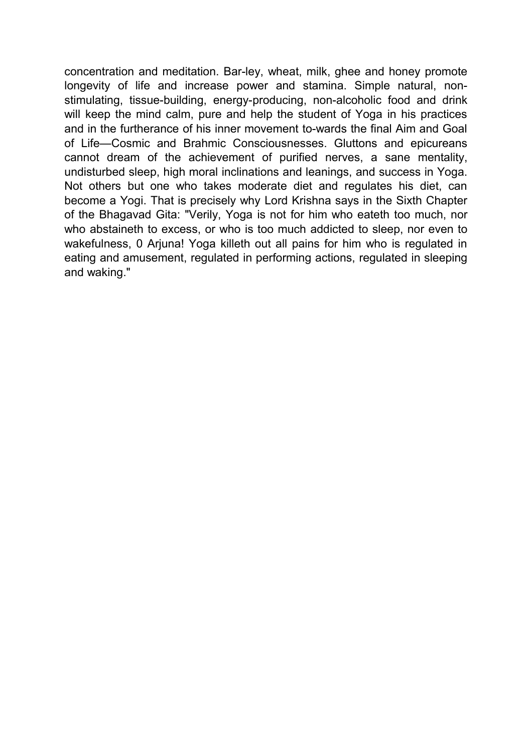concentration and meditation. Bar-ley, wheat, milk, ghee and honey promote longevity of life and increase power and stamina. Simple natural, non-stimulating, tissue-building, energy-producing, non-alcoholic food and drink will keep the mind calm, pure and help the student of Yoga in his practices and in the furtherance of his inner movement to-wards the final Aim and Goal of Life—Cosmic and Brahmic Consciousnesses. Gluttons and epicureans cannot dream of the achievement of purified nerves, a sane mentality, undisturbed sleep, high moral inclinations and leanings, and success in Yoga. Not others but one who takes moderate diet and regulates his diet, can become a Yogi. That is precisely why Lord Krishna says in the Sixth Chapter of the Bhagavad Gita: "Verily, Yoga is not for him who eateth too much, nor who abstaineth to excess, or who is too much addicted to sleep, nor even to wakefulness, 0 Arjuna! Yoga killeth out all pains for him who is regulated in eating and amusement, regulated in performing actions, regulated in sleeping and waking."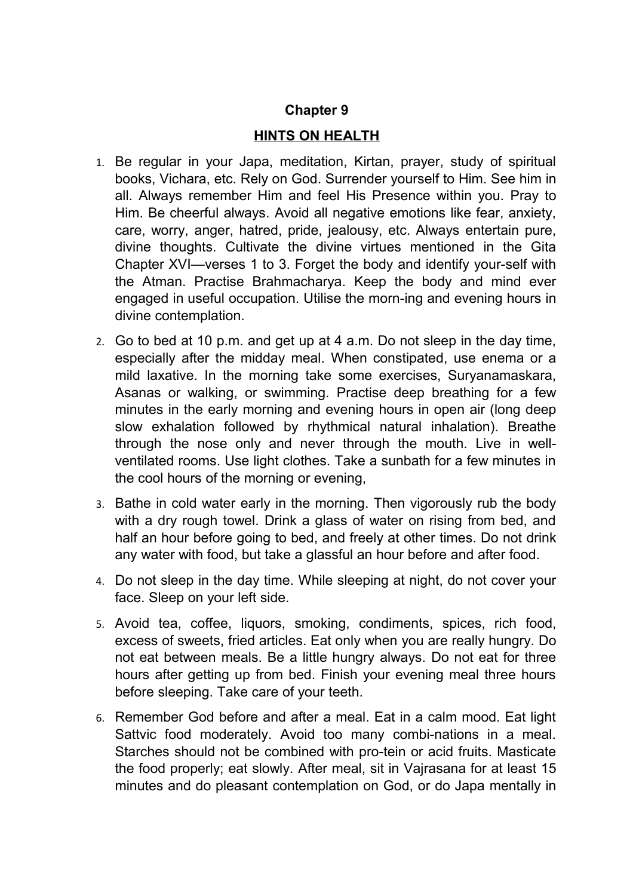# Chapter 9

## HINTS ON HEALTH

1. Be regular in your Japa, meditation, Kirtan, prayer, study of spiritual books, Vichara, etc. Rely on God. Surrender yourself to Him. See him in all. Always remember Him and feel His Presence within you. Pray to Him. Be cheerful always. Avoid all negative emotions like fear, anxiety, care, worry, anger, hatred, pride, jealousy, etc. Always entertain pure, divine thoughts. Cultivate the divine virtues mentioned in the Gita Chapter XVI—verses 1 to 3. Forget the body and identify your-self with the Atman. Practise Brahmacharya. Keep the body and mind ever engaged in useful occupation. Utilise the morn-ing and evening hours in divine contemplation.

2. Go to bed at 10 p.m. and get up at 4 a.m. Do not sleep in the day time, especially after the midday meal. When constipated, use enema or a mild laxative. In the morning take some exercises, Suryanamaskara, Asanas or walking, or swimming. Practise deep breathing for a few minutes in the early morning and evening hours in open air (long deep slow exhalation followed by rhythmical natural inhalation). Breathe through the nose only and never through the mouth. Live in well-ventilated rooms. Use light clothes. Take a sunbath for a few minutes in the cool hours of the morning or evening,

3. Bathe in cold water early in the morning. Then vigorously rub the body with a dry rough towel. Drink a glass of water on rising from bed, and half an hour before going to bed, and freely at other times. Do not drink any water with food, but take a glassful an hour before and after food.

4. Do not sleep in the day time. While sleeping at night, do not cover your face. Sleep on your left side.

5. Avoid tea, coffee, liquors, smoking, condiments, spices, rich food, excess of sweets, fried articles. Eat only when you are really hungry. Do not eat between meals. Be a little hungry always. Do not eat for three hours after getting up from bed. Finish your evening meal three hours before sleeping. Take care of your teeth.

6. Remember God before and after a meal. Eat in a calm mood. Eat light Sattvic food moderately. Avoid too many combi-nations in a meal. Starches should not be combined with pro-tein or acid fruits. Masticate the food properly; eat slowly. After meal, sit in Vajrasana for at least 15 minutes and do pleasant contemplation on God, or do Japa mentally in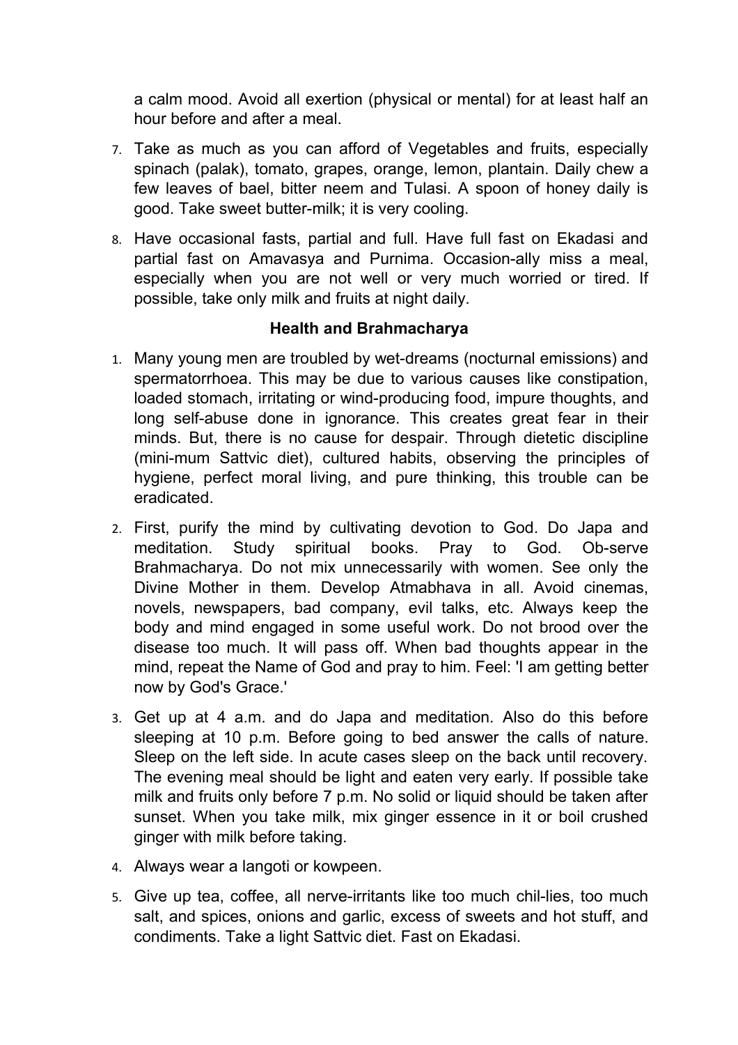a calm mood. Avoid all exertion (physical or mental) for at least half an hour before and after a meal.

7. Take as much as you can afford of Vegetables and fruits, especially spinach (palak), tomato, grapes, orange, lemon, plantain. Daily chew a few leaves of bael, bitter neem and Tulasi. A spoon of honey daily is good. Take sweet butter-milk; it is very cooling.
8. Have occasional fasts, partial and full. Have full fast on Ekadasi and partial fast on Amavasya and Purnima. Occasion-ally miss a meal, especially when you are not well or very much worried or tired. If possible, take only milk and fruits at night daily.

### Health and Brahmacharya

1. Many young men are troubled by wet-dreams (nocturnal emissions) and spermatorrhoea. This may be due to various causes like constipation, loaded stomach, irritating or wind-producing food, impure thoughts, and long self-abuse done in ignorance. This creates great fear in their minds. But, there is no cause for despair. Through dietetic discipline (mini-mum Sattvic diet), cultured habits, observing the principles of hygiene, perfect moral living, and pure thinking, this trouble can be eradicated.
2. First, purify the mind by cultivating devotion to God. Do Japa and meditation. Study spiritual books. Pray to God. Ob-serve Brahmacharya. Do not mix unnecessarily with women. See only the Divine Mother in them. Develop Atmabhava in all. Avoid cinemas, novels, newspapers, bad company, evil talks, etc. Always keep the body and mind engaged in some useful work. Do not brood over the disease too much. It will pass off. When bad thoughts appear in the mind, repeat the Name of God and pray to him. Feel: 'I am getting better now by God's Grace.'
3. Get up at 4 a.m. and do Japa and meditation. Also do this before sleeping at 10 p.m. Before going to bed answer the calls of nature. Sleep on the left side. In acute cases sleep on the back until recovery. The evening meal should be light and eaten very early. If possible take milk and fruits only before 7 p.m. No solid or liquid should be taken after sunset. When you take milk, mix ginger essence in it or boil crushed ginger with milk before taking.
4. Always wear a langoti or kowpeen.
5. Give up tea, coffee, all nerve-irritants like too much chil-lies, too much salt, and spices, onions and garlic, excess of sweets and hot stuff, and condiments. Take a light Sattvic diet. Fast on Ekadasi.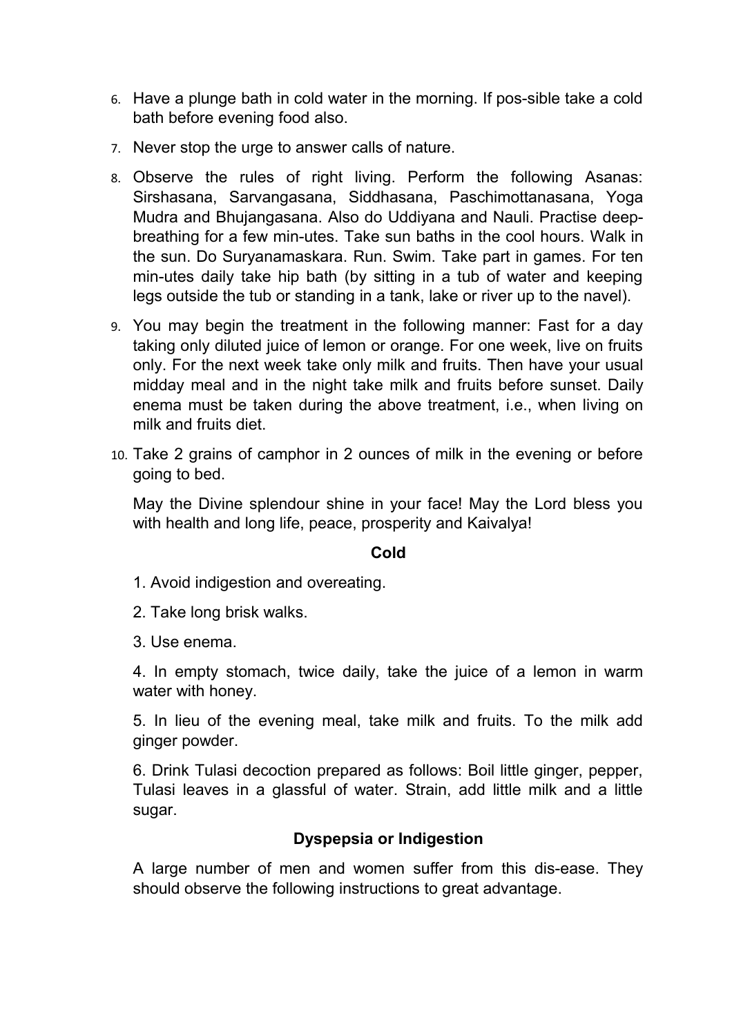6. Have a plunge bath in cold water in the morning. If pos-sible take a cold bath before evening food also.
7. Never stop the urge to answer calls of nature.
8. Observe the rules of right living. Perform the following Asanas: Sirshasana, Sarvangasana, Siddhasana, Paschimottanasana, Yoga Mudra and Bhujangasana. Also do Uddiyana and Nauli. Practise deep-breathing for a few min-utes. Take sun baths in the cool hours. Walk in the sun. Do Suryanamaskara. Run. Swim. Take part in games. For ten min-utes daily take hip bath (by sitting in a tub of water and keeping legs outside the tub or standing in a tank, lake or river up to the navel).
9. You may begin the treatment in the following manner: Fast for a day taking only diluted juice of lemon or orange. For one week, live on fruits only. For the next week take only milk and fruits. Then have your usual midday meal and in the night take milk and fruits before sunset. Daily enema must be taken during the above treatment, i.e., when living on milk and fruits diet.
10. Take 2 grains of camphor in 2 ounces of milk in the evening or before going to bed.

May the Divine splendour shine in your face! May the Lord bless you with health and long life, peace, prosperity and Kaivalya!

**Cold**

1. Avoid indigestion and overeating.

2. Take long brisk walks.

3. Use enema.

4. In empty stomach, twice daily, take the juice of a lemon in warm water with honey.

5. In lieu of the evening meal, take milk and fruits. To the milk add ginger powder.

6. Drink Tulasi decoction prepared as follows: Boil little ginger, pepper, Tulasi leaves in a glassful of water. Strain, add little milk and a little sugar.

**Dyspepsia or Indigestion**

A large number of men and women suffer from this dis-ease. They should observe the following instructions to great advantage.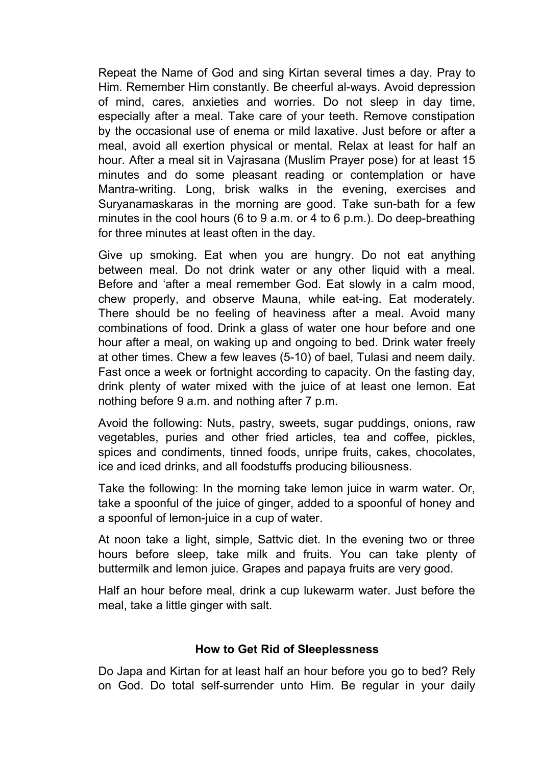Repeat the Name of God and sing Kirtan several times a day. Pray to Him. Remember Him constantly. Be cheerful al-ways. Avoid depression of mind, cares, anxieties and worries. Do not sleep in day time, especially after a meal. Take care of your teeth. Remove constipation by the occasional use of enema or mild laxative. Just before or after a meal, avoid all exertion physical or mental. Relax at least for half an hour. After a meal sit in Vajrasana (Muslim Prayer pose) for at least 15 minutes and do some pleasant reading or contemplation or have Mantra-writing. Long, brisk walks in the evening, exercises and Suryanamaskaras in the morning are good. Take sun-bath for a few minutes in the cool hours (6 to 9 a.m. or 4 to 6 p.m.). Do deep-breathing for three minutes at least often in the day.

Give up smoking. Eat when you are hungry. Do not eat anything between meal. Do not drink water or any other liquid with a meal. Before and ‘after a meal remember God. Eat slowly in a calm mood, chew properly, and observe Mauna, while eat-ing. Eat moderately. There should be no feeling of heaviness after a meal. Avoid many combinations of food. Drink a glass of water one hour before and one hour after a meal, on waking up and ongoing to bed. Drink water freely at other times. Chew a few leaves (5-10) of bael, Tulasi and neem daily. Fast once a week or fortnight according to capacity. On the fasting day, drink plenty of water mixed with the juice of at least one lemon. Eat nothing before 9 a.m. and nothing after 7 p.m.

Avoid the following: Nuts, pastry, sweets, sugar puddings, onions, raw vegetables, puries and other fried articles, tea and coffee, pickles, spices and condiments, tinned foods, unripe fruits, cakes, chocolates, ice and iced drinks, and all foodstuffs producing biliousness.

Take the following: In the morning take lemon juice in warm water. Or, take a spoonful of the juice of ginger, added to a spoonful of honey and a spoonful of lemon-juice in a cup of water.

At noon take a light, simple, Sattvic diet. In the evening two or three hours before sleep, take milk and fruits. You can take plenty of buttermilk and lemon juice. Grapes and papaya fruits are very good.

Half an hour before meal, drink a cup lukewarm water. Just before the meal, take a little ginger with salt.

### How to Get Rid of Sleeplessness

Do Japa and Kirtan for at least half an hour before you go to bed? Rely on God. Do total self-surrender unto Him. Be regular in your daily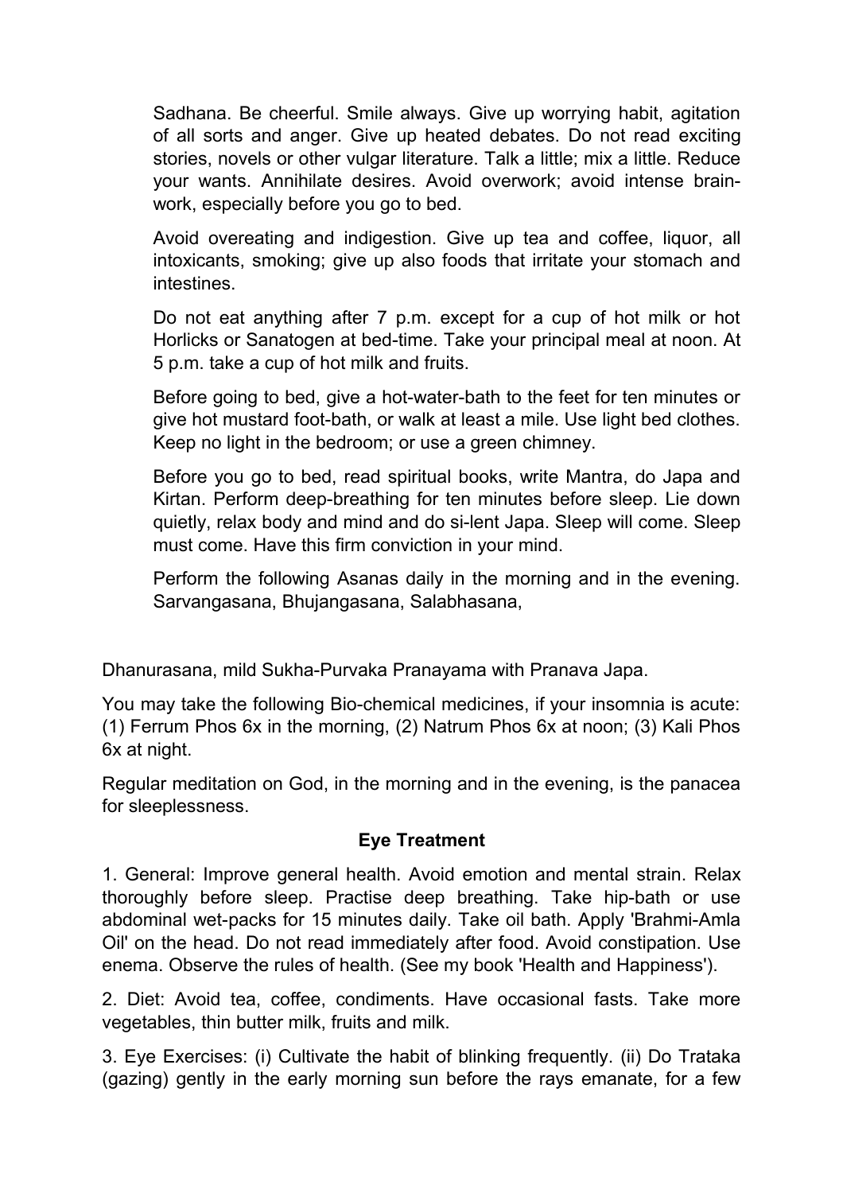Sadhana. Be cheerful. Smile always. Give up worrying habit, agitation of all sorts and anger. Give up heated debates. Do not read exciting stories, novels or other vulgar literature. Talk a little; mix a little. Reduce your wants. Annihilate desires. Avoid overwork; avoid intense brain-work, especially before you go to bed.

Avoid overeating and indigestion. Give up tea and coffee, liquor, all intoxicants, smoking; give up also foods that irritate your stomach and intestines.

Do not eat anything after 7 p.m. except for a cup of hot milk or hot Horlicks or Sanatogen at bed-time. Take your principal meal at noon. At 5 p.m. take a cup of hot milk and fruits.

Before going to bed, give a hot-water-bath to the feet for ten minutes or give hot mustard foot-bath, or walk at least a mile. Use light bed clothes. Keep no light in the bedroom; or use a green chimney.

Before you go to bed, read spiritual books, write Mantra, do Japa and Kirtan. Perform deep-breathing for ten minutes before sleep. Lie down quietly, relax body and mind and do si-lent Japa. Sleep will come. Sleep must come. Have this firm conviction in your mind.

Perform the following Asanas daily in the morning and in the evening. Sarvangasana, Bhujangasana, Salabhasana, Dhanurasana, mild Sukha-Purvaka Pranayama with Pranava Japa.

You may take the following Bio-chemical medicines, if your insomnia is acute: (1) Ferrum Phos 6x in the morning, (2) Natrum Phos 6x at noon; (3) Kali Phos 6x at night.

Regular meditation on God, in the morning and in the evening, is the panacea for sleeplessness.

## Eye Treatment

1. General: Improve general health. Avoid emotion and mental strain. Relax thoroughly before sleep. Practise deep breathing. Take hip-bath or use abdominal wet-packs for 15 minutes daily. Take oil bath. Apply 'Brahmi-Amla Oil' on the head. Do not read immediately after food. Avoid constipation. Use enema. Observe the rules of health. (See my book 'Health and Happiness').

2. Diet: Avoid tea, coffee, condiments. Have occasional fasts. Take more vegetables, thin butter milk, fruits and milk.

3. Eye Exercises: (i) Cultivate the habit of blinking frequently. (ii) Do Trataka (gazing) gently in the early morning sun before the rays emanate, for a few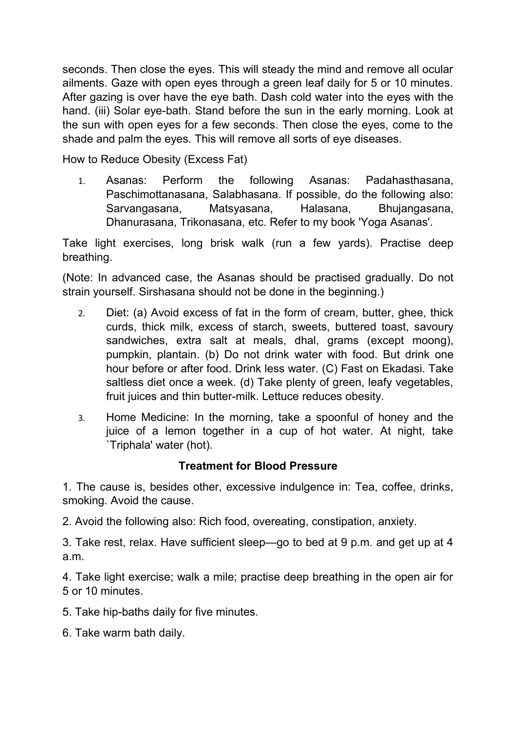seconds. Then close the eyes. This will steady the mind and remove all ocular ailments. Gaze with open eyes through a green leaf daily for 5 or 10 minutes. After gazing is over have the eye bath. Dash cold water into the eyes with the hand. (iii) Solar eye-bath. Stand before the sun in the early morning. Look at the sun with open eyes for a few seconds. Then close the eyes, come to the shade and palm the eyes. This will remove all sorts of eye diseases.

How to Reduce Obesity (Excess Fat)

1. Asanas: Perform the following Asanas: Padahasthasana, Paschimottanasana, Salabhasana. If possible, do the following also: Sarvangasana, Matsyasana, Halasana, Bhujangasana, Dhanurasana, Trikonasana, etc. Refer to my book 'Yoga Asanas'.

Take light exercises, long brisk walk (run a few yards). Practise deep breathing.

(Note: In advanced case, the Asanas should be practised gradually. Do not strain yourself. Sirshasana should not be done in the beginning.)

2. Diet: (a) Avoid excess of fat in the form of cream, butter, ghee, thick curds, thick milk, excess of starch, sweets, buttered toast, savoury sandwiches, extra salt at meals, dhal, grams (except moong), pumpkin, plantain. (b) Do not drink water with food. But drink one hour before or after food. Drink less water. (C) Fast on Ekadasi. Take saltless diet once a week. (d) Take plenty of green, leafy vegetables, fruit juices and thin butter-milk. Lettuce reduces obesity.

3. Home Medicine: In the morning, take a spoonful of honey and the juice of a lemon together in a cup of hot water. At night, take `Triphala' water (hot).

**Treatment for Blood Pressure**

1. The cause is, besides other, excessive indulgence in: Tea, coffee, drinks, smoking. Avoid the cause.

2. Avoid the following also: Rich food, overeating, constipation, anxiety.

3. Take rest, relax. Have sufficient sleep—go to bed at 9 p.m. and get up at 4 a.m.

4. Take light exercise; walk a mile; practise deep breathing in the open air for 5 or 10 minutes.

5. Take hip-baths daily for five minutes.

6. Take warm bath daily.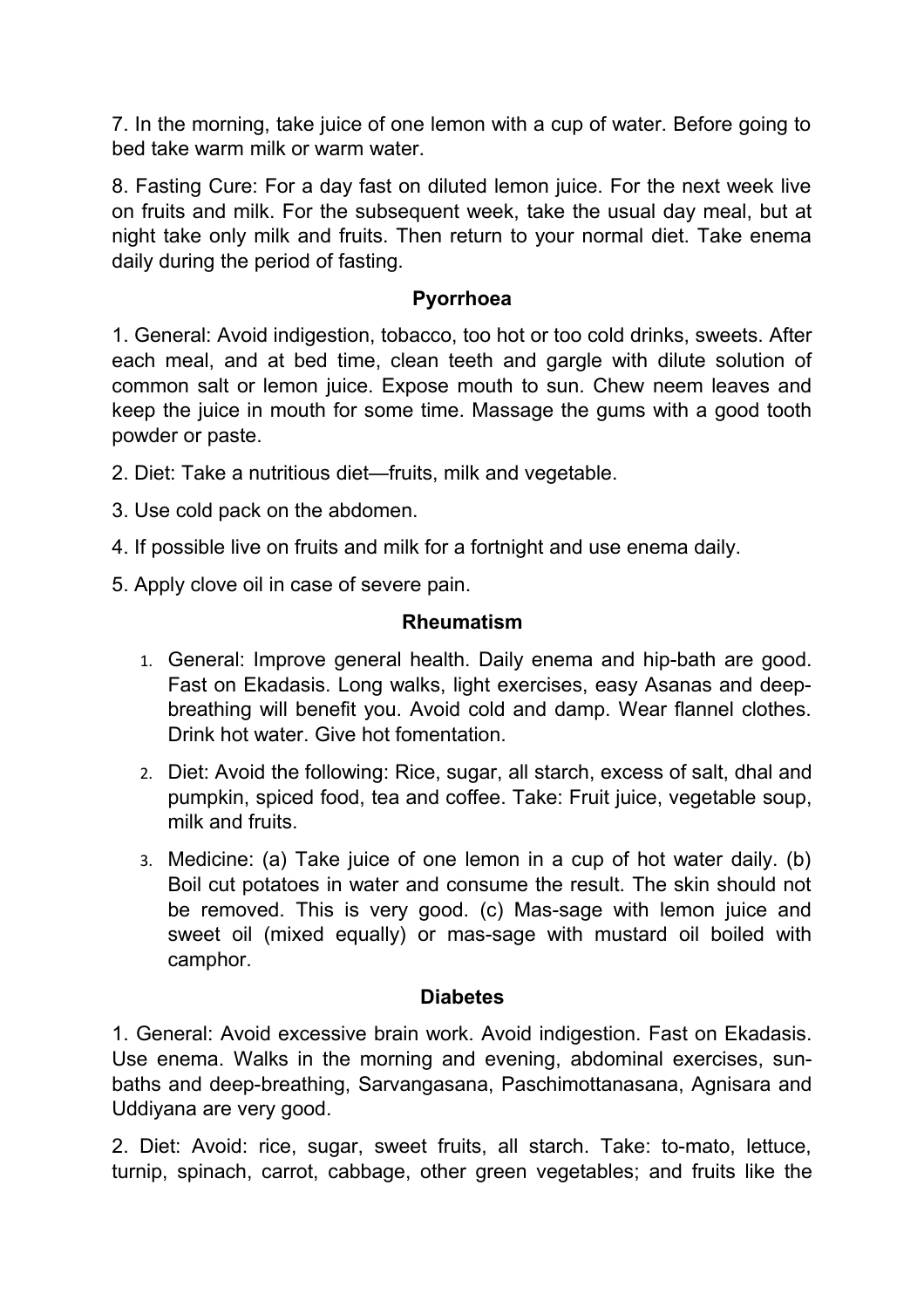7. In the morning, take juice of one lemon with a cup of water. Before going to bed take warm milk or warm water.

8. Fasting Cure: For a day fast on diluted lemon juice. For the next week live on fruits and milk. For the subsequent week, take the usual day meal, but at night take only milk and fruits. Then return to your normal diet. Take enema daily during the period of fasting.

### Pyorrhoea

1. General: Avoid indigestion, tobacco, too hot or too cold drinks, sweets. After each meal, and at bed time, clean teeth and gargle with dilute solution of common salt or lemon juice. Expose mouth to sun. Chew neem leaves and keep the juice in mouth for some time. Massage the gums with a good tooth powder or paste.

2. Diet: Take a nutritious diet—fruits, milk and vegetable.

3. Use cold pack on the abdomen.

4. If possible live on fruits and milk for a fortnight and use enema daily.

5. Apply clove oil in case of severe pain.

### Rheumatism

1. General: Improve general health. Daily enema and hip-bath are good. Fast on Ekadasis. Long walks, light exercises, easy Asanas and deep-breathing will benefit you. Avoid cold and damp. Wear flannel clothes. Drink hot water. Give hot fomentation.
2. Diet: Avoid the following: Rice, sugar, all starch, excess of salt, dhal and pumpkin, spiced food, tea and coffee. Take: Fruit juice, vegetable soup, milk and fruits.
3. Medicine: (a) Take juice of one lemon in a cup of hot water daily. (b) Boil cut potatoes in water and consume the result. The skin should not be removed. This is very good. (c) Mas-sage with lemon juice and sweet oil (mixed equally) or mas-sage with mustard oil boiled with camphor.

### Diabetes

1. General: Avoid excessive brain work. Avoid indigestion. Fast on Ekadasis. Use enema. Walks in the morning and evening, abdominal exercises, sun-baths and deep-breathing, Sarvangasana, Paschimottanasana, Agnisara and Uddiyana are very good.

2. Diet: Avoid: rice, sugar, sweet fruits, all starch. Take: to-mato, lettuce, turnip, spinach, carrot, cabbage, other green vegetables; and fruits like the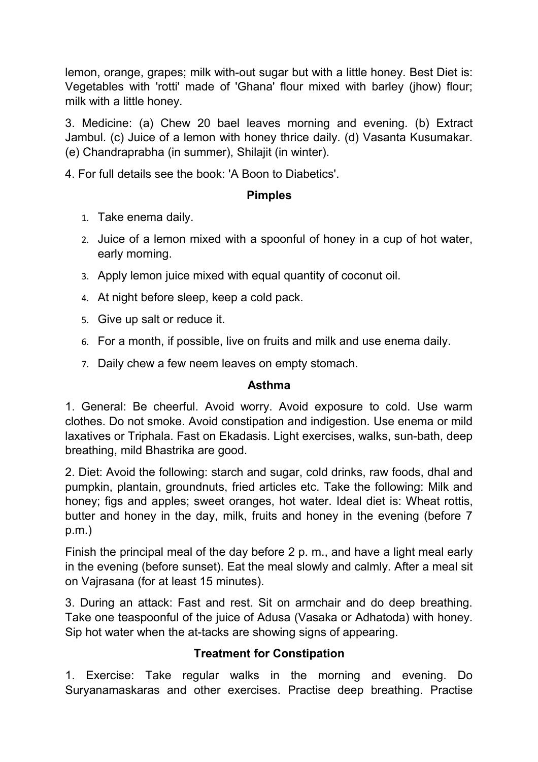lemon, orange, grapes; milk with-out sugar but with a little honey. Best Diet is: Vegetables with 'rotti' made of 'Ghana' flour mixed with barley (jhow) flour; milk with a little honey.

3. Medicine: (a) Chew 20 bael leaves morning and evening. (b) Extract Jambul. (c) Juice of a lemon with honey thrice daily. (d) Vasanta Kusumakar. (e) Chandraprabha (in summer), Shilajit (in winter).

4. For full details see the book: 'A Boon to Diabetics'.

### Pimples

1. Take enema daily.
2. Juice of a lemon mixed with a spoonful of honey in a cup of hot water, early morning.
3. Apply lemon juice mixed with equal quantity of coconut oil.
4. At night before sleep, keep a cold pack.
5. Give up salt or reduce it.
6. For a month, if possible, live on fruits and milk and use enema daily.
7. Daily chew a few neem leaves on empty stomach.

### Asthma

1. General: Be cheerful. Avoid worry. Avoid exposure to cold. Use warm clothes. Do not smoke. Avoid constipation and indigestion. Use enema or mild laxatives or Triphala. Fast on Ekadasis. Light exercises, walks, sun-bath, deep breathing, mild Bhastrika are good.

2. Diet: Avoid the following: starch and sugar, cold drinks, raw foods, dhal and pumpkin, plantain, groundnuts, fried articles etc. Take the following: Milk and honey; figs and apples; sweet oranges, hot water. Ideal diet is: Wheat rottis, butter and honey in the day, milk, fruits and honey in the evening (before 7 p.m.)

Finish the principal meal of the day before 2 p. m., and have a light meal early in the evening (before sunset). Eat the meal slowly and calmly. After a meal sit on Vajrasana (for at least 15 minutes).

3. During an attack: Fast and rest. Sit on armchair and do deep breathing. Take one teaspoonful of the juice of Adusa (Vasaka or Adhatoda) with honey. Sip hot water when the at-tacks are showing signs of appearing.

### Treatment for Constipation

1. Exercise: Take regular walks in the morning and evening. Do Suryanamaskaras and other exercises. Practise deep breathing. Practise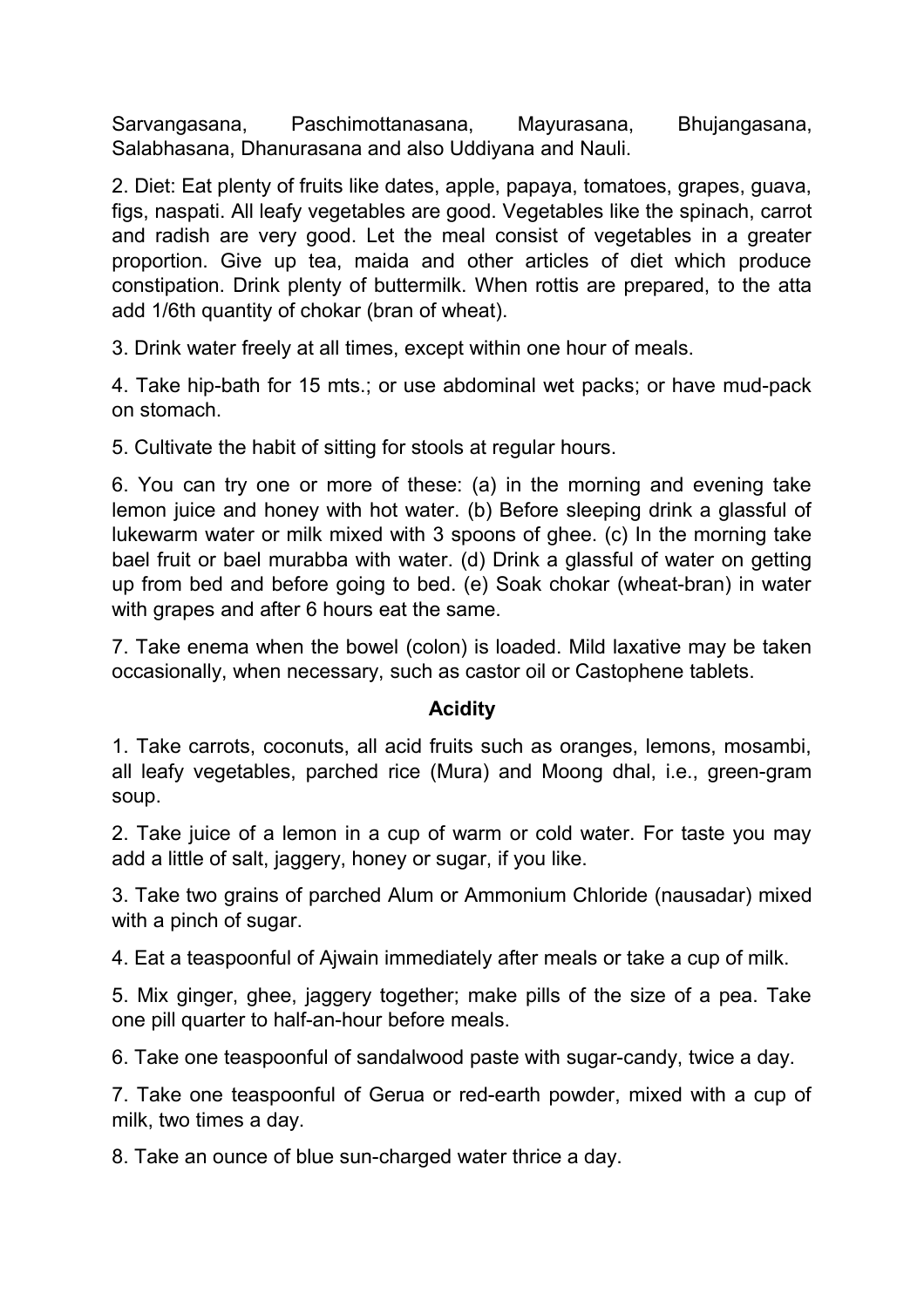Sarvangasana, Paschimottanasana, Mayurasana, Bhujangasana, Salabhasana, Dhanurasana and also Uddiyana and Nauli.

2. Diet: Eat plenty of fruits like dates, apple, papaya, tomatoes, grapes, guava, figs, naspati. All leafy vegetables are good. Vegetables like the spinach, carrot and radish are very good. Let the meal consist of vegetables in a greater proportion. Give up tea, maida and other articles of diet which produce constipation. Drink plenty of buttermilk. When rottis are prepared, to the atta add 1/6th quantity of chokar (bran of wheat).

3. Drink water freely at all times, except within one hour of meals.

4. Take hip-bath for 15 mts.; or use abdominal wet packs; or have mud-pack on stomach.

5. Cultivate the habit of sitting for stools at regular hours.

6. You can try one or more of these: (a) in the morning and evening take lemon juice and honey with hot water. (b) Before sleeping drink a glassful of lukewarm water or milk mixed with 3 spoons of ghee. (c) In the morning take bael fruit or bael murabba with water. (d) Drink a glassful of water on getting up from bed and before going to bed. (e) Soak chokar (wheat-bran) in water with grapes and after 6 hours eat the same.

7. Take enema when the bowel (colon) is loaded. Mild laxative may be taken occasionally, when necessary, such as castor oil or Castophene tablets.

### Acidity

1. Take carrots, coconuts, all acid fruits such as oranges, lemons, mosambi, all leafy vegetables, parched rice (Mura) and Moong dhal, i.e., green-gram soup.

2. Take juice of a lemon in a cup of warm or cold water. For taste you may add a little of salt, jaggery, honey or sugar, if you like.

3. Take two grains of parched Alum or Ammonium Chloride (nausadar) mixed with a pinch of sugar.

4. Eat a teaspoonful of Ajwain immediately after meals or take a cup of milk.

5. Mix ginger, ghee, jaggery together; make pills of the size of a pea. Take one pill quarter to half-an-hour before meals.

6. Take one teaspoonful of sandalwood paste with sugar-candy, twice a day.

7. Take one teaspoonful of Gerua or red-earth powder, mixed with a cup of milk, two times a day.

8. Take an ounce of blue sun-charged water thrice a day.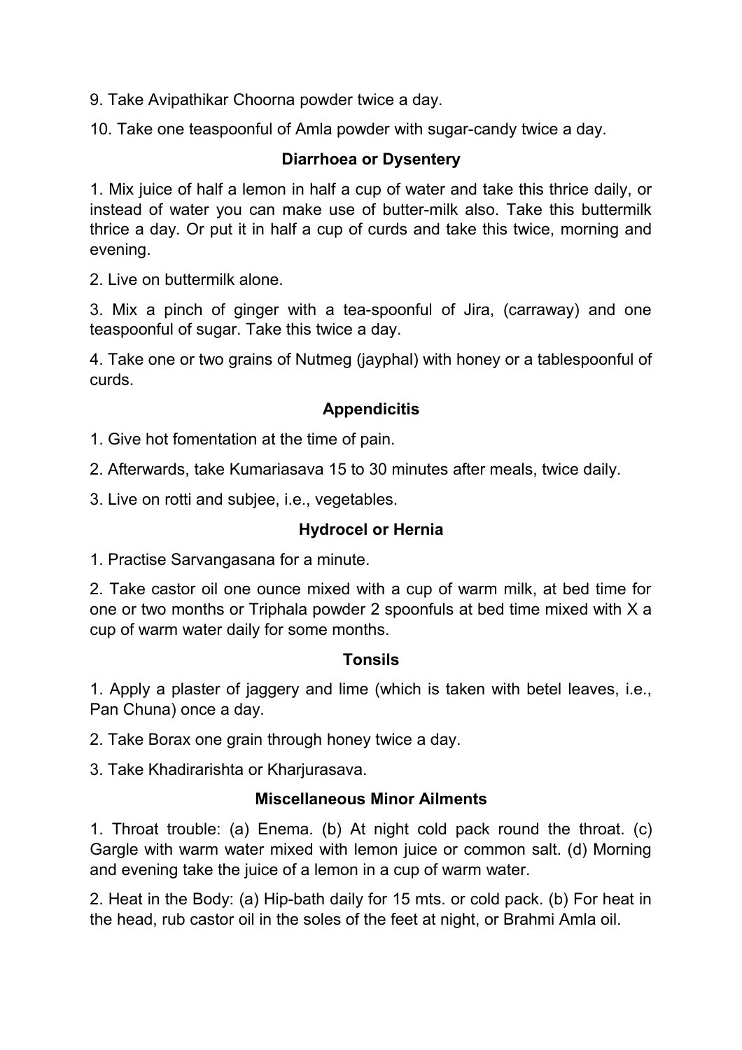9. Take Avipathikar Choorna powder twice a day.

10. Take one teaspoonful of Amla powder with sugar-candy twice a day.

### Diarrhoea or Dysentery

1. Mix juice of half a lemon in half a cup of water and take this thrice daily, or instead of water you can make use of butter-milk also. Take this buttermilk thrice a day. Or put it in half a cup of curds and take this twice, morning and evening.

2. Live on buttermilk alone.

3. Mix a pinch of ginger with a tea-spoonful of Jira, (carraway) and one teaspoonful of sugar. Take this twice a day.

4. Take one or two grains of Nutmeg (jayphal) with honey or a tablespoonful of curds.

### Appendicitis

1. Give hot fomentation at the time of pain.

2. Afterwards, take Kumariasava 15 to 30 minutes after meals, twice daily.

3. Live on rotti and subjee, i.e., vegetables.

### Hydrocel or Hernia

1. Practise Sarvangasana for a minute.

2. Take castor oil one ounce mixed with a cup of warm milk, at bed time for one or two months or Triphala powder 2 spoonfuls at bed time mixed with X a cup of warm water daily for some months.

### Tonsils

1. Apply a plaster of jaggery and lime (which is taken with betel leaves, i.e., Pan Chuna) once a day.

2. Take Borax one grain through honey twice a day.

3. Take Khadirarishta or Kharjurasava.

### Miscellaneous Minor Ailments

1. Throat trouble: (a) Enema. (b) At night cold pack round the throat. (c) Gargle with warm water mixed with lemon juice or common salt. (d) Morning and evening take the juice of a lemon in a cup of warm water.

2. Heat in the Body: (a) Hip-bath daily for 15 mts. or cold pack. (b) For heat in the head, rub castor oil in the soles of the feet at night, or Brahmi Amla oil.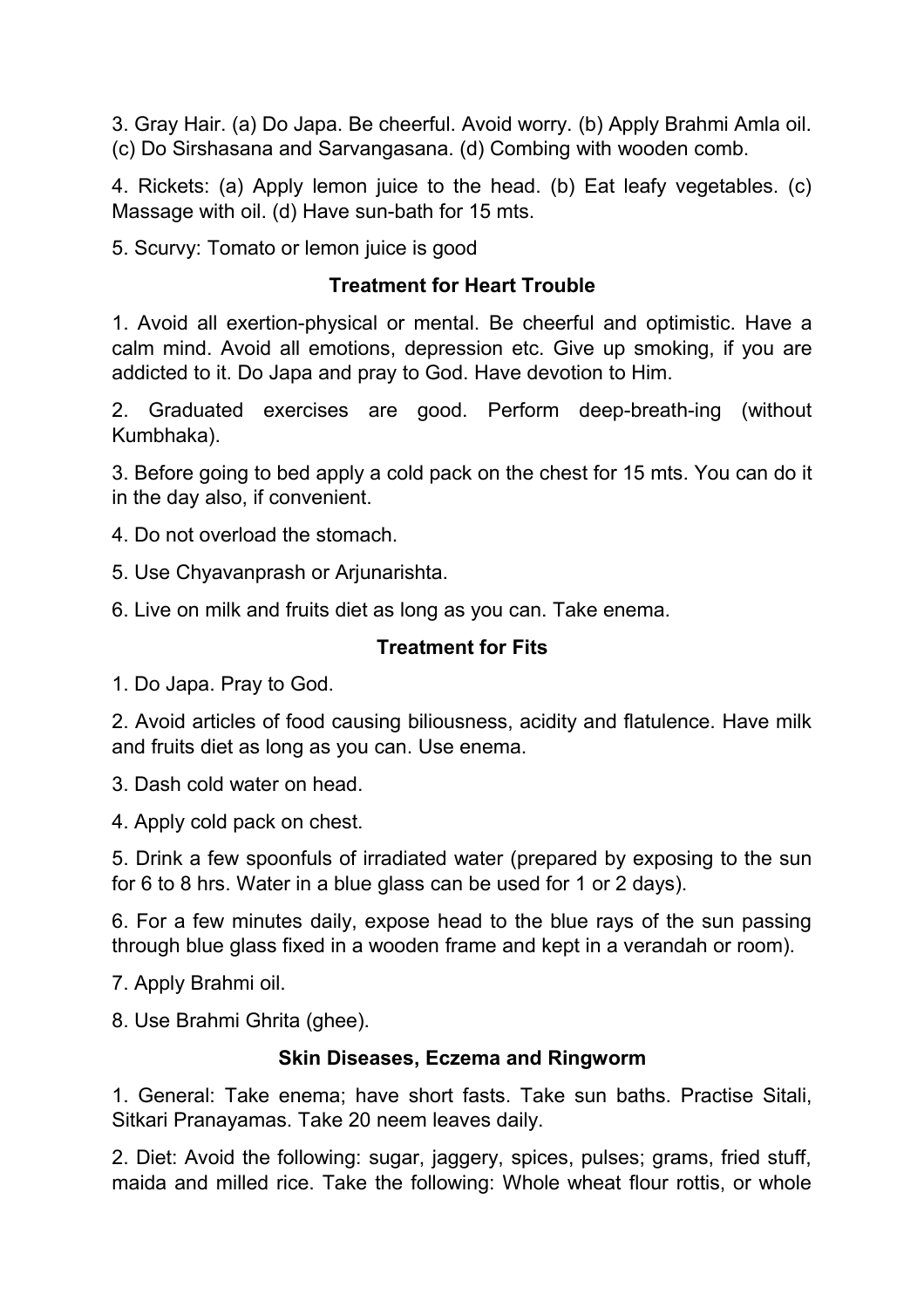3. Gray Hair. (a) Do Japa. Be cheerful. Avoid worry. (b) Apply Brahmi Amla oil. (c) Do Sirshasana and Sarvangasana. (d) Combing with wooden comb.

4. Rickets: (a) Apply lemon juice to the head. (b) Eat leafy vegetables. (c) Massage with oil. (d) Have sun-bath for 15 mts.

5. Scurvy: Tomato or lemon juice is good

### Treatment for Heart Trouble

1. Avoid all exertion-physical or mental. Be cheerful and optimistic. Have a calm mind. Avoid all emotions, depression etc. Give up smoking, if you are addicted to it. Do Japa and pray to God. Have devotion to Him.

2. Graduated exercises are good. Perform deep-breath-ing (without Kumbhaka).

3. Before going to bed apply a cold pack on the chest for 15 mts. You can do it in the day also, if convenient.

4. Do not overload the stomach.

5. Use Chyavanprash or Arjunarishta.

6. Live on milk and fruits diet as long as you can. Take enema.

### Treatment for Fits

1. Do Japa. Pray to God.

2. Avoid articles of food causing biliousness, acidity and flatulence. Have milk and fruits diet as long as you can. Use enema.

3. Dash cold water on head.

4. Apply cold pack on chest.

5. Drink a few spoonfuls of irradiated water (prepared by exposing to the sun for 6 to 8 hrs. Water in a blue glass can be used for 1 or 2 days).

6. For a few minutes daily, expose head to the blue rays of the sun passing through blue glass fixed in a wooden frame and kept in a verandah or room).

7. Apply Brahmi oil.

8. Use Brahmi Ghrita (ghee).

### Skin Diseases, Eczema and Ringworm

1. General: Take enema; have short fasts. Take sun baths. Practise Sitali, Sitkari Pranayamas. Take 20 neem leaves daily.

2. Diet: Avoid the following: sugar, jaggery, spices, pulses; grams, fried stuff, maida and milled rice. Take the following: Whole wheat flour rottis, or whole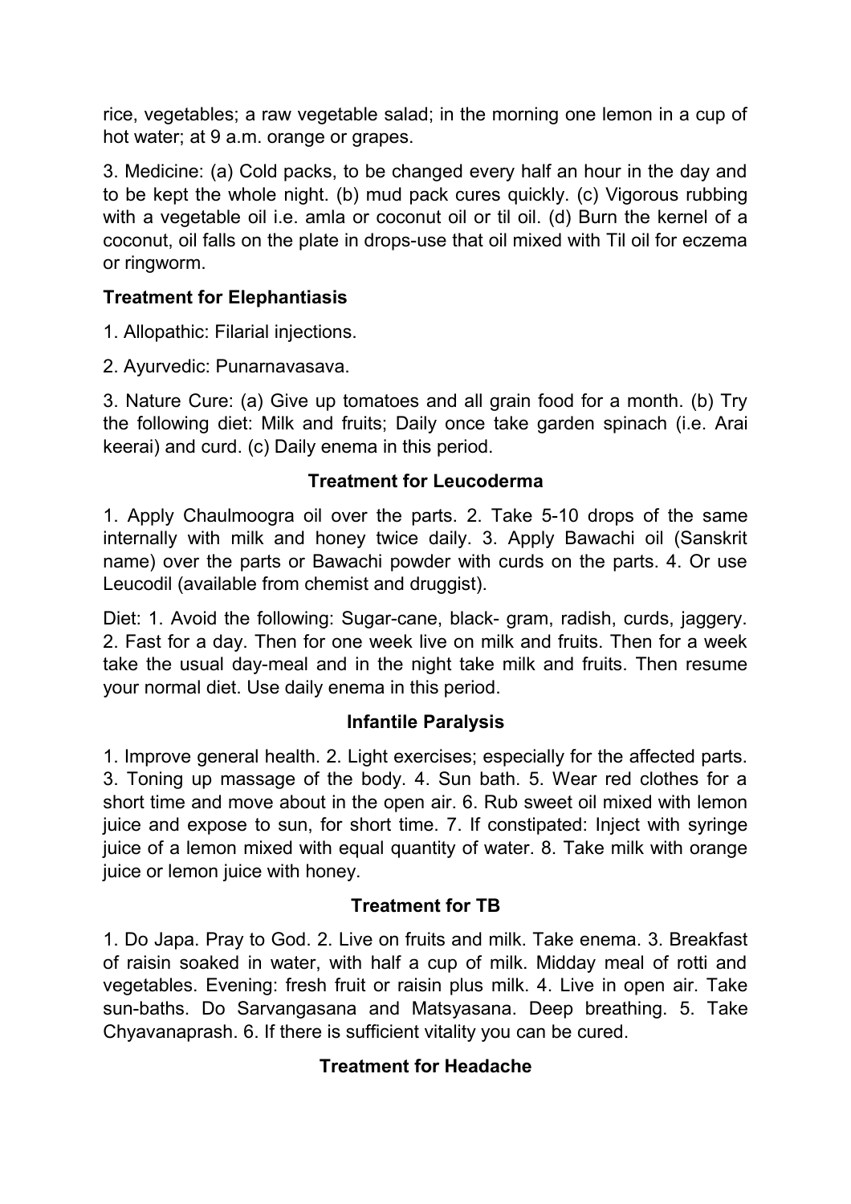rice, vegetables; a raw vegetable salad; in the morning one lemon in a cup of hot water; at 9 a.m. orange or grapes.

3. Medicine: (a) Cold packs, to be changed every half an hour in the day and to be kept the whole night. (b) mud pack cures quickly. (c) Vigorous rubbing with a vegetable oil i.e. amla or coconut oil or til oil. (d) Burn the kernel of a coconut, oil falls on the plate in drops-use that oil mixed with Til oil for eczema or ringworm.

**Treatment for Elephantiasis**

1. Allopathic: Filarial injections.

2. Ayurvedic: Punarnavasava.

3. Nature Cure: (a) Give up tomatoes and all grain food for a month. (b) Try the following diet: Milk and fruits; Daily once take garden spinach (i.e. Arai keerai) and curd. (c) Daily enema in this period.

**Treatment for Leucoderma**

1. Apply Chaulmoogra oil over the parts. 2. Take 5-10 drops of the same internally with milk and honey twice daily. 3. Apply Bawachi oil (Sanskrit name) over the parts or Bawachi powder with curds on the parts. 4. Or use Leucodil (available from chemist and druggist).

Diet: 1. Avoid the following: Sugar-cane, black- gram, radish, curds, jaggery. 2. Fast for a day. Then for one week live on milk and fruits. Then for a week take the usual day-meal and in the night take milk and fruits. Then resume your normal diet. Use daily enema in this period.

**Infantile Paralysis**

1. Improve general health. 2. Light exercises; especially for the affected parts. 3. Toning up massage of the body. 4. Sun bath. 5. Wear red clothes for a short time and move about in the open air. 6. Rub sweet oil mixed with lemon juice and expose to sun, for short time. 7. If constipated: Inject with syringe juice of a lemon mixed with equal quantity of water. 8. Take milk with orange juice or lemon juice with honey.

**Treatment for TB**

1. Do Japa. Pray to God. 2. Live on fruits and milk. Take enema. 3. Breakfast of raisin soaked in water, with half a cup of milk. Midday meal of rotti and vegetables. Evening: fresh fruit or raisin plus milk. 4. Live in open air. Take sun-baths. Do Sarvangasana and Matsyasana. Deep breathing. 5. Take Chyavanaprash. 6. If there is sufficient vitality you can be cured.

**Treatment for Headache**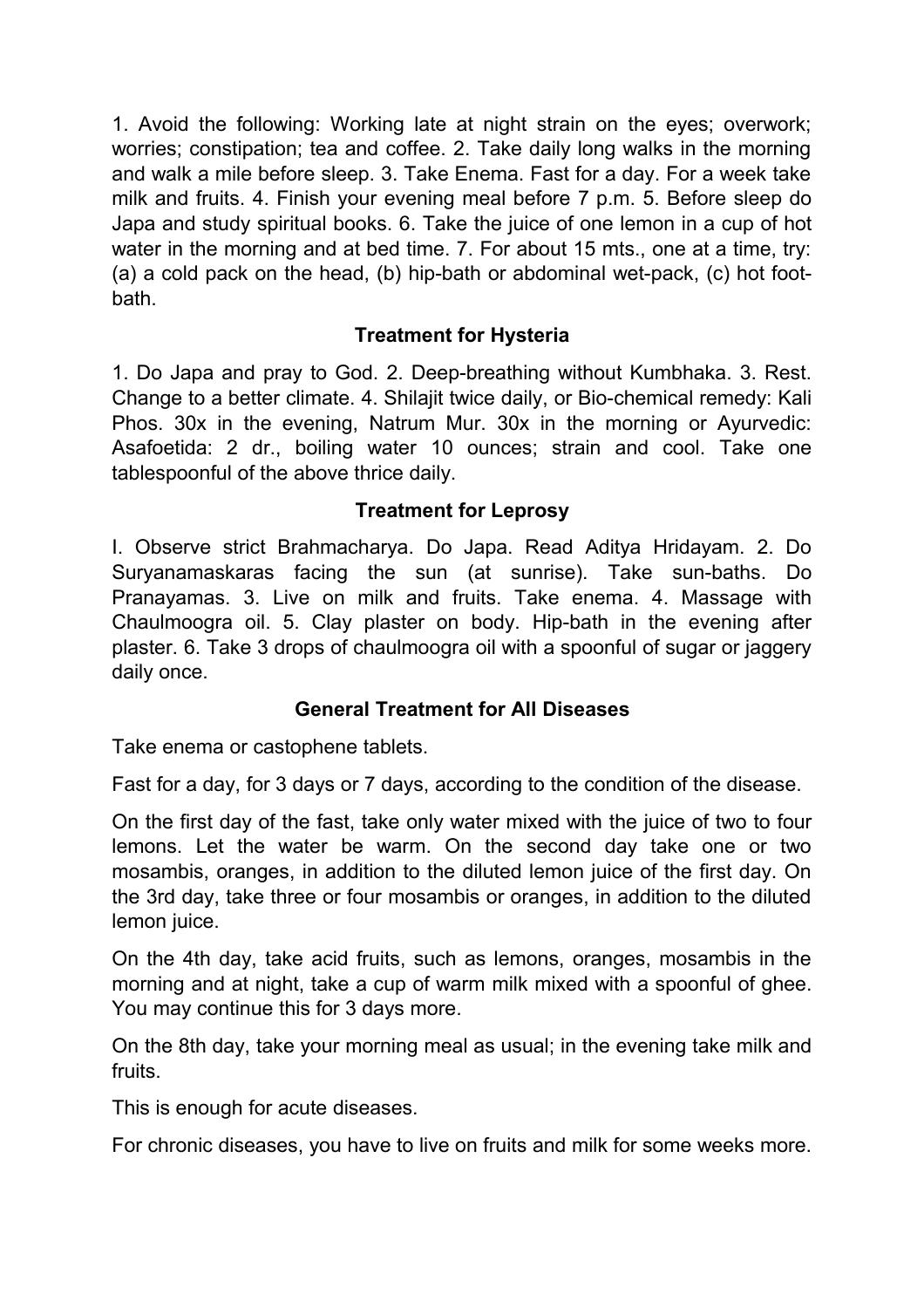1. Avoid the following: Working late at night strain on the eyes; overwork; worries; constipation; tea and coffee. 2. Take daily long walks in the morning and walk a mile before sleep. 3. Take Enema. Fast for a day. For a week take milk and fruits. 4. Finish your evening meal before 7 p.m. 5. Before sleep do Japa and study spiritual books. 6. Take the juice of one lemon in a cup of hot water in the morning and at bed time. 7. For about 15 mts., one at a time, try: (a) a cold pack on the head, (b) hip-bath or abdominal wet-pack, (c) hot foot-bath.

### Treatment for Hysteria

1. Do Japa and pray to God. 2. Deep-breathing without Kumbhaka. 3. Rest. Change to a better climate. 4. Shilajit twice daily, or Bio-chemical remedy: Kali Phos. 30x in the evening, Natrum Mur. 30x in the morning or Ayurvedic: Asafoetida: 2 dr., boiling water 10 ounces; strain and cool. Take one tablespoonful of the above thrice daily.

### Treatment for Leprosy

I. Observe strict Brahmacharya. Do Japa. Read Aditya Hridayam. 2. Do Suryanamaskaras facing the sun (at sunrise). Take sun-baths. Do Pranayamas. 3. Live on milk and fruits. Take enema. 4. Massage with Chaulmoogra oil. 5. Clay plaster on body. Hip-bath in the evening after plaster. 6. Take 3 drops of chaulmoogra oil with a spoonful of sugar or jaggery daily once.

### General Treatment for All Diseases

Take enema or castophene tablets.

Fast for a day, for 3 days or 7 days, according to the condition of the disease.

On the first day of the fast, take only water mixed with the juice of two to four lemons. Let the water be warm. On the second day take one or two mosambis, oranges, in addition to the diluted lemon juice of the first day. On the 3rd day, take three or four mosambis or oranges, in addition to the diluted lemon juice.

On the 4th day, take acid fruits, such as lemons, oranges, mosambis in the morning and at night, take a cup of warm milk mixed with a spoonful of ghee. You may continue this for 3 days more.

On the 8th day, take your morning meal as usual; in the evening take milk and fruits.

This is enough for acute diseases.

For chronic diseases, you have to live on fruits and milk for some weeks more.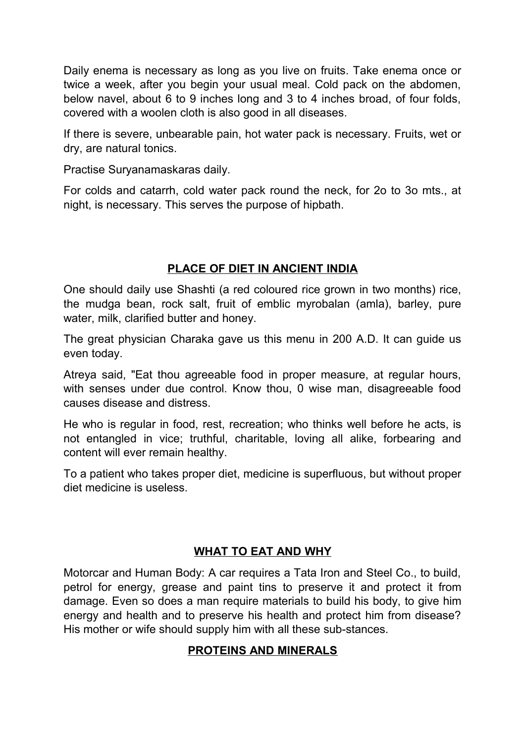Daily enema is necessary as long as you live on fruits. Take enema once or twice a week, after you begin your usual meal. Cold pack on the abdomen, below navel, about 6 to 9 inches long and 3 to 4 inches broad, of four folds, covered with a woolen cloth is also good in all diseases.

If there is severe, unbearable pain, hot water pack is necessary. Fruits, wet or dry, are natural tonics.

Practise Suryanamaskaras daily.

For colds and catarrh, cold water pack round the neck, for 2o to 3o mts., at night, is necessary. This serves the purpose of hipbath.

## PLACE OF DIET IN ANCIENT INDIA

One should daily use Shashti (a red coloured rice grown in two months) rice, the mudga bean, rock salt, fruit of emblic myrobalan (amla), barley, pure water, milk, clarified butter and honey.

The great physician Charaka gave us this menu in 200 A.D. It can guide us even today.

Atreya said, "Eat thou agreeable food in proper measure, at regular hours, with senses under due control. Know thou, 0 wise man, disagreeable food causes disease and distress.

He who is regular in food, rest, recreation; who thinks well before he acts, is not entangled in vice; truthful, charitable, loving all alike, forbearing and content will ever remain healthy.

To a patient who takes proper diet, medicine is superfluous, but without proper diet medicine is useless.

## WHAT TO EAT AND WHY

Motorcar and Human Body: A car requires a Tata Iron and Steel Co., to build, petrol for energy, grease and paint tins to preserve it and protect it from damage. Even so does a man require materials to build his body, to give him energy and health and to preserve his health and protect him from disease? His mother or wife should supply him with all these sub-stances.

## PROTEINS AND MINERALS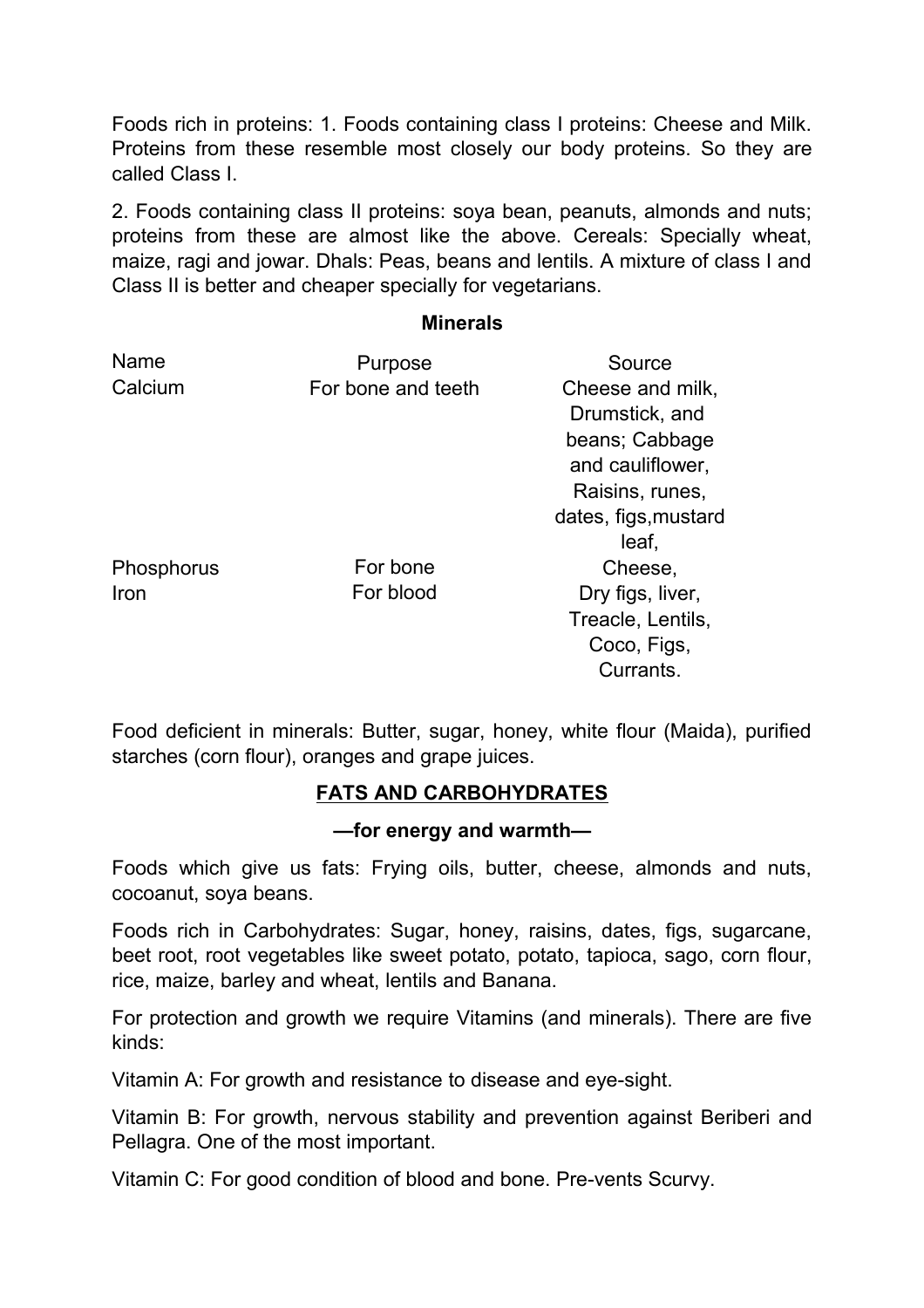Foods rich in proteins: 1. Foods containing class I proteins: Cheese and Milk. Proteins from these resemble most closely our body proteins. So they are called Class I.

2. Foods containing class II proteins: soya bean, peanuts, almonds and nuts; proteins from these are almost like the above. Cereals: Specially wheat, maize, ragi and jowar. Dhals: Peas, beans and lentils. A mixture of class I and Class II is better and cheaper specially for vegetarians.

**Minerals**

| Name | Purpose | Source |
|---|---|---|
| Calcium | For bone and teeth | Cheese and milk, Drumstick, and beans; Cabbage and cauliflower, Raisins, runes, dates, figs,mustard leaf, |
| Phosphorus | For bone | Cheese, |
| Iron | For blood | Dry figs, liver, Treacle, Lentils, Coco, Figs, Currants. |

Food deficient in minerals: Butter, sugar, honey, white flour (Maida), purified starches (corn flour), oranges and grape juices.

## FATS AND CARBOHYDRATES

**—for energy and warmth—**

Foods which give us fats: Frying oils, butter, cheese, almonds and nuts, cocoanut, soya beans.

Foods rich in Carbohydrates: Sugar, honey, raisins, dates, figs, sugarcane, beet root, root vegetables like sweet potato, potato, tapioca, sago, corn flour, rice, maize, barley and wheat, lentils and Banana.

For protection and growth we require Vitamins (and minerals). There are five kinds:

Vitamin A: For growth and resistance to disease and eye-sight.

Vitamin B: For growth, nervous stability and prevention against Beriberi and Pellagra. One of the most important.

Vitamin C: For good condition of blood and bone. Pre-vents Scurvy.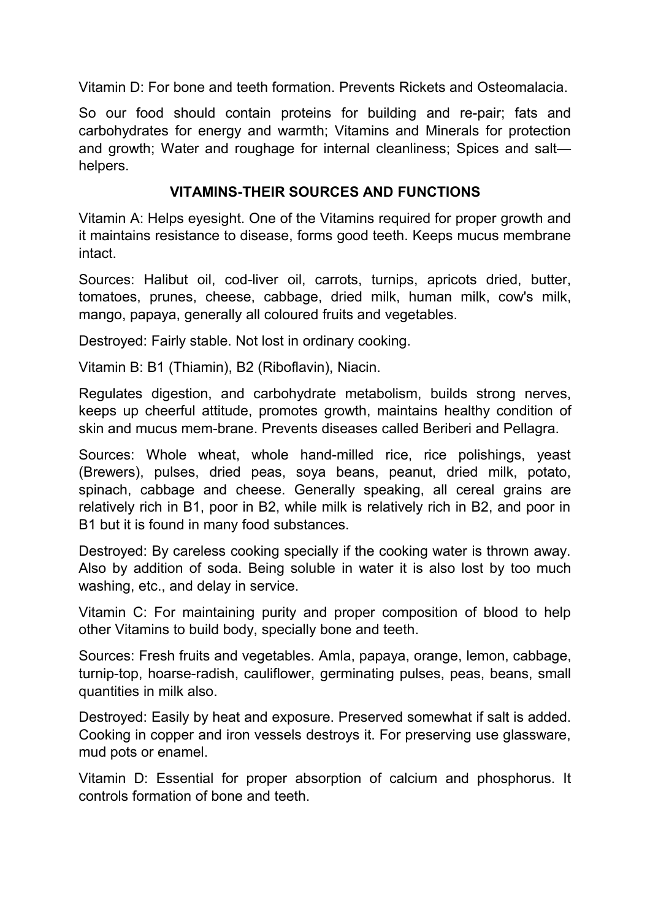Vitamin D: For bone and teeth formation. Prevents Rickets and Osteomalacia.

So our food should contain proteins for building and re-pair; fats and carbohydrates for energy and warmth; Vitamins and Minerals for protection and growth; Water and roughage for internal cleanliness; Spices and salt—helpers.

**VITAMINS-THEIR SOURCES AND FUNCTIONS**

Vitamin A: Helps eyesight. One of the Vitamins required for proper growth and it maintains resistance to disease, forms good teeth. Keeps mucus membrane intact.

Sources: Halibut oil, cod-liver oil, carrots, turnips, apricots dried, butter, tomatoes, prunes, cheese, cabbage, dried milk, human milk, cow's milk, mango, papaya, generally all coloured fruits and vegetables.

Destroyed: Fairly stable. Not lost in ordinary cooking.

Vitamin B: B1 (Thiamin), B2 (Riboflavin), Niacin.

Regulates digestion, and carbohydrate metabolism, builds strong nerves, keeps up cheerful attitude, promotes growth, maintains healthy condition of skin and mucus mem-brane. Prevents diseases called Beriberi and Pellagra.

Sources: Whole wheat, whole hand-milled rice, rice polishings, yeast (Brewers), pulses, dried peas, soya beans, peanut, dried milk, potato, spinach, cabbage and cheese. Generally speaking, all cereal grains are relatively rich in B1, poor in B2, while milk is relatively rich in B2, and poor in B1 but it is found in many food substances.

Destroyed: By careless cooking specially if the cooking water is thrown away. Also by addition of soda. Being soluble in water it is also lost by too much washing, etc., and delay in service.

Vitamin C: For maintaining purity and proper composition of blood to help other Vitamins to build body, specially bone and teeth.

Sources: Fresh fruits and vegetables. Amla, papaya, orange, lemon, cabbage, turnip-top, hoarse-radish, cauliflower, germinating pulses, peas, beans, small quantities in milk also.

Destroyed: Easily by heat and exposure. Preserved somewhat if salt is added. Cooking in copper and iron vessels destroys it. For preserving use glassware, mud pots or enamel.

Vitamin D: Essential for proper absorption of calcium and phosphorus. It controls formation of bone and teeth.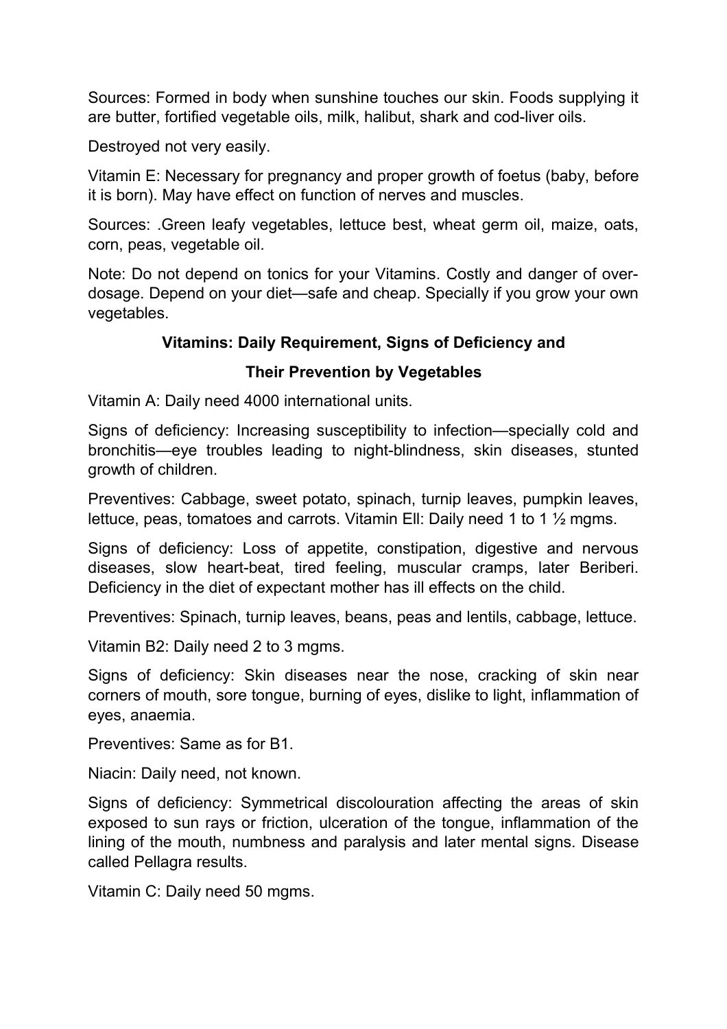Sources: Formed in body when sunshine touches our skin. Foods supplying it are butter, fortified vegetable oils, milk, halibut, shark and cod-liver oils.

Destroyed not very easily.

Vitamin E: Necessary for pregnancy and proper growth of foetus (baby, before it is born). May have effect on function of nerves and muscles.

Sources: .Green leafy vegetables, lettuce best, wheat germ oil, maize, oats, corn, peas, vegetable oil.

Note: Do not depend on tonics for your Vitamins. Costly and danger of over-dosage. Depend on your diet—safe and cheap. Specially if you grow your own vegetables.

**Vitamins: Daily Requirement, Signs of Deficiency and Their Prevention by Vegetables**

Vitamin A: Daily need 4000 international units.

Signs of deficiency: Increasing susceptibility to infection—specially cold and bronchitis—eye troubles leading to night-blindness, skin diseases, stunted growth of children.

Preventives: Cabbage, sweet potato, spinach, turnip leaves, pumpkin leaves, lettuce, peas, tomatoes and carrots. Vitamin Ell: Daily need 1 to 1 ½ mgms.

Signs of deficiency: Loss of appetite, constipation, digestive and nervous diseases, slow heart-beat, tired feeling, muscular cramps, later Beriberi. Deficiency in the diet of expectant mother has ill effects on the child.

Preventives: Spinach, turnip leaves, beans, peas and lentils, cabbage, lettuce.

Vitamin B2: Daily need 2 to 3 mgms.

Signs of deficiency: Skin diseases near the nose, cracking of skin near corners of mouth, sore tongue, burning of eyes, dislike to light, inflammation of eyes, anaemia.

Preventives: Same as for B1.

Niacin: Daily need, not known.

Signs of deficiency: Symmetrical discolouration affecting the areas of skin exposed to sun rays or friction, ulceration of the tongue, inflammation of the lining of the mouth, numbness and paralysis and later mental signs. Disease called Pellagra results.

Vitamin C: Daily need 50 mgms.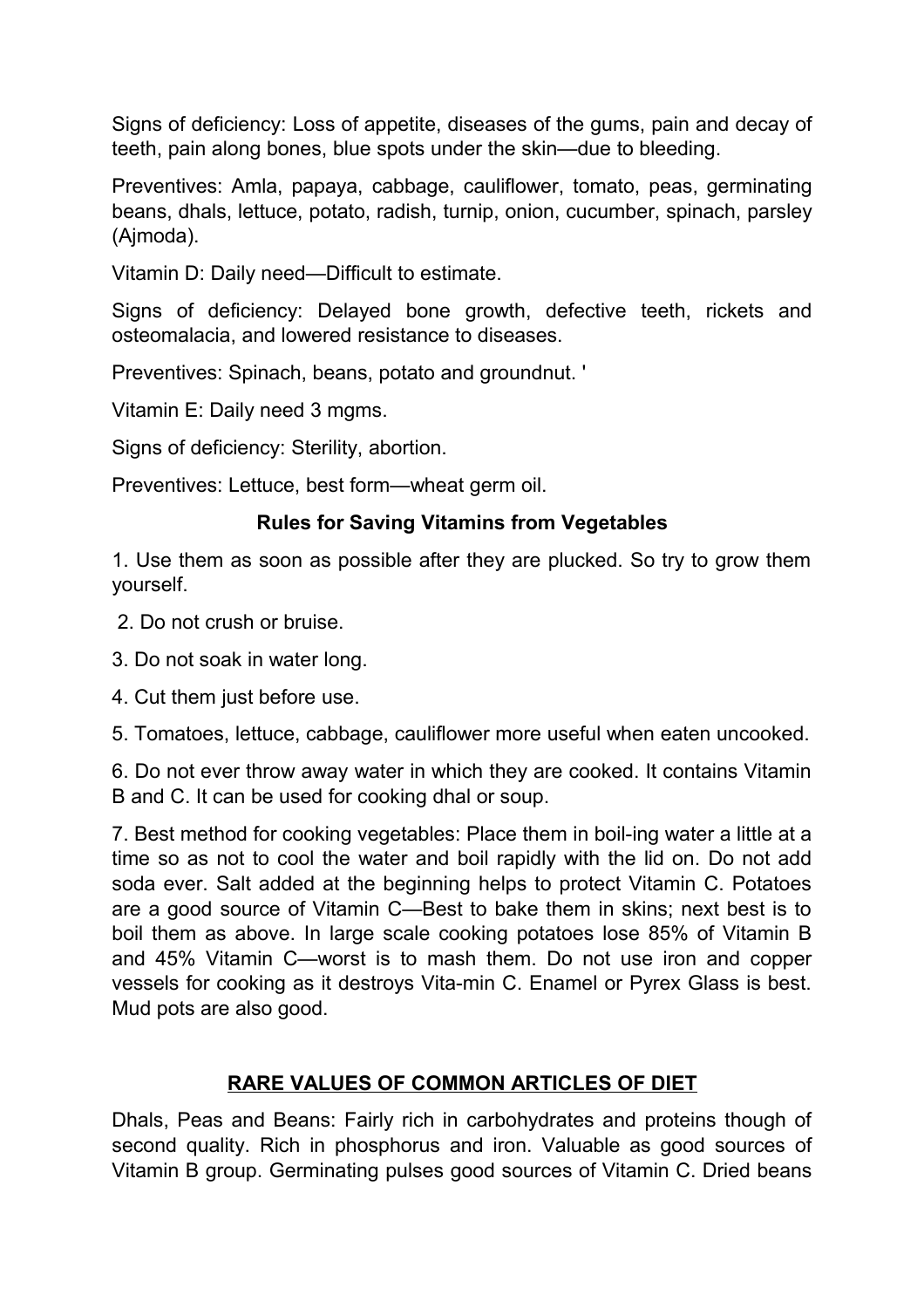Signs of deficiency: Loss of appetite, diseases of the gums, pain and decay of teeth, pain along bones, blue spots under the skin—due to bleeding.

Preventives: Amla, papaya, cabbage, cauliflower, tomato, peas, germinating beans, dhals, lettuce, potato, radish, turnip, onion, cucumber, spinach, parsley (Ajmoda).

Vitamin D: Daily need—Difficult to estimate.

Signs of deficiency: Delayed bone growth, defective teeth, rickets and osteomalacia, and lowered resistance to diseases.

Preventives: Spinach, beans, potato and groundnut. '

Vitamin E: Daily need 3 mgms.

Signs of deficiency: Sterility, abortion.

Preventives: Lettuce, best form—wheat germ oil.

### Rules for Saving Vitamins from Vegetables

1. Use them as soon as possible after they are plucked. So try to grow them yourself.

2. Do not crush or bruise.

3. Do not soak in water long.

4. Cut them just before use.

5. Tomatoes, lettuce, cabbage, cauliflower more useful when eaten uncooked.

6. Do not ever throw away water in which they are cooked. It contains Vitamin B and C. It can be used for cooking dhal or soup.

7. Best method for cooking vegetables: Place them in boil-ing water a little at a time so as not to cool the water and boil rapidly with the lid on. Do not add soda ever. Salt added at the beginning helps to protect Vitamin C. Potatoes are a good source of Vitamin C—Best to bake them in skins; next best is to boil them as above. In large scale cooking potatoes lose 85% of Vitamin B and 45% Vitamin C—worst is to mash them. Do not use iron and copper vessels for cooking as it destroys Vita-min C. Enamel or Pyrex Glass is best. Mud pots are also good.

## RARE VALUES OF COMMON ARTICLES OF DIET

Dhals, Peas and Beans: Fairly rich in carbohydrates and proteins though of second quality. Rich in phosphorus and iron. Valuable as good sources of Vitamin B group. Germinating pulses good sources of Vitamin C. Dried beans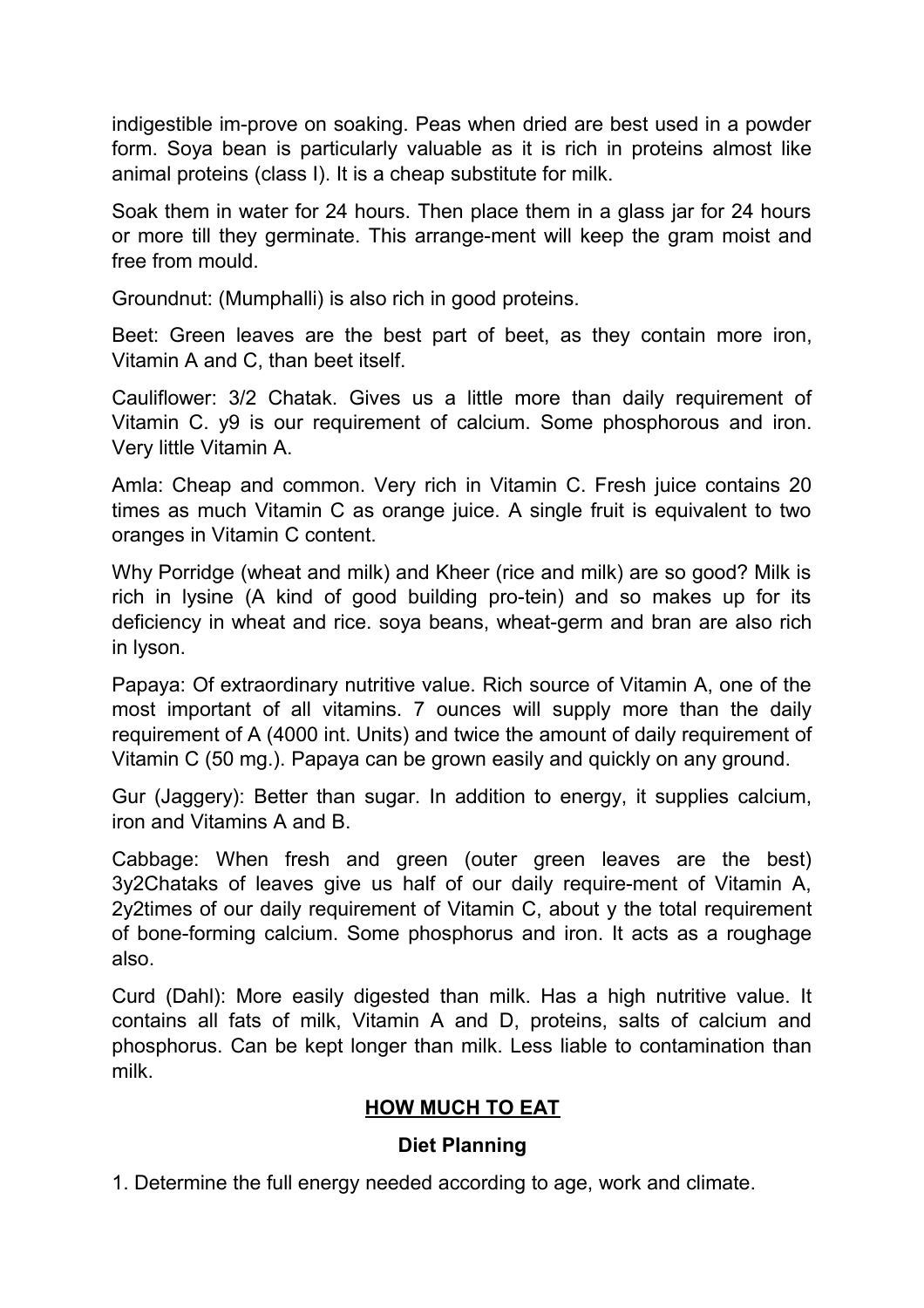indigestible im-prove on soaking. Peas when dried are best used in a powder form. Soya bean is particularly valuable as it is rich in proteins almost like animal proteins (class I). It is a cheap substitute for milk.

Soak them in water for 24 hours. Then place them in a glass jar for 24 hours or more till they germinate. This arrange-ment will keep the gram moist and free from mould.

Groundnut: (Mumphalli) is also rich in good proteins.

Beet: Green leaves are the best part of beet, as they contain more iron, Vitamin A and C, than beet itself.

Cauliflower: 3/2 Chatak. Gives us a little more than daily requirement of Vitamin C. y9 is our requirement of calcium. Some phosphorous and iron. Very little Vitamin A.

Amla: Cheap and common. Very rich in Vitamin C. Fresh juice contains 20 times as much Vitamin C as orange juice. A single fruit is equivalent to two oranges in Vitamin C content.

Why Porridge (wheat and milk) and Kheer (rice and milk) are so good? Milk is rich in lysine (A kind of good building pro-tein) and so makes up for its deficiency in wheat and rice. soya beans, wheat-germ and bran are also rich in lyson.

Papaya: Of extraordinary nutritive value. Rich source of Vitamin A, one of the most important of all vitamins. 7 ounces will supply more than the daily requirement of A (4000 int. Units) and twice the amount of daily requirement of Vitamin C (50 mg.). Papaya can be grown easily and quickly on any ground.

Gur (Jaggery): Better than sugar. In addition to energy, it supplies calcium, iron and Vitamins A and B.

Cabbage: When fresh and green (outer green leaves are the best) 3y2Chataks of leaves give us half of our daily require-ment of Vitamin A, 2y2times of our daily requirement of Vitamin C, about y the total requirement of bone-forming calcium. Some phosphorus and iron. It acts as a roughage also.

Curd (Dahl): More easily digested than milk. Has a high nutritive value. It contains all fats of milk, Vitamin A and D, proteins, salts of calcium and phosphorus. Can be kept longer than milk. Less liable to contamination than milk.

## HOW MUCH TO EAT

### Diet Planning

1. Determine the full energy needed according to age, work and climate.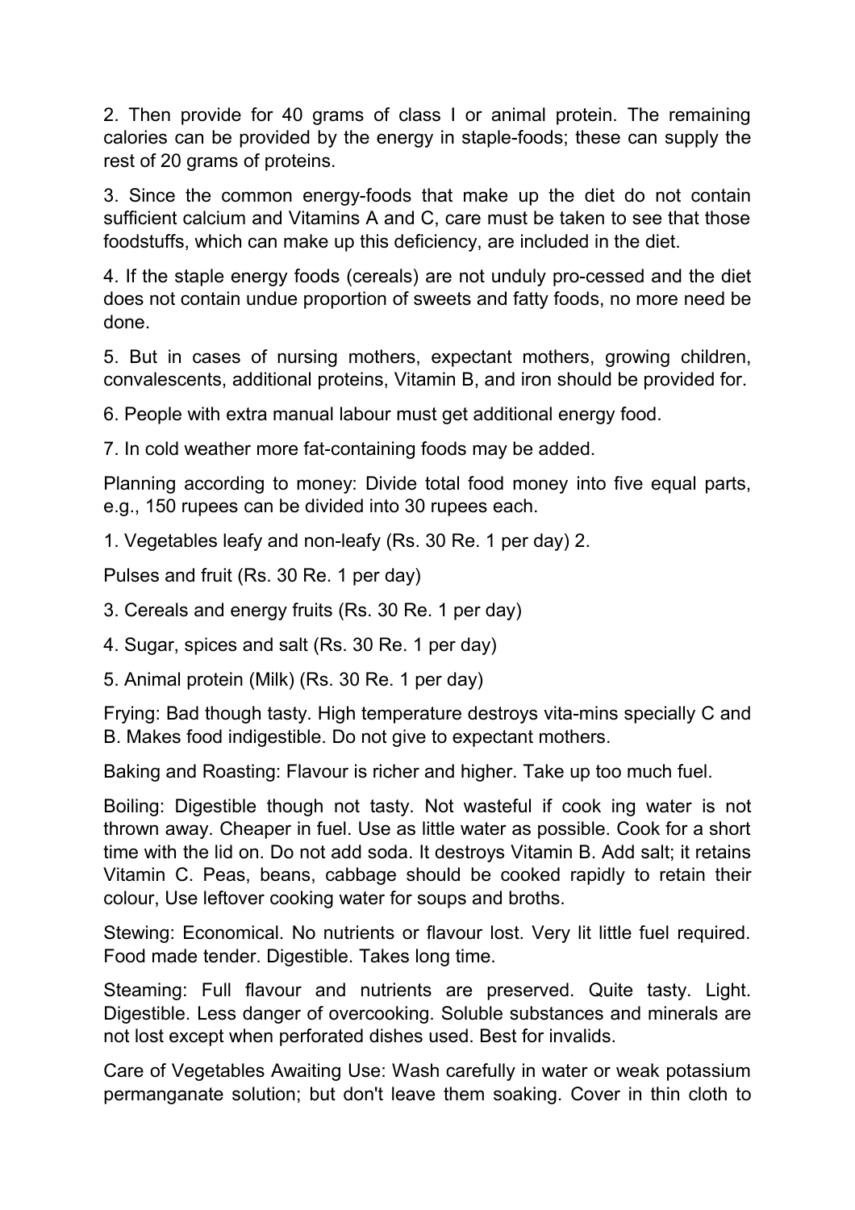2. Then provide for 40 grams of class I or animal protein. The remaining calories can be provided by the energy in staple-foods; these can supply the rest of 20 grams of proteins.

3. Since the common energy-foods that make up the diet do not contain sufficient calcium and Vitamins A and C, care must be taken to see that those foodstuffs, which can make up this deficiency, are included in the diet.

4. If the staple energy foods (cereals) are not unduly pro-cessed and the diet does not contain undue proportion of sweets and fatty foods, no more need be done.

5. But in cases of nursing mothers, expectant mothers, growing children, convalescents, additional proteins, Vitamin B, and iron should be provided for.

6. People with extra manual labour must get additional energy food.

7. In cold weather more fat-containing foods may be added.

Planning according to money: Divide total food money into five equal parts, e.g., 150 rupees can be divided into 30 rupees each.

1. Vegetables leafy and non-leafy (Rs. 30 Re. 1 per day) 2.

Pulses and fruit (Rs. 30 Re. 1 per day)

3. Cereals and energy fruits (Rs. 30 Re. 1 per day)

4. Sugar, spices and salt (Rs. 30 Re. 1 per day)

5. Animal protein (Milk) (Rs. 30 Re. 1 per day)

Frying: Bad though tasty. High temperature destroys vita-mins specially C and B. Makes food indigestible. Do not give to expectant mothers.

Baking and Roasting: Flavour is richer and higher. Take up too much fuel.

Boiling: Digestible though not tasty. Not wasteful if cook ing water is not thrown away. Cheaper in fuel. Use as little water as possible. Cook for a short time with the lid on. Do not add soda. It destroys Vitamin B. Add salt; it retains Vitamin C. Peas, beans, cabbage should be cooked rapidly to retain their colour, Use leftover cooking water for soups and broths.

Stewing: Economical. No nutrients or flavour lost. Very lit little fuel required. Food made tender. Digestible. Takes long time.

Steaming: Full flavour and nutrients are preserved. Quite tasty. Light. Digestible. Less danger of overcooking. Soluble substances and minerals are not lost except when perforated dishes used. Best for invalids.

Care of Vegetables Awaiting Use: Wash carefully in water or weak potassium permanganate solution; but don't leave them soaking. Cover in thin cloth to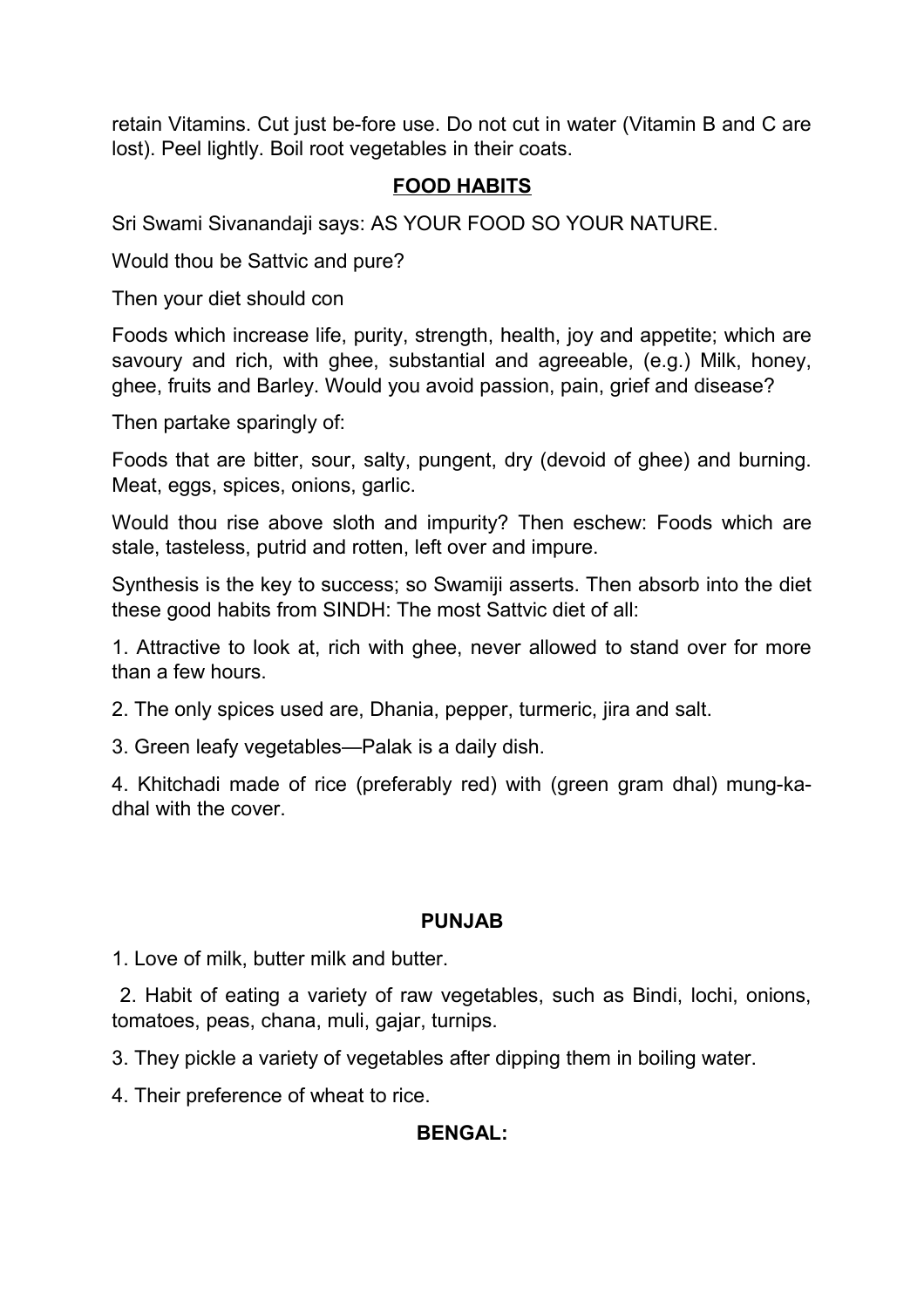retain Vitamins. Cut just be-fore use. Do not cut in water (Vitamin B and C are lost). Peel lightly. Boil root vegetables in their coats.

## FOOD HABITS

Sri Swami Sivanandaji says: AS YOUR FOOD SO YOUR NATURE.

Would thou be Sattvic and pure?

Then your diet should con

Foods which increase life, purity, strength, health, joy and appetite; which are savoury and rich, with ghee, substantial and agreeable, (e.g.) Milk, honey, ghee, fruits and Barley. Would you avoid passion, pain, grief and disease?

Then partake sparingly of:

Foods that are bitter, sour, salty, pungent, dry (devoid of ghee) and burning. Meat, eggs, spices, onions, garlic.

Would thou rise above sloth and impurity? Then eschew: Foods which are stale, tasteless, putrid and rotten, left over and impure.

Synthesis is the key to success; so Swamiji asserts. Then absorb into the diet these good habits from SINDH: The most Sattvic diet of all:

1. Attractive to look at, rich with ghee, never allowed to stand over for more than a few hours.

2. The only spices used are, Dhania, pepper, turmeric, jira and salt.

3. Green leafy vegetables—Palak is a daily dish.

4. Khitchadi made of rice (preferably red) with (green gram dhal) mung-ka-dhal with the cover.

### PUNJAB

1. Love of milk, butter milk and butter.

2. Habit of eating a variety of raw vegetables, such as Bindi, lochi, onions, tomatoes, peas, chana, muli, gajar, turnips.

3. They pickle a variety of vegetables after dipping them in boiling water.

4. Their preference of wheat to rice.

### BENGAL: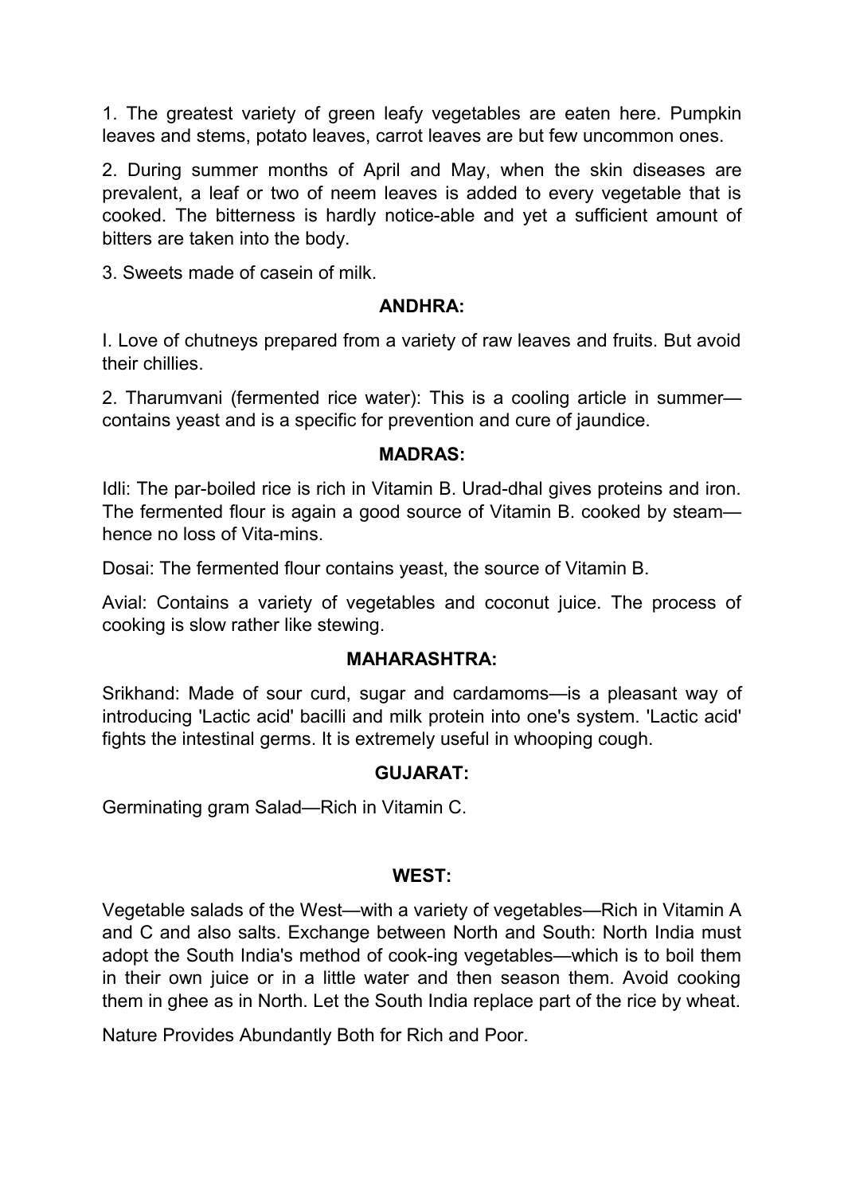1. The greatest variety of green leafy vegetables are eaten here. Pumpkin leaves and stems, potato leaves, carrot leaves are but few uncommon ones.

2. During summer months of April and May, when the skin diseases are prevalent, a leaf or two of neem leaves is added to every vegetable that is cooked. The bitterness is hardly notice-able and yet a sufficient amount of bitters are taken into the body.

3. Sweets made of casein of milk.

**ANDHRA:**

I. Love of chutneys prepared from a variety of raw leaves and fruits. But avoid their chillies.

2. Tharumvani (fermented rice water): This is a cooling article in summer—contains yeast and is a specific for prevention and cure of jaundice.

**MADRAS:**

Idli: The par-boiled rice is rich in Vitamin B. Urad-dhal gives proteins and iron. The fermented flour is again a good source of Vitamin B. cooked by steam—hence no loss of Vita-mins.

Dosai: The fermented flour contains yeast, the source of Vitamin B.

Avial: Contains a variety of vegetables and coconut juice. The process of cooking is slow rather like stewing.

**MAHARASHTRA:**

Srikhand: Made of sour curd, sugar and cardamoms—is a pleasant way of introducing 'Lactic acid' bacilli and milk protein into one's system. 'Lactic acid' fights the intestinal germs. It is extremely useful in whooping cough.

**GUJARAT:**

Germinating gram Salad—Rich in Vitamin C.

**WEST:**

Vegetable salads of the West—with a variety of vegetables—Rich in Vitamin A and C and also salts. Exchange between North and South: North India must adopt the South India's method of cook-ing vegetables—which is to boil them in their own juice or in a little water and then season them. Avoid cooking them in ghee as in North. Let the South India replace part of the rice by wheat.

Nature Provides Abundantly Both for Rich and Poor.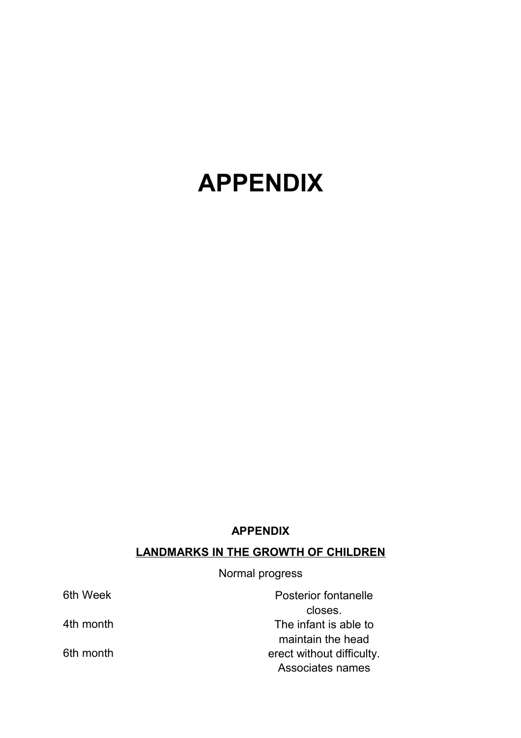# APPENDIX

**APPENDIX**

**LANDMARKS IN THE GROWTH OF CHILDREN**

Normal progress

| | |
|---|---|
| 6th Week | Posterior fontanelle closes. |
| 4th month | The infant is able to maintain the head erect without difficulty. |
| 6th month | Associates names |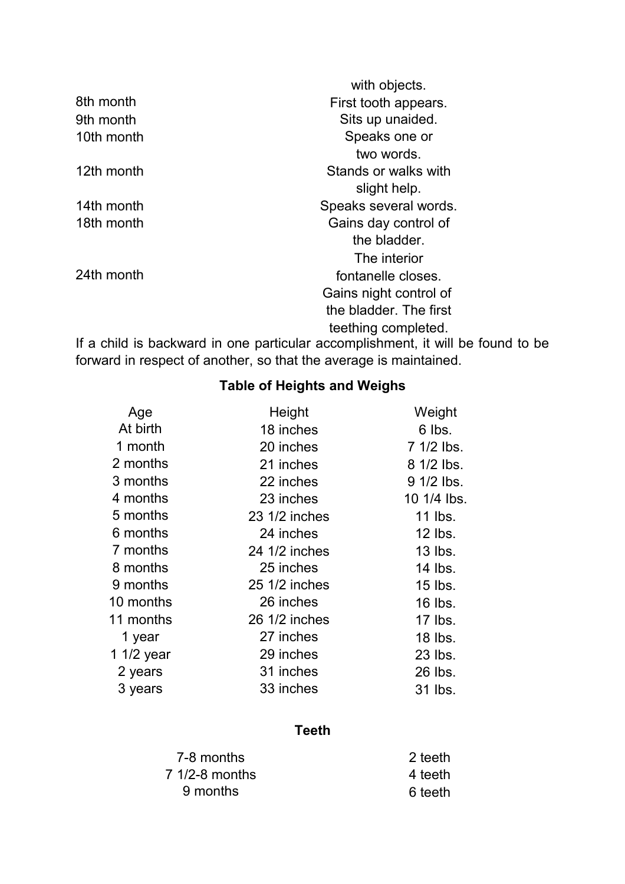| | |
|---|---|
| | with objects. |
| 8th month | First tooth appears. |
| 9th month | Sits up unaided. |
| 10th month | Speaks one or two words. |
| 12th month | Stands or walks with slight help. |
| 14th month | Speaks several words. |
| 18th month | Gains day control of the bladder. |
| 24th month | The interior fontanelle closes. Gains night control of the bladder. The first teething completed. |

If a child is backward in one particular accomplishment, it will be found to be forward in respect of another, so that the average is maintained.

**Table of Heights and Weighs**

| Age | Height | Weight |
|---|---|---|
| At birth | 18 inches | 6 lbs. |
| 1 month | 20 inches | 7 1/2 lbs. |
| 2 months | 21 inches | 8 1/2 lbs. |
| 3 months | 22 inches | 9 1/2 lbs. |
| 4 months | 23 inches | 10 1/4 lbs. |
| 5 months | 23 1/2 inches | 11 lbs. |
| 6 months | 24 inches | 12 lbs. |
| 7 months | 24 1/2 inches | 13 lbs. |
| 8 months | 25 inches | 14 lbs. |
| 9 months | 25 1/2 inches | 15 lbs. |
| 10 months | 26 inches | 16 lbs. |
| 11 months | 26 1/2 inches | 17 lbs. |
| 1 year | 27 inches | 18 lbs. |
| 1 1/2 year | 29 inches | 23 lbs. |
| 2 years | 31 inches | 26 lbs. |
| 3 years | 33 inches | 31 lbs. |

**Teeth**

| | |
|---|---|
| 7-8 months | 2 teeth |
| 7 1/2-8 months | 4 teeth |
| 9 months | 6 teeth |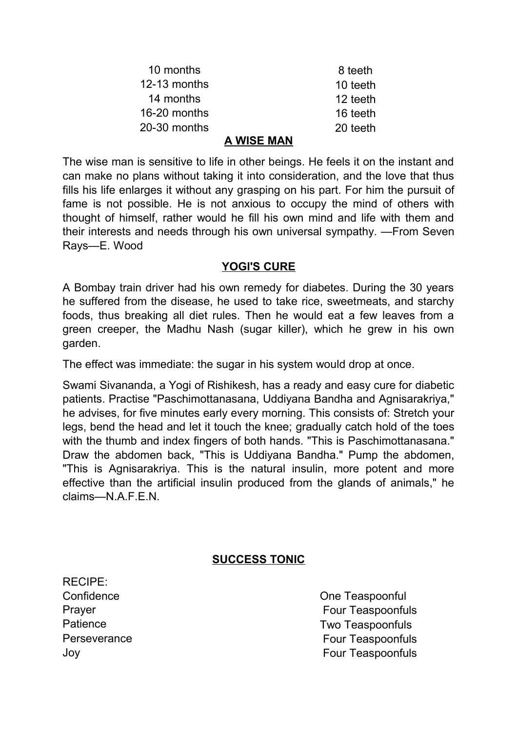| | |
|---|---|
| 10 months | 8 teeth |
| 12-13 months | 10 teeth |
| 14 months | 12 teeth |
| 16-20 months | 16 teeth |
| 20-30 months | 20 teeth |

## A WISE MAN

The wise man is sensitive to life in other beings. He feels it on the instant and can make no plans without taking it into consideration, and the love that thus fills his life enlarges it without any grasping on his part. For him the pursuit of fame is not possible. He is not anxious to occupy the mind of others with thought of himself, rather would he fill his own mind and life with them and their interests and needs through his own universal sympathy. —From Seven Rays—E. Wood

## YOGI'S CURE

A Bombay train driver had his own remedy for diabetes. During the 30 years he suffered from the disease, he used to take rice, sweetmeats, and starchy foods, thus breaking all diet rules. Then he would eat a few leaves from a green creeper, the Madhu Nash (sugar killer), which he grew in his own garden.

The effect was immediate: the sugar in his system would drop at once.

Swami Sivananda, a Yogi of Rishikesh, has a ready and easy cure for diabetic patients. Practise "Paschimottanasana, Uddiyana Bandha and Agnisarakriya," he advises, for five minutes early every morning. This consists of: Stretch your legs, bend the head and let it touch the knee; gradually catch hold of the toes with the thumb and index fingers of both hands. "This is Paschimottanasana." Draw the abdomen back, "This is Uddiyana Bandha." Pump the abdomen, "This is Agnisarakriya. This is the natural insulin, more potent and more effective than the artificial insulin produced from the glands of animals," he claims—N.A.F.E.N.

## SUCCESS TONIC

RECIPE:

| | |
|---|---|
| Confidence | One Teaspoonful |
| Prayer | Four Teaspoonfuls |
| Patience | Two Teaspoonfuls |
| Perseverance | Four Teaspoonfuls |
| Joy | Four Teaspoonfuls |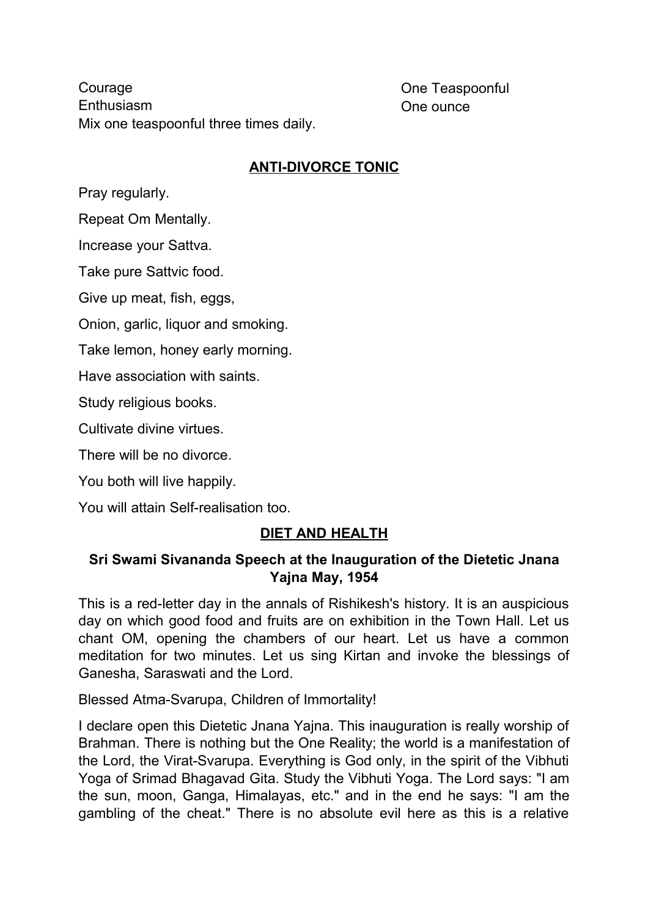| | |
|---|---|
| Courage | One Teaspoonful |
| Enthusiasm | One ounce |

Mix one teaspoonful three times daily.

## ANTI-DIVORCE TONIC

Pray regularly.

Repeat Om Mentally.

Increase your Sattva.

Take pure Sattvic food.

Give up meat, fish, eggs,

Onion, garlic, liquor and smoking.

Take lemon, honey early morning.

Have association with saints.

Study religious books.

Cultivate divine virtues.

There will be no divorce.

You both will live happily.

You will attain Self-realisation too.

## DIET AND HEALTH

### Sri Swami Sivananda Speech at the Inauguration of the Dietetic Jnana Yajna May, 1954

This is a red-letter day in the annals of Rishikesh's history. It is an auspicious day on which good food and fruits are on exhibition in the Town Hall. Let us chant OM, opening the chambers of our heart. Let us have a common meditation for two minutes. Let us sing Kirtan and invoke the blessings of Ganesha, Saraswati and the Lord.

Blessed Atma-Svarupa, Children of Immortality!

I declare open this Dietetic Jnana Yajna. This inauguration is really worship of Brahman. There is nothing but the One Reality; the world is a manifestation of the Lord, the Virat-Svarupa. Everything is God only, in the spirit of the Vibhuti Yoga of Srimad Bhagavad Gita. Study the Vibhuti Yoga. The Lord says: "I am the sun, moon, Ganga, Himalayas, etc." and in the end he says: "I am the gambling of the cheat." There is no absolute evil here as this is a relative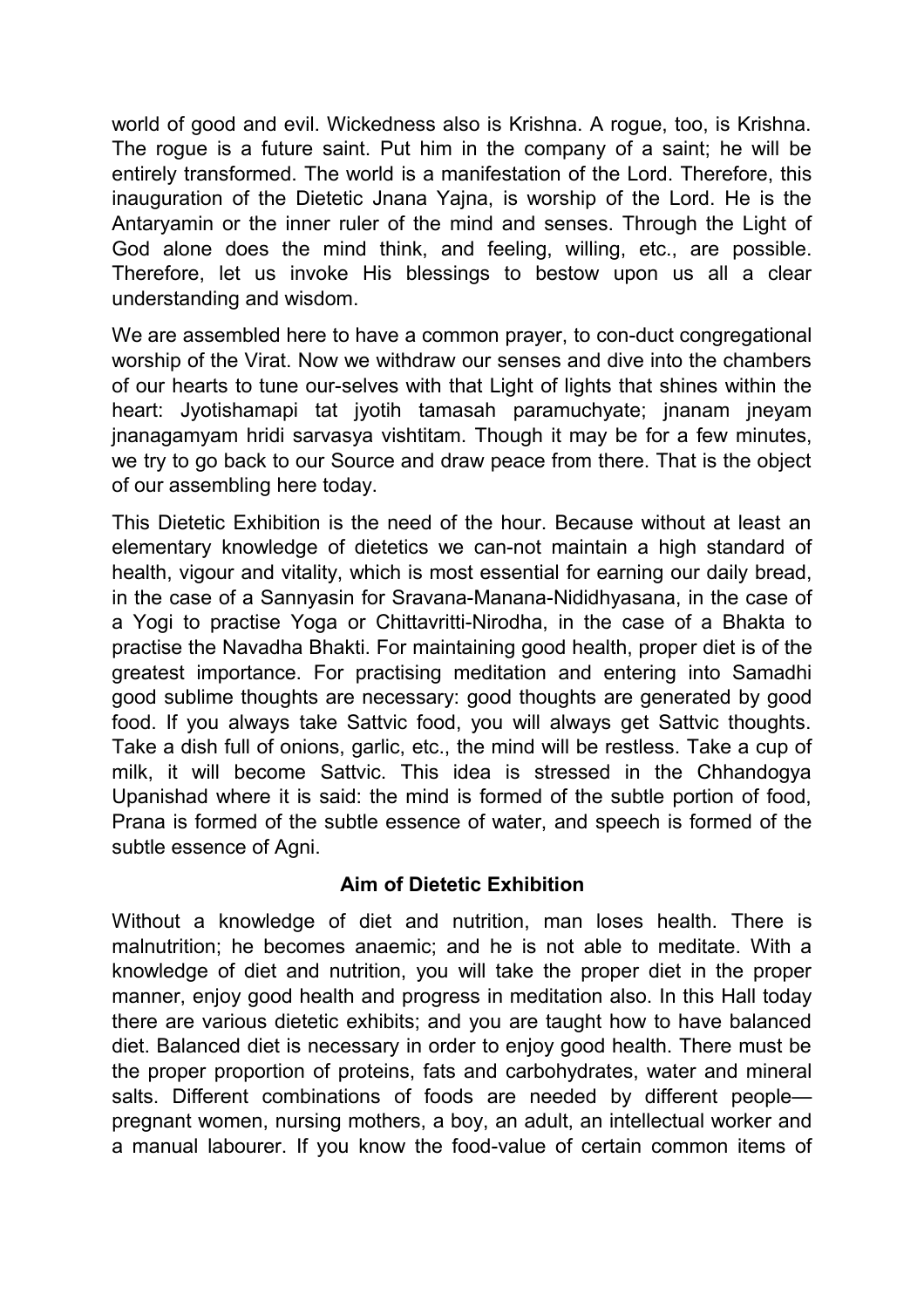world of good and evil. Wickedness also is Krishna. A rogue, too, is Krishna. The rogue is a future saint. Put him in the company of a saint; he will be entirely transformed. The world is a manifestation of the Lord. Therefore, this inauguration of the Dietetic Jnana Yajna, is worship of the Lord. He is the Antaryamin or the inner ruler of the mind and senses. Through the Light of God alone does the mind think, and feeling, willing, etc., are possible. Therefore, let us invoke His blessings to bestow upon us all a clear understanding and wisdom.

We are assembled here to have a common prayer, to con-duct congregational worship of the Virat. Now we withdraw our senses and dive into the chambers of our hearts to tune our-selves with that Light of lights that shines within the heart: Jyotishamapi tat jyotih tamasah paramuchyate; jnanam jneyam jnanagamyam hridi sarvasya vishtitam. Though it may be for a few minutes, we try to go back to our Source and draw peace from there. That is the object of our assembling here today.

This Dietetic Exhibition is the need of the hour. Because without at least an elementary knowledge of dietetics we can-not maintain a high standard of health, vigour and vitality, which is most essential for earning our daily bread, in the case of a Sannyasin for Sravana-Manana-Nididhyasana, in the case of a Yogi to practise Yoga or Chittavritti-Nirodha, in the case of a Bhakta to practise the Navadha Bhakti. For maintaining good health, proper diet is of the greatest importance. For practising meditation and entering into Samadhi good sublime thoughts are necessary: good thoughts are generated by good food. If you always take Sattvic food, you will always get Sattvic thoughts. Take a dish full of onions, garlic, etc., the mind will be restless. Take a cup of milk, it will become Sattvic. This idea is stressed in the Chhandogya Upanishad where it is said: the mind is formed of the subtle portion of food, Prana is formed of the subtle essence of water, and speech is formed of the subtle essence of Agni.

### Aim of Dietetic Exhibition

Without a knowledge of diet and nutrition, man loses health. There is malnutrition; he becomes anaemic; and he is not able to meditate. With a knowledge of diet and nutrition, you will take the proper diet in the proper manner, enjoy good health and progress in meditation also. In this Hall today there are various dietetic exhibits; and you are taught how to have balanced diet. Balanced diet is necessary in order to enjoy good health. There must be the proper proportion of proteins, fats and carbohydrates, water and mineral salts. Different combinations of foods are needed by different people—pregnant women, nursing mothers, a boy, an adult, an intellectual worker and a manual labourer. If you know the food-value of certain common items of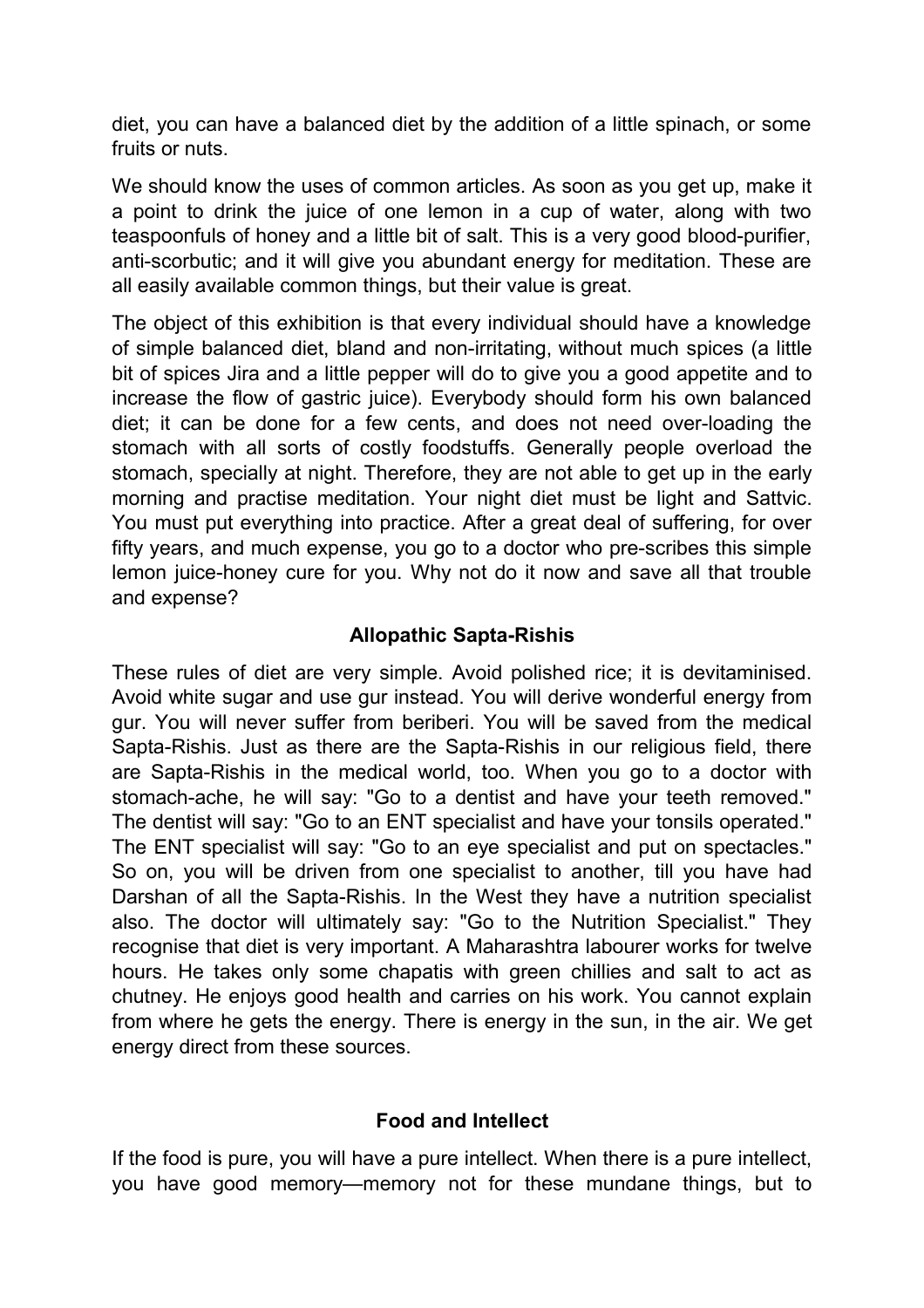diet, you can have a balanced diet by the addition of a little spinach, or some fruits or nuts.

We should know the uses of common articles. As soon as you get up, make it a point to drink the juice of one lemon in a cup of water, along with two teaspoonfuls of honey and a little bit of salt. This is a very good blood-purifier, anti-scorbutic; and it will give you abundant energy for meditation. These are all easily available common things, but their value is great.

The object of this exhibition is that every individual should have a knowledge of simple balanced diet, bland and non-irritating, without much spices (a little bit of spices Jira and a little pepper will do to give you a good appetite and to increase the flow of gastric juice). Everybody should form his own balanced diet; it can be done for a few cents, and does not need over-loading the stomach with all sorts of costly foodstuffs. Generally people overload the stomach, specially at night. Therefore, they are not able to get up in the early morning and practise meditation. Your night diet must be light and Sattvic. You must put everything into practice. After a great deal of suffering, for over fifty years, and much expense, you go to a doctor who pre-scribes this simple lemon juice-honey cure for you. Why not do it now and save all that trouble and expense?

### Allopathic Sapta-Rishis

These rules of diet are very simple. Avoid polished rice; it is devitaminised. Avoid white sugar and use gur instead. You will derive wonderful energy from gur. You will never suffer from beriberi. You will be saved from the medical Sapta-Rishis. Just as there are the Sapta-Rishis in our religious field, there are Sapta-Rishis in the medical world, too. When you go to a doctor with stomach-ache, he will say: "Go to a dentist and have your teeth removed." The dentist will say: "Go to an ENT specialist and have your tonsils operated." The ENT specialist will say: "Go to an eye specialist and put on spectacles." So on, you will be driven from one specialist to another, till you have had Darshan of all the Sapta-Rishis. In the West they have a nutrition specialist also. The doctor will ultimately say: "Go to the Nutrition Specialist." They recognise that diet is very important. A Maharashtra labourer works for twelve hours. He takes only some chapatis with green chillies and salt to act as chutney. He enjoys good health and carries on his work. You cannot explain from where he gets the energy. There is energy in the sun, in the air. We get energy direct from these sources.

### Food and Intellect

If the food is pure, you will have a pure intellect. When there is a pure intellect, you have good memory—memory not for these mundane things, but to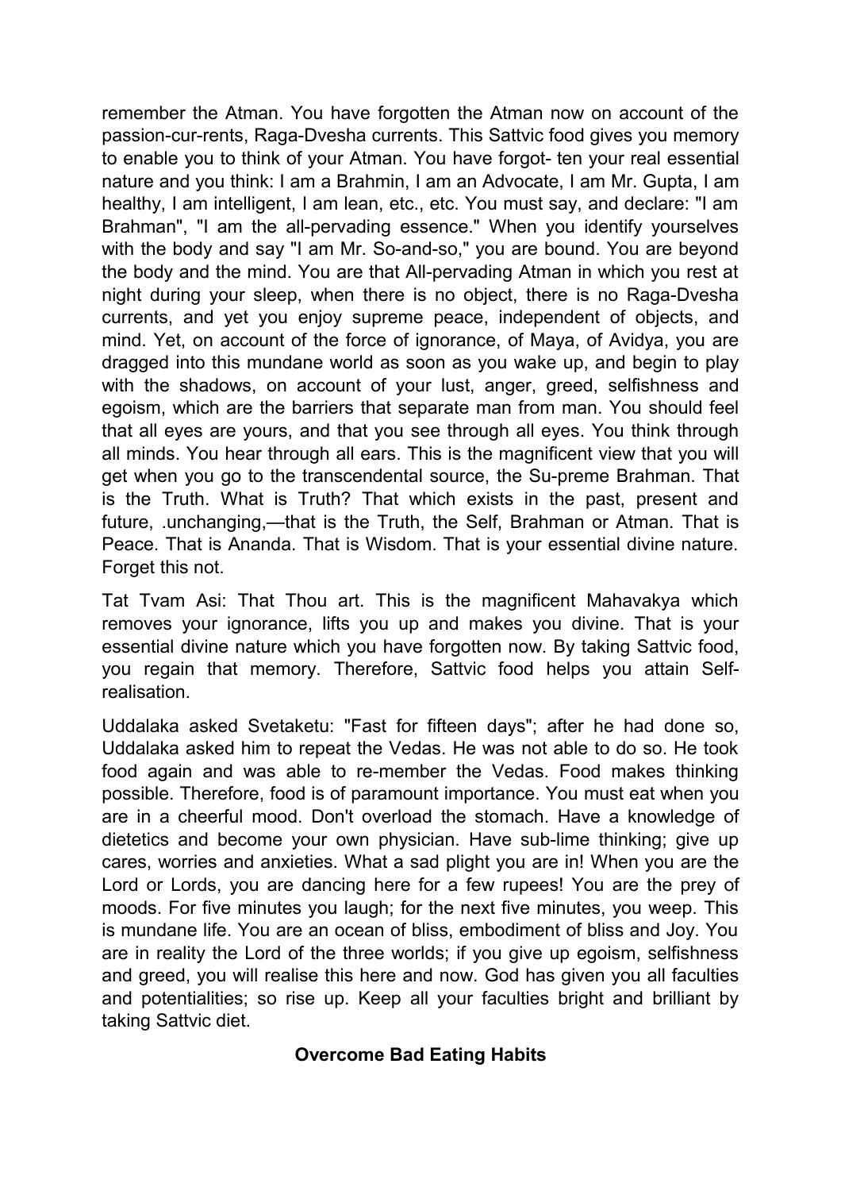remember the Atman. You have forgotten the Atman now on account of the passion-cur-rents, Raga-Dvesha currents. This Sattvic food gives you memory to enable you to think of your Atman. You have forgot- ten your real essential nature and you think: I am a Brahmin, I am an Advocate, I am Mr. Gupta, I am healthy, I am intelligent, I am lean, etc., etc. You must say, and declare: "I am Brahman", "I am the all-pervading essence." When you identify yourselves with the body and say "I am Mr. So-and-so," you are bound. You are beyond the body and the mind. You are that All-pervading Atman in which you rest at night during your sleep, when there is no object, there is no Raga-Dvesha currents, and yet you enjoy supreme peace, independent of objects, and mind. Yet, on account of the force of ignorance, of Maya, of Avidya, you are dragged into this mundane world as soon as you wake up, and begin to play with the shadows, on account of your lust, anger, greed, selfishness and egoism, which are the barriers that separate man from man. You should feel that all eyes are yours, and that you see through all eyes. You think through all minds. You hear through all ears. This is the magnificent view that you will get when you go to the transcendental source, the Su-preme Brahman. That is the Truth. What is Truth? That which exists in the past, present and future, .unchanging,—that is the Truth, the Self, Brahman or Atman. That is Peace. That is Ananda. That is Wisdom. That is your essential divine nature. Forget this not.

Tat Tvam Asi: That Thou art. This is the magnificent Mahavakya which removes your ignorance, lifts you up and makes you divine. That is your essential divine nature which you have forgotten now. By taking Sattvic food, you regain that memory. Therefore, Sattvic food helps you attain Self-realisation.

Uddalaka asked Svetaketu: "Fast for fifteen days"; after he had done so, Uddalaka asked him to repeat the Vedas. He was not able to do so. He took food again and was able to re-member the Vedas. Food makes thinking possible. Therefore, food is of paramount importance. You must eat when you are in a cheerful mood. Don't overload the stomach. Have a knowledge of dietetics and become your own physician. Have sub-lime thinking; give up cares, worries and anxieties. What a sad plight you are in! When you are the Lord or Lords, you are dancing here for a few rupees! You are the prey of moods. For five minutes you laugh; for the next five minutes, you weep. This is mundane life. You are an ocean of bliss, embodiment of bliss and Joy. You are in reality the Lord of the three worlds; if you give up egoism, selfishness and greed, you will realise this here and now. God has given you all faculties and potentialities; so rise up. Keep all your faculties bright and brilliant by taking Sattvic diet.

## Overcome Bad Eating Habits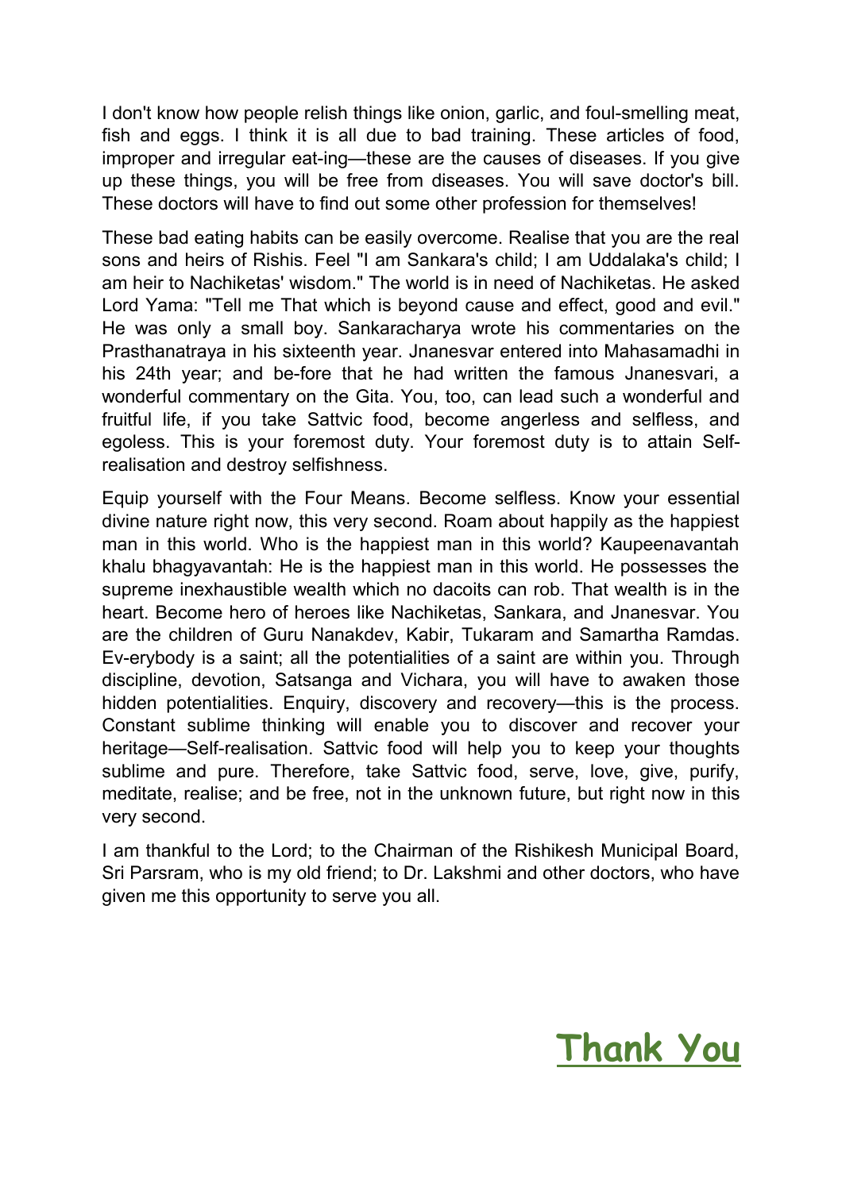I don't know how people relish things like onion, garlic, and foul-smelling meat, fish and eggs. I think it is all due to bad training. These articles of food, improper and irregular eat-ing—these are the causes of diseases. If you give up these things, you will be free from diseases. You will save doctor's bill. These doctors will have to find out some other profession for themselves!

These bad eating habits can be easily overcome. Realise that you are the real sons and heirs of Rishis. Feel "I am Sankara's child; I am Uddalaka's child; I am heir to Nachiketas' wisdom." The world is in need of Nachiketas. He asked Lord Yama: "Tell me That which is beyond cause and effect, good and evil." He was only a small boy. Sankaracharya wrote his commentaries on the Prasthanatraya in his sixteenth year. Jnanesvar entered into Mahasamadhi in his 24th year; and be-fore that he had written the famous Jnanesvari, a wonderful commentary on the Gita. You, too, can lead such a wonderful and fruitful life, if you take Sattvic food, become angerless and selfless, and egoless. This is your foremost duty. Your foremost duty is to attain Self-realisation and destroy selfishness.

Equip yourself with the Four Means. Become selfless. Know your essential divine nature right now, this very second. Roam about happily as the happiest man in this world. Who is the happiest man in this world? Kaupeenavantah khalu bhagyavantah: He is the happiest man in this world. He possesses the supreme inexhaustible wealth which no dacoits can rob. That wealth is in the heart. Become hero of heroes like Nachiketas, Sankara, and Jnanesvar. You are the children of Guru Nanakdev, Kabir, Tukaram and Samartha Ramdas. Ev-erybody is a saint; all the potentialities of a saint are within you. Through discipline, devotion, Satsanga and Vichara, you will have to awaken those hidden potentialities. Enquiry, discovery and recovery—this is the process. Constant sublime thinking will enable you to discover and recover your heritage—Self-realisation. Sattvic food will help you to keep your thoughts sublime and pure. Therefore, take Sattvic food, serve, love, give, purify, meditate, realise; and be free, not in the unknown future, but right now in this very second.

I am thankful to the Lord; to the Chairman of the Rishikesh Municipal Board, Sri Parsram, who is my old friend; to Dr. Lakshmi and other doctors, who have given me this opportunity to serve you all.

**Thank You**